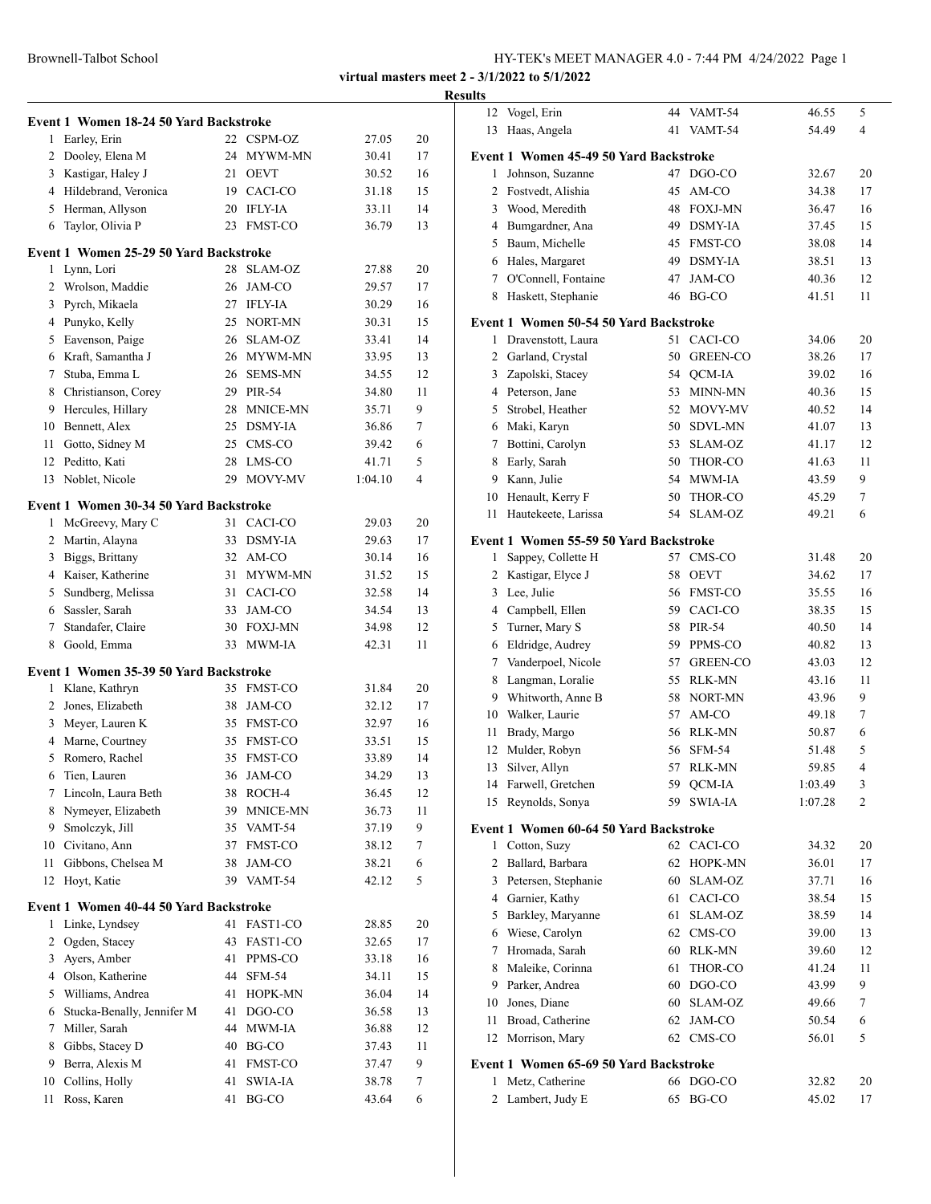**virtual masters meet 2 - 3/1/2022 to 5/1/2022**

**Results**

### Event 1 Women 18-24 50 Yard Backstroke

| Place | Name | Age | Team | Time | Points |
|---|---|---|---|---|---|
| 1 | Earley, Erin | 22 | CSPM-OZ | 27.05 | 20 |
| 2 | Dooley, Elena M | 24 | MYWM-MN | 30.41 | 17 |
| 3 | Kastigar, Haley J | 21 | OEVT | 30.52 | 16 |
| 4 | Hildebrand, Veronica | 19 | CACI-CO | 31.18 | 15 |
| 5 | Herman, Allyson | 20 | IFLY-IA | 33.11 | 14 |
| 6 | Taylor, Olivia P | 23 | FMST-CO | 36.79 | 13 |

### Event 1 Women 25-29 50 Yard Backstroke

| Place | Name | Age | Team | Time | Points |
|---|---|---|---|---|---|
| 1 | Lynn, Lori | 28 | SLAM-OZ | 27.88 | 20 |
| 2 | Wrolson, Maddie | 26 | JAM-CO | 29.57 | 17 |
| 3 | Pyrch, Mikaela | 27 | IFLY-IA | 30.29 | 16 |
| 4 | Punyko, Kelly | 25 | NORT-MN | 30.31 | 15 |
| 5 | Eavenson, Paige | 26 | SLAM-OZ | 33.41 | 14 |
| 6 | Kraft, Samantha J | 26 | MYWM-MN | 33.95 | 13 |
| 7 | Stuba, Emma L | 26 | SEMS-MN | 34.55 | 12 |
| 8 | Christianson, Corey | 29 | PIR-54 | 34.80 | 11 |
| 9 | Hercules, Hillary | 28 | MNICE-MN | 35.71 | 9 |
| 10 | Bennett, Alex | 25 | DSMY-IA | 36.86 | 7 |
| 11 | Gotto, Sidney M | 25 | CMS-CO | 39.42 | 6 |
| 12 | Peditto, Kati | 28 | LMS-CO | 41.71 | 5 |
| 13 | Noblet, Nicole | 29 | MOVY-MV | 1:04.10 | 4 |

### Event 1 Women 30-34 50 Yard Backstroke

| Place | Name | Age | Team | Time | Points |
|---|---|---|---|---|---|
| 1 | McGreevy, Mary C | 31 | CACI-CO | 29.03 | 20 |
| 2 | Martin, Alayna | 33 | DSMY-IA | 29.63 | 17 |
| 3 | Biggs, Brittany | 32 | AM-CO | 30.14 | 16 |
| 4 | Kaiser, Katherine | 31 | MYWM-MN | 31.52 | 15 |
| 5 | Sundberg, Melissa | 31 | CACI-CO | 32.58 | 14 |
| 6 | Sassler, Sarah | 33 | JAM-CO | 34.54 | 13 |
| 7 | Standafer, Claire | 30 | FOXJ-MN | 34.98 | 12 |
| 8 | Goold, Emma | 33 | MWM-IA | 42.31 | 11 |

### Event 1 Women 35-39 50 Yard Backstroke

| Place | Name | Age | Team | Time | Points |
|---|---|---|---|---|---|
| 1 | Klane, Kathryn | 35 | FMST-CO | 31.84 | 20 |
| 2 | Jones, Elizabeth | 38 | JAM-CO | 32.12 | 17 |
| 3 | Meyer, Lauren K | 35 | FMST-CO | 32.97 | 16 |
| 4 | Marne, Courtney | 35 | FMST-CO | 33.51 | 15 |
| 5 | Romero, Rachel | 35 | FMST-CO | 33.89 | 14 |
| 6 | Tien, Lauren | 36 | JAM-CO | 34.29 | 13 |
| 7 | Lincoln, Laura Beth | 38 | ROCH-4 | 36.45 | 12 |
| 8 | Nymeyer, Elizabeth | 39 | MNICE-MN | 36.73 | 11 |
| 9 | Smolczyk, Jill | 35 | VAMT-54 | 37.19 | 9 |
| 10 | Civitano, Ann | 37 | FMST-CO | 38.12 | 7 |
| 11 | Gibbons, Chelsea M | 38 | JAM-CO | 38.21 | 6 |
| 12 | Hoyt, Katie | 39 | VAMT-54 | 42.12 | 5 |

### Event 1 Women 40-44 50 Yard Backstroke

| Place | Name | Age | Team | Time | Points |
|---|---|---|---|---|---|
| 1 | Linke, Lyndsey | 41 | FAST1-CO | 28.85 | 20 |
| 2 | Ogden, Stacey | 43 | FAST1-CO | 32.65 | 17 |
| 3 | Ayers, Amber | 41 | PPMS-CO | 33.18 | 16 |
| 4 | Olson, Katherine | 44 | SFM-54 | 34.11 | 15 |
| 5 | Williams, Andrea | 41 | HOPK-MN | 36.04 | 14 |
| 6 | Stucka-Benally, Jennifer M | 41 | DGO-CO | 36.58 | 13 |
| 7 | Miller, Sarah | 44 | MWM-IA | 36.88 | 12 |
| 8 | Gibbs, Stacey D | 40 | BG-CO | 37.43 | 11 |
| 9 | Berra, Alexis M | 41 | FMST-CO | 37.47 | 9 |
| 10 | Collins, Holly | 41 | SWIA-IA | 38.78 | 7 |
| 11 | Ross, Karen | 41 | BG-CO | 43.64 | 6 |
| 12 | Vogel, Erin | 44 | VAMT-54 | 46.55 | 5 |
| 13 | Haas, Angela | 41 | VAMT-54 | 54.49 | 4 |

### Event 1 Women 45-49 50 Yard Backstroke

| Place | Name | Age | Team | Time | Points |
|---|---|---|---|---|---|
| 1 | Johnson, Suzanne | 47 | DGO-CO | 32.67 | 20 |
| 2 | Fostvedt, Alishia | 45 | AM-CO | 34.38 | 17 |
| 3 | Wood, Meredith | 48 | FOXJ-MN | 36.47 | 16 |
| 4 | Bumgardner, Ana | 49 | DSMY-IA | 37.45 | 15 |
| 5 | Baum, Michelle | 45 | FMST-CO | 38.08 | 14 |
| 6 | Hales, Margaret | 49 | DSMY-IA | 38.51 | 13 |
| 7 | O'Connell, Fontaine | 47 | JAM-CO | 40.36 | 12 |
| 8 | Haskett, Stephanie | 46 | BG-CO | 41.51 | 11 |

### Event 1 Women 50-54 50 Yard Backstroke

| Place | Name | Age | Team | Time | Points |
|---|---|---|---|---|---|
| 1 | Dravenstott, Laura | 51 | CACI-CO | 34.06 | 20 |
| 2 | Garland, Crystal | 50 | GREEN-CO | 38.26 | 17 |
| 3 | Zapolski, Stacey | 54 | QCM-IA | 39.02 | 16 |
| 4 | Peterson, Jane | 53 | MINN-MN | 40.36 | 15 |
| 5 | Strobel, Heather | 52 | MOVY-MV | 40.52 | 14 |
| 6 | Maki, Karyn | 50 | SDVL-MN | 41.07 | 13 |
| 7 | Bottini, Carolyn | 53 | SLAM-OZ | 41.17 | 12 |
| 8 | Early, Sarah | 50 | THOR-CO | 41.63 | 11 |
| 9 | Kann, Julie | 54 | MWM-IA | 43.59 | 9 |
| 10 | Henault, Kerry F | 50 | THOR-CO | 45.29 | 7 |
| 11 | Hautekeete, Larissa | 54 | SLAM-OZ | 49.21 | 6 |

### Event 1 Women 55-59 50 Yard Backstroke

| Place | Name | Age | Team | Time | Points |
|---|---|---|---|---|---|
| 1 | Sappey, Collette H | 57 | CMS-CO | 31.48 | 20 |
| 2 | Kastigar, Elyce J | 58 | OEVT | 34.62 | 17 |
| 3 | Lee, Julie | 56 | FMST-CO | 35.55 | 16 |
| 4 | Campbell, Ellen | 59 | CACI-CO | 38.35 | 15 |
| 5 | Turner, Mary S | 58 | PIR-54 | 40.50 | 14 |
| 6 | Eldridge, Audrey | 59 | PPMS-CO | 40.82 | 13 |
| 7 | Vanderpoel, Nicole | 57 | GREEN-CO | 43.03 | 12 |
| 8 | Langman, Loralie | 55 | RLK-MN | 43.16 | 11 |
| 9 | Whitworth, Anne B | 58 | NORT-MN | 43.96 | 9 |
| 10 | Walker, Laurie | 57 | AM-CO | 49.18 | 7 |
| 11 | Brady, Margo | 56 | RLK-MN | 50.87 | 6 |
| 12 | Mulder, Robyn | 56 | SFM-54 | 51.48 | 5 |
| 13 | Silver, Allyn | 57 | RLK-MN | 59.85 | 4 |
| 14 | Farwell, Gretchen | 59 | QCM-IA | 1:03.49 | 3 |
| 15 | Reynolds, Sonya | 59 | SWIA-IA | 1:07.28 | 2 |

### Event 1 Women 60-64 50 Yard Backstroke

| Place | Name | Age | Team | Time | Points |
|---|---|---|---|---|---|
| 1 | Cotton, Suzy | 62 | CACI-CO | 34.32 | 20 |
| 2 | Ballard, Barbara | 62 | HOPK-MN | 36.01 | 17 |
| 3 | Petersen, Stephanie | 60 | SLAM-OZ | 37.71 | 16 |
| 4 | Garnier, Kathy | 61 | CACI-CO | 38.54 | 15 |
| 5 | Barkley, Maryanne | 61 | SLAM-OZ | 38.59 | 14 |
| 6 | Wiese, Carolyn | 62 | CMS-CO | 39.00 | 13 |
| 7 | Hromada, Sarah | 60 | RLK-MN | 39.60 | 12 |
| 8 | Maleike, Corinna | 61 | THOR-CO | 41.24 | 11 |
| 9 | Parker, Andrea | 60 | DGO-CO | 43.99 | 9 |
| 10 | Jones, Diane | 60 | SLAM-OZ | 49.66 | 7 |
| 11 | Broad, Catherine | 62 | JAM-CO | 50.54 | 6 |
| 12 | Morrison, Mary | 62 | CMS-CO | 56.01 | 5 |

### Event 1 Women 65-69 50 Yard Backstroke

| Place | Name | Age | Team | Time | Points |
|---|---|---|---|---|---|
| 1 | Metz, Catherine | 66 | DGO-CO | 32.82 | 20 |
| 2 | Lambert, Judy E | 65 | BG-CO | 45.02 | 17 |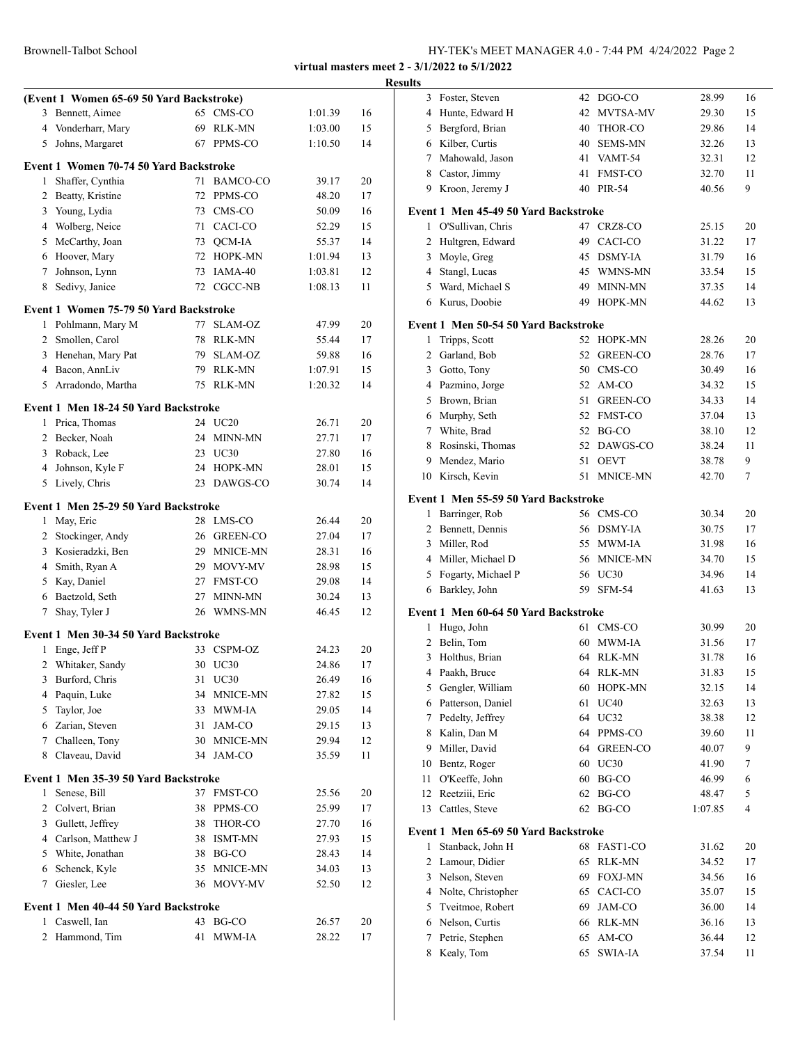virtual masters meet 2 - 3/1/2022 to 5/1/2022

**Results**

### (Event 1 Women 65-69 50 Yard Backstroke)

| Place | Name | Age | Team | Time | Points |
|---|---|---|---|---|---|
| 3 | Bennett, Aimee | 65 | CMS-CO | 1:01.39 | 16 |
| 4 | Vonderharr, Mary | 69 | RLK-MN | 1:03.00 | 15 |
| 5 | Johns, Margaret | 67 | PPMS-CO | 1:10.50 | 14 |

### Event 1 Women 70-74 50 Yard Backstroke

| Place | Name | Age | Team | Time | Points |
|---|---|---|---|---|---|
| 1 | Shaffer, Cynthia | 71 | BAMCO-CO | 39.17 | 20 |
| 2 | Beatty, Kristine | 72 | PPMS-CO | 48.20 | 17 |
| 3 | Young, Lydia | 73 | CMS-CO | 50.09 | 16 |
| 4 | Wolberg, Neice | 71 | CACI-CO | 52.29 | 15 |
| 5 | McCarthy, Joan | 73 | QCM-IA | 55.37 | 14 |
| 6 | Hoover, Mary | 72 | HOPK-MN | 1:01.94 | 13 |
| 7 | Johnson, Lynn | 73 | IAMA-40 | 1:03.81 | 12 |
| 8 | Sedivy, Janice | 72 | CGCC-NB | 1:08.13 | 11 |

### Event 1 Women 75-79 50 Yard Backstroke

| Place | Name | Age | Team | Time | Points |
|---|---|---|---|---|---|
| 1 | Pohlmann, Mary M | 77 | SLAM-OZ | 47.99 | 20 |
| 2 | Smollen, Carol | 78 | RLK-MN | 55.44 | 17 |
| 3 | Henehan, Mary Pat | 79 | SLAM-OZ | 59.88 | 16 |
| 4 | Bacon, AnnLiv | 79 | RLK-MN | 1:07.91 | 15 |
| 5 | Arradondo, Martha | 75 | RLK-MN | 1:20.32 | 14 |

### Event 1 Men 18-24 50 Yard Backstroke

| Place | Name | Age | Team | Time | Points |
|---|---|---|---|---|---|
| 1 | Prica, Thomas | 24 | UC20 | 26.71 | 20 |
| 2 | Becker, Noah | 24 | MINN-MN | 27.71 | 17 |
| 3 | Roback, Lee | 23 | UC30 | 27.80 | 16 |
| 4 | Johnson, Kyle F | 24 | HOPK-MN | 28.01 | 15 |
| 5 | Lively, Chris | 23 | DAWGS-CO | 30.74 | 14 |

### Event 1 Men 25-29 50 Yard Backstroke

| Place | Name | Age | Team | Time | Points |
|---|---|---|---|---|---|
| 1 | May, Eric | 28 | LMS-CO | 26.44 | 20 |
| 2 | Stockinger, Andy | 26 | GREEN-CO | 27.04 | 17 |
| 3 | Kosieradzki, Ben | 29 | MNICE-MN | 28.31 | 16 |
| 4 | Smith, Ryan A | 29 | MOVY-MV | 28.98 | 15 |
| 5 | Kay, Daniel | 27 | FMST-CO | 29.08 | 14 |
| 6 | Baetzold, Seth | 27 | MINN-MN | 30.24 | 13 |
| 7 | Shay, Tyler J | 26 | WMNS-MN | 46.45 | 12 |

### Event 1 Men 30-34 50 Yard Backstroke

| Place | Name | Age | Team | Time | Points |
|---|---|---|---|---|---|
| 1 | Enge, Jeff P | 33 | CSPM-OZ | 24.23 | 20 |
| 2 | Whitaker, Sandy | 30 | UC30 | 24.86 | 17 |
| 3 | Burford, Chris | 31 | UC30 | 26.49 | 16 |
| 4 | Paquin, Luke | 34 | MNICE-MN | 27.82 | 15 |
| 5 | Taylor, Joe | 33 | MWM-IA | 29.05 | 14 |
| 6 | Zarian, Steven | 31 | JAM-CO | 29.15 | 13 |
| 7 | Challeen, Tony | 30 | MNICE-MN | 29.94 | 12 |
| 8 | Claveau, David | 34 | JAM-CO | 35.59 | 11 |

### Event 1 Men 35-39 50 Yard Backstroke

| Place | Name | Age | Team | Time | Points |
|---|---|---|---|---|---|
| 1 | Senese, Bill | 37 | FMST-CO | 25.56 | 20 |
| 2 | Colvert, Brian | 38 | PPMS-CO | 25.99 | 17 |
| 3 | Gullett, Jeffrey | 38 | THOR-CO | 27.70 | 16 |
| 4 | Carlson, Matthew J | 38 | ISMT-MN | 27.93 | 15 |
| 5 | White, Jonathan | 38 | BG-CO | 28.43 | 14 |
| 6 | Schenck, Kyle | 35 | MNICE-MN | 34.03 | 13 |
| 7 | Giesler, Lee | 36 | MOVY-MV | 52.50 | 12 |

### Event 1 Men 40-44 50 Yard Backstroke

| Place | Name | Age | Team | Time | Points |
|---|---|---|---|---|---|
| 1 | Caswell, Ian | 43 | BG-CO | 26.57 | 20 |
| 2 | Hammond, Tim | 41 | MWM-IA | 28.22 | 17 |
| 3 | Foster, Steven | 42 | DGO-CO | 28.99 | 16 |
| 4 | Hunte, Edward H | 42 | MVTSA-MV | 29.30 | 15 |
| 5 | Bergford, Brian | 40 | THOR-CO | 29.86 | 14 |
| 6 | Kilber, Curtis | 40 | SEMS-MN | 32.26 | 13 |
| 7 | Mahowald, Jason | 41 | VAMT-54 | 32.31 | 12 |
| 8 | Castor, Jimmy | 41 | FMST-CO | 32.70 | 11 |
| 9 | Kroon, Jeremy J | 40 | PIR-54 | 40.56 | 9 |

### Event 1 Men 45-49 50 Yard Backstroke

| Place | Name | Age | Team | Time | Points |
|---|---|---|---|---|---|
| 1 | O'Sullivan, Chris | 47 | CRZ8-CO | 25.15 | 20 |
| 2 | Hultgren, Edward | 49 | CACI-CO | 31.22 | 17 |
| 3 | Moyle, Greg | 45 | DSMY-IA | 31.79 | 16 |
| 4 | Stangl, Lucas | 45 | WMNS-MN | 33.54 | 15 |
| 5 | Ward, Michael S | 49 | MINN-MN | 37.35 | 14 |
| 6 | Kurus, Doobie | 49 | HOPK-MN | 44.62 | 13 |

### Event 1 Men 50-54 50 Yard Backstroke

| Place | Name | Age | Team | Time | Points |
|---|---|---|---|---|---|
| 1 | Tripps, Scott | 52 | HOPK-MN | 28.26 | 20 |
| 2 | Garland, Bob | 52 | GREEN-CO | 28.76 | 17 |
| 3 | Gotto, Tony | 50 | CMS-CO | 30.49 | 16 |
| 4 | Pazmino, Jorge | 52 | AM-CO | 34.32 | 15 |
| 5 | Brown, Brian | 51 | GREEN-CO | 34.33 | 14 |
| 6 | Murphy, Seth | 52 | FMST-CO | 37.04 | 13 |
| 7 | White, Brad | 52 | BG-CO | 38.10 | 12 |
| 8 | Rosinski, Thomas | 52 | DAWGS-CO | 38.24 | 11 |
| 9 | Mendez, Mario | 51 | OEVT | 38.78 | 9 |
| 10 | Kirsch, Kevin | 51 | MNICE-MN | 42.70 | 7 |

### Event 1 Men 55-59 50 Yard Backstroke

| Place | Name | Age | Team | Time | Points |
|---|---|---|---|---|---|
| 1 | Barringer, Rob | 56 | CMS-CO | 30.34 | 20 |
| 2 | Bennett, Dennis | 56 | DSMY-IA | 30.75 | 17 |
| 3 | Miller, Rod | 55 | MWM-IA | 31.98 | 16 |
| 4 | Miller, Michael D | 56 | MNICE-MN | 34.70 | 15 |
| 5 | Fogarty, Michael P | 56 | UC30 | 34.96 | 14 |
| 6 | Barkley, John | 59 | SFM-54 | 41.63 | 13 |

### Event 1 Men 60-64 50 Yard Backstroke

| Place | Name | Age | Team | Time | Points |
|---|---|---|---|---|---|
| 1 | Hugo, John | 61 | CMS-CO | 30.99 | 20 |
| 2 | Belin, Tom | 60 | MWM-IA | 31.56 | 17 |
| 3 | Holthus, Brian | 64 | RLK-MN | 31.78 | 16 |
| 4 | Paakh, Bruce | 64 | RLK-MN | 31.83 | 15 |
| 5 | Gengler, William | 60 | HOPK-MN | 32.15 | 14 |
| 6 | Patterson, Daniel | 61 | UC40 | 32.63 | 13 |
| 7 | Pedelty, Jeffrey | 64 | UC32 | 38.38 | 12 |
| 8 | Kalin, Dan M | 64 | PPMS-CO | 39.60 | 11 |
| 9 | Miller, David | 64 | GREEN-CO | 40.07 | 9 |
| 10 | Bentz, Roger | 60 | UC30 | 41.90 | 7 |
| 11 | O'Keeffe, John | 60 | BG-CO | 46.99 | 6 |
| 12 | Reetziii, Eric | 62 | BG-CO | 48.47 | 5 |
| 13 | Cattles, Steve | 62 | BG-CO | 1:07.85 | 4 |

### Event 1 Men 65-69 50 Yard Backstroke

| Place | Name | Age | Team | Time | Points |
|---|---|---|---|---|---|
| 1 | Stanback, John H | 68 | FAST1-CO | 31.62 | 20 |
| 2 | Lamour, Didier | 65 | RLK-MN | 34.52 | 17 |
| 3 | Nelson, Steven | 69 | FOXJ-MN | 34.56 | 16 |
| 4 | Nolte, Christopher | 65 | CACI-CO | 35.07 | 15 |
| 5 | Tveitmoe, Robert | 69 | JAM-CO | 36.00 | 14 |
| 6 | Nelson, Curtis | 66 | RLK-MN | 36.16 | 13 |
| 7 | Petrie, Stephen | 65 | AM-CO | 36.44 | 12 |
| 8 | Kealy, Tom | 65 | SWIA-IA | 37.54 | 11 |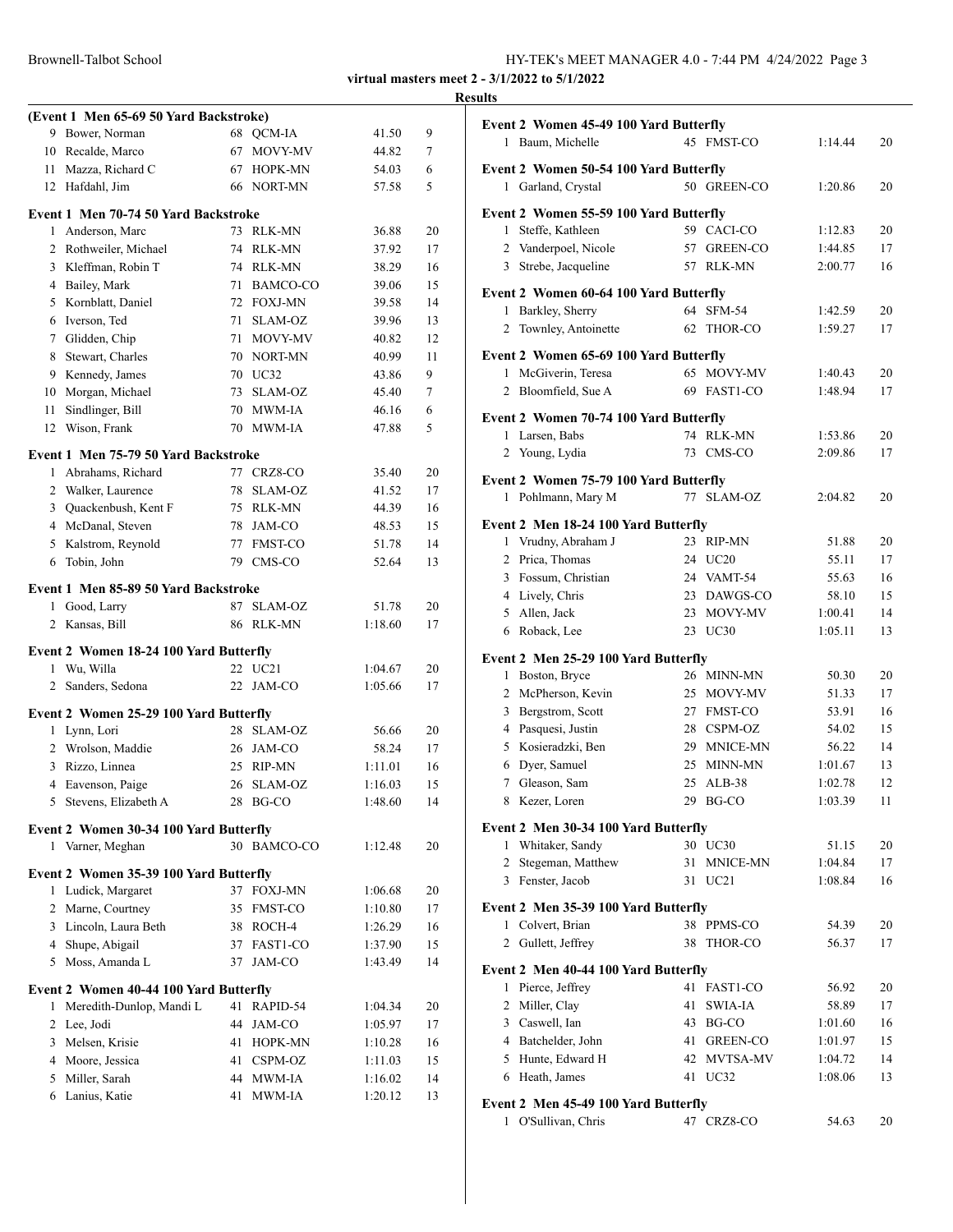**virtual masters meet 2 - 3/1/2022 to 5/1/2022**

**Results**

**(Event 1 Men 65-69 50 Yard Backstroke)**

| | Name | Age | Team | Time | Points |
|---|---|---|---|---|---|
| 9 | Bower, Norman | 68 | QCM-IA | 41.50 | 9 |
| 10 | Recalde, Marco | 67 | MOVY-MV | 44.82 | 7 |
| 11 | Mazza, Richard C | 67 | HOPK-MN | 54.03 | 6 |
| 12 | Hafdahl, Jim | 66 | NORT-MN | 57.58 | 5 |

**Event 1 Men 70-74 50 Yard Backstroke**

| | Name | Age | Team | Time | Points |
|---|---|---|---|---|---|
| 1 | Anderson, Marc | 73 | RLK-MN | 36.88 | 20 |
| 2 | Rothweiler, Michael | 74 | RLK-MN | 37.92 | 17 |
| 3 | Kleffman, Robin T | 74 | RLK-MN | 38.29 | 16 |
| 4 | Bailey, Mark | 71 | BAMCO-CO | 39.06 | 15 |
| 5 | Kornblatt, Daniel | 72 | FOXJ-MN | 39.58 | 14 |
| 6 | Iverson, Ted | 71 | SLAM-OZ | 39.96 | 13 |
| 7 | Glidden, Chip | 71 | MOVY-MV | 40.82 | 12 |
| 8 | Stewart, Charles | 70 | NORT-MN | 40.99 | 11 |
| 9 | Kennedy, James | 70 | UC32 | 43.86 | 9 |
| 10 | Morgan, Michael | 73 | SLAM-OZ | 45.40 | 7 |
| 11 | Sindlinger, Bill | 70 | MWM-IA | 46.16 | 6 |
| 12 | Wison, Frank | 70 | MWM-IA | 47.88 | 5 |

**Event 1 Men 75-79 50 Yard Backstroke**

| | Name | Age | Team | Time | Points |
|---|---|---|---|---|---|
| 1 | Abrahams, Richard | 77 | CRZ8-CO | 35.40 | 20 |
| 2 | Walker, Laurence | 78 | SLAM-OZ | 41.52 | 17 |
| 3 | Quackenbush, Kent F | 75 | RLK-MN | 44.39 | 16 |
| 4 | McDanal, Steven | 78 | JAM-CO | 48.53 | 15 |
| 5 | Kalstrom, Reynold | 77 | FMST-CO | 51.78 | 14 |
| 6 | Tobin, John | 79 | CMS-CO | 52.64 | 13 |

**Event 1 Men 85-89 50 Yard Backstroke**

| | Name | Age | Team | Time | Points |
|---|---|---|---|---|---|
| 1 | Good, Larry | 87 | SLAM-OZ | 51.78 | 20 |
| 2 | Kansas, Bill | 86 | RLK-MN | 1:18.60 | 17 |

**Event 2 Women 18-24 100 Yard Butterfly**

| | Name | Age | Team | Time | Points |
|---|---|---|---|---|---|
| 1 | Wu, Willa | 22 | UC21 | 1:04.67 | 20 |
| 2 | Sanders, Sedona | 22 | JAM-CO | 1:05.66 | 17 |

**Event 2 Women 25-29 100 Yard Butterfly**

| | Name | Age | Team | Time | Points |
|---|---|---|---|---|---|
| 1 | Lynn, Lori | 28 | SLAM-OZ | 56.66 | 20 |
| 2 | Wrolson, Maddie | 26 | JAM-CO | 58.24 | 17 |
| 3 | Rizzo, Linnea | 25 | RIP-MN | 1:11.01 | 16 |
| 4 | Eavenson, Paige | 26 | SLAM-OZ | 1:16.03 | 15 |
| 5 | Stevens, Elizabeth A | 28 | BG-CO | 1:48.60 | 14 |

**Event 2 Women 30-34 100 Yard Butterfly**

| | Name | Age | Team | Time | Points |
|---|---|---|---|---|---|
| 1 | Varner, Meghan | 30 | BAMCO-CO | 1:12.48 | 20 |

**Event 2 Women 35-39 100 Yard Butterfly**

| | Name | Age | Team | Time | Points |
|---|---|---|---|---|---|
| 1 | Ludick, Margaret | 37 | FOXJ-MN | 1:06.68 | 20 |
| 2 | Marne, Courtney | 35 | FMST-CO | 1:10.80 | 17 |
| 3 | Lincoln, Laura Beth | 38 | ROCH-4 | 1:26.29 | 16 |
| 4 | Shupe, Abigail | 37 | FAST1-CO | 1:37.90 | 15 |
| 5 | Moss, Amanda L | 37 | JAM-CO | 1:43.49 | 14 |

**Event 2 Women 40-44 100 Yard Butterfly**

| | Name | Age | Team | Time | Points |
|---|---|---|---|---|---|
| 1 | Meredith-Dunlop, Mandi L | 41 | RAPID-54 | 1:04.34 | 20 |
| 2 | Lee, Jodi | 44 | JAM-CO | 1:05.97 | 17 |
| 3 | Melsen, Krisie | 41 | HOPK-MN | 1:10.28 | 16 |
| 4 | Moore, Jessica | 41 | CSPM-OZ | 1:11.03 | 15 |
| 5 | Miller, Sarah | 44 | MWM-IA | 1:16.02 | 14 |
| 6 | Lanius, Katie | 41 | MWM-IA | 1:20.12 | 13 |

**Event 2 Women 45-49 100 Yard Butterfly**

| | Name | Age | Team | Time | Points |
|---|---|---|---|---|---|
| 1 | Baum, Michelle | 45 | FMST-CO | 1:14.44 | 20 |

**Event 2 Women 50-54 100 Yard Butterfly**

| | Name | Age | Team | Time | Points |
|---|---|---|---|---|---|
| 1 | Garland, Crystal | 50 | GREEN-CO | 1:20.86 | 20 |

**Event 2 Women 55-59 100 Yard Butterfly**

| | Name | Age | Team | Time | Points |
|---|---|---|---|---|---|
| 1 | Steffe, Kathleen | 59 | CACI-CO | 1:12.83 | 20 |
| 2 | Vanderpoel, Nicole | 57 | GREEN-CO | 1:44.85 | 17 |
| 3 | Strebe, Jacqueline | 57 | RLK-MN | 2:00.77 | 16 |

**Event 2 Women 60-64 100 Yard Butterfly**

| | Name | Age | Team | Time | Points |
|---|---|---|---|---|---|
| 1 | Barkley, Sherry | 64 | SFM-54 | 1:42.59 | 20 |
| 2 | Townley, Antoinette | 62 | THOR-CO | 1:59.27 | 17 |

**Event 2 Women 65-69 100 Yard Butterfly**

| | Name | Age | Team | Time | Points |
|---|---|---|---|---|---|
| 1 | McGiverin, Teresa | 65 | MOVY-MV | 1:40.43 | 20 |
| 2 | Bloomfield, Sue A | 69 | FAST1-CO | 1:48.94 | 17 |

**Event 2 Women 70-74 100 Yard Butterfly**

| | Name | Age | Team | Time | Points |
|---|---|---|---|---|---|
| 1 | Larsen, Babs | 74 | RLK-MN | 1:53.86 | 20 |
| 2 | Young, Lydia | 73 | CMS-CO | 2:09.86 | 17 |

**Event 2 Women 75-79 100 Yard Butterfly**

| | Name | Age | Team | Time | Points |
|---|---|---|---|---|---|
| 1 | Pohlmann, Mary M | 77 | SLAM-OZ | 2:04.82 | 20 |

**Event 2 Men 18-24 100 Yard Butterfly**

| | Name | Age | Team | Time | Points |
|---|---|---|---|---|---|
| 1 | Vrudny, Abraham J | 23 | RIP-MN | 51.88 | 20 |
| 2 | Prica, Thomas | 24 | UC20 | 55.11 | 17 |
| 3 | Fossum, Christian | 24 | VAMT-54 | 55.63 | 16 |
| 4 | Lively, Chris | 23 | DAWGS-CO | 58.10 | 15 |
| 5 | Allen, Jack | 23 | MOVY-MV | 1:00.41 | 14 |
| 6 | Roback, Lee | 23 | UC30 | 1:05.11 | 13 |

**Event 2 Men 25-29 100 Yard Butterfly**

| | Name | Age | Team | Time | Points |
|---|---|---|---|---|---|
| 1 | Boston, Bryce | 26 | MINN-MN | 50.30 | 20 |
| 2 | McPherson, Kevin | 25 | MOVY-MV | 51.33 | 17 |
| 3 | Bergstrom, Scott | 27 | FMST-CO | 53.91 | 16 |
| 4 | Pasquesi, Justin | 28 | CSPM-OZ | 54.02 | 15 |
| 5 | Kosieradzki, Ben | 29 | MNICE-MN | 56.22 | 14 |
| 6 | Dyer, Samuel | 25 | MINN-MN | 1:01.67 | 13 |
| 7 | Gleason, Sam | 25 | ALB-38 | 1:02.78 | 12 |
| 8 | Kezer, Loren | 29 | BG-CO | 1:03.39 | 11 |

**Event 2 Men 30-34 100 Yard Butterfly**

| | Name | Age | Team | Time | Points |
|---|---|---|---|---|---|
| 1 | Whitaker, Sandy | 30 | UC30 | 51.15 | 20 |
| 2 | Stegeman, Matthew | 31 | MNICE-MN | 1:04.84 | 17 |
| 3 | Fenster, Jacob | 31 | UC21 | 1:08.84 | 16 |

**Event 2 Men 35-39 100 Yard Butterfly**

| | Name | Age | Team | Time | Points |
|---|---|---|---|---|---|
| 1 | Colvert, Brian | 38 | PPMS-CO | 54.39 | 20 |
| 2 | Gullett, Jeffrey | 38 | THOR-CO | 56.37 | 17 |

**Event 2 Men 40-44 100 Yard Butterfly**

| | Name | Age | Team | Time | Points |
|---|---|---|---|---|---|
| 1 | Pierce, Jeffrey | 41 | FAST1-CO | 56.92 | 20 |
| 2 | Miller, Clay | 41 | SWIA-IA | 58.89 | 17 |
| 3 | Caswell, Ian | 43 | BG-CO | 1:01.60 | 16 |
| 4 | Batchelder, John | 41 | GREEN-CO | 1:01.97 | 15 |
| 5 | Hunte, Edward H | 42 | MVTSA-MV | 1:04.72 | 14 |
| 6 | Heath, James | 41 | UC32 | 1:08.06 | 13 |

**Event 2 Men 45-49 100 Yard Butterfly**

| | Name | Age | Team | Time | Points |
|---|---|---|---|---|---|
| 1 | O'Sullivan, Chris | 47 | CRZ8-CO | 54.63 | 20 |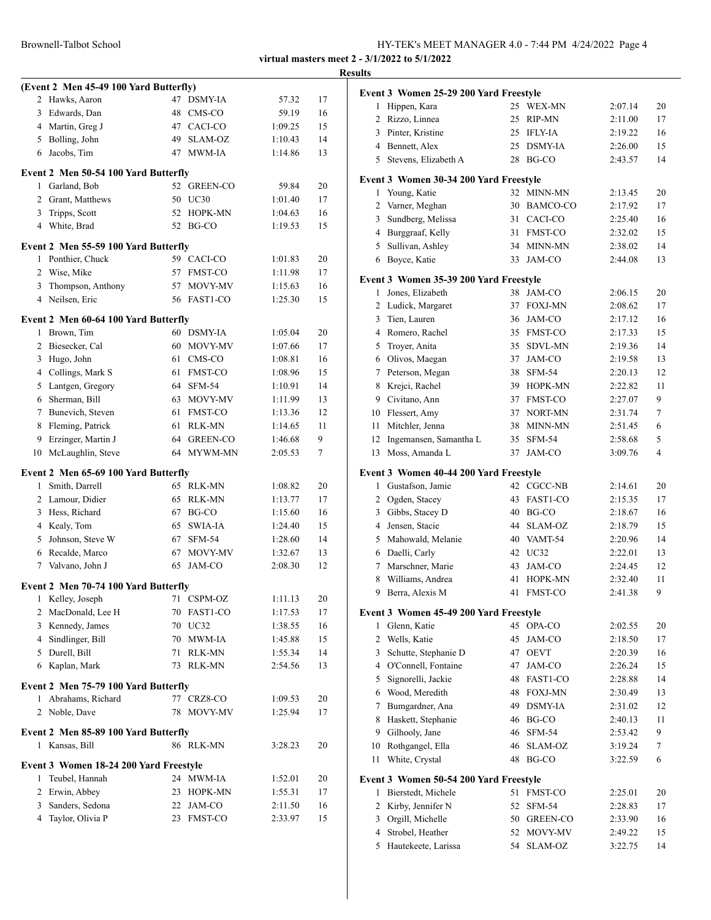**virtual masters meet 2 - 3/1/2022 to 5/1/2022**

**Results**

**(Event 2 Men 45-49 100 Yard Butterfly)**

| | Name | Age | Team | Time | Points |
|---|---|---|---|---|---|
| 2 | Hawks, Aaron | 47 | DSMY-IA | 57.32 | 17 |
| 3 | Edwards, Dan | 48 | CMS-CO | 59.19 | 16 |
| 4 | Martin, Greg J | 47 | CACI-CO | 1:09.25 | 15 |
| 5 | Bolling, John | 49 | SLAM-OZ | 1:10.43 | 14 |
| 6 | Jacobs, Tim | 47 | MWM-IA | 1:14.86 | 13 |

**Event 2 Men 50-54 100 Yard Butterfly**

| | Name | Age | Team | Time | Points |
|---|---|---|---|---|---|
| 1 | Garland, Bob | 52 | GREEN-CO | 59.84 | 20 |
| 2 | Grant, Matthews | 50 | UC30 | 1:01.40 | 17 |
| 3 | Tripps, Scott | 52 | HOPK-MN | 1:04.63 | 16 |
| 4 | White, Brad | 52 | BG-CO | 1:19.53 | 15 |

**Event 2 Men 55-59 100 Yard Butterfly**

| | Name | Age | Team | Time | Points |
|---|---|---|---|---|---|
| 1 | Ponthier, Chuck | 59 | CACI-CO | 1:01.83 | 20 |
| 2 | Wise, Mike | 57 | FMST-CO | 1:11.98 | 17 |
| 3 | Thompson, Anthony | 57 | MOVY-MV | 1:15.63 | 16 |
| 4 | Neilsen, Eric | 56 | FAST1-CO | 1:25.30 | 15 |

**Event 2 Men 60-64 100 Yard Butterfly**

| | Name | Age | Team | Time | Points |
|---|---|---|---|---|---|
| 1 | Brown, Tim | 60 | DSMY-IA | 1:05.04 | 20 |
| 2 | Biesecker, Cal | 60 | MOVY-MV | 1:07.66 | 17 |
| 3 | Hugo, John | 61 | CMS-CO | 1:08.81 | 16 |
| 4 | Collings, Mark S | 61 | FMST-CO | 1:08.96 | 15 |
| 5 | Lantgen, Gregory | 64 | SFM-54 | 1:10.91 | 14 |
| 6 | Sherman, Bill | 63 | MOVY-MV | 1:11.99 | 13 |
| 7 | Bunevich, Steven | 61 | FMST-CO | 1:13.36 | 12 |
| 8 | Fleming, Patrick | 61 | RLK-MN | 1:14.65 | 11 |
| 9 | Erzinger, Martin J | 64 | GREEN-CO | 1:46.68 | 9 |
| 10 | McLaughlin, Steve | 64 | MYWM-MN | 2:05.53 | 7 |

**Event 2 Men 65-69 100 Yard Butterfly**

| | Name | Age | Team | Time | Points |
|---|---|---|---|---|---|
| 1 | Smith, Darrell | 65 | RLK-MN | 1:08.82 | 20 |
| 2 | Lamour, Didier | 65 | RLK-MN | 1:13.77 | 17 |
| 3 | Hess, Richard | 67 | BG-CO | 1:15.60 | 16 |
| 4 | Kealy, Tom | 65 | SWIA-IA | 1:24.40 | 15 |
| 5 | Johnson, Steve W | 67 | SFM-54 | 1:28.60 | 14 |
| 6 | Recalde, Marco | 67 | MOVY-MV | 1:32.67 | 13 |
| 7 | Valvano, John J | 65 | JAM-CO | 2:08.30 | 12 |

**Event 2 Men 70-74 100 Yard Butterfly**

| | Name | Age | Team | Time | Points |
|---|---|---|---|---|---|
| 1 | Kelley, Joseph | 71 | CSPM-OZ | 1:11.13 | 20 |
| 2 | MacDonald, Lee H | 70 | FAST1-CO | 1:17.53 | 17 |
| 3 | Kennedy, James | 70 | UC32 | 1:38.55 | 16 |
| 4 | Sindlinger, Bill | 70 | MWM-IA | 1:45.88 | 15 |
| 5 | Durell, Bill | 71 | RLK-MN | 1:55.34 | 14 |
| 6 | Kaplan, Mark | 73 | RLK-MN | 2:54.56 | 13 |

**Event 2 Men 75-79 100 Yard Butterfly**

| | Name | Age | Team | Time | Points |
|---|---|---|---|---|---|
| 1 | Abrahams, Richard | 77 | CRZ8-CO | 1:09.53 | 20 |
| 2 | Noble, Dave | 78 | MOVY-MV | 1:25.94 | 17 |

**Event 2 Men 85-89 100 Yard Butterfly**

| | Name | Age | Team | Time | Points |
|---|---|---|---|---|---|
| 1 | Kansas, Bill | 86 | RLK-MN | 3:28.23 | 20 |

**Event 3 Women 18-24 200 Yard Freestyle**

| | Name | Age | Team | Time | Points |
|---|---|---|---|---|---|
| 1 | Teubel, Hannah | 24 | MWM-IA | 1:52.01 | 20 |
| 2 | Erwin, Abbey | 23 | HOPK-MN | 1:55.31 | 17 |
| 3 | Sanders, Sedona | 22 | JAM-CO | 2:11.50 | 16 |
| 4 | Taylor, Olivia P | 23 | FMST-CO | 2:33.97 | 15 |

**Event 3 Women 25-29 200 Yard Freestyle**

| | Name | Age | Team | Time | Points |
|---|---|---|---|---|---|
| 1 | Hippen, Kara | 25 | WEX-MN | 2:07.14 | 20 |
| 2 | Rizzo, Linnea | 25 | RIP-MN | 2:11.00 | 17 |
| 3 | Pinter, Kristine | 25 | IFLY-IA | 2:19.22 | 16 |
| 4 | Bennett, Alex | 25 | DSMY-IA | 2:26.00 | 15 |
| 5 | Stevens, Elizabeth A | 28 | BG-CO | 2:43.57 | 14 |

**Event 3 Women 30-34 200 Yard Freestyle**

| | Name | Age | Team | Time | Points |
|---|---|---|---|---|---|
| 1 | Young, Katie | 32 | MINN-MN | 2:13.45 | 20 |
| 2 | Varner, Meghan | 30 | BAMCO-CO | 2:17.92 | 17 |
| 3 | Sundberg, Melissa | 31 | CACI-CO | 2:25.40 | 16 |
| 4 | Burggraaf, Kelly | 31 | FMST-CO | 2:32.02 | 15 |
| 5 | Sullivan, Ashley | 34 | MINN-MN | 2:38.02 | 14 |
| 6 | Boyce, Katie | 33 | JAM-CO | 2:44.08 | 13 |

**Event 3 Women 35-39 200 Yard Freestyle**

| | Name | Age | Team | Time | Points |
|---|---|---|---|---|---|
| 1 | Jones, Elizabeth | 38 | JAM-CO | 2:06.15 | 20 |
| 2 | Ludick, Margaret | 37 | FOXJ-MN | 2:08.62 | 17 |
| 3 | Tien, Lauren | 36 | JAM-CO | 2:17.12 | 16 |
| 4 | Romero, Rachel | 35 | FMST-CO | 2:17.33 | 15 |
| 5 | Troyer, Anita | 35 | SDVL-MN | 2:19.36 | 14 |
| 6 | Olivos, Maegan | 37 | JAM-CO | 2:19.58 | 13 |
| 7 | Peterson, Megan | 38 | SFM-54 | 2:20.13 | 12 |
| 8 | Krejci, Rachel | 39 | HOPK-MN | 2:22.82 | 11 |
| 9 | Civitano, Ann | 37 | FMST-CO | 2:27.07 | 9 |
| 10 | Flessert, Amy | 37 | NORT-MN | 2:31.74 | 7 |
| 11 | Mitchler, Jenna | 38 | MINN-MN | 2:51.45 | 6 |
| 12 | Ingemansen, Samantha L | 35 | SFM-54 | 2:58.68 | 5 |
| 13 | Moss, Amanda L | 37 | JAM-CO | 3:09.76 | 4 |

**Event 3 Women 40-44 200 Yard Freestyle**

| | Name | Age | Team | Time | Points |
|---|---|---|---|---|---|
| 1 | Gustafson, Jamie | 42 | CGCC-NB | 2:14.61 | 20 |
| 2 | Ogden, Stacey | 43 | FAST1-CO | 2:15.35 | 17 |
| 3 | Gibbs, Stacey D | 40 | BG-CO | 2:18.67 | 16 |
| 4 | Jensen, Stacie | 44 | SLAM-OZ | 2:18.79 | 15 |
| 5 | Mahowald, Melanie | 40 | VAMT-54 | 2:20.96 | 14 |
| 6 | Daelli, Carly | 42 | UC32 | 2:22.01 | 13 |
| 7 | Marschner, Marie | 43 | JAM-CO | 2:24.45 | 12 |
| 8 | Williams, Andrea | 41 | HOPK-MN | 2:32.40 | 11 |
| 9 | Berra, Alexis M | 41 | FMST-CO | 2:41.38 | 9 |

**Event 3 Women 45-49 200 Yard Freestyle**

| | Name | Age | Team | Time | Points |
|---|---|---|---|---|---|
| 1 | Glenn, Katie | 45 | OPA-CO | 2:02.55 | 20 |
| 2 | Wells, Katie | 45 | JAM-CO | 2:18.50 | 17 |
| 3 | Schutte, Stephanie D | 47 | OEVT | 2:20.39 | 16 |
| 4 | O'Connell, Fontaine | 47 | JAM-CO | 2:26.24 | 15 |
| 5 | Signorelli, Jackie | 48 | FAST1-CO | 2:28.88 | 14 |
| 6 | Wood, Meredith | 48 | FOXJ-MN | 2:30.49 | 13 |
| 7 | Bumgardner, Ana | 49 | DSMY-IA | 2:31.02 | 12 |
| 8 | Haskett, Stephanie | 46 | BG-CO | 2:40.13 | 11 |
| 9 | Gilhooly, Jane | 46 | SFM-54 | 2:53.42 | 9 |
| 10 | Rothgangel, Ella | 46 | SLAM-OZ | 3:19.24 | 7 |
| 11 | White, Crystal | 48 | BG-CO | 3:22.59 | 6 |

**Event 3 Women 50-54 200 Yard Freestyle**

| | Name | Age | Team | Time | Points |
|---|---|---|---|---|---|
| 1 | Bierstedt, Michele | 51 | FMST-CO | 2:25.01 | 20 |
| 2 | Kirby, Jennifer N | 52 | SFM-54 | 2:28.83 | 17 |
| 3 | Orgill, Michelle | 50 | GREEN-CO | 2:33.90 | 16 |
| 4 | Strobel, Heather | 52 | MOVY-MV | 2:49.22 | 15 |
| 5 | Hautekeete, Larissa | 54 | SLAM-OZ | 3:22.75 | 14 |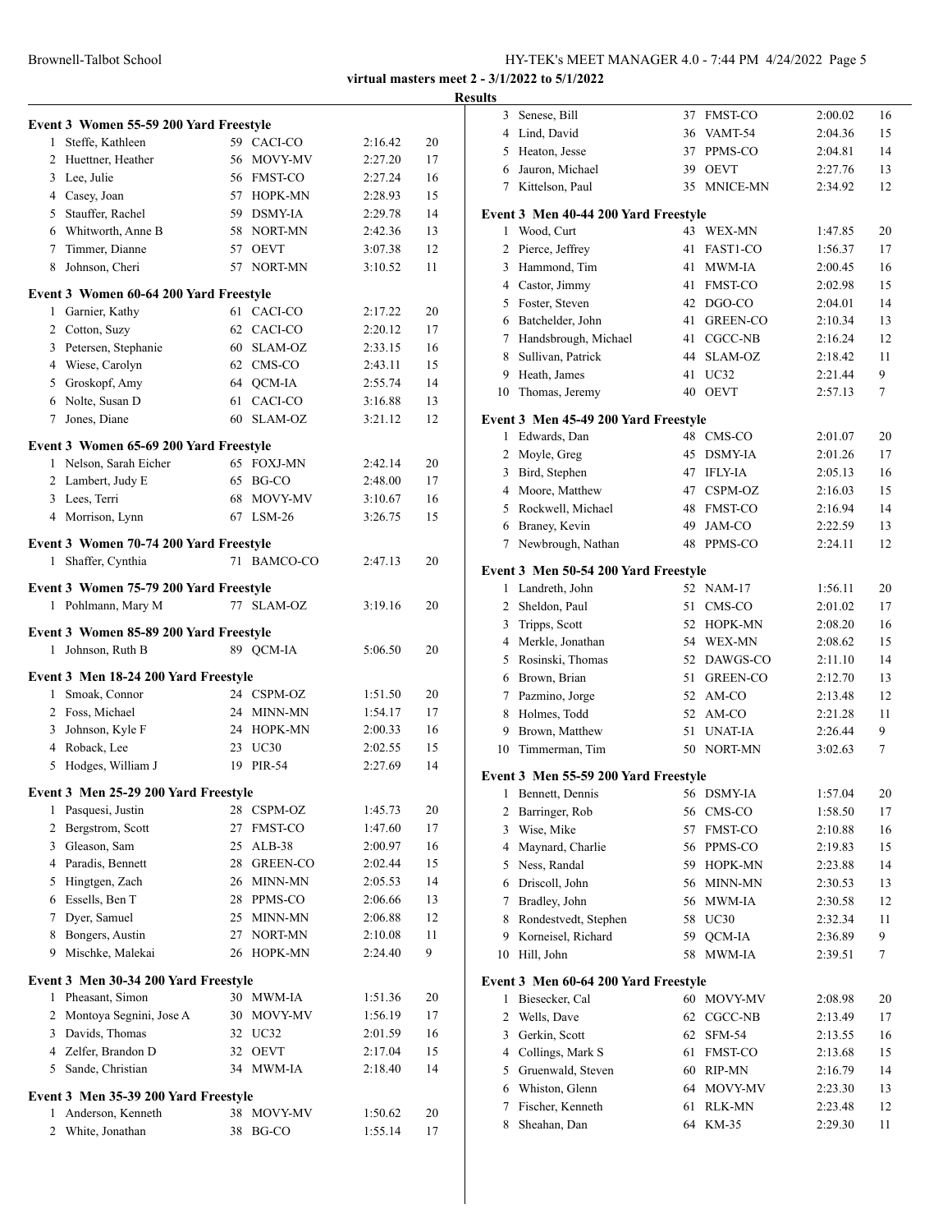virtual masters meet 2 - 3/1/2022 to 5/1/2022

## Results

### Event 3 Women 55-59 200 Yard Freestyle

| Place | Name | Age | Team | Time | Points |
|---|---|---|---|---|---|
| 1 | Steffe, Kathleen | 59 | CACI-CO | 2:16.42 | 20 |
| 2 | Huettner, Heather | 56 | MOVY-MV | 2:27.20 | 17 |
| 3 | Lee, Julie | 56 | FMST-CO | 2:27.24 | 16 |
| 4 | Casey, Joan | 57 | HOPK-MN | 2:28.93 | 15 |
| 5 | Stauffer, Rachel | 59 | DSMY-IA | 2:29.78 | 14 |
| 6 | Whitworth, Anne B | 58 | NORT-MN | 2:42.36 | 13 |
| 7 | Timmer, Dianne | 57 | OEVT | 3:07.38 | 12 |
| 8 | Johnson, Cheri | 57 | NORT-MN | 3:10.52 | 11 |

### Event 3 Women 60-64 200 Yard Freestyle

| Place | Name | Age | Team | Time | Points |
|---|---|---|---|---|---|
| 1 | Garnier, Kathy | 61 | CACI-CO | 2:17.22 | 20 |
| 2 | Cotton, Suzy | 62 | CACI-CO | 2:20.12 | 17 |
| 3 | Petersen, Stephanie | 60 | SLAM-OZ | 2:33.15 | 16 |
| 4 | Wiese, Carolyn | 62 | CMS-CO | 2:43.11 | 15 |
| 5 | Groskopf, Amy | 64 | QCM-IA | 2:55.74 | 14 |
| 6 | Nolte, Susan D | 61 | CACI-CO | 3:16.88 | 13 |
| 7 | Jones, Diane | 60 | SLAM-OZ | 3:21.12 | 12 |

### Event 3 Women 65-69 200 Yard Freestyle

| Place | Name | Age | Team | Time | Points |
|---|---|---|---|---|---|
| 1 | Nelson, Sarah Eicher | 65 | FOXJ-MN | 2:42.14 | 20 |
| 2 | Lambert, Judy E | 65 | BG-CO | 2:48.00 | 17 |
| 3 | Lees, Terri | 68 | MOVY-MV | 3:10.67 | 16 |
| 4 | Morrison, Lynn | 67 | LSM-26 | 3:26.75 | 15 |

### Event 3 Women 70-74 200 Yard Freestyle

| Place | Name | Age | Team | Time | Points |
|---|---|---|---|---|---|
| 1 | Shaffer, Cynthia | 71 | BAMCO-CO | 2:47.13 | 20 |

### Event 3 Women 75-79 200 Yard Freestyle

| Place | Name | Age | Team | Time | Points |
|---|---|---|---|---|---|
| 1 | Pohlmann, Mary M | 77 | SLAM-OZ | 3:19.16 | 20 |

### Event 3 Women 85-89 200 Yard Freestyle

| Place | Name | Age | Team | Time | Points |
|---|---|---|---|---|---|
| 1 | Johnson, Ruth B | 89 | QCM-IA | 5:06.50 | 20 |

### Event 3 Men 18-24 200 Yard Freestyle

| Place | Name | Age | Team | Time | Points |
|---|---|---|---|---|---|
| 1 | Smoak, Connor | 24 | CSPM-OZ | 1:51.50 | 20 |
| 2 | Foss, Michael | 24 | MINN-MN | 1:54.17 | 17 |
| 3 | Johnson, Kyle F | 24 | HOPK-MN | 2:00.33 | 16 |
| 4 | Roback, Lee | 23 | UC30 | 2:02.55 | 15 |
| 5 | Hodges, William J | 19 | PIR-54 | 2:27.69 | 14 |

### Event 3 Men 25-29 200 Yard Freestyle

| Place | Name | Age | Team | Time | Points |
|---|---|---|---|---|---|
| 1 | Pasquesi, Justin | 28 | CSPM-OZ | 1:45.73 | 20 |
| 2 | Bergstrom, Scott | 27 | FMST-CO | 1:47.60 | 17 |
| 3 | Gleason, Sam | 25 | ALB-38 | 2:00.97 | 16 |
| 4 | Paradis, Bennett | 28 | GREEN-CO | 2:02.44 | 15 |
| 5 | Hingtgen, Zach | 26 | MINN-MN | 2:05.53 | 14 |
| 6 | Essells, Ben T | 28 | PPMS-CO | 2:06.66 | 13 |
| 7 | Dyer, Samuel | 25 | MINN-MN | 2:06.88 | 12 |
| 8 | Bongers, Austin | 27 | NORT-MN | 2:10.08 | 11 |
| 9 | Mischke, Malekai | 26 | HOPK-MN | 2:24.40 | 9 |

### Event 3 Men 30-34 200 Yard Freestyle

| Place | Name | Age | Team | Time | Points |
|---|---|---|---|---|---|
| 1 | Pheasant, Simon | 30 | MWM-IA | 1:51.36 | 20 |
| 2 | Montoya Segnini, Jose A | 30 | MOVY-MV | 1:56.19 | 17 |
| 3 | Davids, Thomas | 32 | UC32 | 2:01.59 | 16 |
| 4 | Zelfer, Brandon D | 32 | OEVT | 2:17.04 | 15 |
| 5 | Sande, Christian | 34 | MWM-IA | 2:18.40 | 14 |

### Event 3 Men 35-39 200 Yard Freestyle

| Place | Name | Age | Team | Time | Points |
|---|---|---|---|---|---|
| 1 | Anderson, Kenneth | 38 | MOVY-MV | 1:50.62 | 20 |
| 2 | White, Jonathan | 38 | BG-CO | 1:55.14 | 17 |
| 3 | Senese, Bill | 37 | FMST-CO | 2:00.02 | 16 |
| 4 | Lind, David | 36 | VAMT-54 | 2:04.36 | 15 |
| 5 | Heaton, Jesse | 37 | PPMS-CO | 2:04.81 | 14 |
| 6 | Jauron, Michael | 39 | OEVT | 2:27.76 | 13 |
| 7 | Kittelson, Paul | 35 | MNICE-MN | 2:34.92 | 12 |

### Event 3 Men 40-44 200 Yard Freestyle

| Place | Name | Age | Team | Time | Points |
|---|---|---|---|---|---|
| 1 | Wood, Curt | 43 | WEX-MN | 1:47.85 | 20 |
| 2 | Pierce, Jeffrey | 41 | FAST1-CO | 1:56.37 | 17 |
| 3 | Hammond, Tim | 41 | MWM-IA | 2:00.45 | 16 |
| 4 | Castor, Jimmy | 41 | FMST-CO | 2:02.98 | 15 |
| 5 | Foster, Steven | 42 | DGO-CO | 2:04.01 | 14 |
| 6 | Batchelder, John | 41 | GREEN-CO | 2:10.34 | 13 |
| 7 | Handsbrough, Michael | 41 | CGCC-NB | 2:16.24 | 12 |
| 8 | Sullivan, Patrick | 44 | SLAM-OZ | 2:18.42 | 11 |
| 9 | Heath, James | 41 | UC32 | 2:21.44 | 9 |
| 10 | Thomas, Jeremy | 40 | OEVT | 2:57.13 | 7 |

### Event 3 Men 45-49 200 Yard Freestyle

| Place | Name | Age | Team | Time | Points |
|---|---|---|---|---|---|
| 1 | Edwards, Dan | 48 | CMS-CO | 2:01.07 | 20 |
| 2 | Moyle, Greg | 45 | DSMY-IA | 2:01.26 | 17 |
| 3 | Bird, Stephen | 47 | IFLY-IA | 2:05.13 | 16 |
| 4 | Moore, Matthew | 47 | CSPM-OZ | 2:16.03 | 15 |
| 5 | Rockwell, Michael | 48 | FMST-CO | 2:16.94 | 14 |
| 6 | Braney, Kevin | 49 | JAM-CO | 2:22.59 | 13 |
| 7 | Newbrough, Nathan | 48 | PPMS-CO | 2:24.11 | 12 |

### Event 3 Men 50-54 200 Yard Freestyle

| Place | Name | Age | Team | Time | Points |
|---|---|---|---|---|---|
| 1 | Landreth, John | 52 | NAM-17 | 1:56.11 | 20 |
| 2 | Sheldon, Paul | 51 | CMS-CO | 2:01.02 | 17 |
| 3 | Tripps, Scott | 52 | HOPK-MN | 2:08.20 | 16 |
| 4 | Merkle, Jonathan | 54 | WEX-MN | 2:08.62 | 15 |
| 5 | Rosinski, Thomas | 52 | DAWGS-CO | 2:11.10 | 14 |
| 6 | Brown, Brian | 51 | GREEN-CO | 2:12.70 | 13 |
| 7 | Pazmino, Jorge | 52 | AM-CO | 2:13.48 | 12 |
| 8 | Holmes, Todd | 52 | AM-CO | 2:21.28 | 11 |
| 9 | Brown, Matthew | 51 | UNAT-IA | 2:26.44 | 9 |
| 10 | Timmerman, Tim | 50 | NORT-MN | 3:02.63 | 7 |

### Event 3 Men 55-59 200 Yard Freestyle

| Place | Name | Age | Team | Time | Points |
|---|---|---|---|---|---|
| 1 | Bennett, Dennis | 56 | DSMY-IA | 1:57.04 | 20 |
| 2 | Barringer, Rob | 56 | CMS-CO | 1:58.50 | 17 |
| 3 | Wise, Mike | 57 | FMST-CO | 2:10.88 | 16 |
| 4 | Maynard, Charlie | 56 | PPMS-CO | 2:19.83 | 15 |
| 5 | Ness, Randal | 59 | HOPK-MN | 2:23.88 | 14 |
| 6 | Driscoll, John | 56 | MINN-MN | 2:30.53 | 13 |
| 7 | Bradley, John | 56 | MWM-IA | 2:30.58 | 12 |
| 8 | Rondestvedt, Stephen | 58 | UC30 | 2:32.34 | 11 |
| 9 | Korneisel, Richard | 59 | QCM-IA | 2:36.89 | 9 |
| 10 | Hill, John | 58 | MWM-IA | 2:39.51 | 7 |

### Event 3 Men 60-64 200 Yard Freestyle

| Place | Name | Age | Team | Time | Points |
|---|---|---|---|---|---|
| 1 | Biesecker, Cal | 60 | MOVY-MV | 2:08.98 | 20 |
| 2 | Wells, Dave | 62 | CGCC-NB | 2:13.49 | 17 |
| 3 | Gerkin, Scott | 62 | SFM-54 | 2:13.55 | 16 |
| 4 | Collings, Mark S | 61 | FMST-CO | 2:13.68 | 15 |
| 5 | Gruenwald, Steven | 60 | RIP-MN | 2:16.79 | 14 |
| 6 | Whiston, Glenn | 64 | MOVY-MV | 2:23.30 | 13 |
| 7 | Fischer, Kenneth | 61 | RLK-MN | 2:23.48 | 12 |
| 8 | Sheahan, Dan | 64 | KM-35 | 2:29.30 | 11 |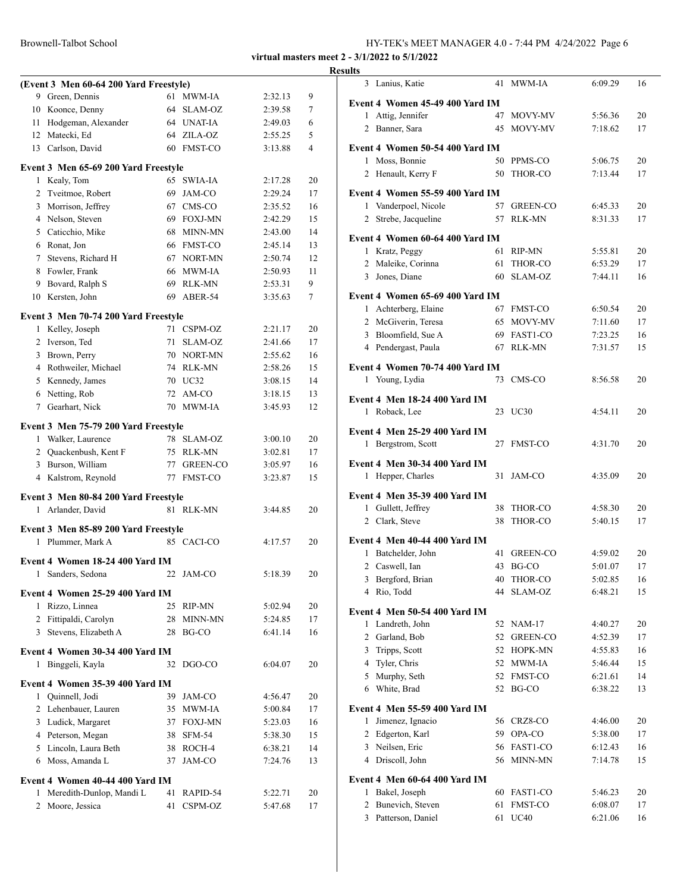**virtual masters meet 2 - 3/1/2022 to 5/1/2022**

**Results**

### (Event 3 Men 60-64 200 Yard Freestyle)

| Place | Name | Age | Team | Time | Points |
|---|---|---|---|---|---|
| 9 | Green, Dennis | 61 | MWM-IA | 2:32.13 | 9 |
| 10 | Koonce, Denny | 64 | SLAM-OZ | 2:39.58 | 7 |
| 11 | Hodgeman, Alexander | 64 | UNAT-IA | 2:49.03 | 6 |
| 12 | Matecki, Ed | 64 | ZILA-OZ | 2:55.25 | 5 |
| 13 | Carlson, David | 60 | FMST-CO | 3:13.88 | 4 |

### Event 3 Men 65-69 200 Yard Freestyle

| Place | Name | Age | Team | Time | Points |
|---|---|---|---|---|---|
| 1 | Kealy, Tom | 65 | SWIA-IA | 2:17.28 | 20 |
| 2 | Tveitmoe, Robert | 69 | JAM-CO | 2:29.24 | 17 |
| 3 | Morrison, Jeffrey | 67 | CMS-CO | 2:35.52 | 16 |
| 4 | Nelson, Steven | 69 | FOXJ-MN | 2:42.29 | 15 |
| 5 | Caticchio, Mike | 68 | MINN-MN | 2:43.00 | 14 |
| 6 | Ronat, Jon | 66 | FMST-CO | 2:45.14 | 13 |
| 7 | Stevens, Richard H | 67 | NORT-MN | 2:50.74 | 12 |
| 8 | Fowler, Frank | 66 | MWM-IA | 2:50.93 | 11 |
| 9 | Bovard, Ralph S | 69 | RLK-MN | 2:53.31 | 9 |
| 10 | Kersten, John | 69 | ABER-54 | 3:35.63 | 7 |

### Event 3 Men 70-74 200 Yard Freestyle

| Place | Name | Age | Team | Time | Points |
|---|---|---|---|---|---|
| 1 | Kelley, Joseph | 71 | CSPM-OZ | 2:21.17 | 20 |
| 2 | Iverson, Ted | 71 | SLAM-OZ | 2:41.66 | 17 |
| 3 | Brown, Perry | 70 | NORT-MN | 2:55.62 | 16 |
| 4 | Rothweiler, Michael | 74 | RLK-MN | 2:58.26 | 15 |
| 5 | Kennedy, James | 70 | UC32 | 3:08.15 | 14 |
| 6 | Netting, Rob | 72 | AM-CO | 3:18.15 | 13 |
| 7 | Gearhart, Nick | 70 | MWM-IA | 3:45.93 | 12 |

### Event 3 Men 75-79 200 Yard Freestyle

| Place | Name | Age | Team | Time | Points |
|---|---|---|---|---|---|
| 1 | Walker, Laurence | 78 | SLAM-OZ | 3:00.10 | 20 |
| 2 | Quackenbush, Kent F | 75 | RLK-MN | 3:02.81 | 17 |
| 3 | Burson, William | 77 | GREEN-CO | 3:05.97 | 16 |
| 4 | Kalstrom, Reynold | 77 | FMST-CO | 3:23.87 | 15 |

### Event 3 Men 80-84 200 Yard Freestyle

| Place | Name | Age | Team | Time | Points |
|---|---|---|---|---|---|
| 1 | Arlander, David | 81 | RLK-MN | 3:44.85 | 20 |

### Event 3 Men 85-89 200 Yard Freestyle

| Place | Name | Age | Team | Time | Points |
|---|---|---|---|---|---|
| 1 | Plummer, Mark A | 85 | CACI-CO | 4:17.57 | 20 |

### Event 4 Women 18-24 400 Yard IM

| Place | Name | Age | Team | Time | Points |
|---|---|---|---|---|---|
| 1 | Sanders, Sedona | 22 | JAM-CO | 5:18.39 | 20 |

### Event 4 Women 25-29 400 Yard IM

| Place | Name | Age | Team | Time | Points |
|---|---|---|---|---|---|
| 1 | Rizzo, Linnea | 25 | RIP-MN | 5:02.94 | 20 |
| 2 | Fittipaldi, Carolyn | 28 | MINN-MN | 5:24.85 | 17 |
| 3 | Stevens, Elizabeth A | 28 | BG-CO | 6:41.14 | 16 |

### Event 4 Women 30-34 400 Yard IM

| Place | Name | Age | Team | Time | Points |
|---|---|---|---|---|---|
| 1 | Binggeli, Kayla | 32 | DGO-CO | 6:04.07 | 20 |

### Event 4 Women 35-39 400 Yard IM

| Place | Name | Age | Team | Time | Points |
|---|---|---|---|---|---|
| 1 | Quinnell, Jodi | 39 | JAM-CO | 4:56.47 | 20 |
| 2 | Lehenbauer, Lauren | 35 | MWM-IA | 5:00.84 | 17 |
| 3 | Ludick, Margaret | 37 | FOXJ-MN | 5:23.03 | 16 |
| 4 | Peterson, Megan | 38 | SFM-54 | 5:38.30 | 15 |
| 5 | Lincoln, Laura Beth | 38 | ROCH-4 | 6:38.21 | 14 |
| 6 | Moss, Amanda L | 37 | JAM-CO | 7:24.76 | 13 |

### Event 4 Women 40-44 400 Yard IM

| Place | Name | Age | Team | Time | Points |
|---|---|---|---|---|---|
| 1 | Meredith-Dunlop, Mandi L | 41 | RAPID-54 | 5:22.71 | 20 |
| 2 | Moore, Jessica | 41 | CSPM-OZ | 5:47.68 | 17 |
| 3 | Lanius, Katie | 41 | MWM-IA | 6:09.29 | 16 |

### Event 4 Women 45-49 400 Yard IM

| Place | Name | Age | Team | Time | Points |
|---|---|---|---|---|---|
| 1 | Attig, Jennifer | 47 | MOVY-MV | 5:56.36 | 20 |
| 2 | Banner, Sara | 45 | MOVY-MV | 7:18.62 | 17 |

### Event 4 Women 50-54 400 Yard IM

| Place | Name | Age | Team | Time | Points |
|---|---|---|---|---|---|
| 1 | Moss, Bonnie | 50 | PPMS-CO | 5:06.75 | 20 |
| 2 | Henault, Kerry F | 50 | THOR-CO | 7:13.44 | 17 |

### Event 4 Women 55-59 400 Yard IM

| Place | Name | Age | Team | Time | Points |
|---|---|---|---|---|---|
| 1 | Vanderpoel, Nicole | 57 | GREEN-CO | 6:45.33 | 20 |
| 2 | Strebe, Jacqueline | 57 | RLK-MN | 8:31.33 | 17 |

### Event 4 Women 60-64 400 Yard IM

| Place | Name | Age | Team | Time | Points |
|---|---|---|---|---|---|
| 1 | Kratz, Peggy | 61 | RIP-MN | 5:55.81 | 20 |
| 2 | Maleike, Corinna | 61 | THOR-CO | 6:53.29 | 17 |
| 3 | Jones, Diane | 60 | SLAM-OZ | 7:44.11 | 16 |

### Event 4 Women 65-69 400 Yard IM

| Place | Name | Age | Team | Time | Points |
|---|---|---|---|---|---|
| 1 | Achterberg, Elaine | 67 | FMST-CO | 6:50.54 | 20 |
| 2 | McGiverin, Teresa | 65 | MOVY-MV | 7:11.60 | 17 |
| 3 | Bloomfield, Sue A | 69 | FAST1-CO | 7:23.25 | 16 |
| 4 | Pendergast, Paula | 67 | RLK-MN | 7:31.57 | 15 |

### Event 4 Women 70-74 400 Yard IM

| Place | Name | Age | Team | Time | Points |
|---|---|---|---|---|---|
| 1 | Young, Lydia | 73 | CMS-CO | 8:56.58 | 20 |

### Event 4 Men 18-24 400 Yard IM

| Place | Name | Age | Team | Time | Points |
|---|---|---|---|---|---|
| 1 | Roback, Lee | 23 | UC30 | 4:54.11 | 20 |

### Event 4 Men 25-29 400 Yard IM

| Place | Name | Age | Team | Time | Points |
|---|---|---|---|---|---|
| 1 | Bergstrom, Scott | 27 | FMST-CO | 4:31.70 | 20 |

### Event 4 Men 30-34 400 Yard IM

| Place | Name | Age | Team | Time | Points |
|---|---|---|---|---|---|
| 1 | Hepper, Charles | 31 | JAM-CO | 4:35.09 | 20 |

### Event 4 Men 35-39 400 Yard IM

| Place | Name | Age | Team | Time | Points |
|---|---|---|---|---|---|
| 1 | Gullett, Jeffrey | 38 | THOR-CO | 4:58.30 | 20 |
| 2 | Clark, Steve | 38 | THOR-CO | 5:40.15 | 17 |

### Event 4 Men 40-44 400 Yard IM

| Place | Name | Age | Team | Time | Points |
|---|---|---|---|---|---|
| 1 | Batchelder, John | 41 | GREEN-CO | 4:59.02 | 20 |
| 2 | Caswell, Ian | 43 | BG-CO | 5:01.07 | 17 |
| 3 | Bergford, Brian | 40 | THOR-CO | 5:02.85 | 16 |
| 4 | Rio, Todd | 44 | SLAM-OZ | 6:48.21 | 15 |

### Event 4 Men 50-54 400 Yard IM

| Place | Name | Age | Team | Time | Points |
|---|---|---|---|---|---|
| 1 | Landreth, John | 52 | NAM-17 | 4:40.27 | 20 |
| 2 | Garland, Bob | 52 | GREEN-CO | 4:52.39 | 17 |
| 3 | Tripps, Scott | 52 | HOPK-MN | 4:55.83 | 16 |
| 4 | Tyler, Chris | 52 | MWM-IA | 5:46.44 | 15 |
| 5 | Murphy, Seth | 52 | FMST-CO | 6:21.61 | 14 |
| 6 | White, Brad | 52 | BG-CO | 6:38.22 | 13 |

### Event 4 Men 55-59 400 Yard IM

| Place | Name | Age | Team | Time | Points |
|---|---|---|---|---|---|
| 1 | Jimenez, Ignacio | 56 | CRZ8-CO | 4:46.00 | 20 |
| 2 | Edgerton, Karl | 59 | OPA-CO | 5:38.00 | 17 |
| 3 | Neilsen, Eric | 56 | FAST1-CO | 6:12.43 | 16 |
| 4 | Driscoll, John | 56 | MINN-MN | 7:14.78 | 15 |

### Event 4 Men 60-64 400 Yard IM

| Place | Name | Age | Team | Time | Points |
|---|---|---|---|---|---|
| 1 | Bakel, Joseph | 60 | FAST1-CO | 5:46.23 | 20 |
| 2 | Bunevich, Steven | 61 | FMST-CO | 6:08.07 | 17 |
| 3 | Patterson, Daniel | 61 | UC40 | 6:21.06 | 16 |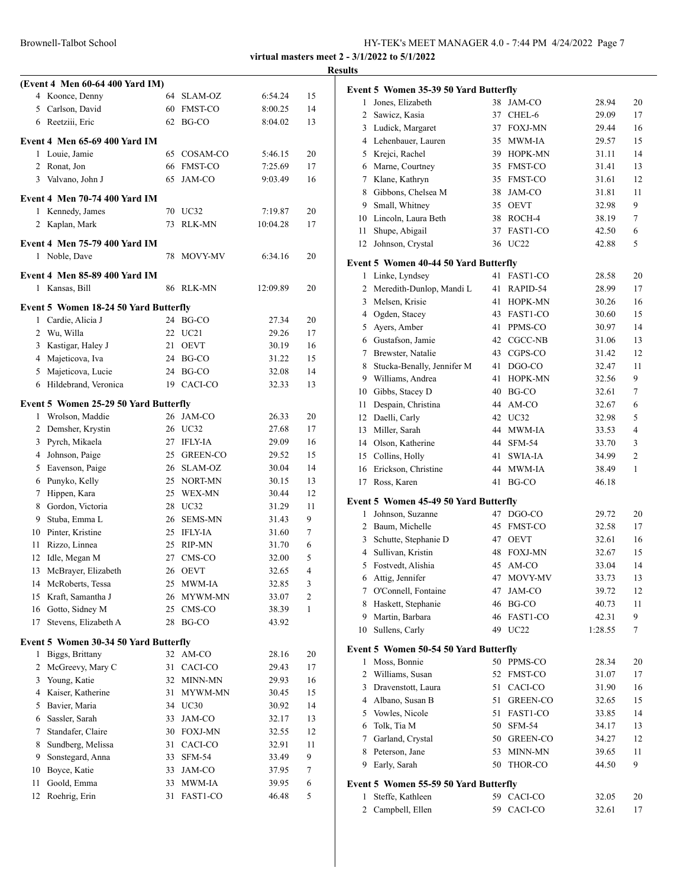virtual masters meet 2 - 3/1/2022 to 5/1/2022

Results

### (Event 4 Men 60-64 400 Yard IM)

| | Name | Age | Team | Time | Points |
|---|---|---|---|---|---|
| 4 | Koonce, Denny | 64 | SLAM-OZ | 6:54.24 | 15 |
| 5 | Carlson, David | 60 | FMST-CO | 8:00.25 | 14 |
| 6 | Reetziii, Eric | 62 | BG-CO | 8:04.02 | 13 |

### Event 4 Men 65-69 400 Yard IM

| | Name | Age | Team | Time | Points |
|---|---|---|---|---|---|
| 1 | Louie, Jamie | 65 | COSAM-CO | 5:46.15 | 20 |
| 2 | Ronat, Jon | 66 | FMST-CO | 7:25.69 | 17 |
| 3 | Valvano, John J | 65 | JAM-CO | 9:03.49 | 16 |

### Event 4 Men 70-74 400 Yard IM

| | Name | Age | Team | Time | Points |
|---|---|---|---|---|---|
| 1 | Kennedy, James | 70 | UC32 | 7:19.87 | 20 |
| 2 | Kaplan, Mark | 73 | RLK-MN | 10:04.28 | 17 |

### Event 4 Men 75-79 400 Yard IM

| | Name | Age | Team | Time | Points |
|---|---|---|---|---|---|
| 1 | Noble, Dave | 78 | MOVY-MV | 6:34.16 | 20 |

### Event 4 Men 85-89 400 Yard IM

| | Name | Age | Team | Time | Points |
|---|---|---|---|---|---|
| 1 | Kansas, Bill | 86 | RLK-MN | 12:09.89 | 20 |

### Event 5 Women 18-24 50 Yard Butterfly

| | Name | Age | Team | Time | Points |
|---|---|---|---|---|---|
| 1 | Cardie, Alicia J | 24 | BG-CO | 27.34 | 20 |
| 2 | Wu, Willa | 22 | UC21 | 29.26 | 17 |
| 3 | Kastigar, Haley J | 21 | OEVT | 30.19 | 16 |
| 4 | Majeticova, Iva | 24 | BG-CO | 31.22 | 15 |
| 5 | Majeticova, Lucie | 24 | BG-CO | 32.08 | 14 |
| 6 | Hildebrand, Veronica | 19 | CACI-CO | 32.33 | 13 |

### Event 5 Women 25-29 50 Yard Butterfly

| | Name | Age | Team | Time | Points |
|---|---|---|---|---|---|
| 1 | Wrolson, Maddie | 26 | JAM-CO | 26.33 | 20 |
| 2 | Demsher, Krystin | 26 | UC32 | 27.68 | 17 |
| 3 | Pyrch, Mikaela | 27 | IFLY-IA | 29.09 | 16 |
| 4 | Johnson, Paige | 25 | GREEN-CO | 29.52 | 15 |
| 5 | Eavenson, Paige | 26 | SLAM-OZ | 30.04 | 14 |
| 6 | Punyko, Kelly | 25 | NORT-MN | 30.15 | 13 |
| 7 | Hippen, Kara | 25 | WEX-MN | 30.44 | 12 |
| 8 | Gordon, Victoria | 28 | UC32 | 31.29 | 11 |
| 9 | Stuba, Emma L | 26 | SEMS-MN | 31.43 | 9 |
| 10 | Pinter, Kristine | 25 | IFLY-IA | 31.60 | 7 |
| 11 | Rizzo, Linnea | 25 | RIP-MN | 31.70 | 6 |
| 12 | Idle, Megan M | 27 | CMS-CO | 32.00 | 5 |
| 13 | McBrayer, Elizabeth | 26 | OEVT | 32.65 | 4 |
| 14 | McRoberts, Tessa | 25 | MWM-IA | 32.85 | 3 |
| 15 | Kraft, Samantha J | 26 | MYWM-MN | 33.07 | 2 |
| 16 | Gotto, Sidney M | 25 | CMS-CO | 38.39 | 1 |
| 17 | Stevens, Elizabeth A | 28 | BG-CO | 43.92 | |

### Event 5 Women 30-34 50 Yard Butterfly

| | Name | Age | Team | Time | Points |
|---|---|---|---|---|---|
| 1 | Biggs, Brittany | 32 | AM-CO | 28.16 | 20 |
| 2 | McGreevy, Mary C | 31 | CACI-CO | 29.43 | 17 |
| 3 | Young, Katie | 32 | MINN-MN | 29.93 | 16 |
| 4 | Kaiser, Katherine | 31 | MYWM-MN | 30.45 | 15 |
| 5 | Bavier, Maria | 34 | UC30 | 30.92 | 14 |
| 6 | Sassler, Sarah | 33 | JAM-CO | 32.17 | 13 |
| 7 | Standafer, Claire | 30 | FOXJ-MN | 32.55 | 12 |
| 8 | Sundberg, Melissa | 31 | CACI-CO | 32.91 | 11 |
| 9 | Sonstegard, Anna | 33 | SFM-54 | 33.49 | 9 |
| 10 | Boyce, Katie | 33 | JAM-CO | 37.95 | 7 |
| 11 | Goold, Emma | 33 | MWM-IA | 39.95 | 6 |
| 12 | Roehrig, Erin | 31 | FAST1-CO | 46.48 | 5 |

### Event 5 Women 35-39 50 Yard Butterfly

| | Name | Age | Team | Time | Points |
|---|---|---|---|---|---|
| 1 | Jones, Elizabeth | 38 | JAM-CO | 28.94 | 20 |
| 2 | Sawicz, Kasia | 37 | CHEL-6 | 29.09 | 17 |
| 3 | Ludick, Margaret | 37 | FOXJ-MN | 29.44 | 16 |
| 4 | Lehenbauer, Lauren | 35 | MWM-IA | 29.57 | 15 |
| 5 | Krejci, Rachel | 39 | HOPK-MN | 31.11 | 14 |
| 6 | Marne, Courtney | 35 | FMST-CO | 31.41 | 13 |
| 7 | Klane, Kathryn | 35 | FMST-CO | 31.61 | 12 |
| 8 | Gibbons, Chelsea M | 38 | JAM-CO | 31.81 | 11 |
| 9 | Small, Whitney | 35 | OEVT | 32.98 | 9 |
| 10 | Lincoln, Laura Beth | 38 | ROCH-4 | 38.19 | 7 |
| 11 | Shupe, Abigail | 37 | FAST1-CO | 42.50 | 6 |
| 12 | Johnson, Crystal | 36 | UC22 | 42.88 | 5 |

### Event 5 Women 40-44 50 Yard Butterfly

| | Name | Age | Team | Time | Points |
|---|---|---|---|---|---|
| 1 | Linke, Lyndsey | 41 | FAST1-CO | 28.58 | 20 |
| 2 | Meredith-Dunlop, Mandi L | 41 | RAPID-54 | 28.99 | 17 |
| 3 | Melsen, Krisie | 41 | HOPK-MN | 30.26 | 16 |
| 4 | Ogden, Stacey | 43 | FAST1-CO | 30.60 | 15 |
| 5 | Ayers, Amber | 41 | PPMS-CO | 30.97 | 14 |
| 6 | Gustafson, Jamie | 42 | CGCC-NB | 31.06 | 13 |
| 7 | Brewster, Natalie | 43 | CGPS-CO | 31.42 | 12 |
| 8 | Stucka-Benally, Jennifer M | 41 | DGO-CO | 32.47 | 11 |
| 9 | Williams, Andrea | 41 | HOPK-MN | 32.56 | 9 |
| 10 | Gibbs, Stacey D | 40 | BG-CO | 32.61 | 7 |
| 11 | Despain, Christina | 44 | AM-CO | 32.67 | 6 |
| 12 | Daelli, Carly | 42 | UC32 | 32.98 | 5 |
| 13 | Miller, Sarah | 44 | MWM-IA | 33.53 | 4 |
| 14 | Olson, Katherine | 44 | SFM-54 | 33.70 | 3 |
| 15 | Collins, Holly | 41 | SWIA-IA | 34.99 | 2 |
| 16 | Erickson, Christine | 44 | MWM-IA | 38.49 | 1 |
| 17 | Ross, Karen | 41 | BG-CO | 46.18 | |

### Event 5 Women 45-49 50 Yard Butterfly

| | Name | Age | Team | Time | Points |
|---|---|---|---|---|---|
| 1 | Johnson, Suzanne | 47 | DGO-CO | 29.72 | 20 |
| 2 | Baum, Michelle | 45 | FMST-CO | 32.58 | 17 |
| 3 | Schutte, Stephanie D | 47 | OEVT | 32.61 | 16 |
| 4 | Sullivan, Kristin | 48 | FOXJ-MN | 32.67 | 15 |
| 5 | Fostvedt, Alishia | 45 | AM-CO | 33.04 | 14 |
| 6 | Attig, Jennifer | 47 | MOVY-MV | 33.73 | 13 |
| 7 | O'Connell, Fontaine | 47 | JAM-CO | 39.72 | 12 |
| 8 | Haskett, Stephanie | 46 | BG-CO | 40.73 | 11 |
| 9 | Martin, Barbara | 46 | FAST1-CO | 42.31 | 9 |
| 10 | Sullens, Carly | 49 | UC22 | 1:28.55 | 7 |

### Event 5 Women 50-54 50 Yard Butterfly

| | Name | Age | Team | Time | Points |
|---|---|---|---|---|---|
| 1 | Moss, Bonnie | 50 | PPMS-CO | 28.34 | 20 |
| 2 | Williams, Susan | 52 | FMST-CO | 31.07 | 17 |
| 3 | Dravenstott, Laura | 51 | CACI-CO | 31.90 | 16 |
| 4 | Albano, Susan B | 51 | GREEN-CO | 32.65 | 15 |
| 5 | Vowles, Nicole | 51 | FAST1-CO | 33.85 | 14 |
| 6 | Tolk, Tia M | 50 | SFM-54 | 34.17 | 13 |
| 7 | Garland, Crystal | 50 | GREEN-CO | 34.27 | 12 |
| 8 | Peterson, Jane | 53 | MINN-MN | 39.65 | 11 |
| 9 | Early, Sarah | 50 | THOR-CO | 44.50 | 9 |

### Event 5 Women 55-59 50 Yard Butterfly

| | Name | Age | Team | Time | Points |
|---|---|---|---|---|---|
| 1 | Steffe, Kathleen | 59 | CACI-CO | 32.05 | 20 |
| 2 | Campbell, Ellen | 59 | CACI-CO | 32.61 | 17 |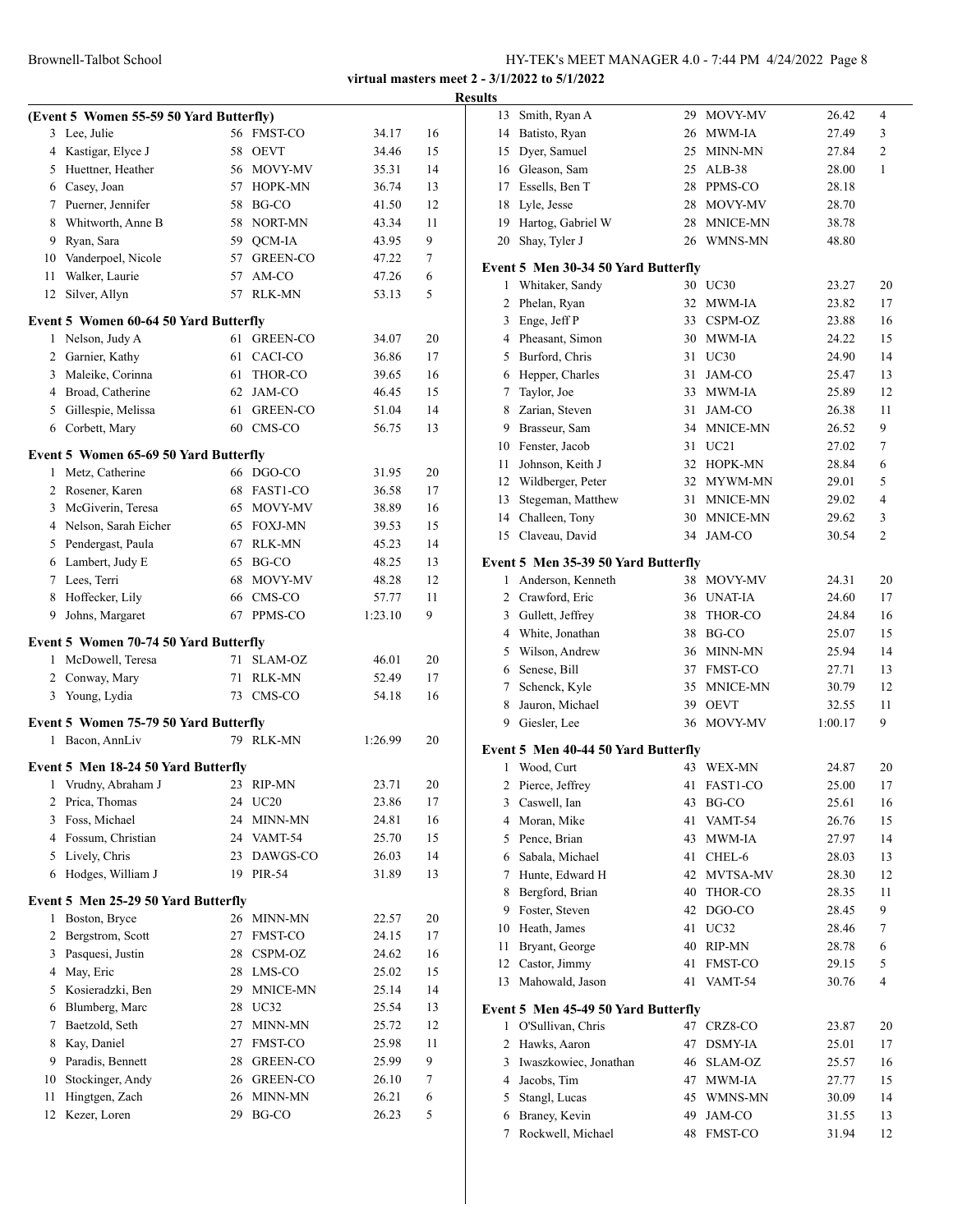**virtual masters meet 2 - 3/1/2022 to 5/1/2022**

**Results**

### (Event 5 Women 55-59 50 Yard Butterfly)

| Place | Name | Age | Team | Time | Points |
|---|---|---|---|---|---|
| 3 | Lee, Julie | 56 | FMST-CO | 34.17 | 16 |
| 4 | Kastigar, Elyce J | 58 | OEVT | 34.46 | 15 |
| 5 | Huettner, Heather | 56 | MOVY-MV | 35.31 | 14 |
| 6 | Casey, Joan | 57 | HOPK-MN | 36.74 | 13 |
| 7 | Puerner, Jennifer | 58 | BG-CO | 41.50 | 12 |
| 8 | Whitworth, Anne B | 58 | NORT-MN | 43.34 | 11 |
| 9 | Ryan, Sara | 59 | QCM-IA | 43.95 | 9 |
| 10 | Vanderpoel, Nicole | 57 | GREEN-CO | 47.22 | 7 |
| 11 | Walker, Laurie | 57 | AM-CO | 47.26 | 6 |
| 12 | Silver, Allyn | 57 | RLK-MN | 53.13 | 5 |

### Event 5 Women 60-64 50 Yard Butterfly

| Place | Name | Age | Team | Time | Points |
|---|---|---|---|---|---|
| 1 | Nelson, Judy A | 61 | GREEN-CO | 34.07 | 20 |
| 2 | Garnier, Kathy | 61 | CACI-CO | 36.86 | 17 |
| 3 | Maleike, Corinna | 61 | THOR-CO | 39.65 | 16 |
| 4 | Broad, Catherine | 62 | JAM-CO | 46.45 | 15 |
| 5 | Gillespie, Melissa | 61 | GREEN-CO | 51.04 | 14 |
| 6 | Corbett, Mary | 60 | CMS-CO | 56.75 | 13 |

### Event 5 Women 65-69 50 Yard Butterfly

| Place | Name | Age | Team | Time | Points |
|---|---|---|---|---|---|
| 1 | Metz, Catherine | 66 | DGO-CO | 31.95 | 20 |
| 2 | Rosener, Karen | 68 | FAST1-CO | 36.58 | 17 |
| 3 | McGiverin, Teresa | 65 | MOVY-MV | 38.89 | 16 |
| 4 | Nelson, Sarah Eicher | 65 | FOXJ-MN | 39.53 | 15 |
| 5 | Pendergast, Paula | 67 | RLK-MN | 45.23 | 14 |
| 6 | Lambert, Judy E | 65 | BG-CO | 48.25 | 13 |
| 7 | Lees, Terri | 68 | MOVY-MV | 48.28 | 12 |
| 8 | Hoffecker, Lily | 66 | CMS-CO | 57.77 | 11 |
| 9 | Johns, Margaret | 67 | PPMS-CO | 1:23.10 | 9 |

### Event 5 Women 70-74 50 Yard Butterfly

| Place | Name | Age | Team | Time | Points |
|---|---|---|---|---|---|
| 1 | McDowell, Teresa | 71 | SLAM-OZ | 46.01 | 20 |
| 2 | Conway, Mary | 71 | RLK-MN | 52.49 | 17 |
| 3 | Young, Lydia | 73 | CMS-CO | 54.18 | 16 |

### Event 5 Women 75-79 50 Yard Butterfly

| Place | Name | Age | Team | Time | Points |
|---|---|---|---|---|---|
| 1 | Bacon, AnnLiv | 79 | RLK-MN | 1:26.99 | 20 |

### Event 5 Men 18-24 50 Yard Butterfly

| Place | Name | Age | Team | Time | Points |
|---|---|---|---|---|---|
| 1 | Vrudny, Abraham J | 23 | RIP-MN | 23.71 | 20 |
| 2 | Prica, Thomas | 24 | UC20 | 23.86 | 17 |
| 3 | Foss, Michael | 24 | MINN-MN | 24.81 | 16 |
| 4 | Fossum, Christian | 24 | VAMT-54 | 25.70 | 15 |
| 5 | Lively, Chris | 23 | DAWGS-CO | 26.03 | 14 |
| 6 | Hodges, William J | 19 | PIR-54 | 31.89 | 13 |

### Event 5 Men 25-29 50 Yard Butterfly

| Place | Name | Age | Team | Time | Points |
|---|---|---|---|---|---|
| 1 | Boston, Bryce | 26 | MINN-MN | 22.57 | 20 |
| 2 | Bergstrom, Scott | 27 | FMST-CO | 24.15 | 17 |
| 3 | Pasquesi, Justin | 28 | CSPM-OZ | 24.62 | 16 |
| 4 | May, Eric | 28 | LMS-CO | 25.02 | 15 |
| 5 | Kosieradzki, Ben | 29 | MNICE-MN | 25.14 | 14 |
| 6 | Blumberg, Marc | 28 | UC32 | 25.54 | 13 |
| 7 | Baetzold, Seth | 27 | MINN-MN | 25.72 | 12 |
| 8 | Kay, Daniel | 27 | FMST-CO | 25.98 | 11 |
| 9 | Paradis, Bennett | 28 | GREEN-CO | 25.99 | 9 |
| 10 | Stockinger, Andy | 26 | GREEN-CO | 26.10 | 7 |
| 11 | Hingtgen, Zach | 26 | MINN-MN | 26.21 | 6 |
| 12 | Kezer, Loren | 29 | BG-CO | 26.23 | 5 |
| 13 | Smith, Ryan A | 29 | MOVY-MV | 26.42 | 4 |
| 14 | Batisto, Ryan | 26 | MWM-IA | 27.49 | 3 |
| 15 | Dyer, Samuel | 25 | MINN-MN | 27.84 | 2 |
| 16 | Gleason, Sam | 25 | ALB-38 | 28.00 | 1 |
| 17 | Essells, Ben T | 28 | PPMS-CO | 28.18 | |
| 18 | Lyle, Jesse | 28 | MOVY-MV | 28.70 | |
| 19 | Hartog, Gabriel W | 28 | MNICE-MN | 38.78 | |
| 20 | Shay, Tyler J | 26 | WMNS-MN | 48.80 | |

### Event 5 Men 30-34 50 Yard Butterfly

| Place | Name | Age | Team | Time | Points |
|---|---|---|---|---|---|
| 1 | Whitaker, Sandy | 30 | UC30 | 23.27 | 20 |
| 2 | Phelan, Ryan | 32 | MWM-IA | 23.82 | 17 |
| 3 | Enge, Jeff P | 33 | CSPM-OZ | 23.88 | 16 |
| 4 | Pheasant, Simon | 30 | MWM-IA | 24.22 | 15 |
| 5 | Burford, Chris | 31 | UC30 | 24.90 | 14 |
| 6 | Hepper, Charles | 31 | JAM-CO | 25.47 | 13 |
| 7 | Taylor, Joe | 33 | MWM-IA | 25.89 | 12 |
| 8 | Zarian, Steven | 31 | JAM-CO | 26.38 | 11 |
| 9 | Brasseur, Sam | 34 | MNICE-MN | 26.52 | 9 |
| 10 | Fenster, Jacob | 31 | UC21 | 27.02 | 7 |
| 11 | Johnson, Keith J | 32 | HOPK-MN | 28.84 | 6 |
| 12 | Wildberger, Peter | 32 | MYWM-MN | 29.01 | 5 |
| 13 | Stegeman, Matthew | 31 | MNICE-MN | 29.02 | 4 |
| 14 | Challeen, Tony | 30 | MNICE-MN | 29.62 | 3 |
| 15 | Claveau, David | 34 | JAM-CO | 30.54 | 2 |

### Event 5 Men 35-39 50 Yard Butterfly

| Place | Name | Age | Team | Time | Points |
|---|---|---|---|---|---|
| 1 | Anderson, Kenneth | 38 | MOVY-MV | 24.31 | 20 |
| 2 | Crawford, Eric | 36 | UNAT-IA | 24.60 | 17 |
| 3 | Gullett, Jeffrey | 38 | THOR-CO | 24.84 | 16 |
| 4 | White, Jonathan | 38 | BG-CO | 25.07 | 15 |
| 5 | Wilson, Andrew | 36 | MINN-MN | 25.94 | 14 |
| 6 | Senese, Bill | 37 | FMST-CO | 27.71 | 13 |
| 7 | Schenck, Kyle | 35 | MNICE-MN | 30.79 | 12 |
| 8 | Jauron, Michael | 39 | OEVT | 32.55 | 11 |
| 9 | Giesler, Lee | 36 | MOVY-MV | 1:00.17 | 9 |

### Event 5 Men 40-44 50 Yard Butterfly

| Place | Name | Age | Team | Time | Points |
|---|---|---|---|---|---|
| 1 | Wood, Curt | 43 | WEX-MN | 24.87 | 20 |
| 2 | Pierce, Jeffrey | 41 | FAST1-CO | 25.00 | 17 |
| 3 | Caswell, Ian | 43 | BG-CO | 25.61 | 16 |
| 4 | Moran, Mike | 41 | VAMT-54 | 26.76 | 15 |
| 5 | Pence, Brian | 43 | MWM-IA | 27.97 | 14 |
| 6 | Sabala, Michael | 41 | CHEL-6 | 28.03 | 13 |
| 7 | Hunte, Edward H | 42 | MVTSA-MV | 28.30 | 12 |
| 8 | Bergford, Brian | 40 | THOR-CO | 28.35 | 11 |
| 9 | Foster, Steven | 42 | DGO-CO | 28.45 | 9 |
| 10 | Heath, James | 41 | UC32 | 28.46 | 7 |
| 11 | Bryant, George | 40 | RIP-MN | 28.78 | 6 |
| 12 | Castor, Jimmy | 41 | FMST-CO | 29.15 | 5 |
| 13 | Mahowald, Jason | 41 | VAMT-54 | 30.76 | 4 |

### Event 5 Men 45-49 50 Yard Butterfly

| Place | Name | Age | Team | Time | Points |
|---|---|---|---|---|---|
| 1 | O'Sullivan, Chris | 47 | CRZ8-CO | 23.87 | 20 |
| 2 | Hawks, Aaron | 47 | DSMY-IA | 25.01 | 17 |
| 3 | Iwaszkowiec, Jonathan | 46 | SLAM-OZ | 25.57 | 16 |
| 4 | Jacobs, Tim | 47 | MWM-IA | 27.77 | 15 |
| 5 | Stangl, Lucas | 45 | WMNS-MN | 30.09 | 14 |
| 6 | Braney, Kevin | 49 | JAM-CO | 31.55 | 13 |
| 7 | Rockwell, Michael | 48 | FMST-CO | 31.94 | 12 |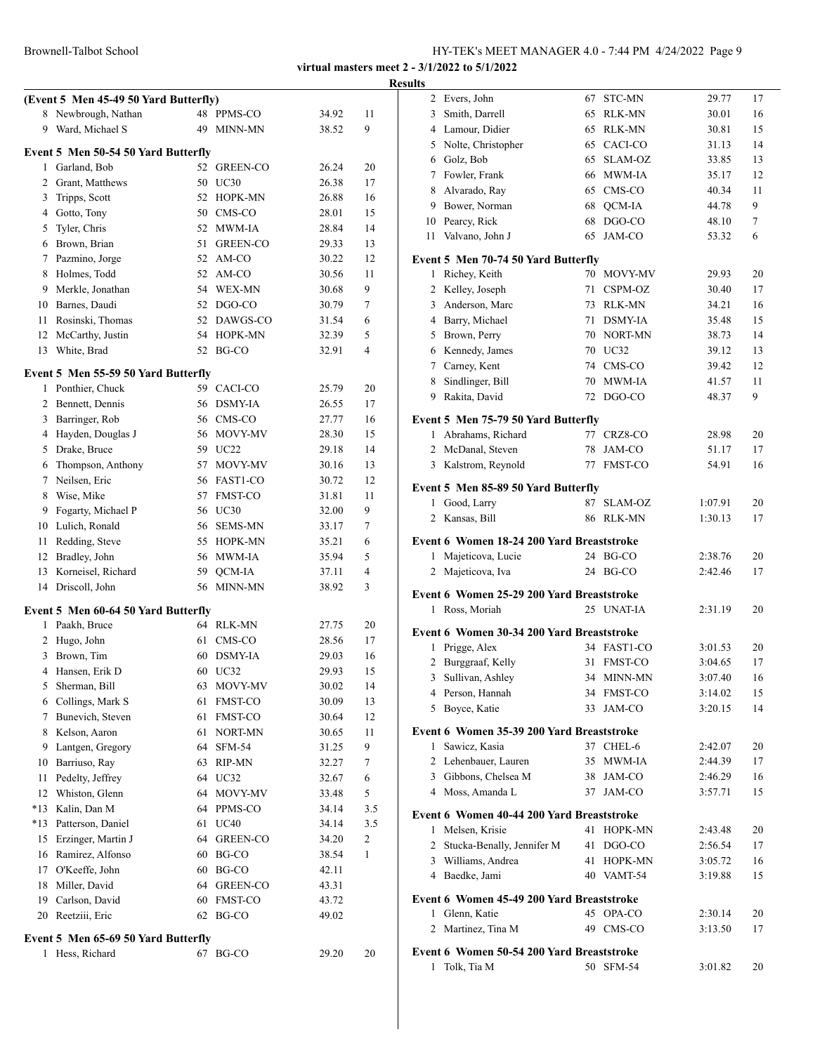virtual masters meet 2 - 3/1/2022 to 5/1/2022

**Results**

### (Event 5 Men 45-49 50 Yard Butterfly)

| | Name | Age | Team | Time | Points |
|---|---|---|---|---|---|
| 8 | Newbrough, Nathan | 48 | PPMS-CO | 34.92 | 11 |
| 9 | Ward, Michael S | 49 | MINN-MN | 38.52 | 9 |

### Event 5 Men 50-54 50 Yard Butterfly

| | Name | Age | Team | Time | Points |
|---|---|---|---|---|---|
| 1 | Garland, Bob | 52 | GREEN-CO | 26.24 | 20 |
| 2 | Grant, Matthews | 50 | UC30 | 26.38 | 17 |
| 3 | Tripps, Scott | 52 | HOPK-MN | 26.88 | 16 |
| 4 | Gotto, Tony | 50 | CMS-CO | 28.01 | 15 |
| 5 | Tyler, Chris | 52 | MWM-IA | 28.84 | 14 |
| 6 | Brown, Brian | 51 | GREEN-CO | 29.33 | 13 |
| 7 | Pazmino, Jorge | 52 | AM-CO | 30.22 | 12 |
| 8 | Holmes, Todd | 52 | AM-CO | 30.56 | 11 |
| 9 | Merkle, Jonathan | 54 | WEX-MN | 30.68 | 9 |
| 10 | Barnes, Daudi | 52 | DGO-CO | 30.79 | 7 |
| 11 | Rosinski, Thomas | 52 | DAWGS-CO | 31.54 | 6 |
| 12 | McCarthy, Justin | 54 | HOPK-MN | 32.39 | 5 |
| 13 | White, Brad | 52 | BG-CO | 32.91 | 4 |

### Event 5 Men 55-59 50 Yard Butterfly

| | Name | Age | Team | Time | Points |
|---|---|---|---|---|---|
| 1 | Ponthier, Chuck | 59 | CACI-CO | 25.79 | 20 |
| 2 | Bennett, Dennis | 56 | DSMY-IA | 26.55 | 17 |
| 3 | Barringer, Rob | 56 | CMS-CO | 27.77 | 16 |
| 4 | Hayden, Douglas J | 56 | MOVY-MV | 28.30 | 15 |
| 5 | Drake, Bruce | 59 | UC22 | 29.18 | 14 |
| 6 | Thompson, Anthony | 57 | MOVY-MV | 30.16 | 13 |
| 7 | Neilsen, Eric | 56 | FAST1-CO | 30.72 | 12 |
| 8 | Wise, Mike | 57 | FMST-CO | 31.81 | 11 |
| 9 | Fogarty, Michael P | 56 | UC30 | 32.00 | 9 |
| 10 | Lulich, Ronald | 56 | SEMS-MN | 33.17 | 7 |
| 11 | Redding, Steve | 55 | HOPK-MN | 35.21 | 6 |
| 12 | Bradley, John | 56 | MWM-IA | 35.94 | 5 |
| 13 | Korneisel, Richard | 59 | QCM-IA | 37.11 | 4 |
| 14 | Driscoll, John | 56 | MINN-MN | 38.92 | 3 |

### Event 5 Men 60-64 50 Yard Butterfly

| | Name | Age | Team | Time | Points |
|---|---|---|---|---|---|
| 1 | Paakh, Bruce | 64 | RLK-MN | 27.75 | 20 |
| 2 | Hugo, John | 61 | CMS-CO | 28.56 | 17 |
| 3 | Brown, Tim | 60 | DSMY-IA | 29.03 | 16 |
| 4 | Hansen, Erik D | 60 | UC32 | 29.93 | 15 |
| 5 | Sherman, Bill | 63 | MOVY-MV | 30.02 | 14 |
| 6 | Collings, Mark S | 61 | FMST-CO | 30.09 | 13 |
| 7 | Bunevich, Steven | 61 | FMST-CO | 30.64 | 12 |
| 8 | Kelson, Aaron | 61 | NORT-MN | 30.65 | 11 |
| 9 | Lantgen, Gregory | 64 | SFM-54 | 31.25 | 9 |
| 10 | Barriuso, Ray | 63 | RIP-MN | 32.27 | 7 |
| 11 | Pedelty, Jeffrey | 64 | UC32 | 32.67 | 6 |
| 12 | Whiston, Glenn | 64 | MOVY-MV | 33.48 | 5 |
| *13 | Kalin, Dan M | 64 | PPMS-CO | 34.14 | 3.5 |
| *13 | Patterson, Daniel | 61 | UC40 | 34.14 | 3.5 |
| 15 | Erzinger, Martin J | 64 | GREEN-CO | 34.20 | 2 |
| 16 | Ramirez, Alfonso | 60 | BG-CO | 38.54 | 1 |
| 17 | O'Keeffe, John | 60 | BG-CO | 42.11 | |
| 18 | Miller, David | 64 | GREEN-CO | 43.31 | |
| 19 | Carlson, David | 60 | FMST-CO | 43.72 | |
| 20 | Reetziii, Eric | 62 | BG-CO | 49.02 | |

### Event 5 Men 65-69 50 Yard Butterfly

| | Name | Age | Team | Time | Points |
|---|---|---|---|---|---|
| 1 | Hess, Richard | 67 | BG-CO | 29.20 | 20 |
| 2 | Evers, John | 67 | STC-MN | 29.77 | 17 |
| 3 | Smith, Darrell | 65 | RLK-MN | 30.01 | 16 |
| 4 | Lamour, Didier | 65 | RLK-MN | 30.81 | 15 |
| 5 | Nolte, Christopher | 65 | CACI-CO | 31.13 | 14 |
| 6 | Golz, Bob | 65 | SLAM-OZ | 33.85 | 13 |
| 7 | Fowler, Frank | 66 | MWM-IA | 35.17 | 12 |
| 8 | Alvarado, Ray | 65 | CMS-CO | 40.34 | 11 |
| 9 | Bower, Norman | 68 | QCM-IA | 44.78 | 9 |
| 10 | Pearcy, Rick | 68 | DGO-CO | 48.10 | 7 |
| 11 | Valvano, John J | 65 | JAM-CO | 53.32 | 6 |

### Event 5 Men 70-74 50 Yard Butterfly

| | Name | Age | Team | Time | Points |
|---|---|---|---|---|---|
| 1 | Richey, Keith | 70 | MOVY-MV | 29.93 | 20 |
| 2 | Kelley, Joseph | 71 | CSPM-OZ | 30.40 | 17 |
| 3 | Anderson, Marc | 73 | RLK-MN | 34.21 | 16 |
| 4 | Barry, Michael | 71 | DSMY-IA | 35.48 | 15 |
| 5 | Brown, Perry | 70 | NORT-MN | 38.73 | 14 |
| 6 | Kennedy, James | 70 | UC32 | 39.12 | 13 |
| 7 | Carney, Kent | 74 | CMS-CO | 39.42 | 12 |
| 8 | Sindlinger, Bill | 70 | MWM-IA | 41.57 | 11 |
| 9 | Rakita, David | 72 | DGO-CO | 48.37 | 9 |

### Event 5 Men 75-79 50 Yard Butterfly

| | Name | Age | Team | Time | Points |
|---|---|---|---|---|---|
| 1 | Abrahams, Richard | 77 | CRZ8-CO | 28.98 | 20 |
| 2 | McDanal, Steven | 78 | JAM-CO | 51.17 | 17 |
| 3 | Kalstrom, Reynold | 77 | FMST-CO | 54.91 | 16 |

### Event 5 Men 85-89 50 Yard Butterfly

| | Name | Age | Team | Time | Points |
|---|---|---|---|---|---|
| 1 | Good, Larry | 87 | SLAM-OZ | 1:07.91 | 20 |
| 2 | Kansas, Bill | 86 | RLK-MN | 1:30.13 | 17 |

### Event 6 Women 18-24 200 Yard Breaststroke

| | Name | Age | Team | Time | Points |
|---|---|---|---|---|---|
| 1 | Majeticova, Lucie | 24 | BG-CO | 2:38.76 | 20 |
| 2 | Majeticova, Iva | 24 | BG-CO | 2:42.46 | 17 |

### Event 6 Women 25-29 200 Yard Breaststroke

| | Name | Age | Team | Time | Points |
|---|---|---|---|---|---|
| 1 | Ross, Moriah | 25 | UNAT-IA | 2:31.19 | 20 |

### Event 6 Women 30-34 200 Yard Breaststroke

| | Name | Age | Team | Time | Points |
|---|---|---|---|---|---|
| 1 | Prigge, Alex | 34 | FAST1-CO | 3:01.53 | 20 |
| 2 | Burggraaf, Kelly | 31 | FMST-CO | 3:04.65 | 17 |
| 3 | Sullivan, Ashley | 34 | MINN-MN | 3:07.40 | 16 |
| 4 | Person, Hannah | 34 | FMST-CO | 3:14.02 | 15 |
| 5 | Boyce, Katie | 33 | JAM-CO | 3:20.15 | 14 |

### Event 6 Women 35-39 200 Yard Breaststroke

| | Name | Age | Team | Time | Points |
|---|---|---|---|---|---|
| 1 | Sawicz, Kasia | 37 | CHEL-6 | 2:42.07 | 20 |
| 2 | Lehenbauer, Lauren | 35 | MWM-IA | 2:44.39 | 17 |
| 3 | Gibbons, Chelsea M | 38 | JAM-CO | 2:46.29 | 16 |
| 4 | Moss, Amanda L | 37 | JAM-CO | 3:57.71 | 15 |

### Event 6 Women 40-44 200 Yard Breaststroke

| | Name | Age | Team | Time | Points |
|---|---|---|---|---|---|
| 1 | Melsen, Krisie | 41 | HOPK-MN | 2:43.48 | 20 |
| 2 | Stucka-Benally, Jennifer M | 41 | DGO-CO | 2:56.54 | 17 |
| 3 | Williams, Andrea | 41 | HOPK-MN | 3:05.72 | 16 |
| 4 | Baedke, Jami | 40 | VAMT-54 | 3:19.88 | 15 |

### Event 6 Women 45-49 200 Yard Breaststroke

| | Name | Age | Team | Time | Points |
|---|---|---|---|---|---|
| 1 | Glenn, Katie | 45 | OPA-CO | 2:30.14 | 20 |
| 2 | Martinez, Tina M | 49 | CMS-CO | 3:13.50 | 17 |

### Event 6 Women 50-54 200 Yard Breaststroke

| | Name | Age | Team | Time | Points |
|---|---|---|---|---|---|
| 1 | Tolk, Tia M | 50 | SFM-54 | 3:01.82 | 20 |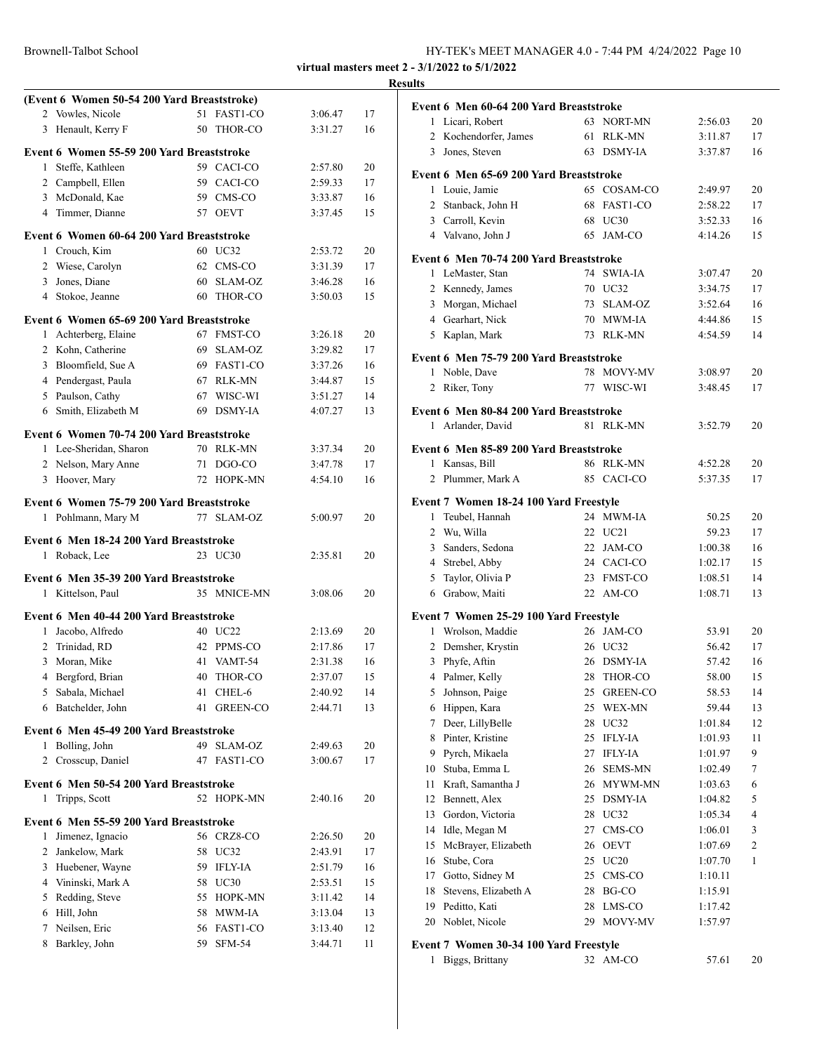**virtual masters meet 2 - 3/1/2022 to 5/1/2022**

**Results**

**(Event 6 Women 50-54 200 Yard Breaststroke)**

| | Name | Age | Team | Time | Points |
|---|---|---|---|---|---|
| 2 | Vowles, Nicole | 51 | FAST1-CO | 3:06.47 | 17 |
| 3 | Henault, Kerry F | 50 | THOR-CO | 3:31.27 | 16 |

**Event 6 Women 55-59 200 Yard Breaststroke**

| | Name | Age | Team | Time | Points |
|---|---|---|---|---|---|
| 1 | Steffe, Kathleen | 59 | CACI-CO | 2:57.80 | 20 |
| 2 | Campbell, Ellen | 59 | CACI-CO | 2:59.33 | 17 |
| 3 | McDonald, Kae | 59 | CMS-CO | 3:33.87 | 16 |
| 4 | Timmer, Dianne | 57 | OEVT | 3:37.45 | 15 |

**Event 6 Women 60-64 200 Yard Breaststroke**

| | Name | Age | Team | Time | Points |
|---|---|---|---|---|---|
| 1 | Crouch, Kim | 60 | UC32 | 2:53.72 | 20 |
| 2 | Wiese, Carolyn | 62 | CMS-CO | 3:31.39 | 17 |
| 3 | Jones, Diane | 60 | SLAM-OZ | 3:46.28 | 16 |
| 4 | Stokoe, Jeanne | 60 | THOR-CO | 3:50.03 | 15 |

**Event 6 Women 65-69 200 Yard Breaststroke**

| | Name | Age | Team | Time | Points |
|---|---|---|---|---|---|
| 1 | Achterberg, Elaine | 67 | FMST-CO | 3:26.18 | 20 |
| 2 | Kohn, Catherine | 69 | SLAM-OZ | 3:29.82 | 17 |
| 3 | Bloomfield, Sue A | 69 | FAST1-CO | 3:37.26 | 16 |
| 4 | Pendergast, Paula | 67 | RLK-MN | 3:44.87 | 15 |
| 5 | Paulson, Cathy | 67 | WISC-WI | 3:51.27 | 14 |
| 6 | Smith, Elizabeth M | 69 | DSMY-IA | 4:07.27 | 13 |

**Event 6 Women 70-74 200 Yard Breaststroke**

| | Name | Age | Team | Time | Points |
|---|---|---|---|---|---|
| 1 | Lee-Sheridan, Sharon | 70 | RLK-MN | 3:37.34 | 20 |
| 2 | Nelson, Mary Anne | 71 | DGO-CO | 3:47.78 | 17 |
| 3 | Hoover, Mary | 72 | HOPK-MN | 4:54.10 | 16 |

**Event 6 Women 75-79 200 Yard Breaststroke**

| | Name | Age | Team | Time | Points |
|---|---|---|---|---|---|
| 1 | Pohlmann, Mary M | 77 | SLAM-OZ | 5:00.97 | 20 |

**Event 6 Men 18-24 200 Yard Breaststroke**

| | Name | Age | Team | Time | Points |
|---|---|---|---|---|---|
| 1 | Roback, Lee | 23 | UC30 | 2:35.81 | 20 |

**Event 6 Men 35-39 200 Yard Breaststroke**

| | Name | Age | Team | Time | Points |
|---|---|---|---|---|---|
| 1 | Kittelson, Paul | 35 | MNICE-MN | 3:08.06 | 20 |

**Event 6 Men 40-44 200 Yard Breaststroke**

| | Name | Age | Team | Time | Points |
|---|---|---|---|---|---|
| 1 | Jacobo, Alfredo | 40 | UC22 | 2:13.69 | 20 |
| 2 | Trinidad, RD | 42 | PPMS-CO | 2:17.86 | 17 |
| 3 | Moran, Mike | 41 | VAMT-54 | 2:31.38 | 16 |
| 4 | Bergford, Brian | 40 | THOR-CO | 2:37.07 | 15 |
| 5 | Sabala, Michael | 41 | CHEL-6 | 2:40.92 | 14 |
| 6 | Batchelder, John | 41 | GREEN-CO | 2:44.71 | 13 |

**Event 6 Men 45-49 200 Yard Breaststroke**

| | Name | Age | Team | Time | Points |
|---|---|---|---|---|---|
| 1 | Bolling, John | 49 | SLAM-OZ | 2:49.63 | 20 |
| 2 | Crosscup, Daniel | 47 | FAST1-CO | 3:00.67 | 17 |

**Event 6 Men 50-54 200 Yard Breaststroke**

| | Name | Age | Team | Time | Points |
|---|---|---|---|---|---|
| 1 | Tripps, Scott | 52 | HOPK-MN | 2:40.16 | 20 |

**Event 6 Men 55-59 200 Yard Breaststroke**

| | Name | Age | Team | Time | Points |
|---|---|---|---|---|---|
| 1 | Jimenez, Ignacio | 56 | CRZ8-CO | 2:26.50 | 20 |
| 2 | Jankelow, Mark | 58 | UC32 | 2:43.91 | 17 |
| 3 | Huebener, Wayne | 59 | IFLY-IA | 2:51.79 | 16 |
| 4 | Vininski, Mark A | 58 | UC30 | 2:53.51 | 15 |
| 5 | Redding, Steve | 55 | HOPK-MN | 3:11.42 | 14 |
| 6 | Hill, John | 58 | MWM-IA | 3:13.04 | 13 |
| 7 | Neilsen, Eric | 56 | FAST1-CO | 3:13.40 | 12 |
| 8 | Barkley, John | 59 | SFM-54 | 3:44.71 | 11 |

**Event 6 Men 60-64 200 Yard Breaststroke**

| | Name | Age | Team | Time | Points |
|---|---|---|---|---|---|
| 1 | Licari, Robert | 63 | NORT-MN | 2:56.03 | 20 |
| 2 | Kochendorfer, James | 61 | RLK-MN | 3:11.87 | 17 |
| 3 | Jones, Steven | 63 | DSMY-IA | 3:37.87 | 16 |

**Event 6 Men 65-69 200 Yard Breaststroke**

| | Name | Age | Team | Time | Points |
|---|---|---|---|---|---|
| 1 | Louie, Jamie | 65 | COSAM-CO | 2:49.97 | 20 |
| 2 | Stanback, John H | 68 | FAST1-CO | 2:58.22 | 17 |
| 3 | Carroll, Kevin | 68 | UC30 | 3:52.33 | 16 |
| 4 | Valvano, John J | 65 | JAM-CO | 4:14.26 | 15 |

**Event 6 Men 70-74 200 Yard Breaststroke**

| | Name | Age | Team | Time | Points |
|---|---|---|---|---|---|
| 1 | LeMaster, Stan | 74 | SWIA-IA | 3:07.47 | 20 |
| 2 | Kennedy, James | 70 | UC32 | 3:34.75 | 17 |
| 3 | Morgan, Michael | 73 | SLAM-OZ | 3:52.64 | 16 |
| 4 | Gearhart, Nick | 70 | MWM-IA | 4:44.86 | 15 |
| 5 | Kaplan, Mark | 73 | RLK-MN | 4:54.59 | 14 |

**Event 6 Men 75-79 200 Yard Breaststroke**

| | Name | Age | Team | Time | Points |
|---|---|---|---|---|---|
| 1 | Noble, Dave | 78 | MOVY-MV | 3:08.97 | 20 |
| 2 | Riker, Tony | 77 | WISC-WI | 3:48.45 | 17 |

**Event 6 Men 80-84 200 Yard Breaststroke**

| | Name | Age | Team | Time | Points |
|---|---|---|---|---|---|
| 1 | Arlander, David | 81 | RLK-MN | 3:52.79 | 20 |

**Event 6 Men 85-89 200 Yard Breaststroke**

| | Name | Age | Team | Time | Points |
|---|---|---|---|---|---|
| 1 | Kansas, Bill | 86 | RLK-MN | 4:52.28 | 20 |
| 2 | Plummer, Mark A | 85 | CACI-CO | 5:37.35 | 17 |

**Event 7 Women 18-24 100 Yard Freestyle**

| | Name | Age | Team | Time | Points |
|---|---|---|---|---|---|
| 1 | Teubel, Hannah | 24 | MWM-IA | 50.25 | 20 |
| 2 | Wu, Willa | 22 | UC21 | 59.23 | 17 |
| 3 | Sanders, Sedona | 22 | JAM-CO | 1:00.38 | 16 |
| 4 | Strebel, Abby | 24 | CACI-CO | 1:02.17 | 15 |
| 5 | Taylor, Olivia P | 23 | FMST-CO | 1:08.51 | 14 |
| 6 | Grabow, Maiti | 22 | AM-CO | 1:08.71 | 13 |

**Event 7 Women 25-29 100 Yard Freestyle**

| | Name | Age | Team | Time | Points |
|---|---|---|---|---|---|
| 1 | Wrolson, Maddie | 26 | JAM-CO | 53.91 | 20 |
| 2 | Demsher, Krystin | 26 | UC32 | 56.42 | 17 |
| 3 | Phyfe, Aftin | 26 | DSMY-IA | 57.42 | 16 |
| 4 | Palmer, Kelly | 28 | THOR-CO | 58.00 | 15 |
| 5 | Johnson, Paige | 25 | GREEN-CO | 58.53 | 14 |
| 6 | Hippen, Kara | 25 | WEX-MN | 59.44 | 13 |
| 7 | Deer, LillyBelle | 28 | UC32 | 1:01.84 | 12 |
| 8 | Pinter, Kristine | 25 | IFLY-IA | 1:01.93 | 11 |
| 9 | Pyrch, Mikaela | 27 | IFLY-IA | 1:01.97 | 9 |
| 10 | Stuba, Emma L | 26 | SEMS-MN | 1:02.49 | 7 |
| 11 | Kraft, Samantha J | 26 | MYWM-MN | 1:03.63 | 6 |
| 12 | Bennett, Alex | 25 | DSMY-IA | 1:04.82 | 5 |
| 13 | Gordon, Victoria | 28 | UC32 | 1:05.34 | 4 |
| 14 | Idle, Megan M | 27 | CMS-CO | 1:06.01 | 3 |
| 15 | McBrayer, Elizabeth | 26 | OEVT | 1:07.69 | 2 |
| 16 | Stube, Cora | 25 | UC20 | 1:07.70 | 1 |
| 17 | Gotto, Sidney M | 25 | CMS-CO | 1:10.11 | |
| 18 | Stevens, Elizabeth A | 28 | BG-CO | 1:15.91 | |
| 19 | Peditto, Kati | 28 | LMS-CO | 1:17.42 | |
| 20 | Noblet, Nicole | 29 | MOVY-MV | 1:57.97 | |

**Event 7 Women 30-34 100 Yard Freestyle**

| | Name | Age | Team | Time | Points |
|---|---|---|---|---|---|
| 1 | Biggs, Brittany | 32 | AM-CO | 57.61 | 20 |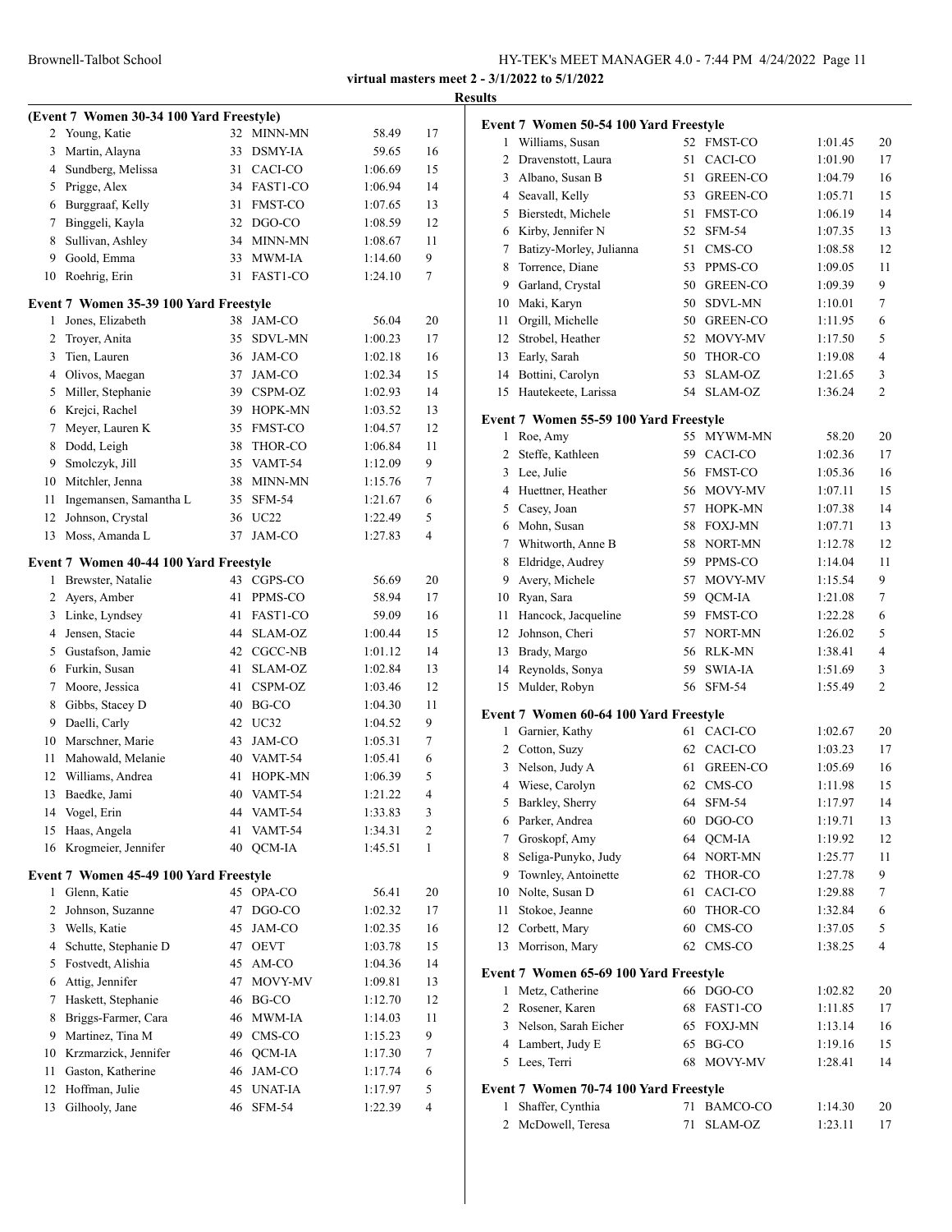**virtual masters meet 2 - 3/1/2022 to 5/1/2022**

**Results**

### (Event 7 Women 30-34 100 Yard Freestyle)

| | Name | Age | Team | Time | Points |
|---|---|---|---|---|---|
| 2 | Young, Katie | 32 | MINN-MN | 58.49 | 17 |
| 3 | Martin, Alayna | 33 | DSMY-IA | 59.65 | 16 |
| 4 | Sundberg, Melissa | 31 | CACI-CO | 1:06.69 | 15 |
| 5 | Prigge, Alex | 34 | FAST1-CO | 1:06.94 | 14 |
| 6 | Burggraaf, Kelly | 31 | FMST-CO | 1:07.65 | 13 |
| 7 | Binggeli, Kayla | 32 | DGO-CO | 1:08.59 | 12 |
| 8 | Sullivan, Ashley | 34 | MINN-MN | 1:08.67 | 11 |
| 9 | Goold, Emma | 33 | MWM-IA | 1:14.60 | 9 |
| 10 | Roehrig, Erin | 31 | FAST1-CO | 1:24.10 | 7 |

### Event 7 Women 35-39 100 Yard Freestyle

| | Name | Age | Team | Time | Points |
|---|---|---|---|---|---|
| 1 | Jones, Elizabeth | 38 | JAM-CO | 56.04 | 20 |
| 2 | Troyer, Anita | 35 | SDVL-MN | 1:00.23 | 17 |
| 3 | Tien, Lauren | 36 | JAM-CO | 1:02.18 | 16 |
| 4 | Olivos, Maegan | 37 | JAM-CO | 1:02.34 | 15 |
| 5 | Miller, Stephanie | 39 | CSPM-OZ | 1:02.93 | 14 |
| 6 | Krejci, Rachel | 39 | HOPK-MN | 1:03.52 | 13 |
| 7 | Meyer, Lauren K | 35 | FMST-CO | 1:04.57 | 12 |
| 8 | Dodd, Leigh | 38 | THOR-CO | 1:06.84 | 11 |
| 9 | Smolczyk, Jill | 35 | VAMT-54 | 1:12.09 | 9 |
| 10 | Mitchler, Jenna | 38 | MINN-MN | 1:15.76 | 7 |
| 11 | Ingemansen, Samantha L | 35 | SFM-54 | 1:21.67 | 6 |
| 12 | Johnson, Crystal | 36 | UC22 | 1:22.49 | 5 |
| 13 | Moss, Amanda L | 37 | JAM-CO | 1:27.83 | 4 |

### Event 7 Women 40-44 100 Yard Freestyle

| | Name | Age | Team | Time | Points |
|---|---|---|---|---|---|
| 1 | Brewster, Natalie | 43 | CGPS-CO | 56.69 | 20 |
| 2 | Ayers, Amber | 41 | PPMS-CO | 58.94 | 17 |
| 3 | Linke, Lyndsey | 41 | FAST1-CO | 59.09 | 16 |
| 4 | Jensen, Stacie | 44 | SLAM-OZ | 1:00.44 | 15 |
| 5 | Gustafson, Jamie | 42 | CGCC-NB | 1:01.12 | 14 |
| 6 | Furkin, Susan | 41 | SLAM-OZ | 1:02.84 | 13 |
| 7 | Moore, Jessica | 41 | CSPM-OZ | 1:03.46 | 12 |
| 8 | Gibbs, Stacey D | 40 | BG-CO | 1:04.30 | 11 |
| 9 | Daelli, Carly | 42 | UC32 | 1:04.52 | 9 |
| 10 | Marschner, Marie | 43 | JAM-CO | 1:05.31 | 7 |
| 11 | Mahowald, Melanie | 40 | VAMT-54 | 1:05.41 | 6 |
| 12 | Williams, Andrea | 41 | HOPK-MN | 1:06.39 | 5 |
| 13 | Baedke, Jami | 40 | VAMT-54 | 1:21.22 | 4 |
| 14 | Vogel, Erin | 44 | VAMT-54 | 1:33.83 | 3 |
| 15 | Haas, Angela | 41 | VAMT-54 | 1:34.31 | 2 |
| 16 | Krogmeier, Jennifer | 40 | QCM-IA | 1:45.51 | 1 |

### Event 7 Women 45-49 100 Yard Freestyle

| | Name | Age | Team | Time | Points |
|---|---|---|---|---|---|
| 1 | Glenn, Katie | 45 | OPA-CO | 56.41 | 20 |
| 2 | Johnson, Suzanne | 47 | DGO-CO | 1:02.32 | 17 |
| 3 | Wells, Katie | 45 | JAM-CO | 1:02.35 | 16 |
| 4 | Schutte, Stephanie D | 47 | OEVT | 1:03.78 | 15 |
| 5 | Fostvedt, Alishia | 45 | AM-CO | 1:04.36 | 14 |
| 6 | Attig, Jennifer | 47 | MOVY-MV | 1:09.81 | 13 |
| 7 | Haskett, Stephanie | 46 | BG-CO | 1:12.70 | 12 |
| 8 | Briggs-Farmer, Cara | 46 | MWM-IA | 1:14.03 | 11 |
| 9 | Martinez, Tina M | 49 | CMS-CO | 1:15.23 | 9 |
| 10 | Krzmarzick, Jennifer | 46 | QCM-IA | 1:17.30 | 7 |
| 11 | Gaston, Katherine | 46 | JAM-CO | 1:17.74 | 6 |
| 12 | Hoffman, Julie | 45 | UNAT-IA | 1:17.97 | 5 |
| 13 | Gilhooly, Jane | 46 | SFM-54 | 1:22.39 | 4 |

### Event 7 Women 50-54 100 Yard Freestyle

| | Name | Age | Team | Time | Points |
|---|---|---|---|---|---|
| 1 | Williams, Susan | 52 | FMST-CO | 1:01.45 | 20 |
| 2 | Dravenstott, Laura | 51 | CACI-CO | 1:01.90 | 17 |
| 3 | Albano, Susan B | 51 | GREEN-CO | 1:04.79 | 16 |
| 4 | Seavall, Kelly | 53 | GREEN-CO | 1:05.71 | 15 |
| 5 | Bierstedt, Michele | 51 | FMST-CO | 1:06.19 | 14 |
| 6 | Kirby, Jennifer N | 52 | SFM-54 | 1:07.35 | 13 |
| 7 | Batizy-Morley, Julianna | 51 | CMS-CO | 1:08.58 | 12 |
| 8 | Torrence, Diane | 53 | PPMS-CO | 1:09.05 | 11 |
| 9 | Garland, Crystal | 50 | GREEN-CO | 1:09.39 | 9 |
| 10 | Maki, Karyn | 50 | SDVL-MN | 1:10.01 | 7 |
| 11 | Orgill, Michelle | 50 | GREEN-CO | 1:11.95 | 6 |
| 12 | Strobel, Heather | 52 | MOVY-MV | 1:17.50 | 5 |
| 13 | Early, Sarah | 50 | THOR-CO | 1:19.08 | 4 |
| 14 | Bottini, Carolyn | 53 | SLAM-OZ | 1:21.65 | 3 |
| 15 | Hautekeete, Larissa | 54 | SLAM-OZ | 1:36.24 | 2 |

### Event 7 Women 55-59 100 Yard Freestyle

| | Name | Age | Team | Time | Points |
|---|---|---|---|---|---|
| 1 | Roe, Amy | 55 | MYWM-MN | 58.20 | 20 |
| 2 | Steffe, Kathleen | 59 | CACI-CO | 1:02.36 | 17 |
| 3 | Lee, Julie | 56 | FMST-CO | 1:05.36 | 16 |
| 4 | Huettner, Heather | 56 | MOVY-MV | 1:07.11 | 15 |
| 5 | Casey, Joan | 57 | HOPK-MN | 1:07.38 | 14 |
| 6 | Mohn, Susan | 58 | FOXJ-MN | 1:07.71 | 13 |
| 7 | Whitworth, Anne B | 58 | NORT-MN | 1:12.78 | 12 |
| 8 | Eldridge, Audrey | 59 | PPMS-CO | 1:14.04 | 11 |
| 9 | Avery, Michele | 57 | MOVY-MV | 1:15.54 | 9 |
| 10 | Ryan, Sara | 59 | QCM-IA | 1:21.08 | 7 |
| 11 | Hancock, Jacqueline | 59 | FMST-CO | 1:22.28 | 6 |
| 12 | Johnson, Cheri | 57 | NORT-MN | 1:26.02 | 5 |
| 13 | Brady, Margo | 56 | RLK-MN | 1:38.41 | 4 |
| 14 | Reynolds, Sonya | 59 | SWIA-IA | 1:51.69 | 3 |
| 15 | Mulder, Robyn | 56 | SFM-54 | 1:55.49 | 2 |

### Event 7 Women 60-64 100 Yard Freestyle

| | Name | Age | Team | Time | Points |
|---|---|---|---|---|---|
| 1 | Garnier, Kathy | 61 | CACI-CO | 1:02.67 | 20 |
| 2 | Cotton, Suzy | 62 | CACI-CO | 1:03.23 | 17 |
| 3 | Nelson, Judy A | 61 | GREEN-CO | 1:05.69 | 16 |
| 4 | Wiese, Carolyn | 62 | CMS-CO | 1:11.98 | 15 |
| 5 | Barkley, Sherry | 64 | SFM-54 | 1:17.97 | 14 |
| 6 | Parker, Andrea | 60 | DGO-CO | 1:19.71 | 13 |
| 7 | Groskopf, Amy | 64 | QCM-IA | 1:19.92 | 12 |
| 8 | Seliga-Punyko, Judy | 64 | NORT-MN | 1:25.77 | 11 |
| 9 | Townley, Antoinette | 62 | THOR-CO | 1:27.78 | 9 |
| 10 | Nolte, Susan D | 61 | CACI-CO | 1:29.88 | 7 |
| 11 | Stokoe, Jeanne | 60 | THOR-CO | 1:32.84 | 6 |
| 12 | Corbett, Mary | 60 | CMS-CO | 1:37.05 | 5 |
| 13 | Morrison, Mary | 62 | CMS-CO | 1:38.25 | 4 |

### Event 7 Women 65-69 100 Yard Freestyle

| | Name | Age | Team | Time | Points |
|---|---|---|---|---|---|
| 1 | Metz, Catherine | 66 | DGO-CO | 1:02.82 | 20 |
| 2 | Rosener, Karen | 68 | FAST1-CO | 1:11.85 | 17 |
| 3 | Nelson, Sarah Eicher | 65 | FOXJ-MN | 1:13.14 | 16 |
| 4 | Lambert, Judy E | 65 | BG-CO | 1:19.16 | 15 |
| 5 | Lees, Terri | 68 | MOVY-MV | 1:28.41 | 14 |

### Event 7 Women 70-74 100 Yard Freestyle

| | Name | Age | Team | Time | Points |
|---|---|---|---|---|---|
| 1 | Shaffer, Cynthia | 71 | BAMCO-CO | 1:14.30 | 20 |
| 2 | McDowell, Teresa | 71 | SLAM-OZ | 1:23.11 | 17 |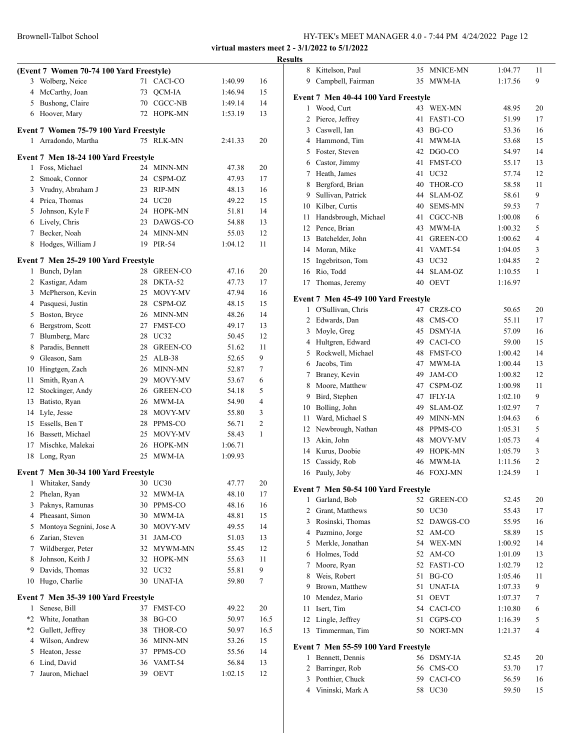**virtual masters meet 2 - 3/1/2022 to 5/1/2022**

**Results**

**(Event 7 Women 70-74 100 Yard Freestyle)**

| | Name | Age | Team | Time | Points |
|---|---|---|---|---|---|
| 3 | Wolberg, Neice | 71 | CACI-CO | 1:40.99 | 16 |
| 4 | McCarthy, Joan | 73 | QCM-IA | 1:46.94 | 15 |
| 5 | Bushong, Claire | 70 | CGCC-NB | 1:49.14 | 14 |
| 6 | Hoover, Mary | 72 | HOPK-MN | 1:53.19 | 13 |

**Event 7 Women 75-79 100 Yard Freestyle**

| | Name | Age | Team | Time | Points |
|---|---|---|---|---|---|
| 1 | Arradondo, Martha | 75 | RLK-MN | 2:41.33 | 20 |

**Event 7 Men 18-24 100 Yard Freestyle**

| | Name | Age | Team | Time | Points |
|---|---|---|---|---|---|
| 1 | Foss, Michael | 24 | MINN-MN | 47.38 | 20 |
| 2 | Smoak, Connor | 24 | CSPM-OZ | 47.93 | 17 |
| 3 | Vrudny, Abraham J | 23 | RIP-MN | 48.13 | 16 |
| 4 | Prica, Thomas | 24 | UC20 | 49.22 | 15 |
| 5 | Johnson, Kyle F | 24 | HOPK-MN | 51.81 | 14 |
| 6 | Lively, Chris | 23 | DAWGS-CO | 54.88 | 13 |
| 7 | Becker, Noah | 24 | MINN-MN | 55.03 | 12 |
| 8 | Hodges, William J | 19 | PIR-54 | 1:04.12 | 11 |

**Event 7 Men 25-29 100 Yard Freestyle**

| | Name | Age | Team | Time | Points |
|---|---|---|---|---|---|
| 1 | Bunch, Dylan | 28 | GREEN-CO | 47.16 | 20 |
| 2 | Kastigar, Adam | 28 | DKTA-52 | 47.73 | 17 |
| 3 | McPherson, Kevin | 25 | MOVY-MV | 47.94 | 16 |
| 4 | Pasquesi, Justin | 28 | CSPM-OZ | 48.15 | 15 |
| 5 | Boston, Bryce | 26 | MINN-MN | 48.26 | 14 |
| 6 | Bergstrom, Scott | 27 | FMST-CO | 49.17 | 13 |
| 7 | Blumberg, Marc | 28 | UC32 | 50.45 | 12 |
| 8 | Paradis, Bennett | 28 | GREEN-CO | 51.62 | 11 |
| 9 | Gleason, Sam | 25 | ALB-38 | 52.65 | 9 |
| 10 | Hingtgen, Zach | 26 | MINN-MN | 52.87 | 7 |
| 11 | Smith, Ryan A | 29 | MOVY-MV | 53.67 | 6 |
| 12 | Stockinger, Andy | 26 | GREEN-CO | 54.18 | 5 |
| 13 | Batisto, Ryan | 26 | MWM-IA | 54.90 | 4 |
| 14 | Lyle, Jesse | 28 | MOVY-MV | 55.80 | 3 |
| 15 | Essells, Ben T | 28 | PPMS-CO | 56.71 | 2 |
| 16 | Bassett, Michael | 25 | MOVY-MV | 58.43 | 1 |
| 17 | Mischke, Malekai | 26 | HOPK-MN | 1:06.71 | |
| 18 | Long, Ryan | 25 | MWM-IA | 1:09.93 | |

**Event 7 Men 30-34 100 Yard Freestyle**

| | Name | Age | Team | Time | Points |
|---|---|---|---|---|---|
| 1 | Whitaker, Sandy | 30 | UC30 | 47.77 | 20 |
| 2 | Phelan, Ryan | 32 | MWM-IA | 48.10 | 17 |
| 3 | Paknys, Ramunas | 30 | PPMS-CO | 48.16 | 16 |
| 4 | Pheasant, Simon | 30 | MWM-IA | 48.81 | 15 |
| 5 | Montoya Segnini, Jose A | 30 | MOVY-MV | 49.55 | 14 |
| 6 | Zarian, Steven | 31 | JAM-CO | 51.03 | 13 |
| 7 | Wildberger, Peter | 32 | MYWM-MN | 55.45 | 12 |
| 8 | Johnson, Keith J | 32 | HOPK-MN | 55.63 | 11 |
| 9 | Davids, Thomas | 32 | UC32 | 55.81 | 9 |
| 10 | Hugo, Charlie | 30 | UNAT-IA | 59.80 | 7 |

**Event 7 Men 35-39 100 Yard Freestyle**

| | Name | Age | Team | Time | Points |
|---|---|---|---|---|---|
| 1 | Senese, Bill | 37 | FMST-CO | 49.22 | 20 |
| *2 | White, Jonathan | 38 | BG-CO | 50.97 | 16.5 |
| *2 | Gullett, Jeffrey | 38 | THOR-CO | 50.97 | 16.5 |
| 4 | Wilson, Andrew | 36 | MINN-MN | 53.26 | 15 |
| 5 | Heaton, Jesse | 37 | PPMS-CO | 55.56 | 14 |
| 6 | Lind, David | 36 | VAMT-54 | 56.84 | 13 |
| 7 | Jauron, Michael | 39 | OEVT | 1:02.15 | 12 |
| 8 | Kittelson, Paul | 35 | MNICE-MN | 1:04.77 | 11 |
| 9 | Campbell, Fairman | 35 | MWM-IA | 1:17.56 | 9 |

**Event 7 Men 40-44 100 Yard Freestyle**

| | Name | Age | Team | Time | Points |
|---|---|---|---|---|---|
| 1 | Wood, Curt | 43 | WEX-MN | 48.95 | 20 |
| 2 | Pierce, Jeffrey | 41 | FAST1-CO | 51.99 | 17 |
| 3 | Caswell, Ian | 43 | BG-CO | 53.36 | 16 |
| 4 | Hammond, Tim | 41 | MWM-IA | 53.68 | 15 |
| 5 | Foster, Steven | 42 | DGO-CO | 54.97 | 14 |
| 6 | Castor, Jimmy | 41 | FMST-CO | 55.17 | 13 |
| 7 | Heath, James | 41 | UC32 | 57.74 | 12 |
| 8 | Bergford, Brian | 40 | THOR-CO | 58.58 | 11 |
| 9 | Sullivan, Patrick | 44 | SLAM-OZ | 58.61 | 9 |
| 10 | Kilber, Curtis | 40 | SEMS-MN | 59.53 | 7 |
| 11 | Handsbrough, Michael | 41 | CGCC-NB | 1:00.08 | 6 |
| 12 | Pence, Brian | 43 | MWM-IA | 1:00.32 | 5 |
| 13 | Batchelder, John | 41 | GREEN-CO | 1:00.62 | 4 |
| 14 | Moran, Mike | 41 | VAMT-54 | 1:04.05 | 3 |
| 15 | Ingebritson, Tom | 43 | UC32 | 1:04.85 | 2 |
| 16 | Rio, Todd | 44 | SLAM-OZ | 1:10.55 | 1 |
| 17 | Thomas, Jeremy | 40 | OEVT | 1:16.97 | |

**Event 7 Men 45-49 100 Yard Freestyle**

| | Name | Age | Team | Time | Points |
|---|---|---|---|---|---|
| 1 | O'Sullivan, Chris | 47 | CRZ8-CO | 50.65 | 20 |
| 2 | Edwards, Dan | 48 | CMS-CO | 55.11 | 17 |
| 3 | Moyle, Greg | 45 | DSMY-IA | 57.09 | 16 |
| 4 | Hultgren, Edward | 49 | CACI-CO | 59.00 | 15 |
| 5 | Rockwell, Michael | 48 | FMST-CO | 1:00.42 | 14 |
| 6 | Jacobs, Tim | 47 | MWM-IA | 1:00.44 | 13 |
| 7 | Braney, Kevin | 49 | JAM-CO | 1:00.82 | 12 |
| 8 | Moore, Matthew | 47 | CSPM-OZ | 1:00.98 | 11 |
| 9 | Bird, Stephen | 47 | IFLY-IA | 1:02.10 | 9 |
| 10 | Bolling, John | 49 | SLAM-OZ | 1:02.97 | 7 |
| 11 | Ward, Michael S | 49 | MINN-MN | 1:04.63 | 6 |
| 12 | Newbrough, Nathan | 48 | PPMS-CO | 1:05.31 | 5 |
| 13 | Akin, John | 48 | MOVY-MV | 1:05.73 | 4 |
| 14 | Kurus, Doobie | 49 | HOPK-MN | 1:05.79 | 3 |
| 15 | Cassidy, Rob | 46 | MWM-IA | 1:11.56 | 2 |
| 16 | Pauly, Joby | 46 | FOXJ-MN | 1:24.59 | 1 |

**Event 7 Men 50-54 100 Yard Freestyle**

| | Name | Age | Team | Time | Points |
|---|---|---|---|---|---|
| 1 | Garland, Bob | 52 | GREEN-CO | 52.45 | 20 |
| 2 | Grant, Matthews | 50 | UC30 | 55.43 | 17 |
| 3 | Rosinski, Thomas | 52 | DAWGS-CO | 55.95 | 16 |
| 4 | Pazmino, Jorge | 52 | AM-CO | 58.89 | 15 |
| 5 | Merkle, Jonathan | 54 | WEX-MN | 1:00.92 | 14 |
| 6 | Holmes, Todd | 52 | AM-CO | 1:01.09 | 13 |
| 7 | Moore, Ryan | 52 | FAST1-CO | 1:02.79 | 12 |
| 8 | Weis, Robert | 51 | BG-CO | 1:05.46 | 11 |
| 9 | Brown, Matthew | 51 | UNAT-IA | 1:07.33 | 9 |
| 10 | Mendez, Mario | 51 | OEVT | 1:07.37 | 7 |
| 11 | Isert, Tim | 54 | CACI-CO | 1:10.80 | 6 |
| 12 | Lingle, Jeffrey | 51 | CGPS-CO | 1:16.39 | 5 |
| 13 | Timmerman, Tim | 50 | NORT-MN | 1:21.37 | 4 |

**Event 7 Men 55-59 100 Yard Freestyle**

| | Name | Age | Team | Time | Points |
|---|---|---|---|---|---|
| 1 | Bennett, Dennis | 56 | DSMY-IA | 52.45 | 20 |
| 2 | Barringer, Rob | 56 | CMS-CO | 53.70 | 17 |
| 3 | Ponthier, Chuck | 59 | CACI-CO | 56.59 | 16 |
| 4 | Vininski, Mark A | 58 | UC30 | 59.50 | 15 |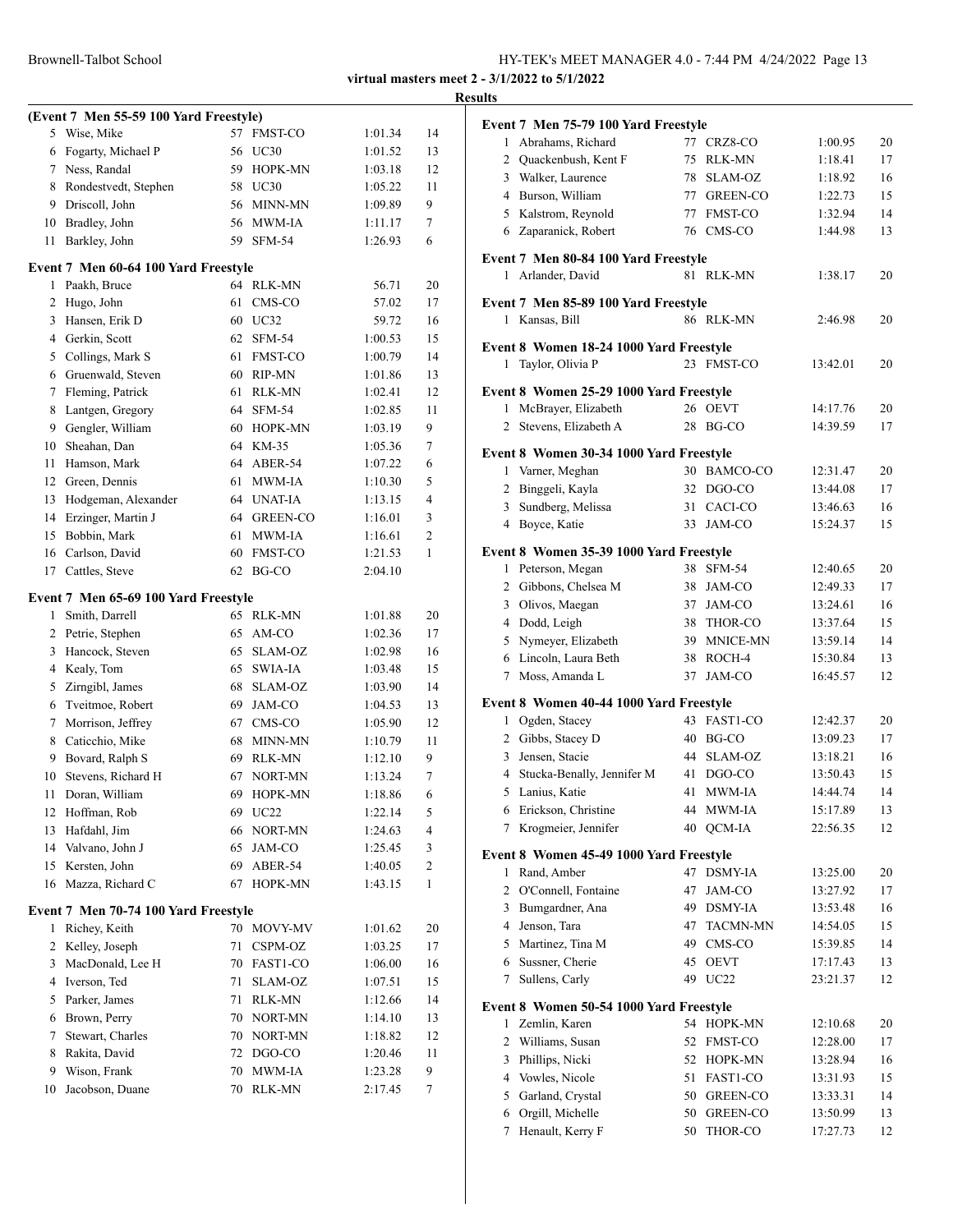**virtual masters meet 2 - 3/1/2022 to 5/1/2022**

**Results**

### (Event 7 Men 55-59 100 Yard Freestyle)

| Place | Name | Age | Team | Time | Points |
|---|---|---|---|---|---|
| 5 | Wise, Mike | 57 | FMST-CO | 1:01.34 | 14 |
| 6 | Fogarty, Michael P | 56 | UC30 | 1:01.52 | 13 |
| 7 | Ness, Randal | 59 | HOPK-MN | 1:03.18 | 12 |
| 8 | Rondestvedt, Stephen | 58 | UC30 | 1:05.22 | 11 |
| 9 | Driscoll, John | 56 | MINN-MN | 1:09.89 | 9 |
| 10 | Bradley, John | 56 | MWM-IA | 1:11.17 | 7 |
| 11 | Barkley, John | 59 | SFM-54 | 1:26.93 | 6 |

### Event 7 Men 60-64 100 Yard Freestyle

| Place | Name | Age | Team | Time | Points |
|---|---|---|---|---|---|
| 1 | Paakh, Bruce | 64 | RLK-MN | 56.71 | 20 |
| 2 | Hugo, John | 61 | CMS-CO | 57.02 | 17 |
| 3 | Hansen, Erik D | 60 | UC32 | 59.72 | 16 |
| 4 | Gerkin, Scott | 62 | SFM-54 | 1:00.53 | 15 |
| 5 | Collings, Mark S | 61 | FMST-CO | 1:00.79 | 14 |
| 6 | Gruenwald, Steven | 60 | RIP-MN | 1:01.86 | 13 |
| 7 | Fleming, Patrick | 61 | RLK-MN | 1:02.41 | 12 |
| 8 | Lantgen, Gregory | 64 | SFM-54 | 1:02.85 | 11 |
| 9 | Gengler, William | 60 | HOPK-MN | 1:03.19 | 9 |
| 10 | Sheahan, Dan | 64 | KM-35 | 1:05.36 | 7 |
| 11 | Hamson, Mark | 64 | ABER-54 | 1:07.22 | 6 |
| 12 | Green, Dennis | 61 | MWM-IA | 1:10.30 | 5 |
| 13 | Hodgeman, Alexander | 64 | UNAT-IA | 1:13.15 | 4 |
| 14 | Erzinger, Martin J | 64 | GREEN-CO | 1:16.01 | 3 |
| 15 | Bobbin, Mark | 61 | MWM-IA | 1:16.61 | 2 |
| 16 | Carlson, David | 60 | FMST-CO | 1:21.53 | 1 |
| 17 | Cattles, Steve | 62 | BG-CO | 2:04.10 | |

### Event 7 Men 65-69 100 Yard Freestyle

| Place | Name | Age | Team | Time | Points |
|---|---|---|---|---|---|
| 1 | Smith, Darrell | 65 | RLK-MN | 1:01.88 | 20 |
| 2 | Petrie, Stephen | 65 | AM-CO | 1:02.36 | 17 |
| 3 | Hancock, Steven | 65 | SLAM-OZ | 1:02.98 | 16 |
| 4 | Kealy, Tom | 65 | SWIA-IA | 1:03.48 | 15 |
| 5 | Zirngibl, James | 68 | SLAM-OZ | 1:03.90 | 14 |
| 6 | Tveitmoe, Robert | 69 | JAM-CO | 1:04.53 | 13 |
| 7 | Morrison, Jeffrey | 67 | CMS-CO | 1:05.90 | 12 |
| 8 | Caticchio, Mike | 68 | MINN-MN | 1:10.79 | 11 |
| 9 | Bovard, Ralph S | 69 | RLK-MN | 1:12.10 | 9 |
| 10 | Stevens, Richard H | 67 | NORT-MN | 1:13.24 | 7 |
| 11 | Doran, William | 69 | HOPK-MN | 1:18.86 | 6 |
| 12 | Hoffman, Rob | 69 | UC22 | 1:22.14 | 5 |
| 13 | Hafdahl, Jim | 66 | NORT-MN | 1:24.63 | 4 |
| 14 | Valvano, John J | 65 | JAM-CO | 1:25.45 | 3 |
| 15 | Kersten, John | 69 | ABER-54 | 1:40.05 | 2 |
| 16 | Mazza, Richard C | 67 | HOPK-MN | 1:43.15 | 1 |

### Event 7 Men 70-74 100 Yard Freestyle

| Place | Name | Age | Team | Time | Points |
|---|---|---|---|---|---|
| 1 | Richey, Keith | 70 | MOVY-MV | 1:01.62 | 20 |
| 2 | Kelley, Joseph | 71 | CSPM-OZ | 1:03.25 | 17 |
| 3 | MacDonald, Lee H | 70 | FAST1-CO | 1:06.00 | 16 |
| 4 | Iverson, Ted | 71 | SLAM-OZ | 1:07.51 | 15 |
| 5 | Parker, James | 71 | RLK-MN | 1:12.66 | 14 |
| 6 | Brown, Perry | 70 | NORT-MN | 1:14.10 | 13 |
| 7 | Stewart, Charles | 70 | NORT-MN | 1:18.82 | 12 |
| 8 | Rakita, David | 72 | DGO-CO | 1:20.46 | 11 |
| 9 | Wison, Frank | 70 | MWM-IA | 1:23.28 | 9 |
| 10 | Jacobson, Duane | 70 | RLK-MN | 2:17.45 | 7 |

### Event 7 Men 75-79 100 Yard Freestyle

| Place | Name | Age | Team | Time | Points |
|---|---|---|---|---|---|
| 1 | Abrahams, Richard | 77 | CRZ8-CO | 1:00.95 | 20 |
| 2 | Quackenbush, Kent F | 75 | RLK-MN | 1:18.41 | 17 |
| 3 | Walker, Laurence | 78 | SLAM-OZ | 1:18.92 | 16 |
| 4 | Burson, William | 77 | GREEN-CO | 1:22.73 | 15 |
| 5 | Kalstrom, Reynold | 77 | FMST-CO | 1:32.94 | 14 |
| 6 | Zaparanick, Robert | 76 | CMS-CO | 1:44.98 | 13 |

### Event 7 Men 80-84 100 Yard Freestyle

| Place | Name | Age | Team | Time | Points |
|---|---|---|---|---|---|
| 1 | Arlander, David | 81 | RLK-MN | 1:38.17 | 20 |

### Event 7 Men 85-89 100 Yard Freestyle

| Place | Name | Age | Team | Time | Points |
|---|---|---|---|---|---|
| 1 | Kansas, Bill | 86 | RLK-MN | 2:46.98 | 20 |

### Event 8 Women 18-24 1000 Yard Freestyle

| Place | Name | Age | Team | Time | Points |
|---|---|---|---|---|---|
| 1 | Taylor, Olivia P | 23 | FMST-CO | 13:42.01 | 20 |

### Event 8 Women 25-29 1000 Yard Freestyle

| Place | Name | Age | Team | Time | Points |
|---|---|---|---|---|---|
| 1 | McBrayer, Elizabeth | 26 | OEVT | 14:17.76 | 20 |
| 2 | Stevens, Elizabeth A | 28 | BG-CO | 14:39.59 | 17 |

### Event 8 Women 30-34 1000 Yard Freestyle

| Place | Name | Age | Team | Time | Points |
|---|---|---|---|---|---|
| 1 | Varner, Meghan | 30 | BAMCO-CO | 12:31.47 | 20 |
| 2 | Binggeli, Kayla | 32 | DGO-CO | 13:44.08 | 17 |
| 3 | Sundberg, Melissa | 31 | CACI-CO | 13:46.63 | 16 |
| 4 | Boyce, Katie | 33 | JAM-CO | 15:24.37 | 15 |

### Event 8 Women 35-39 1000 Yard Freestyle

| Place | Name | Age | Team | Time | Points |
|---|---|---|---|---|---|
| 1 | Peterson, Megan | 38 | SFM-54 | 12:40.65 | 20 |
| 2 | Gibbons, Chelsea M | 38 | JAM-CO | 12:49.33 | 17 |
| 3 | Olivos, Maegan | 37 | JAM-CO | 13:24.61 | 16 |
| 4 | Dodd, Leigh | 38 | THOR-CO | 13:37.64 | 15 |
| 5 | Nymeyer, Elizabeth | 39 | MNICE-MN | 13:59.14 | 14 |
| 6 | Lincoln, Laura Beth | 38 | ROCH-4 | 15:30.84 | 13 |
| 7 | Moss, Amanda L | 37 | JAM-CO | 16:45.57 | 12 |

### Event 8 Women 40-44 1000 Yard Freestyle

| Place | Name | Age | Team | Time | Points |
|---|---|---|---|---|---|
| 1 | Ogden, Stacey | 43 | FAST1-CO | 12:42.37 | 20 |
| 2 | Gibbs, Stacey D | 40 | BG-CO | 13:09.23 | 17 |
| 3 | Jensen, Stacie | 44 | SLAM-OZ | 13:18.21 | 16 |
| 4 | Stucka-Benally, Jennifer M | 41 | DGO-CO | 13:50.43 | 15 |
| 5 | Lanius, Katie | 41 | MWM-IA | 14:44.74 | 14 |
| 6 | Erickson, Christine | 44 | MWM-IA | 15:17.89 | 13 |
| 7 | Krogmeier, Jennifer | 40 | QCM-IA | 22:56.35 | 12 |

### Event 8 Women 45-49 1000 Yard Freestyle

| Place | Name | Age | Team | Time | Points |
|---|---|---|---|---|---|
| 1 | Rand, Amber | 47 | DSMY-IA | 13:25.00 | 20 |
| 2 | O'Connell, Fontaine | 47 | JAM-CO | 13:27.92 | 17 |
| 3 | Bumgardner, Ana | 49 | DSMY-IA | 13:53.48 | 16 |
| 4 | Jenson, Tara | 47 | TACMN-MN | 14:54.05 | 15 |
| 5 | Martinez, Tina M | 49 | CMS-CO | 15:39.85 | 14 |
| 6 | Sussner, Cherie | 45 | OEVT | 17:17.43 | 13 |
| 7 | Sullens, Carly | 49 | UC22 | 23:21.37 | 12 |

### Event 8 Women 50-54 1000 Yard Freestyle

| Place | Name | Age | Team | Time | Points |
|---|---|---|---|---|---|
| 1 | Zemlin, Karen | 54 | HOPK-MN | 12:10.68 | 20 |
| 2 | Williams, Susan | 52 | FMST-CO | 12:28.00 | 17 |
| 3 | Phillips, Nicki | 52 | HOPK-MN | 13:28.94 | 16 |
| 4 | Vowles, Nicole | 51 | FAST1-CO | 13:31.93 | 15 |
| 5 | Garland, Crystal | 50 | GREEN-CO | 13:33.31 | 14 |
| 6 | Orgill, Michelle | 50 | GREEN-CO | 13:50.99 | 13 |
| 7 | Henault, Kerry F | 50 | THOR-CO | 17:27.73 | 12 |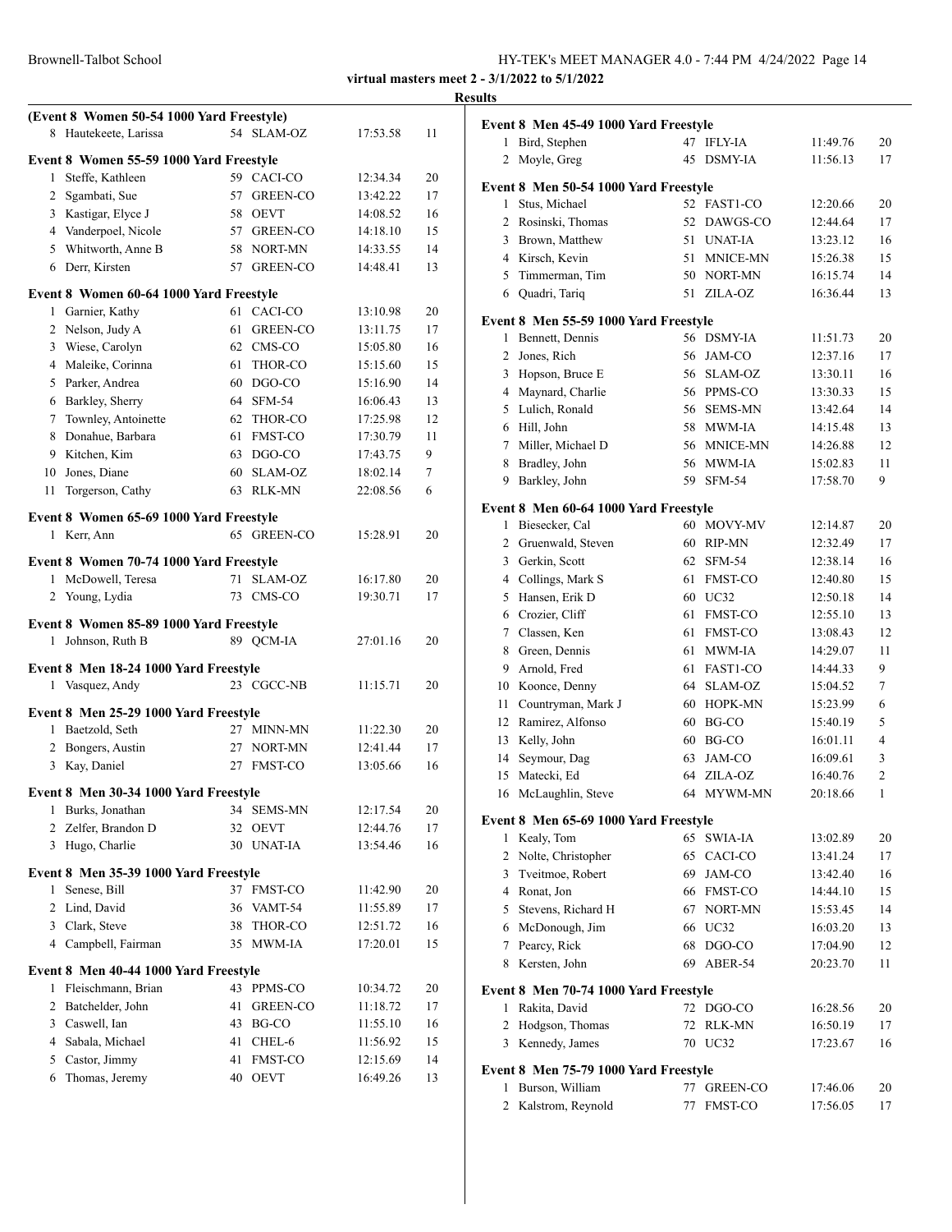**virtual masters meet 2 - 3/1/2022 to 5/1/2022**

**Results**

### (Event 8 Women 50-54 1000 Yard Freestyle)

| | Name | Age | Team | Time | Points |
|---|---|---|---|---|---|
| 8 | Hautekeete, Larissa | 54 | SLAM-OZ | 17:53.58 | 11 |

### Event 8 Women 55-59 1000 Yard Freestyle

| | Name | Age | Team | Time | Points |
|---|---|---|---|---|---|
| 1 | Steffe, Kathleen | 59 | CACI-CO | 12:34.34 | 20 |
| 2 | Sgambati, Sue | 57 | GREEN-CO | 13:42.22 | 17 |
| 3 | Kastigar, Elyce J | 58 | OEVT | 14:08.52 | 16 |
| 4 | Vanderpoel, Nicole | 57 | GREEN-CO | 14:18.10 | 15 |
| 5 | Whitworth, Anne B | 58 | NORT-MN | 14:33.55 | 14 |
| 6 | Derr, Kirsten | 57 | GREEN-CO | 14:48.41 | 13 |

### Event 8 Women 60-64 1000 Yard Freestyle

| | Name | Age | Team | Time | Points |
|---|---|---|---|---|---|
| 1 | Garnier, Kathy | 61 | CACI-CO | 13:10.98 | 20 |
| 2 | Nelson, Judy A | 61 | GREEN-CO | 13:11.75 | 17 |
| 3 | Wiese, Carolyn | 62 | CMS-CO | 15:05.80 | 16 |
| 4 | Maleike, Corinna | 61 | THOR-CO | 15:15.60 | 15 |
| 5 | Parker, Andrea | 60 | DGO-CO | 15:16.90 | 14 |
| 6 | Barkley, Sherry | 64 | SFM-54 | 16:06.43 | 13 |
| 7 | Townley, Antoinette | 62 | THOR-CO | 17:25.98 | 12 |
| 8 | Donahue, Barbara | 61 | FMST-CO | 17:30.79 | 11 |
| 9 | Kitchen, Kim | 63 | DGO-CO | 17:43.75 | 9 |
| 10 | Jones, Diane | 60 | SLAM-OZ | 18:02.14 | 7 |
| 11 | Torgerson, Cathy | 63 | RLK-MN | 22:08.56 | 6 |

### Event 8 Women 65-69 1000 Yard Freestyle

| | Name | Age | Team | Time | Points |
|---|---|---|---|---|---|
| 1 | Kerr, Ann | 65 | GREEN-CO | 15:28.91 | 20 |

### Event 8 Women 70-74 1000 Yard Freestyle

| | Name | Age | Team | Time | Points |
|---|---|---|---|---|---|
| 1 | McDowell, Teresa | 71 | SLAM-OZ | 16:17.80 | 20 |
| 2 | Young, Lydia | 73 | CMS-CO | 19:30.71 | 17 |

### Event 8 Women 85-89 1000 Yard Freestyle

| | Name | Age | Team | Time | Points |
|---|---|---|---|---|---|
| 1 | Johnson, Ruth B | 89 | QCM-IA | 27:01.16 | 20 |

### Event 8 Men 18-24 1000 Yard Freestyle

| | Name | Age | Team | Time | Points |
|---|---|---|---|---|---|
| 1 | Vasquez, Andy | 23 | CGCC-NB | 11:15.71 | 20 |

### Event 8 Men 25-29 1000 Yard Freestyle

| | Name | Age | Team | Time | Points |
|---|---|---|---|---|---|
| 1 | Baetzold, Seth | 27 | MINN-MN | 11:22.30 | 20 |
| 2 | Bongers, Austin | 27 | NORT-MN | 12:41.44 | 17 |
| 3 | Kay, Daniel | 27 | FMST-CO | 13:05.66 | 16 |

### Event 8 Men 30-34 1000 Yard Freestyle

| | Name | Age | Team | Time | Points |
|---|---|---|---|---|---|
| 1 | Burks, Jonathan | 34 | SEMS-MN | 12:17.54 | 20 |
| 2 | Zelfer, Brandon D | 32 | OEVT | 12:44.76 | 17 |
| 3 | Hugo, Charlie | 30 | UNAT-IA | 13:54.46 | 16 |

### Event 8 Men 35-39 1000 Yard Freestyle

| | Name | Age | Team | Time | Points |
|---|---|---|---|---|---|
| 1 | Senese, Bill | 37 | FMST-CO | 11:42.90 | 20 |
| 2 | Lind, David | 36 | VAMT-54 | 11:55.89 | 17 |
| 3 | Clark, Steve | 38 | THOR-CO | 12:51.72 | 16 |
| 4 | Campbell, Fairman | 35 | MWM-IA | 17:20.01 | 15 |

### Event 8 Men 40-44 1000 Yard Freestyle

| | Name | Age | Team | Time | Points |
|---|---|---|---|---|---|
| 1 | Fleischmann, Brian | 43 | PPMS-CO | 10:34.72 | 20 |
| 2 | Batchelder, John | 41 | GREEN-CO | 11:18.72 | 17 |
| 3 | Caswell, Ian | 43 | BG-CO | 11:55.10 | 16 |
| 4 | Sabala, Michael | 41 | CHEL-6 | 11:56.92 | 15 |
| 5 | Castor, Jimmy | 41 | FMST-CO | 12:15.69 | 14 |
| 6 | Thomas, Jeremy | 40 | OEVT | 16:49.26 | 13 |

### Event 8 Men 45-49 1000 Yard Freestyle

| | Name | Age | Team | Time | Points |
|---|---|---|---|---|---|
| 1 | Bird, Stephen | 47 | IFLY-IA | 11:49.76 | 20 |
| 2 | Moyle, Greg | 45 | DSMY-IA | 11:56.13 | 17 |

### Event 8 Men 50-54 1000 Yard Freestyle

| | Name | Age | Team | Time | Points |
|---|---|---|---|---|---|
| 1 | Stus, Michael | 52 | FAST1-CO | 12:20.66 | 20 |
| 2 | Rosinski, Thomas | 52 | DAWGS-CO | 12:44.64 | 17 |
| 3 | Brown, Matthew | 51 | UNAT-IA | 13:23.12 | 16 |
| 4 | Kirsch, Kevin | 51 | MNICE-MN | 15:26.38 | 15 |
| 5 | Timmerman, Tim | 50 | NORT-MN | 16:15.74 | 14 |
| 6 | Quadri, Tariq | 51 | ZILA-OZ | 16:36.44 | 13 |

### Event 8 Men 55-59 1000 Yard Freestyle

| | Name | Age | Team | Time | Points |
|---|---|---|---|---|---|
| 1 | Bennett, Dennis | 56 | DSMY-IA | 11:51.73 | 20 |
| 2 | Jones, Rich | 56 | JAM-CO | 12:37.16 | 17 |
| 3 | Hopson, Bruce E | 56 | SLAM-OZ | 13:30.11 | 16 |
| 4 | Maynard, Charlie | 56 | PPMS-CO | 13:30.33 | 15 |
| 5 | Lulich, Ronald | 56 | SEMS-MN | 13:42.64 | 14 |
| 6 | Hill, John | 58 | MWM-IA | 14:15.48 | 13 |
| 7 | Miller, Michael D | 56 | MNICE-MN | 14:26.88 | 12 |
| 8 | Bradley, John | 56 | MWM-IA | 15:02.83 | 11 |
| 9 | Barkley, John | 59 | SFM-54 | 17:58.70 | 9 |

### Event 8 Men 60-64 1000 Yard Freestyle

| | Name | Age | Team | Time | Points |
|---|---|---|---|---|---|
| 1 | Biesecker, Cal | 60 | MOVY-MV | 12:14.87 | 20 |
| 2 | Gruenwald, Steven | 60 | RIP-MN | 12:32.49 | 17 |
| 3 | Gerkin, Scott | 62 | SFM-54 | 12:38.14 | 16 |
| 4 | Collings, Mark S | 61 | FMST-CO | 12:40.80 | 15 |
| 5 | Hansen, Erik D | 60 | UC32 | 12:50.18 | 14 |
| 6 | Crozier, Cliff | 61 | FMST-CO | 12:55.10 | 13 |
| 7 | Classen, Ken | 61 | FMST-CO | 13:08.43 | 12 |
| 8 | Green, Dennis | 61 | MWM-IA | 14:29.07 | 11 |
| 9 | Arnold, Fred | 61 | FAST1-CO | 14:44.33 | 9 |
| 10 | Koonce, Denny | 64 | SLAM-OZ | 15:04.52 | 7 |
| 11 | Countryman, Mark J | 60 | HOPK-MN | 15:23.99 | 6 |
| 12 | Ramirez, Alfonso | 60 | BG-CO | 15:40.19 | 5 |
| 13 | Kelly, John | 60 | BG-CO | 16:01.11 | 4 |
| 14 | Seymour, Dag | 63 | JAM-CO | 16:09.61 | 3 |
| 15 | Matecki, Ed | 64 | ZILA-OZ | 16:40.76 | 2 |
| 16 | McLaughlin, Steve | 64 | MYWM-MN | 20:18.66 | 1 |

### Event 8 Men 65-69 1000 Yard Freestyle

| | Name | Age | Team | Time | Points |
|---|---|---|---|---|---|
| 1 | Kealy, Tom | 65 | SWIA-IA | 13:02.89 | 20 |
| 2 | Nolte, Christopher | 65 | CACI-CO | 13:41.24 | 17 |
| 3 | Tveitmoe, Robert | 69 | JAM-CO | 13:42.40 | 16 |
| 4 | Ronat, Jon | 66 | FMST-CO | 14:44.10 | 15 |
| 5 | Stevens, Richard H | 67 | NORT-MN | 15:53.45 | 14 |
| 6 | McDonough, Jim | 66 | UC32 | 16:03.20 | 13 |
| 7 | Pearcy, Rick | 68 | DGO-CO | 17:04.90 | 12 |
| 8 | Kersten, John | 69 | ABER-54 | 20:23.70 | 11 |

### Event 8 Men 70-74 1000 Yard Freestyle

| | Name | Age | Team | Time | Points |
|---|---|---|---|---|---|
| 1 | Rakita, David | 72 | DGO-CO | 16:28.56 | 20 |
| 2 | Hodgson, Thomas | 72 | RLK-MN | 16:50.19 | 17 |
| 3 | Kennedy, James | 70 | UC32 | 17:23.67 | 16 |

### Event 8 Men 75-79 1000 Yard Freestyle

| | Name | Age | Team | Time | Points |
|---|---|---|---|---|---|
| 1 | Burson, William | 77 | GREEN-CO | 17:46.06 | 20 |
| 2 | Kalstrom, Reynold | 77 | FMST-CO | 17:56.05 | 17 |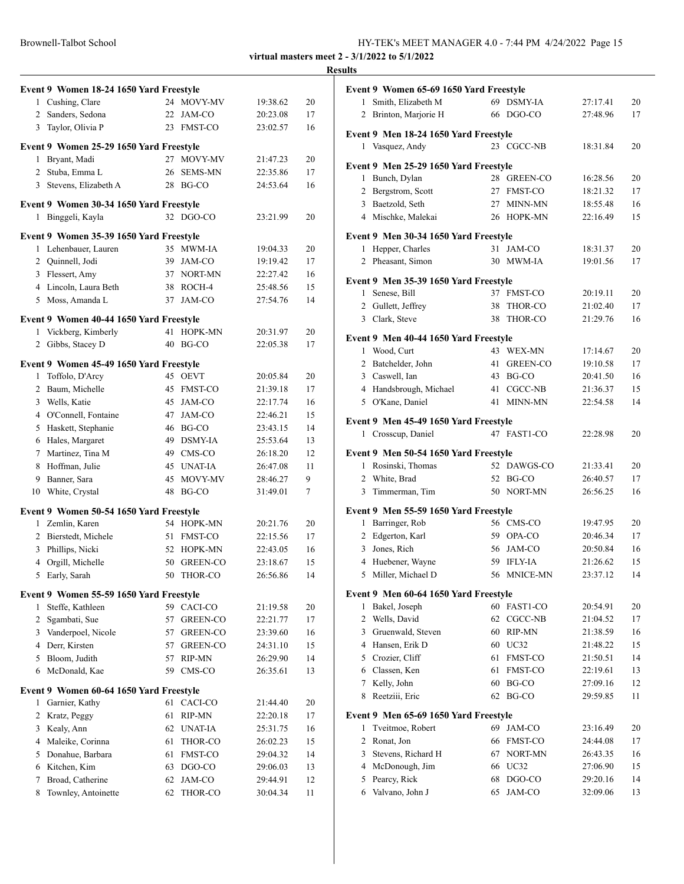**virtual masters meet 2 - 3/1/2022 to 5/1/2022**

**Results**

### Event 9 Women 18-24 1650 Yard Freestyle

| | Name | Age | Team | Time | Points |
|---|---|---|---|---|---|
| 1 | Cushing, Clare | 24 | MOVY-MV | 19:38.62 | 20 |
| 2 | Sanders, Sedona | 22 | JAM-CO | 20:23.08 | 17 |
| 3 | Taylor, Olivia P | 23 | FMST-CO | 23:02.57 | 16 |

### Event 9 Women 25-29 1650 Yard Freestyle

| | Name | Age | Team | Time | Points |
|---|---|---|---|---|---|
| 1 | Bryant, Madi | 27 | MOVY-MV | 21:47.23 | 20 |
| 2 | Stuba, Emma L | 26 | SEMS-MN | 22:35.86 | 17 |
| 3 | Stevens, Elizabeth A | 28 | BG-CO | 24:53.64 | 16 |

### Event 9 Women 30-34 1650 Yard Freestyle

| | Name | Age | Team | Time | Points |
|---|---|---|---|---|---|
| 1 | Binggeli, Kayla | 32 | DGO-CO | 23:21.99 | 20 |

### Event 9 Women 35-39 1650 Yard Freestyle

| | Name | Age | Team | Time | Points |
|---|---|---|---|---|---|
| 1 | Lehenbauer, Lauren | 35 | MWM-IA | 19:04.33 | 20 |
| 2 | Quinnell, Jodi | 39 | JAM-CO | 19:19.42 | 17 |
| 3 | Flessert, Amy | 37 | NORT-MN | 22:27.42 | 16 |
| 4 | Lincoln, Laura Beth | 38 | ROCH-4 | 25:48.56 | 15 |
| 5 | Moss, Amanda L | 37 | JAM-CO | 27:54.76 | 14 |

### Event 9 Women 40-44 1650 Yard Freestyle

| | Name | Age | Team | Time | Points |
|---|---|---|---|---|---|
| 1 | Vickberg, Kimberly | 41 | HOPK-MN | 20:31.97 | 20 |
| 2 | Gibbs, Stacey D | 40 | BG-CO | 22:05.38 | 17 |

### Event 9 Women 45-49 1650 Yard Freestyle

| | Name | Age | Team | Time | Points |
|---|---|---|---|---|---|
| 1 | Toffolo, D'Arcy | 45 | OEVT | 20:05.84 | 20 |
| 2 | Baum, Michelle | 45 | FMST-CO | 21:39.18 | 17 |
| 3 | Wells, Katie | 45 | JAM-CO | 22:17.74 | 16 |
| 4 | O'Connell, Fontaine | 47 | JAM-CO | 22:46.21 | 15 |
| 5 | Haskett, Stephanie | 46 | BG-CO | 23:43.15 | 14 |
| 6 | Hales, Margaret | 49 | DSMY-IA | 25:53.64 | 13 |
| 7 | Martinez, Tina M | 49 | CMS-CO | 26:18.20 | 12 |
| 8 | Hoffman, Julie | 45 | UNAT-IA | 26:47.08 | 11 |
| 9 | Banner, Sara | 45 | MOVY-MV | 28:46.27 | 9 |
| 10 | White, Crystal | 48 | BG-CO | 31:49.01 | 7 |

### Event 9 Women 50-54 1650 Yard Freestyle

| | Name | Age | Team | Time | Points |
|---|---|---|---|---|---|
| 1 | Zemlin, Karen | 54 | HOPK-MN | 20:21.76 | 20 |
| 2 | Bierstedt, Michele | 51 | FMST-CO | 22:15.56 | 17 |
| 3 | Phillips, Nicki | 52 | HOPK-MN | 22:43.05 | 16 |
| 4 | Orgill, Michelle | 50 | GREEN-CO | 23:18.67 | 15 |
| 5 | Early, Sarah | 50 | THOR-CO | 26:56.86 | 14 |

### Event 9 Women 55-59 1650 Yard Freestyle

| | Name | Age | Team | Time | Points |
|---|---|---|---|---|---|
| 1 | Steffe, Kathleen | 59 | CACI-CO | 21:19.58 | 20 |
| 2 | Sgambati, Sue | 57 | GREEN-CO | 22:21.77 | 17 |
| 3 | Vanderpoel, Nicole | 57 | GREEN-CO | 23:39.60 | 16 |
| 4 | Derr, Kirsten | 57 | GREEN-CO | 24:31.10 | 15 |
| 5 | Bloom, Judith | 57 | RIP-MN | 26:29.90 | 14 |
| 6 | McDonald, Kae | 59 | CMS-CO | 26:35.61 | 13 |

### Event 9 Women 60-64 1650 Yard Freestyle

| | Name | Age | Team | Time | Points |
|---|---|---|---|---|---|
| 1 | Garnier, Kathy | 61 | CACI-CO | 21:44.40 | 20 |
| 2 | Kratz, Peggy | 61 | RIP-MN | 22:20.18 | 17 |
| 3 | Kealy, Ann | 62 | UNAT-IA | 25:31.75 | 16 |
| 4 | Maleike, Corinna | 61 | THOR-CO | 26:02.23 | 15 |
| 5 | Donahue, Barbara | 61 | FMST-CO | 29:04.32 | 14 |
| 6 | Kitchen, Kim | 63 | DGO-CO | 29:06.03 | 13 |
| 7 | Broad, Catherine | 62 | JAM-CO | 29:44.91 | 12 |
| 8 | Townley, Antoinette | 62 | THOR-CO | 30:04.34 | 11 |

### Event 9 Women 65-69 1650 Yard Freestyle

| | Name | Age | Team | Time | Points |
|---|---|---|---|---|---|
| 1 | Smith, Elizabeth M | 69 | DSMY-IA | 27:17.41 | 20 |
| 2 | Brinton, Marjorie H | 66 | DGO-CO | 27:48.96 | 17 |

### Event 9 Men 18-24 1650 Yard Freestyle

| | Name | Age | Team | Time | Points |
|---|---|---|---|---|---|
| 1 | Vasquez, Andy | 23 | CGCC-NB | 18:31.84 | 20 |

### Event 9 Men 25-29 1650 Yard Freestyle

| | Name | Age | Team | Time | Points |
|---|---|---|---|---|---|
| 1 | Bunch, Dylan | 28 | GREEN-CO | 16:28.56 | 20 |
| 2 | Bergstrom, Scott | 27 | FMST-CO | 18:21.32 | 17 |
| 3 | Baetzold, Seth | 27 | MINN-MN | 18:55.48 | 16 |
| 4 | Mischke, Malekai | 26 | HOPK-MN | 22:16.49 | 15 |

### Event 9 Men 30-34 1650 Yard Freestyle

| | Name | Age | Team | Time | Points |
|---|---|---|---|---|---|
| 1 | Hepper, Charles | 31 | JAM-CO | 18:31.37 | 20 |
| 2 | Pheasant, Simon | 30 | MWM-IA | 19:01.56 | 17 |

### Event 9 Men 35-39 1650 Yard Freestyle

| | Name | Age | Team | Time | Points |
|---|---|---|---|---|---|
| 1 | Senese, Bill | 37 | FMST-CO | 20:19.11 | 20 |
| 2 | Gullett, Jeffrey | 38 | THOR-CO | 21:02.40 | 17 |
| 3 | Clark, Steve | 38 | THOR-CO | 21:29.76 | 16 |

### Event 9 Men 40-44 1650 Yard Freestyle

| | Name | Age | Team | Time | Points |
|---|---|---|---|---|---|
| 1 | Wood, Curt | 43 | WEX-MN | 17:14.67 | 20 |
| 2 | Batchelder, John | 41 | GREEN-CO | 19:10.58 | 17 |
| 3 | Caswell, Ian | 43 | BG-CO | 20:41.50 | 16 |
| 4 | Handsbrough, Michael | 41 | CGCC-NB | 21:36.37 | 15 |
| 5 | O'Kane, Daniel | 41 | MINN-MN | 22:54.58 | 14 |

### Event 9 Men 45-49 1650 Yard Freestyle

| | Name | Age | Team | Time | Points |
|---|---|---|---|---|---|
| 1 | Crosscup, Daniel | 47 | FAST1-CO | 22:28.98 | 20 |

### Event 9 Men 50-54 1650 Yard Freestyle

| | Name | Age | Team | Time | Points |
|---|---|---|---|---|---|
| 1 | Rosinski, Thomas | 52 | DAWGS-CO | 21:33.41 | 20 |
| 2 | White, Brad | 52 | BG-CO | 26:40.57 | 17 |
| 3 | Timmerman, Tim | 50 | NORT-MN | 26:56.25 | 16 |

### Event 9 Men 55-59 1650 Yard Freestyle

| | Name | Age | Team | Time | Points |
|---|---|---|---|---|---|
| 1 | Barringer, Rob | 56 | CMS-CO | 19:47.95 | 20 |
| 2 | Edgerton, Karl | 59 | OPA-CO | 20:46.34 | 17 |
| 3 | Jones, Rich | 56 | JAM-CO | 20:50.84 | 16 |
| 4 | Huebener, Wayne | 59 | IFLY-IA | 21:26.62 | 15 |
| 5 | Miller, Michael D | 56 | MNICE-MN | 23:37.12 | 14 |

### Event 9 Men 60-64 1650 Yard Freestyle

| | Name | Age | Team | Time | Points |
|---|---|---|---|---|---|
| 1 | Bakel, Joseph | 60 | FAST1-CO | 20:54.91 | 20 |
| 2 | Wells, David | 62 | CGCC-NB | 21:04.52 | 17 |
| 3 | Gruenwald, Steven | 60 | RIP-MN | 21:38.59 | 16 |
| 4 | Hansen, Erik D | 60 | UC32 | 21:48.22 | 15 |
| 5 | Crozier, Cliff | 61 | FMST-CO | 21:50.51 | 14 |
| 6 | Classen, Ken | 61 | FMST-CO | 22:19.61 | 13 |
| 7 | Kelly, John | 60 | BG-CO | 27:09.16 | 12 |
| 8 | Reetziii, Eric | 62 | BG-CO | 29:59.85 | 11 |

### Event 9 Men 65-69 1650 Yard Freestyle

| | Name | Age | Team | Time | Points |
|---|---|---|---|---|---|
| 1 | Tveitmoe, Robert | 69 | JAM-CO | 23:16.49 | 20 |
| 2 | Ronat, Jon | 66 | FMST-CO | 24:44.08 | 17 |
| 3 | Stevens, Richard H | 67 | NORT-MN | 26:43.35 | 16 |
| 4 | McDonough, Jim | 66 | UC32 | 27:06.90 | 15 |
| 5 | Pearcy, Rick | 68 | DGO-CO | 29:20.16 | 14 |
| 6 | Valvano, John J | 65 | JAM-CO | 32:09.06 | 13 |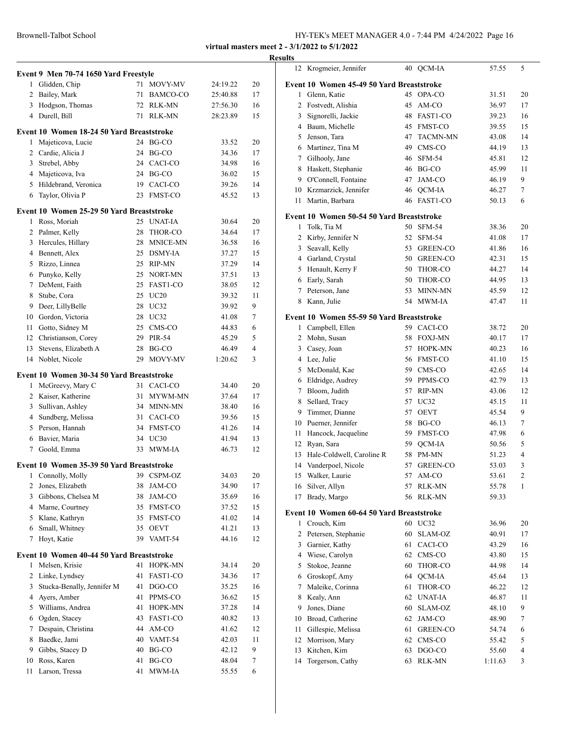**virtual masters meet 2 - 3/1/2022 to 5/1/2022**

**Results**

### Event 9 Men 70-74 1650 Yard Freestyle

| | Name | Age | Team | Time | Points |
|---|---|---|---|---|---|
| 1 | Glidden, Chip | 71 | MOVY-MV | 24:19.22 | 20 |
| 2 | Bailey, Mark | 71 | BAMCO-CO | 25:40.88 | 17 |
| 3 | Hodgson, Thomas | 72 | RLK-MN | 27:56.30 | 16 |
| 4 | Durell, Bill | 71 | RLK-MN | 28:23.89 | 15 |

### Event 10 Women 18-24 50 Yard Breaststroke

| | Name | Age | Team | Time | Points |
|---|---|---|---|---|---|
| 1 | Majeticova, Lucie | 24 | BG-CO | 33.52 | 20 |
| 2 | Cardie, Alicia J | 24 | BG-CO | 34.36 | 17 |
| 3 | Strebel, Abby | 24 | CACI-CO | 34.98 | 16 |
| 4 | Majeticova, Iva | 24 | BG-CO | 36.02 | 15 |
| 5 | Hildebrand, Veronica | 19 | CACI-CO | 39.26 | 14 |
| 6 | Taylor, Olivia P | 23 | FMST-CO | 45.52 | 13 |

### Event 10 Women 25-29 50 Yard Breaststroke

| | Name | Age | Team | Time | Points |
|---|---|---|---|---|---|
| 1 | Ross, Moriah | 25 | UNAT-IA | 30.64 | 20 |
| 2 | Palmer, Kelly | 28 | THOR-CO | 34.64 | 17 |
| 3 | Hercules, Hillary | 28 | MNICE-MN | 36.58 | 16 |
| 4 | Bennett, Alex | 25 | DSMY-IA | 37.27 | 15 |
| 5 | Rizzo, Linnea | 25 | RIP-MN | 37.29 | 14 |
| 6 | Punyko, Kelly | 25 | NORT-MN | 37.51 | 13 |
| 7 | DeMent, Faith | 25 | FAST1-CO | 38.05 | 12 |
| 8 | Stube, Cora | 25 | UC20 | 39.32 | 11 |
| 9 | Deer, LillyBelle | 28 | UC32 | 39.92 | 9 |
| 10 | Gordon, Victoria | 28 | UC32 | 41.08 | 7 |
| 11 | Gotto, Sidney M | 25 | CMS-CO | 44.83 | 6 |
| 12 | Christianson, Corey | 29 | PIR-54 | 45.29 | 5 |
| 13 | Stevens, Elizabeth A | 28 | BG-CO | 46.49 | 4 |
| 14 | Noblet, Nicole | 29 | MOVY-MV | 1:20.62 | 3 |

### Event 10 Women 30-34 50 Yard Breaststroke

| | Name | Age | Team | Time | Points |
|---|---|---|---|---|---|
| 1 | McGreevy, Mary C | 31 | CACI-CO | 34.40 | 20 |
| 2 | Kaiser, Katherine | 31 | MYWM-MN | 37.64 | 17 |
| 3 | Sullivan, Ashley | 34 | MINN-MN | 38.40 | 16 |
| 4 | Sundberg, Melissa | 31 | CACI-CO | 39.56 | 15 |
| 5 | Person, Hannah | 34 | FMST-CO | 41.26 | 14 |
| 6 | Bavier, Maria | 34 | UC30 | 41.94 | 13 |
| 7 | Goold, Emma | 33 | MWM-IA | 46.73 | 12 |

### Event 10 Women 35-39 50 Yard Breaststroke

| | Name | Age | Team | Time | Points |
|---|---|---|---|---|---|
| 1 | Connolly, Molly | 39 | CSPM-OZ | 34.03 | 20 |
| 2 | Jones, Elizabeth | 38 | JAM-CO | 34.90 | 17 |
| 3 | Gibbons, Chelsea M | 38 | JAM-CO | 35.69 | 16 |
| 4 | Marne, Courtney | 35 | FMST-CO | 37.52 | 15 |
| 5 | Klane, Kathryn | 35 | FMST-CO | 41.02 | 14 |
| 6 | Small, Whitney | 35 | OEVT | 41.21 | 13 |
| 7 | Hoyt, Katie | 39 | VAMT-54 | 44.16 | 12 |

### Event 10 Women 40-44 50 Yard Breaststroke

| | Name | Age | Team | Time | Points |
|---|---|---|---|---|---|
| 1 | Melsen, Krisie | 41 | HOPK-MN | 34.14 | 20 |
| 2 | Linke, Lyndsey | 41 | FAST1-CO | 34.36 | 17 |
| 3 | Stucka-Benally, Jennifer M | 41 | DGO-CO | 35.25 | 16 |
| 4 | Ayers, Amber | 41 | PPMS-CO | 36.62 | 15 |
| 5 | Williams, Andrea | 41 | HOPK-MN | 37.28 | 14 |
| 6 | Ogden, Stacey | 43 | FAST1-CO | 40.82 | 13 |
| 7 | Despain, Christina | 44 | AM-CO | 41.62 | 12 |
| 8 | Baedke, Jami | 40 | VAMT-54 | 42.03 | 11 |
| 9 | Gibbs, Stacey D | 40 | BG-CO | 42.12 | 9 |
| 10 | Ross, Karen | 41 | BG-CO | 48.04 | 7 |
| 11 | Larson, Tressa | 41 | MWM-IA | 55.55 | 6 |
| 12 | Krogmeier, Jennifer | 40 | QCM-IA | 57.55 | 5 |

### Event 10 Women 45-49 50 Yard Breaststroke

| | Name | Age | Team | Time | Points |
|---|---|---|---|---|---|
| 1 | Glenn, Katie | 45 | OPA-CO | 31.51 | 20 |
| 2 | Fostvedt, Alishia | 45 | AM-CO | 36.97 | 17 |
| 3 | Signorelli, Jackie | 48 | FAST1-CO | 39.23 | 16 |
| 4 | Baum, Michelle | 45 | FMST-CO | 39.55 | 15 |
| 5 | Jenson, Tara | 47 | TACMN-MN | 43.08 | 14 |
| 6 | Martinez, Tina M | 49 | CMS-CO | 44.19 | 13 |
| 7 | Gilhooly, Jane | 46 | SFM-54 | 45.81 | 12 |
| 8 | Haskett, Stephanie | 46 | BG-CO | 45.99 | 11 |
| 9 | O'Connell, Fontaine | 47 | JAM-CO | 46.19 | 9 |
| 10 | Krzmarzick, Jennifer | 46 | QCM-IA | 46.27 | 7 |
| 11 | Martin, Barbara | 46 | FAST1-CO | 50.13 | 6 |

### Event 10 Women 50-54 50 Yard Breaststroke

| | Name | Age | Team | Time | Points |
|---|---|---|---|---|---|
| 1 | Tolk, Tia M | 50 | SFM-54 | 38.36 | 20 |
| 2 | Kirby, Jennifer N | 52 | SFM-54 | 41.08 | 17 |
| 3 | Seavall, Kelly | 53 | GREEN-CO | 41.86 | 16 |
| 4 | Garland, Crystal | 50 | GREEN-CO | 42.31 | 15 |
| 5 | Henault, Kerry F | 50 | THOR-CO | 44.27 | 14 |
| 6 | Early, Sarah | 50 | THOR-CO | 44.95 | 13 |
| 7 | Peterson, Jane | 53 | MINN-MN | 45.59 | 12 |
| 8 | Kann, Julie | 54 | MWM-IA | 47.47 | 11 |

### Event 10 Women 55-59 50 Yard Breaststroke

| | Name | Age | Team | Time | Points |
|---|---|---|---|---|---|
| 1 | Campbell, Ellen | 59 | CACI-CO | 38.72 | 20 |
| 2 | Mohn, Susan | 58 | FOXJ-MN | 40.17 | 17 |
| 3 | Casey, Joan | 57 | HOPK-MN | 40.23 | 16 |
| 4 | Lee, Julie | 56 | FMST-CO | 41.10 | 15 |
| 5 | McDonald, Kae | 59 | CMS-CO | 42.65 | 14 |
| 6 | Eldridge, Audrey | 59 | PPMS-CO | 42.79 | 13 |
| 7 | Bloom, Judith | 57 | RIP-MN | 43.06 | 12 |
| 8 | Sellard, Tracy | 57 | UC32 | 45.15 | 11 |
| 9 | Timmer, Dianne | 57 | OEVT | 45.54 | 9 |
| 10 | Puerner, Jennifer | 58 | BG-CO | 46.13 | 7 |
| 11 | Hancock, Jacqueline | 59 | FMST-CO | 47.98 | 6 |
| 12 | Ryan, Sara | 59 | QCM-IA | 50.56 | 5 |
| 13 | Hale-Coldwell, Caroline R | 58 | PM-MN | 51.23 | 4 |
| 14 | Vanderpoel, Nicole | 57 | GREEN-CO | 53.03 | 3 |
| 15 | Walker, Laurie | 57 | AM-CO | 53.61 | 2 |
| 16 | Silver, Allyn | 57 | RLK-MN | 55.78 | 1 |
| 17 | Brady, Margo | 56 | RLK-MN | 59.33 | |

### Event 10 Women 60-64 50 Yard Breaststroke

| | Name | Age | Team | Time | Points |
|---|---|---|---|---|---|
| 1 | Crouch, Kim | 60 | UC32 | 36.96 | 20 |
| 2 | Petersen, Stephanie | 60 | SLAM-OZ | 40.91 | 17 |
| 3 | Garnier, Kathy | 61 | CACI-CO | 43.29 | 16 |
| 4 | Wiese, Carolyn | 62 | CMS-CO | 43.80 | 15 |
| 5 | Stokoe, Jeanne | 60 | THOR-CO | 44.98 | 14 |
| 6 | Groskopf, Amy | 64 | QCM-IA | 45.64 | 13 |
| 7 | Maleike, Corinna | 61 | THOR-CO | 46.22 | 12 |
| 8 | Kealy, Ann | 62 | UNAT-IA | 46.87 | 11 |
| 9 | Jones, Diane | 60 | SLAM-OZ | 48.10 | 9 |
| 10 | Broad, Catherine | 62 | JAM-CO | 48.90 | 7 |
| 11 | Gillespie, Melissa | 61 | GREEN-CO | 54.74 | 6 |
| 12 | Morrison, Mary | 62 | CMS-CO | 55.42 | 5 |
| 13 | Kitchen, Kim | 63 | DGO-CO | 55.60 | 4 |
| 14 | Torgerson, Cathy | 63 | RLK-MN | 1:11.63 | 3 |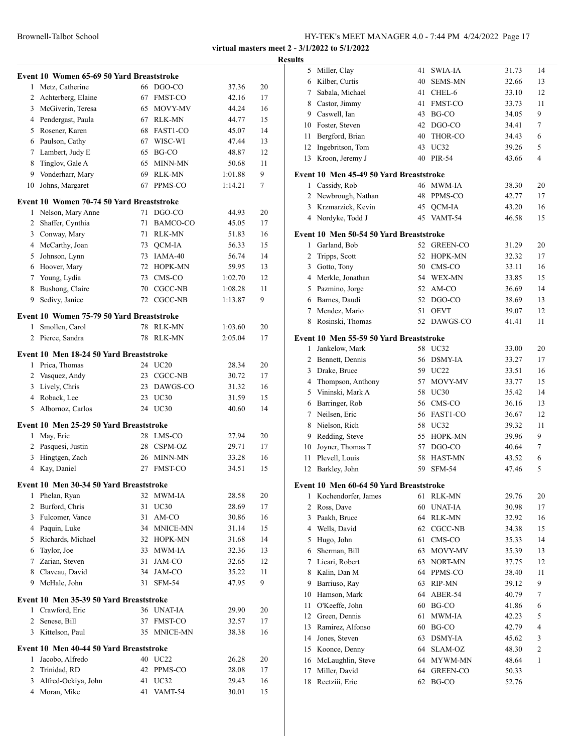virtual masters meet 2 - 3/1/2022 to 5/1/2022

**Results**

### Event 10 Women 65-69 50 Yard Breaststroke

| | Name | Age | Team | Time | Points |
|---|---|---|---|---|---|
| 1 | Metz, Catherine | 66 | DGO-CO | 37.36 | 20 |
| 2 | Achterberg, Elaine | 67 | FMST-CO | 42.16 | 17 |
| 3 | McGiverin, Teresa | 65 | MOVY-MV | 44.24 | 16 |
| 4 | Pendergast, Paula | 67 | RLK-MN | 44.77 | 15 |
| 5 | Rosener, Karen | 68 | FAST1-CO | 45.07 | 14 |
| 6 | Paulson, Cathy | 67 | WISC-WI | 47.44 | 13 |
| 7 | Lambert, Judy E | 65 | BG-CO | 48.87 | 12 |
| 8 | Tinglov, Gale A | 65 | MINN-MN | 50.68 | 11 |
| 9 | Vonderharr, Mary | 69 | RLK-MN | 1:01.88 | 9 |
| 10 | Johns, Margaret | 67 | PPMS-CO | 1:14.21 | 7 |

### Event 10 Women 70-74 50 Yard Breaststroke

| | Name | Age | Team | Time | Points |
|---|---|---|---|---|---|
| 1 | Nelson, Mary Anne | 71 | DGO-CO | 44.93 | 20 |
| 2 | Shaffer, Cynthia | 71 | BAMCO-CO | 45.05 | 17 |
| 3 | Conway, Mary | 71 | RLK-MN | 51.83 | 16 |
| 4 | McCarthy, Joan | 73 | QCM-IA | 56.33 | 15 |
| 5 | Johnson, Lynn | 73 | IAMA-40 | 56.74 | 14 |
| 6 | Hoover, Mary | 72 | HOPK-MN | 59.95 | 13 |
| 7 | Young, Lydia | 73 | CMS-CO | 1:02.70 | 12 |
| 8 | Bushong, Claire | 70 | CGCC-NB | 1:08.28 | 11 |
| 9 | Sedivy, Janice | 72 | CGCC-NB | 1:13.87 | 9 |

### Event 10 Women 75-79 50 Yard Breaststroke

| | Name | Age | Team | Time | Points |
|---|---|---|---|---|---|
| 1 | Smollen, Carol | 78 | RLK-MN | 1:03.60 | 20 |
| 2 | Pierce, Sandra | 78 | RLK-MN | 2:05.04 | 17 |

### Event 10 Men 18-24 50 Yard Breaststroke

| | Name | Age | Team | Time | Points |
|---|---|---|---|---|---|
| 1 | Price, Thomas | 24 | UC20 | 28.34 | 20 |
| 2 | Vasquez, Andy | 23 | CGCC-NB | 30.72 | 17 |
| 3 | Lively, Chris | 23 | DAWGS-CO | 31.32 | 16 |
| 4 | Roback, Lee | 23 | UC30 | 31.59 | 15 |
| 5 | Albornoz, Carlos | 24 | UC30 | 40.60 | 14 |

### Event 10 Men 25-29 50 Yard Breaststroke

| | Name | Age | Team | Time | Points |
|---|---|---|---|---|---|
| 1 | May, Eric | 28 | LMS-CO | 27.94 | 20 |
| 2 | Pasquesi, Justin | 28 | CSPM-OZ | 29.71 | 17 |
| 3 | Hingtgen, Zach | 26 | MINN-MN | 33.28 | 16 |
| 4 | Kay, Daniel | 27 | FMST-CO | 34.51 | 15 |

### Event 10 Men 30-34 50 Yard Breaststroke

| | Name | Age | Team | Time | Points |
|---|---|---|---|---|---|
| 1 | Phelan, Ryan | 32 | MWM-IA | 28.58 | 20 |
| 2 | Burford, Chris | 31 | UC30 | 28.69 | 17 |
| 3 | Fulcomer, Vance | 31 | AM-CO | 30.86 | 16 |
| 4 | Paquin, Luke | 34 | MNICE-MN | 31.14 | 15 |
| 5 | Richards, Michael | 32 | HOPK-MN | 31.68 | 14 |
| 6 | Taylor, Joe | 33 | MWM-IA | 32.36 | 13 |
| 7 | Zarian, Steven | 31 | JAM-CO | 32.65 | 12 |
| 8 | Claveau, David | 34 | JAM-CO | 35.22 | 11 |
| 9 | McHale, John | 31 | SFM-54 | 47.95 | 9 |

### Event 10 Men 35-39 50 Yard Breaststroke

| | Name | Age | Team | Time | Points |
|---|---|---|---|---|---|
| 1 | Crawford, Eric | 36 | UNAT-IA | 29.90 | 20 |
| 2 | Senese, Bill | 37 | FMST-CO | 32.57 | 17 |
| 3 | Kittelson, Paul | 35 | MNICE-MN | 38.38 | 16 |

### Event 10 Men 40-44 50 Yard Breaststroke

| | Name | Age | Team | Time | Points |
|---|---|---|---|---|---|
| 1 | Jacobo, Alfredo | 40 | UC22 | 26.28 | 20 |
| 2 | Trinidad, RD | 42 | PPMS-CO | 28.08 | 17 |
| 3 | Alfred-Ockiya, John | 41 | UC32 | 29.43 | 16 |
| 4 | Moran, Mike | 41 | VAMT-54 | 30.01 | 15 |
| 5 | Miller, Clay | 41 | SWIA-IA | 31.73 | 14 |
| 6 | Kilber, Curtis | 40 | SEMS-MN | 32.66 | 13 |
| 7 | Sabala, Michael | 41 | CHEL-6 | 33.10 | 12 |
| 8 | Castor, Jimmy | 41 | FMST-CO | 33.73 | 11 |
| 9 | Caswell, Ian | 43 | BG-CO | 34.05 | 9 |
| 10 | Foster, Steven | 42 | DGO-CO | 34.41 | 7 |
| 11 | Bergford, Brian | 40 | THOR-CO | 34.43 | 6 |
| 12 | Ingebritson, Tom | 43 | UC32 | 39.26 | 5 |
| 13 | Kroon, Jeremy J | 40 | PIR-54 | 43.66 | 4 |

### Event 10 Men 45-49 50 Yard Breaststroke

| | Name | Age | Team | Time | Points |
|---|---|---|---|---|---|
| 1 | Cassidy, Rob | 46 | MWM-IA | 38.30 | 20 |
| 2 | Newbrough, Nathan | 48 | PPMS-CO | 42.77 | 17 |
| 3 | Krzmarzick, Kevin | 45 | QCM-IA | 43.20 | 16 |
| 4 | Nordyke, Todd J | 45 | VAMT-54 | 46.58 | 15 |

### Event 10 Men 50-54 50 Yard Breaststroke

| | Name | Age | Team | Time | Points |
|---|---|---|---|---|---|
| 1 | Garland, Bob | 52 | GREEN-CO | 31.29 | 20 |
| 2 | Tripps, Scott | 52 | HOPK-MN | 32.32 | 17 |
| 3 | Gotto, Tony | 50 | CMS-CO | 33.11 | 16 |
| 4 | Merkle, Jonathan | 54 | WEX-MN | 33.85 | 15 |
| 5 | Pazmino, Jorge | 52 | AM-CO | 36.69 | 14 |
| 6 | Barnes, Daudi | 52 | DGO-CO | 38.69 | 13 |
| 7 | Mendez, Mario | 51 | OEVT | 39.07 | 12 |
| 8 | Rosinski, Thomas | 52 | DAWGS-CO | 41.41 | 11 |

### Event 10 Men 55-59 50 Yard Breaststroke

| | Name | Age | Team | Time | Points |
|---|---|---|---|---|---|
| 1 | Jankelow, Mark | 58 | UC32 | 33.00 | 20 |
| 2 | Bennett, Dennis | 56 | DSMY-IA | 33.27 | 17 |
| 3 | Drake, Bruce | 59 | UC22 | 33.51 | 16 |
| 4 | Thompson, Anthony | 57 | MOVY-MV | 33.77 | 15 |
| 5 | Vininski, Mark A | 58 | UC30 | 35.42 | 14 |
| 6 | Barringer, Rob | 56 | CMS-CO | 36.16 | 13 |
| 7 | Neilsen, Eric | 56 | FAST1-CO | 36.67 | 12 |
| 8 | Nielson, Rich | 58 | UC32 | 39.32 | 11 |
| 9 | Redding, Steve | 55 | HOPK-MN | 39.96 | 9 |
| 10 | Joyner, Thomas T | 57 | DGO-CO | 40.64 | 7 |
| 11 | Plevell, Louis | 58 | HAST-MN | 43.52 | 6 |
| 12 | Barkley, John | 59 | SFM-54 | 47.46 | 5 |

### Event 10 Men 60-64 50 Yard Breaststroke

| | Name | Age | Team | Time | Points |
|---|---|---|---|---|---|
| 1 | Kochendorfer, James | 61 | RLK-MN | 29.76 | 20 |
| 2 | Ross, Dave | 60 | UNAT-IA | 30.98 | 17 |
| 3 | Paakh, Bruce | 64 | RLK-MN | 32.92 | 16 |
| 4 | Wells, David | 62 | CGCC-NB | 34.38 | 15 |
| 5 | Hugo, John | 61 | CMS-CO | 35.33 | 14 |
| 6 | Sherman, Bill | 63 | MOVY-MV | 35.39 | 13 |
| 7 | Licari, Robert | 63 | NORT-MN | 37.75 | 12 |
| 8 | Kalin, Dan M | 64 | PPMS-CO | 38.40 | 11 |
| 9 | Barriuso, Ray | 63 | RIP-MN | 39.12 | 9 |
| 10 | Hamson, Mark | 64 | ABER-54 | 40.79 | 7 |
| 11 | O'Keeffe, John | 60 | BG-CO | 41.86 | 6 |
| 12 | Green, Dennis | 61 | MWM-IA | 42.23 | 5 |
| 13 | Ramirez, Alfonso | 60 | BG-CO | 42.79 | 4 |
| 14 | Jones, Steven | 63 | DSMY-IA | 45.62 | 3 |
| 15 | Koonce, Denny | 64 | SLAM-OZ | 48.30 | 2 |
| 16 | McLaughlin, Steve | 64 | MYWM-MN | 48.64 | 1 |
| 17 | Miller, David | 64 | GREEN-CO | 50.33 | |
| 18 | Reetziii, Eric | 62 | BG-CO | 52.76 | |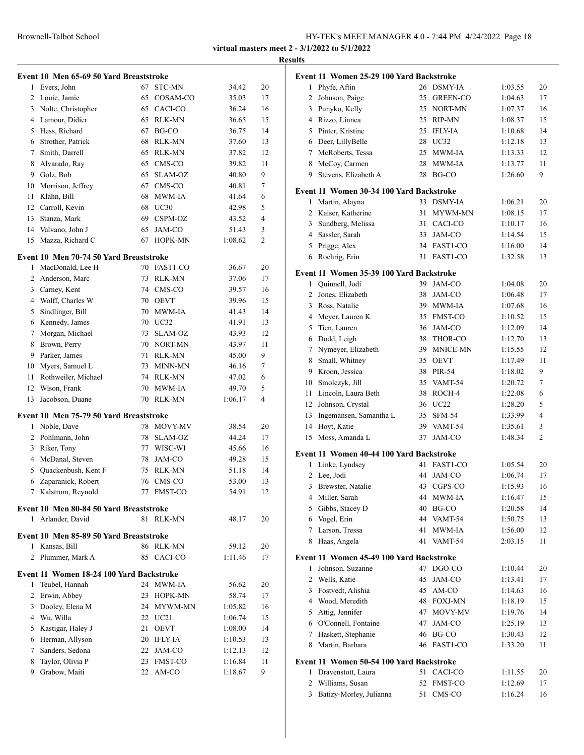**virtual masters meet 2 - 3/1/2022 to 5/1/2022**

**Results**

### Event 10 Men 65-69 50 Yard Breaststroke

| | Name | Age | Team | Time | Points |
|---|---|---|---|---|---|
| 1 | Evers, John | 67 | STC-MN | 34.42 | 20 |
| 2 | Louie, Jamie | 65 | COSAM-CO | 35.03 | 17 |
| 3 | Nolte, Christopher | 65 | CACI-CO | 36.24 | 16 |
| 4 | Lamour, Didier | 65 | RLK-MN | 36.65 | 15 |
| 5 | Hess, Richard | 67 | BG-CO | 36.75 | 14 |
| 6 | Strother, Patrick | 68 | RLK-MN | 37.60 | 13 |
| 7 | Smith, Darrell | 65 | RLK-MN | 37.82 | 12 |
| 8 | Alvarado, Ray | 65 | CMS-CO | 39.82 | 11 |
| 9 | Golz, Bob | 65 | SLAM-OZ | 40.80 | 9 |
| 10 | Morrison, Jeffrey | 67 | CMS-CO | 40.81 | 7 |
| 11 | Klahn, Bill | 68 | MWM-IA | 41.64 | 6 |
| 12 | Carroll, Kevin | 68 | UC30 | 42.98 | 5 |
| 13 | Stanza, Mark | 69 | CSPM-OZ | 43.52 | 4 |
| 14 | Valvano, John J | 65 | JAM-CO | 51.43 | 3 |
| 15 | Mazza, Richard C | 67 | HOPK-MN | 1:08.62 | 2 |

### Event 10 Men 70-74 50 Yard Breaststroke

| | Name | Age | Team | Time | Points |
|---|---|---|---|---|---|
| 1 | MacDonald, Lee H | 70 | FAST1-CO | 36.67 | 20 |
| 2 | Anderson, Marc | 73 | RLK-MN | 37.06 | 17 |
| 3 | Carney, Kent | 74 | CMS-CO | 39.57 | 16 |
| 4 | Wolff, Charles W | 70 | OEVT | 39.96 | 15 |
| 5 | Sindlinger, Bill | 70 | MWM-IA | 41.43 | 14 |
| 6 | Kennedy, James | 70 | UC32 | 41.91 | 13 |
| 7 | Morgan, Michael | 73 | SLAM-OZ | 43.93 | 12 |
| 8 | Brown, Perry | 70 | NORT-MN | 43.97 | 11 |
| 9 | Parker, James | 71 | RLK-MN | 45.00 | 9 |
| 10 | Myers, Samuel L | 73 | MINN-MN | 46.16 | 7 |
| 11 | Rothweiler, Michael | 74 | RLK-MN | 47.02 | 6 |
| 12 | Wison, Frank | 70 | MWM-IA | 49.70 | 5 |
| 13 | Jacobson, Duane | 70 | RLK-MN | 1:06.17 | 4 |

### Event 10 Men 75-79 50 Yard Breaststroke

| | Name | Age | Team | Time | Points |
|---|---|---|---|---|---|
| 1 | Noble, Dave | 78 | MOVY-MV | 38.54 | 20 |
| 2 | Pohlmann, John | 78 | SLAM-OZ | 44.24 | 17 |
| 3 | Riker, Tony | 77 | WISC-WI | 45.66 | 16 |
| 4 | McDanal, Steven | 78 | JAM-CO | 49.28 | 15 |
| 5 | Quackenbush, Kent F | 75 | RLK-MN | 51.18 | 14 |
| 6 | Zaparanick, Robert | 76 | CMS-CO | 53.00 | 13 |
| 7 | Kalstrom, Reynold | 77 | FMST-CO | 54.91 | 12 |

### Event 10 Men 80-84 50 Yard Breaststroke

| | Name | Age | Team | Time | Points |
|---|---|---|---|---|---|
| 1 | Arlander, David | 81 | RLK-MN | 48.17 | 20 |

### Event 10 Men 85-89 50 Yard Breaststroke

| | Name | Age | Team | Time | Points |
|---|---|---|---|---|---|
| 1 | Kansas, Bill | 86 | RLK-MN | 59.12 | 20 |
| 2 | Plummer, Mark A | 85 | CACI-CO | 1:11.46 | 17 |

### Event 11 Women 18-24 100 Yard Backstroke

| | Name | Age | Team | Time | Points |
|---|---|---|---|---|---|
| 1 | Teubel, Hannah | 24 | MWM-IA | 56.62 | 20 |
| 2 | Erwin, Abbey | 23 | HOPK-MN | 58.74 | 17 |
| 3 | Dooley, Elena M | 24 | MYWM-MN | 1:05.82 | 16 |
| 4 | Wu, Willa | 22 | UC21 | 1:06.74 | 15 |
| 5 | Kastigar, Haley J | 21 | OEVT | 1:08.00 | 14 |
| 6 | Herman, Allyson | 20 | IFLY-IA | 1:10.53 | 13 |
| 7 | Sanders, Sedona | 22 | JAM-CO | 1:12.13 | 12 |
| 8 | Taylor, Olivia P | 23 | FMST-CO | 1:16.84 | 11 |
| 9 | Grabow, Maiti | 22 | AM-CO | 1:18.67 | 9 |

### Event 11 Women 25-29 100 Yard Backstroke

| | Name | Age | Team | Time | Points |
|---|---|---|---|---|---|
| 1 | Phyfe, Aftin | 26 | DSMY-IA | 1:03.55 | 20 |
| 2 | Johnson, Paige | 25 | GREEN-CO | 1:04.63 | 17 |
| 3 | Punyko, Kelly | 25 | NORT-MN | 1:07.37 | 16 |
| 4 | Rizzo, Linnea | 25 | RIP-MN | 1:08.37 | 15 |
| 5 | Pinter, Kristine | 25 | IFLY-IA | 1:10.68 | 14 |
| 6 | Deer, LillyBelle | 28 | UC32 | 1:12.18 | 13 |
| 7 | McRoberts, Tessa | 25 | MWM-IA | 1:13.33 | 12 |
| 8 | McCoy, Carmen | 28 | MWM-IA | 1:13.77 | 11 |
| 9 | Stevens, Elizabeth A | 28 | BG-CO | 1:26.60 | 9 |

### Event 11 Women 30-34 100 Yard Backstroke

| | Name | Age | Team | Time | Points |
|---|---|---|---|---|---|
| 1 | Martin, Alayna | 33 | DSMY-IA | 1:06.21 | 20 |
| 2 | Kaiser, Katherine | 31 | MYWM-MN | 1:08.15 | 17 |
| 3 | Sundberg, Melissa | 31 | CACI-CO | 1:10.17 | 16 |
| 4 | Sassler, Sarah | 33 | JAM-CO | 1:14.54 | 15 |
| 5 | Prigge, Alex | 34 | FAST1-CO | 1:16.00 | 14 |
| 6 | Roehrig, Erin | 31 | FAST1-CO | 1:32.58 | 13 |

### Event 11 Women 35-39 100 Yard Backstroke

| | Name | Age | Team | Time | Points |
|---|---|---|---|---|---|
| 1 | Quinnell, Jodi | 39 | JAM-CO | 1:04.08 | 20 |
| 2 | Jones, Elizabeth | 38 | JAM-CO | 1:06.48 | 17 |
| 3 | Ross, Natalie | 39 | MWM-IA | 1:07.68 | 16 |
| 4 | Meyer, Lauren K | 35 | FMST-CO | 1:10.52 | 15 |
| 5 | Tien, Lauren | 36 | JAM-CO | 1:12.09 | 14 |
| 6 | Dodd, Leigh | 38 | THOR-CO | 1:12.70 | 13 |
| 7 | Nymeyer, Elizabeth | 39 | MNICE-MN | 1:15.55 | 12 |
| 8 | Small, Whitney | 35 | OEVT | 1:17.49 | 11 |
| 9 | Kroon, Jessica | 38 | PIR-54 | 1:18.02 | 9 |
| 10 | Smolczyk, Jill | 35 | VAMT-54 | 1:20.72 | 7 |
| 11 | Lincoln, Laura Beth | 38 | ROCH-4 | 1:22.08 | 6 |
| 12 | Johnson, Crystal | 36 | UC22 | 1:28.20 | 5 |
| 13 | Ingemansen, Samantha L | 35 | SFM-54 | 1:33.99 | 4 |
| 14 | Hoyt, Katie | 39 | VAMT-54 | 1:35.61 | 3 |
| 15 | Moss, Amanda L | 37 | JAM-CO | 1:48.34 | 2 |

### Event 11 Women 40-44 100 Yard Backstroke

| | Name | Age | Team | Time | Points |
|---|---|---|---|---|---|
| 1 | Linke, Lyndsey | 41 | FAST1-CO | 1:05.54 | 20 |
| 2 | Lee, Jodi | 44 | JAM-CO | 1:06.74 | 17 |
| 3 | Brewster, Natalie | 43 | CGPS-CO | 1:15.93 | 16 |
| 4 | Miller, Sarah | 44 | MWM-IA | 1:16.47 | 15 |
| 5 | Gibbs, Stacey D | 40 | BG-CO | 1:20.58 | 14 |
| 6 | Vogel, Erin | 44 | VAMT-54 | 1:50.75 | 13 |
| 7 | Larson, Tressa | 41 | MWM-IA | 1:56.00 | 12 |
| 8 | Haas, Angela | 41 | VAMT-54 | 2:03.15 | 11 |

### Event 11 Women 45-49 100 Yard Backstroke

| | Name | Age | Team | Time | Points |
|---|---|---|---|---|---|
| 1 | Johnson, Suzanne | 47 | DGO-CO | 1:10.44 | 20 |
| 2 | Wells, Katie | 45 | JAM-CO | 1:13.41 | 17 |
| 3 | Fostvedt, Alishia | 45 | AM-CO | 1:14.63 | 16 |
| 4 | Wood, Meredith | 48 | FOXJ-MN | 1:18.19 | 15 |
| 5 | Attig, Jennifer | 47 | MOVY-MV | 1:19.76 | 14 |
| 6 | O'Connell, Fontaine | 47 | JAM-CO | 1:25.19 | 13 |
| 7 | Haskett, Stephanie | 46 | BG-CO | 1:30.43 | 12 |
| 8 | Martin, Barbara | 46 | FAST1-CO | 1:33.20 | 11 |

### Event 11 Women 50-54 100 Yard Backstroke

| | Name | Age | Team | Time | Points |
|---|---|---|---|---|---|
| 1 | Dravenstott, Laura | 51 | CACI-CO | 1:11.55 | 20 |
| 2 | Williams, Susan | 52 | FMST-CO | 1:12.69 | 17 |
| 3 | Batizy-Morley, Julianna | 51 | CMS-CO | 1:16.24 | 16 |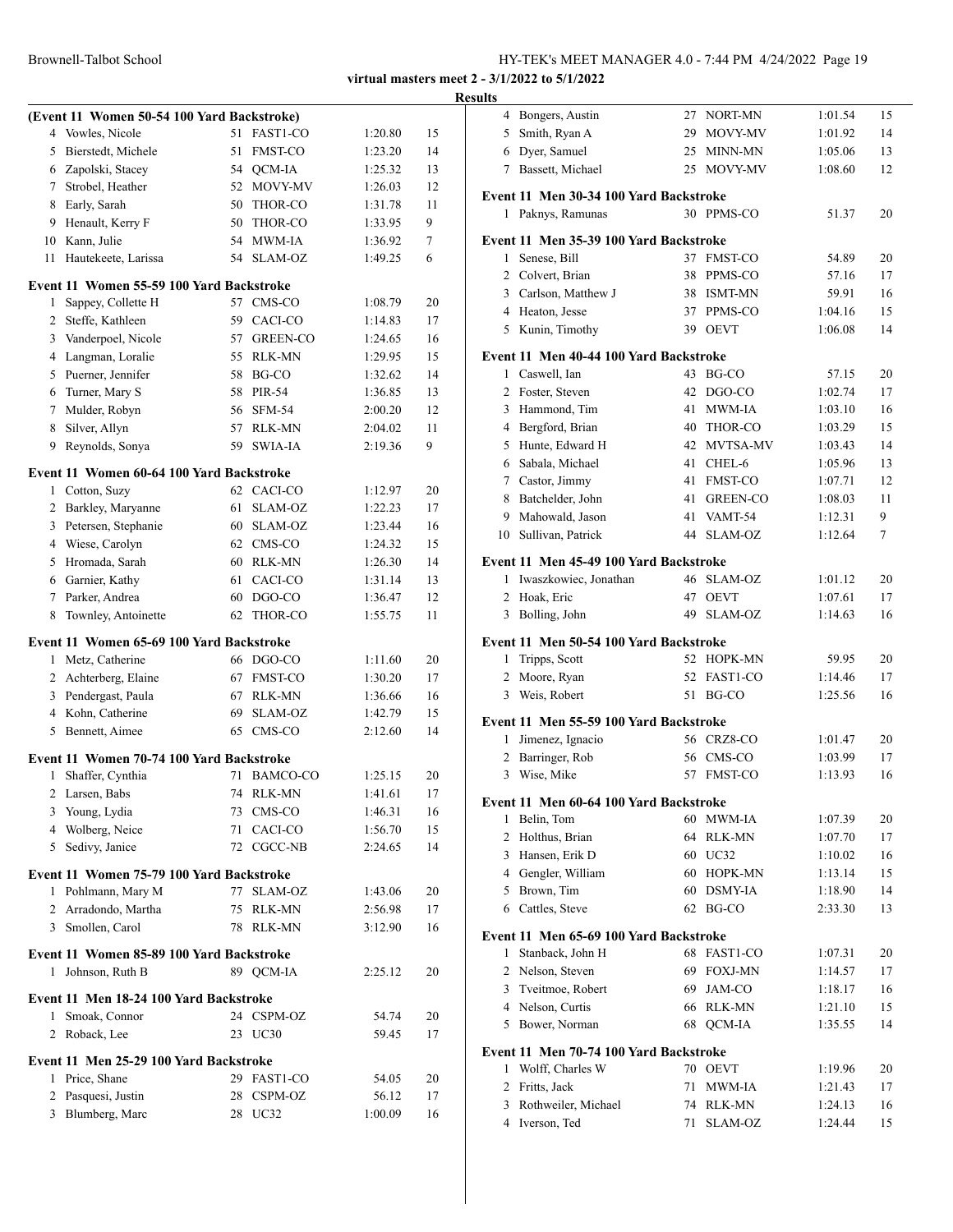## Results

### (Event 11 Women 50-54 100 Yard Backstroke)

| | Name | Age | Team | Time | Points |
|---|---|---|---|---|---|
| 4 | Vowles, Nicole | 51 | FAST1-CO | 1:20.80 | 15 |
| 5 | Bierstedt, Michele | 51 | FMST-CO | 1:23.20 | 14 |
| 6 | Zapolski, Stacey | 54 | QCM-IA | 1:25.32 | 13 |
| 7 | Strobel, Heather | 52 | MOVY-MV | 1:26.03 | 12 |
| 8 | Early, Sarah | 50 | THOR-CO | 1:31.78 | 11 |
| 9 | Henault, Kerry F | 50 | THOR-CO | 1:33.95 | 9 |
| 10 | Kann, Julie | 54 | MWM-IA | 1:36.92 | 7 |
| 11 | Hautekeete, Larissa | 54 | SLAM-OZ | 1:49.25 | 6 |

### Event 11 Women 55-59 100 Yard Backstroke

| | Name | Age | Team | Time | Points |
|---|---|---|---|---|---|
| 1 | Sappey, Collette H | 57 | CMS-CO | 1:08.79 | 20 |
| 2 | Steffe, Kathleen | 59 | CACI-CO | 1:14.83 | 17 |
| 3 | Vanderpoel, Nicole | 57 | GREEN-CO | 1:24.65 | 16 |
| 4 | Langman, Loralie | 55 | RLK-MN | 1:29.95 | 15 |
| 5 | Puerner, Jennifer | 58 | BG-CO | 1:32.62 | 14 |
| 6 | Turner, Mary S | 58 | PIR-54 | 1:36.85 | 13 |
| 7 | Mulder, Robyn | 56 | SFM-54 | 2:00.20 | 12 |
| 8 | Silver, Allyn | 57 | RLK-MN | 2:04.02 | 11 |
| 9 | Reynolds, Sonya | 59 | SWIA-IA | 2:19.36 | 9 |

### Event 11 Women 60-64 100 Yard Backstroke

| | Name | Age | Team | Time | Points |
|---|---|---|---|---|---|
| 1 | Cotton, Suzy | 62 | CACI-CO | 1:12.97 | 20 |
| 2 | Barkley, Maryanne | 61 | SLAM-OZ | 1:22.23 | 17 |
| 3 | Petersen, Stephanie | 60 | SLAM-OZ | 1:23.44 | 16 |
| 4 | Wiese, Carolyn | 62 | CMS-CO | 1:24.32 | 15 |
| 5 | Hromada, Sarah | 60 | RLK-MN | 1:26.30 | 14 |
| 6 | Garnier, Kathy | 61 | CACI-CO | 1:31.14 | 13 |
| 7 | Parker, Andrea | 60 | DGO-CO | 1:36.47 | 12 |
| 8 | Townley, Antoinette | 62 | THOR-CO | 1:55.75 | 11 |

### Event 11 Women 65-69 100 Yard Backstroke

| | Name | Age | Team | Time | Points |
|---|---|---|---|---|---|
| 1 | Metz, Catherine | 66 | DGO-CO | 1:11.60 | 20 |
| 2 | Achterberg, Elaine | 67 | FMST-CO | 1:30.20 | 17 |
| 3 | Pendergast, Paula | 67 | RLK-MN | 1:36.66 | 16 |
| 4 | Kohn, Catherine | 69 | SLAM-OZ | 1:42.79 | 15 |
| 5 | Bennett, Aimee | 65 | CMS-CO | 2:12.60 | 14 |

### Event 11 Women 70-74 100 Yard Backstroke

| | Name | Age | Team | Time | Points |
|---|---|---|---|---|---|
| 1 | Shaffer, Cynthia | 71 | BAMCO-CO | 1:25.15 | 20 |
| 2 | Larsen, Babs | 74 | RLK-MN | 1:41.61 | 17 |
| 3 | Young, Lydia | 73 | CMS-CO | 1:46.31 | 16 |
| 4 | Wolberg, Neice | 71 | CACI-CO | 1:56.70 | 15 |
| 5 | Sedivy, Janice | 72 | CGCC-NB | 2:24.65 | 14 |

### Event 11 Women 75-79 100 Yard Backstroke

| | Name | Age | Team | Time | Points |
|---|---|---|---|---|---|
| 1 | Pohlmann, Mary M | 77 | SLAM-OZ | 1:43.06 | 20 |
| 2 | Arradondo, Martha | 75 | RLK-MN | 2:56.98 | 17 |
| 3 | Smollen, Carol | 78 | RLK-MN | 3:12.90 | 16 |

### Event 11 Women 85-89 100 Yard Backstroke

| | Name | Age | Team | Time | Points |
|---|---|---|---|---|---|
| 1 | Johnson, Ruth B | 89 | QCM-IA | 2:25.12 | 20 |

### Event 11 Men 18-24 100 Yard Backstroke

| | Name | Age | Team | Time | Points |
|---|---|---|---|---|---|
| 1 | Smoak, Connor | 24 | CSPM-OZ | 54.74 | 20 |
| 2 | Roback, Lee | 23 | UC30 | 59.45 | 17 |

### Event 11 Men 25-29 100 Yard Backstroke

| | Name | Age | Team | Time | Points |
|---|---|---|---|---|---|
| 1 | Price, Shane | 29 | FAST1-CO | 54.05 | 20 |
| 2 | Pasquesi, Justin | 28 | CSPM-OZ | 56.12 | 17 |
| 3 | Blumberg, Marc | 28 | UC32 | 1:00.09 | 16 |
| 4 | Bongers, Austin | 27 | NORT-MN | 1:01.54 | 15 |
| 5 | Smith, Ryan A | 29 | MOVY-MV | 1:01.92 | 14 |
| 6 | Dyer, Samuel | 25 | MINN-MN | 1:05.06 | 13 |
| 7 | Bassett, Michael | 25 | MOVY-MV | 1:08.60 | 12 |

### Event 11 Men 30-34 100 Yard Backstroke

| | Name | Age | Team | Time | Points |
|---|---|---|---|---|---|
| 1 | Paknys, Ramunas | 30 | PPMS-CO | 51.37 | 20 |

### Event 11 Men 35-39 100 Yard Backstroke

| | Name | Age | Team | Time | Points |
|---|---|---|---|---|---|
| 1 | Senese, Bill | 37 | FMST-CO | 54.89 | 20 |
| 2 | Colvert, Brian | 38 | PPMS-CO | 57.16 | 17 |
| 3 | Carlson, Matthew J | 38 | ISMT-MN | 59.91 | 16 |
| 4 | Heaton, Jesse | 37 | PPMS-CO | 1:04.16 | 15 |
| 5 | Kunin, Timothy | 39 | OEVT | 1:06.08 | 14 |

### Event 11 Men 40-44 100 Yard Backstroke

| | Name | Age | Team | Time | Points |
|---|---|---|---|---|---|
| 1 | Caswell, Ian | 43 | BG-CO | 57.15 | 20 |
| 2 | Foster, Steven | 42 | DGO-CO | 1:02.74 | 17 |
| 3 | Hammond, Tim | 41 | MWM-IA | 1:03.10 | 16 |
| 4 | Bergford, Brian | 40 | THOR-CO | 1:03.29 | 15 |
| 5 | Hunte, Edward H | 42 | MVTSA-MV | 1:03.43 | 14 |
| 6 | Sabala, Michael | 41 | CHEL-6 | 1:05.96 | 13 |
| 7 | Castor, Jimmy | 41 | FMST-CO | 1:07.71 | 12 |
| 8 | Batchelder, John | 41 | GREEN-CO | 1:08.03 | 11 |
| 9 | Mahowald, Jason | 41 | VAMT-54 | 1:12.31 | 9 |
| 10 | Sullivan, Patrick | 44 | SLAM-OZ | 1:12.64 | 7 |

### Event 11 Men 45-49 100 Yard Backstroke

| | Name | Age | Team | Time | Points |
|---|---|---|---|---|---|
| 1 | Iwaszkowiec, Jonathan | 46 | SLAM-OZ | 1:01.12 | 20 |
| 2 | Hoak, Eric | 47 | OEVT | 1:07.61 | 17 |
| 3 | Bolling, John | 49 | SLAM-OZ | 1:14.63 | 16 |

### Event 11 Men 50-54 100 Yard Backstroke

| | Name | Age | Team | Time | Points |
|---|---|---|---|---|---|
| 1 | Tripps, Scott | 52 | HOPK-MN | 59.95 | 20 |
| 2 | Moore, Ryan | 52 | FAST1-CO | 1:14.46 | 17 |
| 3 | Weis, Robert | 51 | BG-CO | 1:25.56 | 16 |

### Event 11 Men 55-59 100 Yard Backstroke

| | Name | Age | Team | Time | Points |
|---|---|---|---|---|---|
| 1 | Jimenez, Ignacio | 56 | CRZ8-CO | 1:01.47 | 20 |
| 2 | Barringer, Rob | 56 | CMS-CO | 1:03.99 | 17 |
| 3 | Wise, Mike | 57 | FMST-CO | 1:13.93 | 16 |

### Event 11 Men 60-64 100 Yard Backstroke

| | Name | Age | Team | Time | Points |
|---|---|---|---|---|---|
| 1 | Belin, Tom | 60 | MWM-IA | 1:07.39 | 20 |
| 2 | Holthus, Brian | 64 | RLK-MN | 1:07.70 | 17 |
| 3 | Hansen, Erik D | 60 | UC32 | 1:10.02 | 16 |
| 4 | Gengler, William | 60 | HOPK-MN | 1:13.14 | 15 |
| 5 | Brown, Tim | 60 | DSMY-IA | 1:18.90 | 14 |
| 6 | Cattles, Steve | 62 | BG-CO | 2:33.30 | 13 |

### Event 11 Men 65-69 100 Yard Backstroke

| | Name | Age | Team | Time | Points |
|---|---|---|---|---|---|
| 1 | Stanback, John H | 68 | FAST1-CO | 1:07.31 | 20 |
| 2 | Nelson, Steven | 69 | FOXJ-MN | 1:14.57 | 17 |
| 3 | Tveitmoe, Robert | 69 | JAM-CO | 1:18.17 | 16 |
| 4 | Nelson, Curtis | 66 | RLK-MN | 1:21.10 | 15 |
| 5 | Bower, Norman | 68 | QCM-IA | 1:35.55 | 14 |

### Event 11 Men 70-74 100 Yard Backstroke

| | Name | Age | Team | Time | Points |
|---|---|---|---|---|---|
| 1 | Wolff, Charles W | 70 | OEVT | 1:19.96 | 20 |
| 2 | Fritts, Jack | 71 | MWM-IA | 1:21.43 | 17 |
| 3 | Rothweiler, Michael | 74 | RLK-MN | 1:24.13 | 16 |
| 4 | Iverson, Ted | 71 | SLAM-OZ | 1:24.44 | 15 |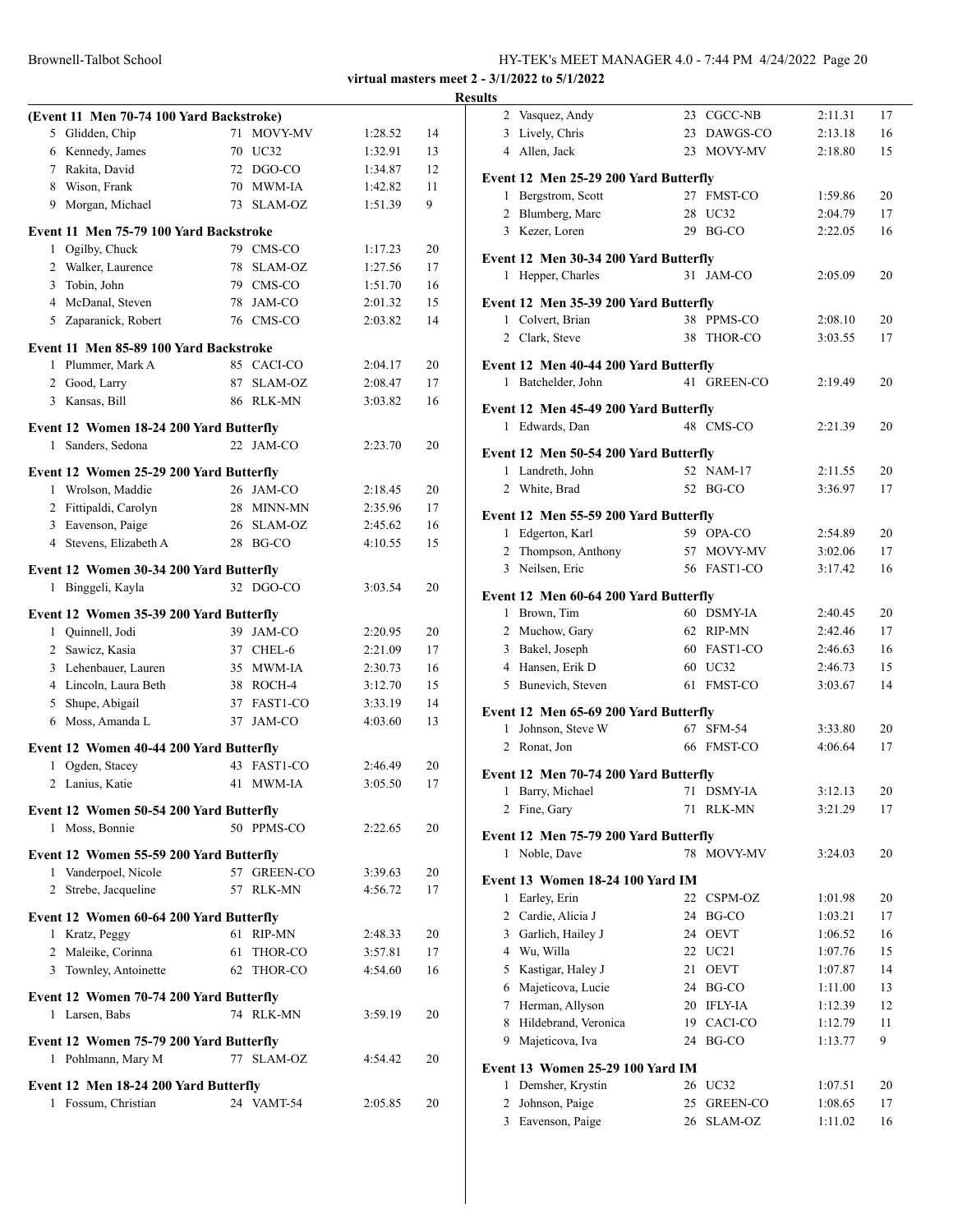**virtual masters meet 2 - 3/1/2022 to 5/1/2022**

**Results**

**(Event 11 Men 70-74 100 Yard Backstroke)**

| | Name | Age | Team | Time | Points |
|---|---|---|---|---|---|
| 5 | Glidden, Chip | 71 | MOVY-MV | 1:28.52 | 14 |
| 6 | Kennedy, James | 70 | UC32 | 1:32.91 | 13 |
| 7 | Rakita, David | 72 | DGO-CO | 1:34.87 | 12 |
| 8 | Wison, Frank | 70 | MWM-IA | 1:42.82 | 11 |
| 9 | Morgan, Michael | 73 | SLAM-OZ | 1:51.39 | 9 |

**Event 11 Men 75-79 100 Yard Backstroke**

| | Name | Age | Team | Time | Points |
|---|---|---|---|---|---|
| 1 | Ogilby, Chuck | 79 | CMS-CO | 1:17.23 | 20 |
| 2 | Walker, Laurence | 78 | SLAM-OZ | 1:27.56 | 17 |
| 3 | Tobin, John | 79 | CMS-CO | 1:51.70 | 16 |
| 4 | McDanal, Steven | 78 | JAM-CO | 2:01.32 | 15 |
| 5 | Zaparanick, Robert | 76 | CMS-CO | 2:03.82 | 14 |

**Event 11 Men 85-89 100 Yard Backstroke**

| | Name | Age | Team | Time | Points |
|---|---|---|---|---|---|
| 1 | Plummer, Mark A | 85 | CACI-CO | 2:04.17 | 20 |
| 2 | Good, Larry | 87 | SLAM-OZ | 2:08.47 | 17 |
| 3 | Kansas, Bill | 86 | RLK-MN | 3:03.82 | 16 |

**Event 12 Women 18-24 200 Yard Butterfly**

| | Name | Age | Team | Time | Points |
|---|---|---|---|---|---|
| 1 | Sanders, Sedona | 22 | JAM-CO | 2:23.70 | 20 |

**Event 12 Women 25-29 200 Yard Butterfly**

| | Name | Age | Team | Time | Points |
|---|---|---|---|---|---|
| 1 | Wrolson, Maddie | 26 | JAM-CO | 2:18.45 | 20 |
| 2 | Fittipaldi, Carolyn | 28 | MINN-MN | 2:35.96 | 17 |
| 3 | Eavenson, Paige | 26 | SLAM-OZ | 2:45.62 | 16 |
| 4 | Stevens, Elizabeth A | 28 | BG-CO | 4:10.55 | 15 |

**Event 12 Women 30-34 200 Yard Butterfly**

| | Name | Age | Team | Time | Points |
|---|---|---|---|---|---|
| 1 | Binggeli, Kayla | 32 | DGO-CO | 3:03.54 | 20 |

**Event 12 Women 35-39 200 Yard Butterfly**

| | Name | Age | Team | Time | Points |
|---|---|---|---|---|---|
| 1 | Quinnell, Jodi | 39 | JAM-CO | 2:20.95 | 20 |
| 2 | Sawicz, Kasia | 37 | CHEL-6 | 2:21.09 | 17 |
| 3 | Lehenbauer, Lauren | 35 | MWM-IA | 2:30.73 | 16 |
| 4 | Lincoln, Laura Beth | 38 | ROCH-4 | 3:12.70 | 15 |
| 5 | Shupe, Abigail | 37 | FAST1-CO | 3:33.19 | 14 |
| 6 | Moss, Amanda L | 37 | JAM-CO | 4:03.60 | 13 |

**Event 12 Women 40-44 200 Yard Butterfly**

| | Name | Age | Team | Time | Points |
|---|---|---|---|---|---|
| 1 | Ogden, Stacey | 43 | FAST1-CO | 2:46.49 | 20 |
| 2 | Lanius, Katie | 41 | MWM-IA | 3:05.50 | 17 |

**Event 12 Women 50-54 200 Yard Butterfly**

| | Name | Age | Team | Time | Points |
|---|---|---|---|---|---|
| 1 | Moss, Bonnie | 50 | PPMS-CO | 2:22.65 | 20 |

**Event 12 Women 55-59 200 Yard Butterfly**

| | Name | Age | Team | Time | Points |
|---|---|---|---|---|---|
| 1 | Vanderpoel, Nicole | 57 | GREEN-CO | 3:39.63 | 20 |
| 2 | Strebe, Jacqueline | 57 | RLK-MN | 4:56.72 | 17 |

**Event 12 Women 60-64 200 Yard Butterfly**

| | Name | Age | Team | Time | Points |
|---|---|---|---|---|---|
| 1 | Kratz, Peggy | 61 | RIP-MN | 2:48.33 | 20 |
| 2 | Maleike, Corinna | 61 | THOR-CO | 3:57.81 | 17 |
| 3 | Townley, Antoinette | 62 | THOR-CO | 4:54.60 | 16 |

**Event 12 Women 70-74 200 Yard Butterfly**

| | Name | Age | Team | Time | Points |
|---|---|---|---|---|---|
| 1 | Larsen, Babs | 74 | RLK-MN | 3:59.19 | 20 |

**Event 12 Women 75-79 200 Yard Butterfly**

| | Name | Age | Team | Time | Points |
|---|---|---|---|---|---|
| 1 | Pohlmann, Mary M | 77 | SLAM-OZ | 4:54.42 | 20 |

**Event 12 Men 18-24 200 Yard Butterfly**

| | Name | Age | Team | Time | Points |
|---|---|---|---|---|---|
| 1 | Fossum, Christian | 24 | VAMT-54 | 2:05.85 | 20 |
| 2 | Vasquez, Andy | 23 | CGCC-NB | 2:11.31 | 17 |
| 3 | Lively, Chris | 23 | DAWGS-CO | 2:13.18 | 16 |
| 4 | Allen, Jack | 23 | MOVY-MV | 2:18.80 | 15 |

**Event 12 Men 25-29 200 Yard Butterfly**

| | Name | Age | Team | Time | Points |
|---|---|---|---|---|---|
| 1 | Bergstrom, Scott | 27 | FMST-CO | 1:59.86 | 20 |
| 2 | Blumberg, Marc | 28 | UC32 | 2:04.79 | 17 |
| 3 | Kezer, Loren | 29 | BG-CO | 2:22.05 | 16 |

**Event 12 Men 30-34 200 Yard Butterfly**

| | Name | Age | Team | Time | Points |
|---|---|---|---|---|---|
| 1 | Hepper, Charles | 31 | JAM-CO | 2:05.09 | 20 |

**Event 12 Men 35-39 200 Yard Butterfly**

| | Name | Age | Team | Time | Points |
|---|---|---|---|---|---|
| 1 | Colvert, Brian | 38 | PPMS-CO | 2:08.10 | 20 |
| 2 | Clark, Steve | 38 | THOR-CO | 3:03.55 | 17 |

**Event 12 Men 40-44 200 Yard Butterfly**

| | Name | Age | Team | Time | Points |
|---|---|---|---|---|---|
| 1 | Batchelder, John | 41 | GREEN-CO | 2:19.49 | 20 |

**Event 12 Men 45-49 200 Yard Butterfly**

| | Name | Age | Team | Time | Points |
|---|---|---|---|---|---|
| 1 | Edwards, Dan | 48 | CMS-CO | 2:21.39 | 20 |

**Event 12 Men 50-54 200 Yard Butterfly**

| | Name | Age | Team | Time | Points |
|---|---|---|---|---|---|
| 1 | Landreth, John | 52 | NAM-17 | 2:11.55 | 20 |
| 2 | White, Brad | 52 | BG-CO | 3:36.97 | 17 |

**Event 12 Men 55-59 200 Yard Butterfly**

| | Name | Age | Team | Time | Points |
|---|---|---|---|---|---|
| 1 | Edgerton, Karl | 59 | OPA-CO | 2:54.89 | 20 |
| 2 | Thompson, Anthony | 57 | MOVY-MV | 3:02.06 | 17 |
| 3 | Neilsen, Eric | 56 | FAST1-CO | 3:17.42 | 16 |

**Event 12 Men 60-64 200 Yard Butterfly**

| | Name | Age | Team | Time | Points |
|---|---|---|---|---|---|
| 1 | Brown, Tim | 60 | DSMY-IA | 2:40.45 | 20 |
| 2 | Muchow, Gary | 62 | RIP-MN | 2:42.46 | 17 |
| 3 | Bakel, Joseph | 60 | FAST1-CO | 2:46.63 | 16 |
| 4 | Hansen, Erik D | 60 | UC32 | 2:46.73 | 15 |
| 5 | Bunevich, Steven | 61 | FMST-CO | 3:03.67 | 14 |

**Event 12 Men 65-69 200 Yard Butterfly**

| | Name | Age | Team | Time | Points |
|---|---|---|---|---|---|
| 1 | Johnson, Steve W | 67 | SFM-54 | 3:33.80 | 20 |
| 2 | Ronat, Jon | 66 | FMST-CO | 4:06.64 | 17 |

**Event 12 Men 70-74 200 Yard Butterfly**

| | Name | Age | Team | Time | Points |
|---|---|---|---|---|---|
| 1 | Barry, Michael | 71 | DSMY-IA | 3:12.13 | 20 |
| 2 | Fine, Gary | 71 | RLK-MN | 3:21.29 | 17 |

**Event 12 Men 75-79 200 Yard Butterfly**

| | Name | Age | Team | Time | Points |
|---|---|---|---|---|---|
| 1 | Noble, Dave | 78 | MOVY-MV | 3:24.03 | 20 |

**Event 13 Women 18-24 100 Yard IM**

| | Name | Age | Team | Time | Points |
|---|---|---|---|---|---|
| 1 | Earley, Erin | 22 | CSPM-OZ | 1:01.98 | 20 |
| 2 | Cardie, Alicia J | 24 | BG-CO | 1:03.21 | 17 |
| 3 | Garlich, Hailey J | 24 | OEVT | 1:06.52 | 16 |
| 4 | Wu, Willa | 22 | UC21 | 1:07.76 | 15 |
| 5 | Kastigar, Haley J | 21 | OEVT | 1:07.87 | 14 |
| 6 | Majeticova, Lucie | 24 | BG-CO | 1:11.00 | 13 |
| 7 | Herman, Allyson | 20 | IFLY-IA | 1:12.39 | 12 |
| 8 | Hildebrand, Veronica | 19 | CACI-CO | 1:12.79 | 11 |
| 9 | Majeticova, Iva | 24 | BG-CO | 1:13.77 | 9 |

**Event 13 Women 25-29 100 Yard IM**

| | Name | Age | Team | Time | Points |
|---|---|---|---|---|---|
| 1 | Demsher, Krystin | 26 | UC32 | 1:07.51 | 20 |
| 2 | Johnson, Paige | 25 | GREEN-CO | 1:08.65 | 17 |
| 3 | Eavenson, Paige | 26 | SLAM-OZ | 1:11.02 | 16 |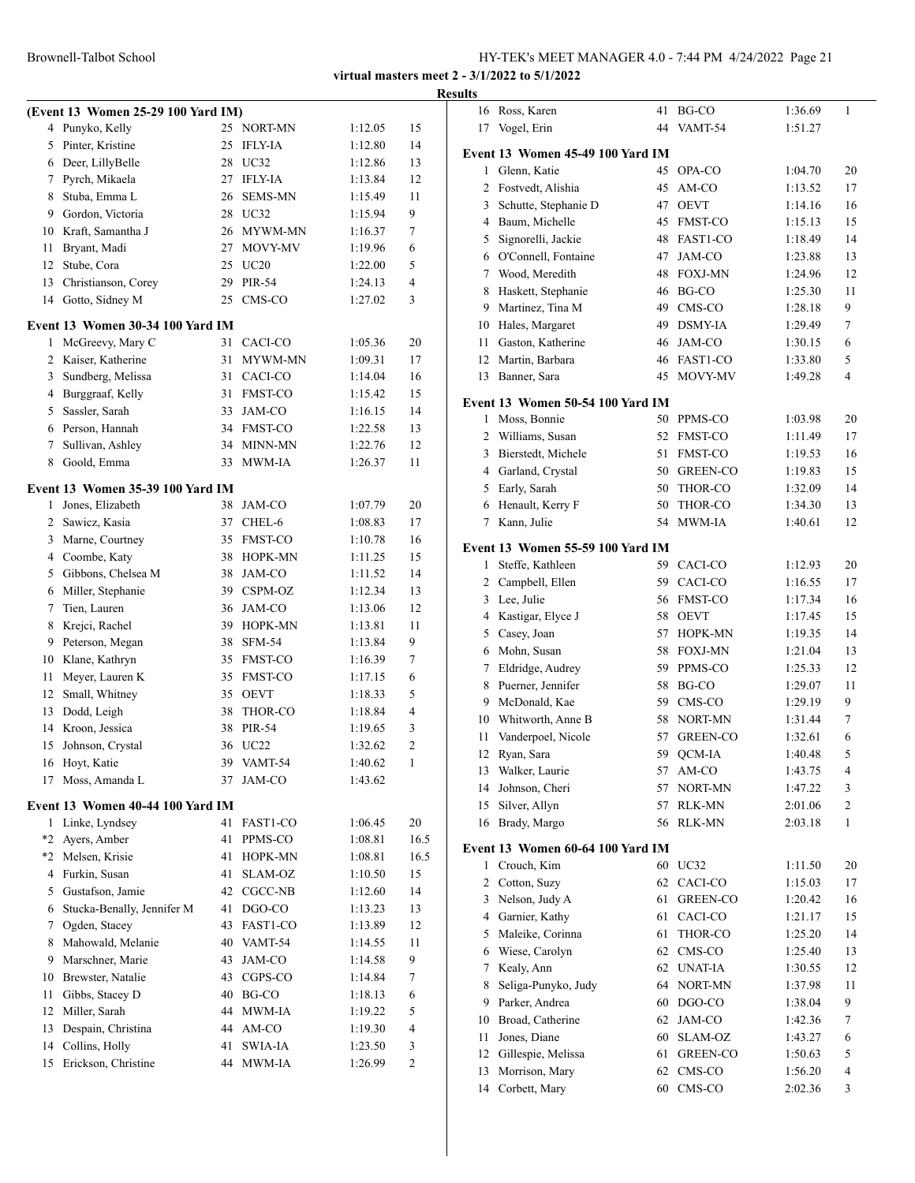**virtual masters meet 2 - 3/1/2022 to 5/1/2022**

**Results**

### (Event 13 Women 25-29 100 Yard IM)

| | Name | Age | Team | Time | Points |
|---|---|---|---|---|---|
| 4 | Punyko, Kelly | 25 | NORT-MN | 1:12.05 | 15 |
| 5 | Pinter, Kristine | 25 | IFLY-IA | 1:12.80 | 14 |
| 6 | Deer, LillyBelle | 28 | UC32 | 1:12.86 | 13 |
| 7 | Pyrch, Mikaela | 27 | IFLY-IA | 1:13.84 | 12 |
| 8 | Stuba, Emma L | 26 | SEMS-MN | 1:15.49 | 11 |
| 9 | Gordon, Victoria | 28 | UC32 | 1:15.94 | 9 |
| 10 | Kraft, Samantha J | 26 | MYWM-MN | 1:16.37 | 7 |
| 11 | Bryant, Madi | 27 | MOVY-MV | 1:19.96 | 6 |
| 12 | Stube, Cora | 25 | UC20 | 1:22.00 | 5 |
| 13 | Christianson, Corey | 29 | PIR-54 | 1:24.13 | 4 |
| 14 | Gotto, Sidney M | 25 | CMS-CO | 1:27.02 | 3 |

### Event 13 Women 30-34 100 Yard IM

| | Name | Age | Team | Time | Points |
|---|---|---|---|---|---|
| 1 | McGreevy, Mary C | 31 | CACI-CO | 1:05.36 | 20 |
| 2 | Kaiser, Katherine | 31 | MYWM-MN | 1:09.31 | 17 |
| 3 | Sundberg, Melissa | 31 | CACI-CO | 1:14.04 | 16 |
| 4 | Burggraaf, Kelly | 31 | FMST-CO | 1:15.42 | 15 |
| 5 | Sassler, Sarah | 33 | JAM-CO | 1:16.15 | 14 |
| 6 | Person, Hannah | 34 | FMST-CO | 1:22.58 | 13 |
| 7 | Sullivan, Ashley | 34 | MINN-MN | 1:22.76 | 12 |
| 8 | Goold, Emma | 33 | MWM-IA | 1:26.37 | 11 |

### Event 13 Women 35-39 100 Yard IM

| | Name | Age | Team | Time | Points |
|---|---|---|---|---|---|
| 1 | Jones, Elizabeth | 38 | JAM-CO | 1:07.79 | 20 |
| 2 | Sawicz, Kasia | 37 | CHEL-6 | 1:08.83 | 17 |
| 3 | Marne, Courtney | 35 | FMST-CO | 1:10.78 | 16 |
| 4 | Coombe, Katy | 38 | HOPK-MN | 1:11.25 | 15 |
| 5 | Gibbons, Chelsea M | 38 | JAM-CO | 1:11.52 | 14 |
| 6 | Miller, Stephanie | 39 | CSPM-OZ | 1:12.34 | 13 |
| 7 | Tien, Lauren | 36 | JAM-CO | 1:13.06 | 12 |
| 8 | Krejci, Rachel | 39 | HOPK-MN | 1:13.81 | 11 |
| 9 | Peterson, Megan | 38 | SFM-54 | 1:13.84 | 9 |
| 10 | Klane, Kathryn | 35 | FMST-CO | 1:16.39 | 7 |
| 11 | Meyer, Lauren K | 35 | FMST-CO | 1:17.15 | 6 |
| 12 | Small, Whitney | 35 | OEVT | 1:18.33 | 5 |
| 13 | Dodd, Leigh | 38 | THOR-CO | 1:18.84 | 4 |
| 14 | Kroon, Jessica | 38 | PIR-54 | 1:19.65 | 3 |
| 15 | Johnson, Crystal | 36 | UC22 | 1:32.62 | 2 |
| 16 | Hoyt, Katie | 39 | VAMT-54 | 1:40.62 | 1 |
| 17 | Moss, Amanda L | 37 | JAM-CO | 1:43.62 | |

### Event 13 Women 40-44 100 Yard IM

| | Name | Age | Team | Time | Points |
|---|---|---|---|---|---|
| 1 | Linke, Lyndsey | 41 | FAST1-CO | 1:06.45 | 20 |
| *2 | Ayers, Amber | 41 | PPMS-CO | 1:08.81 | 16.5 |
| *2 | Melsen, Krisie | 41 | HOPK-MN | 1:08.81 | 16.5 |
| 4 | Furkin, Susan | 41 | SLAM-OZ | 1:10.50 | 15 |
| 5 | Gustafson, Jamie | 42 | CGCC-NB | 1:12.60 | 14 |
| 6 | Stucka-Benally, Jennifer M | 41 | DGO-CO | 1:13.23 | 13 |
| 7 | Ogden, Stacey | 43 | FAST1-CO | 1:13.89 | 12 |
| 8 | Mahowald, Melanie | 40 | VAMT-54 | 1:14.55 | 11 |
| 9 | Marschner, Marie | 43 | JAM-CO | 1:14.58 | 9 |
| 10 | Brewster, Natalie | 43 | CGPS-CO | 1:14.84 | 7 |
| 11 | Gibbs, Stacey D | 40 | BG-CO | 1:18.13 | 6 |
| 12 | Miller, Sarah | 44 | MWM-IA | 1:19.22 | 5 |
| 13 | Despain, Christina | 44 | AM-CO | 1:19.30 | 4 |
| 14 | Collins, Holly | 41 | SWIA-IA | 1:23.50 | 3 |
| 15 | Erickson, Christine | 44 | MWM-IA | 1:26.99 | 2 |
| 16 | Ross, Karen | 41 | BG-CO | 1:36.69 | 1 |
| 17 | Vogel, Erin | 44 | VAMT-54 | 1:51.27 | |

### Event 13 Women 45-49 100 Yard IM

| | Name | Age | Team | Time | Points |
|---|---|---|---|---|---|
| 1 | Glenn, Katie | 45 | OPA-CO | 1:04.70 | 20 |
| 2 | Fostvedt, Alishia | 45 | AM-CO | 1:13.52 | 17 |
| 3 | Schutte, Stephanie D | 47 | OEVT | 1:14.16 | 16 |
| 4 | Baum, Michelle | 45 | FMST-CO | 1:15.13 | 15 |
| 5 | Signorelli, Jackie | 48 | FAST1-CO | 1:18.49 | 14 |
| 6 | O'Connell, Fontaine | 47 | JAM-CO | 1:23.88 | 13 |
| 7 | Wood, Meredith | 48 | FOXJ-MN | 1:24.96 | 12 |
| 8 | Haskett, Stephanie | 46 | BG-CO | 1:25.30 | 11 |
| 9 | Martinez, Tina M | 49 | CMS-CO | 1:28.18 | 9 |
| 10 | Hales, Margaret | 49 | DSMY-IA | 1:29.49 | 7 |
| 11 | Gaston, Katherine | 46 | JAM-CO | 1:30.15 | 6 |
| 12 | Martin, Barbara | 46 | FAST1-CO | 1:33.80 | 5 |
| 13 | Banner, Sara | 45 | MOVY-MV | 1:49.28 | 4 |

### Event 13 Women 50-54 100 Yard IM

| | Name | Age | Team | Time | Points |
|---|---|---|---|---|---|
| 1 | Moss, Bonnie | 50 | PPMS-CO | 1:03.98 | 20 |
| 2 | Williams, Susan | 52 | FMST-CO | 1:11.49 | 17 |
| 3 | Bierstedt, Michele | 51 | FMST-CO | 1:19.53 | 16 |
| 4 | Garland, Crystal | 50 | GREEN-CO | 1:19.83 | 15 |
| 5 | Early, Sarah | 50 | THOR-CO | 1:32.09 | 14 |
| 6 | Henault, Kerry F | 50 | THOR-CO | 1:34.30 | 13 |
| 7 | Kann, Julie | 54 | MWM-IA | 1:40.61 | 12 |

### Event 13 Women 55-59 100 Yard IM

| | Name | Age | Team | Time | Points |
|---|---|---|---|---|---|
| 1 | Steffe, Kathleen | 59 | CACI-CO | 1:12.93 | 20 |
| 2 | Campbell, Ellen | 59 | CACI-CO | 1:16.55 | 17 |
| 3 | Lee, Julie | 56 | FMST-CO | 1:17.34 | 16 |
| 4 | Kastigar, Elyce J | 58 | OEVT | 1:17.45 | 15 |
| 5 | Casey, Joan | 57 | HOPK-MN | 1:19.35 | 14 |
| 6 | Mohn, Susan | 58 | FOXJ-MN | 1:21.04 | 13 |
| 7 | Eldridge, Audrey | 59 | PPMS-CO | 1:25.33 | 12 |
| 8 | Puerner, Jennifer | 58 | BG-CO | 1:29.07 | 11 |
| 9 | McDonald, Kae | 59 | CMS-CO | 1:29.19 | 9 |
| 10 | Whitworth, Anne B | 58 | NORT-MN | 1:31.44 | 7 |
| 11 | Vanderpoel, Nicole | 57 | GREEN-CO | 1:32.61 | 6 |
| 12 | Ryan, Sara | 59 | QCM-IA | 1:40.48 | 5 |
| 13 | Walker, Laurie | 57 | AM-CO | 1:43.75 | 4 |
| 14 | Johnson, Cheri | 57 | NORT-MN | 1:47.22 | 3 |
| 15 | Silver, Allyn | 57 | RLK-MN | 2:01.06 | 2 |
| 16 | Brady, Margo | 56 | RLK-MN | 2:03.18 | 1 |

### Event 13 Women 60-64 100 Yard IM

| | Name | Age | Team | Time | Points |
|---|---|---|---|---|---|
| 1 | Crouch, Kim | 60 | UC32 | 1:11.50 | 20 |
| 2 | Cotton, Suzy | 62 | CACI-CO | 1:15.03 | 17 |
| 3 | Nelson, Judy A | 61 | GREEN-CO | 1:20.42 | 16 |
| 4 | Garnier, Kathy | 61 | CACI-CO | 1:21.17 | 15 |
| 5 | Maleike, Corinna | 61 | THOR-CO | 1:25.20 | 14 |
| 6 | Wiese, Carolyn | 62 | CMS-CO | 1:25.40 | 13 |
| 7 | Kealy, Ann | 62 | UNAT-IA | 1:30.55 | 12 |
| 8 | Seliga-Punyko, Judy | 64 | NORT-MN | 1:37.98 | 11 |
| 9 | Parker, Andrea | 60 | DGO-CO | 1:38.04 | 9 |
| 10 | Broad, Catherine | 62 | JAM-CO | 1:42.36 | 7 |
| 11 | Jones, Diane | 60 | SLAM-OZ | 1:43.27 | 6 |
| 12 | Gillespie, Melissa | 61 | GREEN-CO | 1:50.63 | 5 |
| 13 | Morrison, Mary | 62 | CMS-CO | 1:56.20 | 4 |
| 14 | Corbett, Mary | 60 | CMS-CO | 2:02.36 | 3 |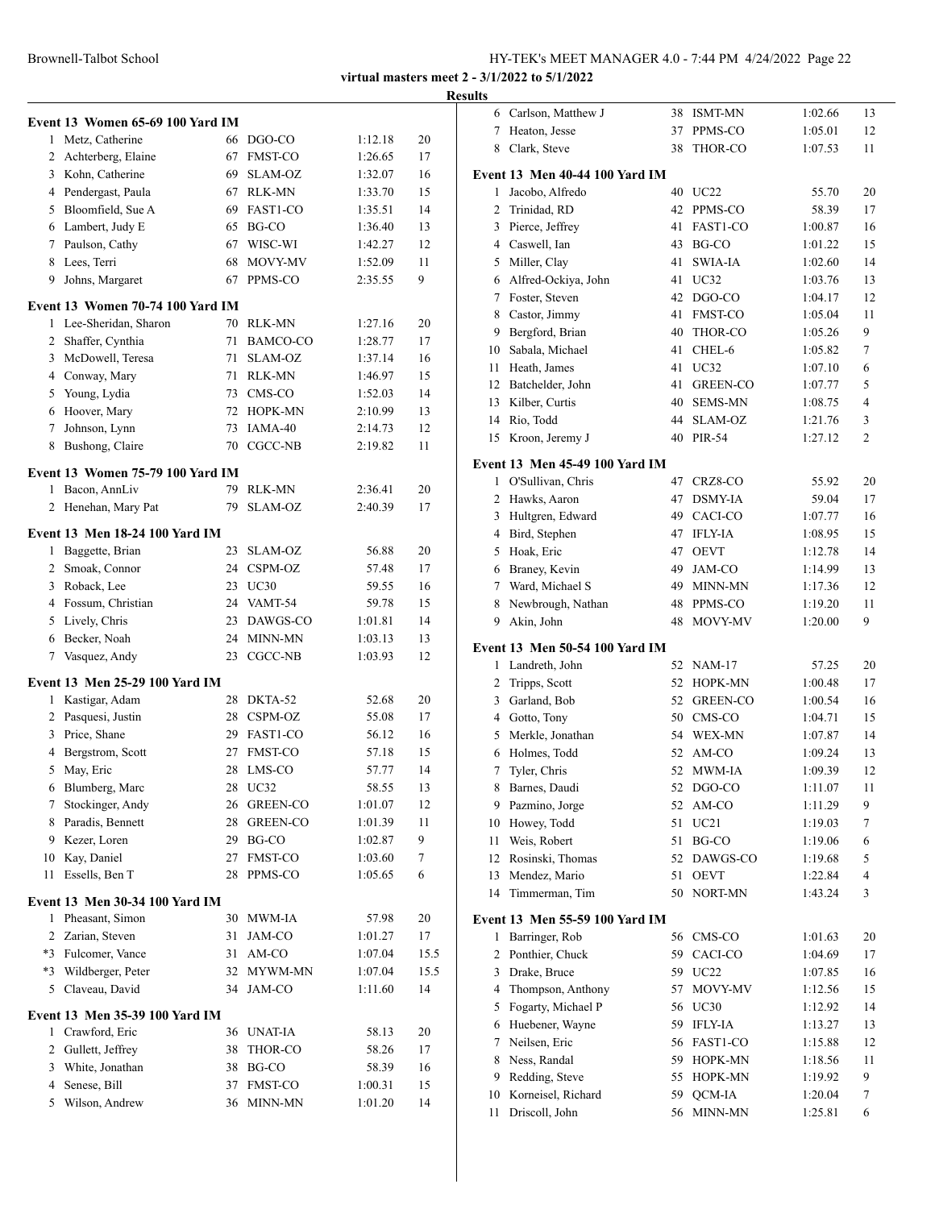**virtual masters meet 2 - 3/1/2022 to 5/1/2022**

**Results**

### Event 13 Women 65-69 100 Yard IM

| | Name | Age | Team | Time | Points |
|---|---|---|---|---|---|
| 1 | Metz, Catherine | 66 | DGO-CO | 1:12.18 | 20 |
| 2 | Achterberg, Elaine | 67 | FMST-CO | 1:26.65 | 17 |
| 3 | Kohn, Catherine | 69 | SLAM-OZ | 1:32.07 | 16 |
| 4 | Pendergast, Paula | 67 | RLK-MN | 1:33.70 | 15 |
| 5 | Bloomfield, Sue A | 69 | FAST1-CO | 1:35.51 | 14 |
| 6 | Lambert, Judy E | 65 | BG-CO | 1:36.40 | 13 |
| 7 | Paulson, Cathy | 67 | WISC-WI | 1:42.27 | 12 |
| 8 | Lees, Terri | 68 | MOVY-MV | 1:52.09 | 11 |
| 9 | Johns, Margaret | 67 | PPMS-CO | 2:35.55 | 9 |

### Event 13 Women 70-74 100 Yard IM

| | Name | Age | Team | Time | Points |
|---|---|---|---|---|---|
| 1 | Lee-Sheridan, Sharon | 70 | RLK-MN | 1:27.16 | 20 |
| 2 | Shaffer, Cynthia | 71 | BAMCO-CO | 1:28.77 | 17 |
| 3 | McDowell, Teresa | 71 | SLAM-OZ | 1:37.14 | 16 |
| 4 | Conway, Mary | 71 | RLK-MN | 1:46.97 | 15 |
| 5 | Young, Lydia | 73 | CMS-CO | 1:52.03 | 14 |
| 6 | Hoover, Mary | 72 | HOPK-MN | 2:10.99 | 13 |
| 7 | Johnson, Lynn | 73 | IAMA-40 | 2:14.73 | 12 |
| 8 | Bushong, Claire | 70 | CGCC-NB | 2:19.82 | 11 |

### Event 13 Women 75-79 100 Yard IM

| | Name | Age | Team | Time | Points |
|---|---|---|---|---|---|
| 1 | Bacon, AnnLiv | 79 | RLK-MN | 2:36.41 | 20 |
| 2 | Henehan, Mary Pat | 79 | SLAM-OZ | 2:40.39 | 17 |

### Event 13 Men 18-24 100 Yard IM

| | Name | Age | Team | Time | Points |
|---|---|---|---|---|---|
| 1 | Baggette, Brian | 23 | SLAM-OZ | 56.88 | 20 |
| 2 | Smoak, Connor | 24 | CSPM-OZ | 57.48 | 17 |
| 3 | Roback, Lee | 23 | UC30 | 59.55 | 16 |
| 4 | Fossum, Christian | 24 | VAMT-54 | 59.78 | 15 |
| 5 | Lively, Chris | 23 | DAWGS-CO | 1:01.81 | 14 |
| 6 | Becker, Noah | 24 | MINN-MN | 1:03.13 | 13 |
| 7 | Vasquez, Andy | 23 | CGCC-NB | 1:03.93 | 12 |

### Event 13 Men 25-29 100 Yard IM

| | Name | Age | Team | Time | Points |
|---|---|---|---|---|---|
| 1 | Kastigar, Adam | 28 | DKTA-52 | 52.68 | 20 |
| 2 | Pasquesi, Justin | 28 | CSPM-OZ | 55.08 | 17 |
| 3 | Price, Shane | 29 | FAST1-CO | 56.12 | 16 |
| 4 | Bergstrom, Scott | 27 | FMST-CO | 57.18 | 15 |
| 5 | May, Eric | 28 | LMS-CO | 57.77 | 14 |
| 6 | Blumberg, Marc | 28 | UC32 | 58.55 | 13 |
| 7 | Stockinger, Andy | 26 | GREEN-CO | 1:01.07 | 12 |
| 8 | Paradis, Bennett | 28 | GREEN-CO | 1:01.39 | 11 |
| 9 | Kezer, Loren | 29 | BG-CO | 1:02.87 | 9 |
| 10 | Kay, Daniel | 27 | FMST-CO | 1:03.60 | 7 |
| 11 | Essells, Ben T | 28 | PPMS-CO | 1:05.65 | 6 |

### Event 13 Men 30-34 100 Yard IM

| | Name | Age | Team | Time | Points |
|---|---|---|---|---|---|
| 1 | Pheasant, Simon | 30 | MWM-IA | 57.98 | 20 |
| 2 | Zarian, Steven | 31 | JAM-CO | 1:01.27 | 17 |
| *3 | Fulcomer, Vance | 31 | AM-CO | 1:07.04 | 15.5 |
| *3 | Wildberger, Peter | 32 | MYWM-MN | 1:07.04 | 15.5 |
| 5 | Claveau, David | 34 | JAM-CO | 1:11.60 | 14 |

### Event 13 Men 35-39 100 Yard IM

| | Name | Age | Team | Time | Points |
|---|---|---|---|---|---|
| 1 | Crawford, Eric | 36 | UNAT-IA | 58.13 | 20 |
| 2 | Gullett, Jeffrey | 38 | THOR-CO | 58.26 | 17 |
| 3 | White, Jonathan | 38 | BG-CO | 58.39 | 16 |
| 4 | Senese, Bill | 37 | FMST-CO | 1:00.31 | 15 |
| 5 | Wilson, Andrew | 36 | MINN-MN | 1:01.20 | 14 |
| 6 | Carlson, Matthew J | 38 | ISMT-MN | 1:02.66 | 13 |
| 7 | Heaton, Jesse | 37 | PPMS-CO | 1:05.01 | 12 |
| 8 | Clark, Steve | 38 | THOR-CO | 1:07.53 | 11 |

### Event 13 Men 40-44 100 Yard IM

| | Name | Age | Team | Time | Points |
|---|---|---|---|---|---|
| 1 | Jacobo, Alfredo | 40 | UC22 | 55.70 | 20 |
| 2 | Trinidad, RD | 42 | PPMS-CO | 58.39 | 17 |
| 3 | Pierce, Jeffrey | 41 | FAST1-CO | 1:00.87 | 16 |
| 4 | Caswell, Ian | 43 | BG-CO | 1:01.22 | 15 |
| 5 | Miller, Clay | 41 | SWIA-IA | 1:02.60 | 14 |
| 6 | Alfred-Ockiya, John | 41 | UC32 | 1:03.76 | 13 |
| 7 | Foster, Steven | 42 | DGO-CO | 1:04.17 | 12 |
| 8 | Castor, Jimmy | 41 | FMST-CO | 1:05.04 | 11 |
| 9 | Bergford, Brian | 40 | THOR-CO | 1:05.26 | 9 |
| 10 | Sabala, Michael | 41 | CHEL-6 | 1:05.82 | 7 |
| 11 | Heath, James | 41 | UC32 | 1:07.10 | 6 |
| 12 | Batchelder, John | 41 | GREEN-CO | 1:07.77 | 5 |
| 13 | Kilber, Curtis | 40 | SEMS-MN | 1:08.75 | 4 |
| 14 | Rio, Todd | 44 | SLAM-OZ | 1:21.76 | 3 |
| 15 | Kroon, Jeremy J | 40 | PIR-54 | 1:27.12 | 2 |

### Event 13 Men 45-49 100 Yard IM

| | Name | Age | Team | Time | Points |
|---|---|---|---|---|---|
| 1 | O'Sullivan, Chris | 47 | CRZ8-CO | 55.92 | 20 |
| 2 | Hawks, Aaron | 47 | DSMY-IA | 59.04 | 17 |
| 3 | Hultgren, Edward | 49 | CACI-CO | 1:07.77 | 16 |
| 4 | Bird, Stephen | 47 | IFLY-IA | 1:08.95 | 15 |
| 5 | Hoak, Eric | 47 | OEVT | 1:12.78 | 14 |
| 6 | Braney, Kevin | 49 | JAM-CO | 1:14.99 | 13 |
| 7 | Ward, Michael S | 49 | MINN-MN | 1:17.36 | 12 |
| 8 | Newbrough, Nathan | 48 | PPMS-CO | 1:19.20 | 11 |
| 9 | Akin, John | 48 | MOVY-MV | 1:20.00 | 9 |

### Event 13 Men 50-54 100 Yard IM

| | Name | Age | Team | Time | Points |
|---|---|---|---|---|---|
| 1 | Landreth, John | 52 | NAM-17 | 57.25 | 20 |
| 2 | Tripps, Scott | 52 | HOPK-MN | 1:00.48 | 17 |
| 3 | Garland, Bob | 52 | GREEN-CO | 1:00.54 | 16 |
| 4 | Gotto, Tony | 50 | CMS-CO | 1:04.71 | 15 |
| 5 | Merkle, Jonathan | 54 | WEX-MN | 1:07.87 | 14 |
| 6 | Holmes, Todd | 52 | AM-CO | 1:09.24 | 13 |
| 7 | Tyler, Chris | 52 | MWM-IA | 1:09.39 | 12 |
| 8 | Barnes, Daudi | 52 | DGO-CO | 1:11.07 | 11 |
| 9 | Pazmino, Jorge | 52 | AM-CO | 1:11.29 | 9 |
| 10 | Howey, Todd | 51 | UC21 | 1:19.03 | 7 |
| 11 | Weis, Robert | 51 | BG-CO | 1:19.06 | 6 |
| 12 | Rosinski, Thomas | 52 | DAWGS-CO | 1:19.68 | 5 |
| 13 | Mendez, Mario | 51 | OEVT | 1:22.84 | 4 |
| 14 | Timmerman, Tim | 50 | NORT-MN | 1:43.24 | 3 |

### Event 13 Men 55-59 100 Yard IM

| | Name | Age | Team | Time | Points |
|---|---|---|---|---|---|
| 1 | Barringer, Rob | 56 | CMS-CO | 1:01.63 | 20 |
| 2 | Ponthier, Chuck | 59 | CACI-CO | 1:04.69 | 17 |
| 3 | Drake, Bruce | 59 | UC22 | 1:07.85 | 16 |
| 4 | Thompson, Anthony | 57 | MOVY-MV | 1:12.56 | 15 |
| 5 | Fogarty, Michael P | 56 | UC30 | 1:12.92 | 14 |
| 6 | Huebener, Wayne | 59 | IFLY-IA | 1:13.27 | 13 |
| 7 | Neilsen, Eric | 56 | FAST1-CO | 1:15.88 | 12 |
| 8 | Ness, Randal | 59 | HOPK-MN | 1:18.56 | 11 |
| 9 | Redding, Steve | 55 | HOPK-MN | 1:19.92 | 9 |
| 10 | Korneisel, Richard | 59 | QCM-IA | 1:20.04 | 7 |
| 11 | Driscoll, John | 56 | MINN-MN | 1:25.81 | 6 |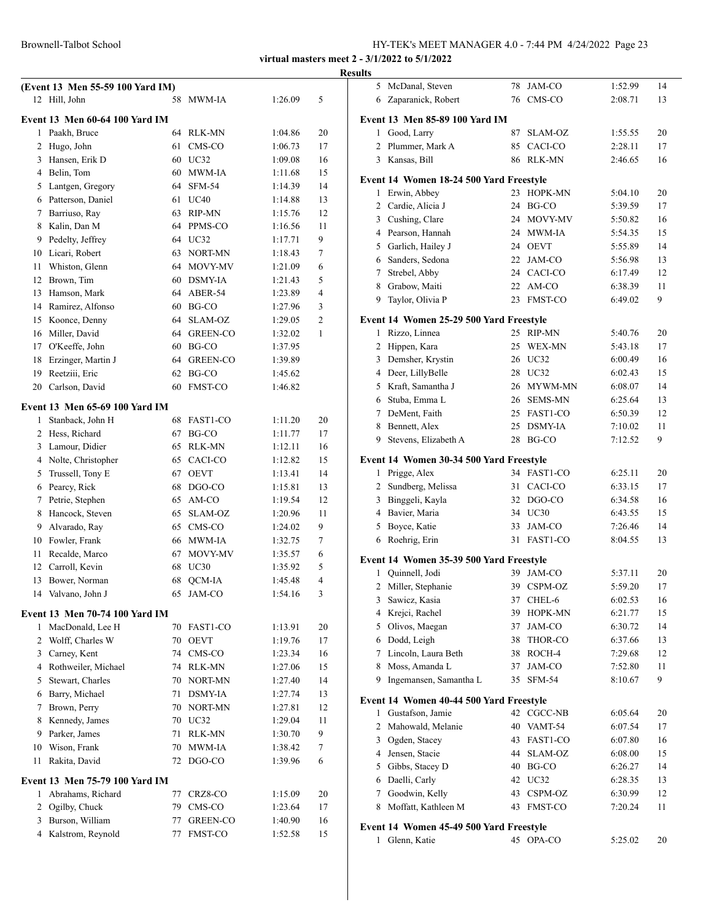**virtual masters meet 2 - 3/1/2022 to 5/1/2022**

**Results**

**(Event 13 Men 55-59 100 Yard IM)**

| | Name | Age | Team | Time | Points |
|---|---|---|---|---|---|
| 12 | Hill, John | 58 | MWM-IA | 1:26.09 | 5 |

**Event 13 Men 60-64 100 Yard IM**

| | Name | Age | Team | Time | Points |
|---|---|---|---|---|---|
| 1 | Paakh, Bruce | 64 | RLK-MN | 1:04.86 | 20 |
| 2 | Hugo, John | 61 | CMS-CO | 1:06.73 | 17 |
| 3 | Hansen, Erik D | 60 | UC32 | 1:09.08 | 16 |
| 4 | Belin, Tom | 60 | MWM-IA | 1:11.68 | 15 |
| 5 | Lantgen, Gregory | 64 | SFM-54 | 1:14.39 | 14 |
| 6 | Patterson, Daniel | 61 | UC40 | 1:14.88 | 13 |
| 7 | Barriuso, Ray | 63 | RIP-MN | 1:15.76 | 12 |
| 8 | Kalin, Dan M | 64 | PPMS-CO | 1:16.56 | 11 |
| 9 | Pedelty, Jeffrey | 64 | UC32 | 1:17.71 | 9 |
| 10 | Licari, Robert | 63 | NORT-MN | 1:18.43 | 7 |
| 11 | Whiston, Glenn | 64 | MOVY-MV | 1:21.09 | 6 |
| 12 | Brown, Tim | 60 | DSMY-IA | 1:21.43 | 5 |
| 13 | Hamson, Mark | 64 | ABER-54 | 1:23.89 | 4 |
| 14 | Ramirez, Alfonso | 60 | BG-CO | 1:27.96 | 3 |
| 15 | Koonce, Denny | 64 | SLAM-OZ | 1:29.05 | 2 |
| 16 | Miller, David | 64 | GREEN-CO | 1:32.02 | 1 |
| 17 | O'Keeffe, John | 60 | BG-CO | 1:37.95 | |
| 18 | Erzinger, Martin J | 64 | GREEN-CO | 1:39.89 | |
| 19 | Reetziii, Eric | 62 | BG-CO | 1:45.62 | |
| 20 | Carlson, David | 60 | FMST-CO | 1:46.82 | |

**Event 13 Men 65-69 100 Yard IM**

| | Name | Age | Team | Time | Points |
|---|---|---|---|---|---|
| 1 | Stanback, John H | 68 | FAST1-CO | 1:11.20 | 20 |
| 2 | Hess, Richard | 67 | BG-CO | 1:11.77 | 17 |
| 3 | Lamour, Didier | 65 | RLK-MN | 1:12.11 | 16 |
| 4 | Nolte, Christopher | 65 | CACI-CO | 1:12.82 | 15 |
| 5 | Trussell, Tony E | 67 | OEVT | 1:13.41 | 14 |
| 6 | Pearcy, Rick | 68 | DGO-CO | 1:15.81 | 13 |
| 7 | Petrie, Stephen | 65 | AM-CO | 1:19.54 | 12 |
| 8 | Hancock, Steven | 65 | SLAM-OZ | 1:20.96 | 11 |
| 9 | Alvarado, Ray | 65 | CMS-CO | 1:24.02 | 9 |
| 10 | Fowler, Frank | 66 | MWM-IA | 1:32.75 | 7 |
| 11 | Recalde, Marco | 67 | MOVY-MV | 1:35.57 | 6 |
| 12 | Carroll, Kevin | 68 | UC30 | 1:35.92 | 5 |
| 13 | Bower, Norman | 68 | QCM-IA | 1:45.48 | 4 |
| 14 | Valvano, John J | 65 | JAM-CO | 1:54.16 | 3 |

**Event 13 Men 70-74 100 Yard IM**

| | Name | Age | Team | Time | Points |
|---|---|---|---|---|---|
| 1 | MacDonald, Lee H | 70 | FAST1-CO | 1:13.91 | 20 |
| 2 | Wolff, Charles W | 70 | OEVT | 1:19.76 | 17 |
| 3 | Carney, Kent | 74 | CMS-CO | 1:23.34 | 16 |
| 4 | Rothweiler, Michael | 74 | RLK-MN | 1:27.06 | 15 |
| 5 | Stewart, Charles | 70 | NORT-MN | 1:27.40 | 14 |
| 6 | Barry, Michael | 71 | DSMY-IA | 1:27.74 | 13 |
| 7 | Brown, Perry | 70 | NORT-MN | 1:27.81 | 12 |
| 8 | Kennedy, James | 70 | UC32 | 1:29.04 | 11 |
| 9 | Parker, James | 71 | RLK-MN | 1:30.70 | 9 |
| 10 | Wison, Frank | 70 | MWM-IA | 1:38.42 | 7 |
| 11 | Rakita, David | 72 | DGO-CO | 1:39.96 | 6 |

**Event 13 Men 75-79 100 Yard IM**

| | Name | Age | Team | Time | Points |
|---|---|---|---|---|---|
| 1 | Abrahams, Richard | 77 | CRZ8-CO | 1:15.09 | 20 |
| 2 | Ogilby, Chuck | 79 | CMS-CO | 1:23.64 | 17 |
| 3 | Burson, William | 77 | GREEN-CO | 1:40.90 | 16 |
| 4 | Kalstrom, Reynold | 77 | FMST-CO | 1:52.58 | 15 |
| 5 | McDanal, Steven | 78 | JAM-CO | 1:52.99 | 14 |
| 6 | Zaparanick, Robert | 76 | CMS-CO | 2:08.71 | 13 |

**Event 13 Men 85-89 100 Yard IM**

| | Name | Age | Team | Time | Points |
|---|---|---|---|---|---|
| 1 | Good, Larry | 87 | SLAM-OZ | 1:55.55 | 20 |
| 2 | Plummer, Mark A | 85 | CACI-CO | 2:28.11 | 17 |
| 3 | Kansas, Bill | 86 | RLK-MN | 2:46.65 | 16 |

**Event 14 Women 18-24 500 Yard Freestyle**

| | Name | Age | Team | Time | Points |
|---|---|---|---|---|---|
| 1 | Erwin, Abbey | 23 | HOPK-MN | 5:04.10 | 20 |
| 2 | Cardie, Alicia J | 24 | BG-CO | 5:39.59 | 17 |
| 3 | Cushing, Clare | 24 | MOVY-MV | 5:50.82 | 16 |
| 4 | Pearson, Hannah | 24 | MWM-IA | 5:54.35 | 15 |
| 5 | Garlich, Hailey J | 24 | OEVT | 5:55.89 | 14 |
| 6 | Sanders, Sedona | 22 | JAM-CO | 5:56.98 | 13 |
| 7 | Strebel, Abby | 24 | CACI-CO | 6:17.49 | 12 |
| 8 | Grabow, Maiti | 22 | AM-CO | 6:38.39 | 11 |
| 9 | Taylor, Olivia P | 23 | FMST-CO | 6:49.02 | 9 |

**Event 14 Women 25-29 500 Yard Freestyle**

| | Name | Age | Team | Time | Points |
|---|---|---|---|---|---|
| 1 | Rizzo, Linnea | 25 | RIP-MN | 5:40.76 | 20 |
| 2 | Hippen, Kara | 25 | WEX-MN | 5:43.18 | 17 |
| 3 | Demsher, Krystin | 26 | UC32 | 6:00.49 | 16 |
| 4 | Deer, LillyBelle | 28 | UC32 | 6:02.43 | 15 |
| 5 | Kraft, Samantha J | 26 | MYWM-MN | 6:08.07 | 14 |
| 6 | Stuba, Emma L | 26 | SEMS-MN | 6:25.64 | 13 |
| 7 | DeMent, Faith | 25 | FAST1-CO | 6:50.39 | 12 |
| 8 | Bennett, Alex | 25 | DSMY-IA | 7:10.02 | 11 |
| 9 | Stevens, Elizabeth A | 28 | BG-CO | 7:12.52 | 9 |

**Event 14 Women 30-34 500 Yard Freestyle**

| | Name | Age | Team | Time | Points |
|---|---|---|---|---|---|
| 1 | Prigge, Alex | 34 | FAST1-CO | 6:25.11 | 20 |
| 2 | Sundberg, Melissa | 31 | CACI-CO | 6:33.15 | 17 |
| 3 | Binggeli, Kayla | 32 | DGO-CO | 6:34.58 | 16 |
| 4 | Bavier, Maria | 34 | UC30 | 6:43.55 | 15 |
| 5 | Boyce, Katie | 33 | JAM-CO | 7:26.46 | 14 |
| 6 | Roehrig, Erin | 31 | FAST1-CO | 8:04.55 | 13 |

**Event 14 Women 35-39 500 Yard Freestyle**

| | Name | Age | Team | Time | Points |
|---|---|---|---|---|---|
| 1 | Quinnell, Jodi | 39 | JAM-CO | 5:37.11 | 20 |
| 2 | Miller, Stephanie | 39 | CSPM-OZ | 5:59.20 | 17 |
| 3 | Sawicz, Kasia | 37 | CHEL-6 | 6:02.53 | 16 |
| 4 | Krejci, Rachel | 39 | HOPK-MN | 6:21.77 | 15 |
| 5 | Olivos, Maegan | 37 | JAM-CO | 6:30.72 | 14 |
| 6 | Dodd, Leigh | 38 | THOR-CO | 6:37.66 | 13 |
| 7 | Lincoln, Laura Beth | 38 | ROCH-4 | 7:29.68 | 12 |
| 8 | Moss, Amanda L | 37 | JAM-CO | 7:52.80 | 11 |
| 9 | Ingemansen, Samantha L | 35 | SFM-54 | 8:10.67 | 9 |

**Event 14 Women 40-44 500 Yard Freestyle**

| | Name | Age | Team | Time | Points |
|---|---|---|---|---|---|
| 1 | Gustafson, Jamie | 42 | CGCC-NB | 6:05.64 | 20 |
| 2 | Mahowald, Melanie | 40 | VAMT-54 | 6:07.54 | 17 |
| 3 | Ogden, Stacey | 43 | FAST1-CO | 6:07.80 | 16 |
| 4 | Jensen, Stacie | 44 | SLAM-OZ | 6:08.00 | 15 |
| 5 | Gibbs, Stacey D | 40 | BG-CO | 6:26.27 | 14 |
| 6 | Daelli, Carly | 42 | UC32 | 6:28.35 | 13 |
| 7 | Goodwin, Kelly | 43 | CSPM-OZ | 6:30.99 | 12 |
| 8 | Moffatt, Kathleen M | 43 | FMST-CO | 7:20.24 | 11 |

**Event 14 Women 45-49 500 Yard Freestyle**

| | Name | Age | Team | Time | Points |
|---|---|---|---|---|---|
| 1 | Glenn, Katie | 45 | OPA-CO | 5:25.02 | 20 |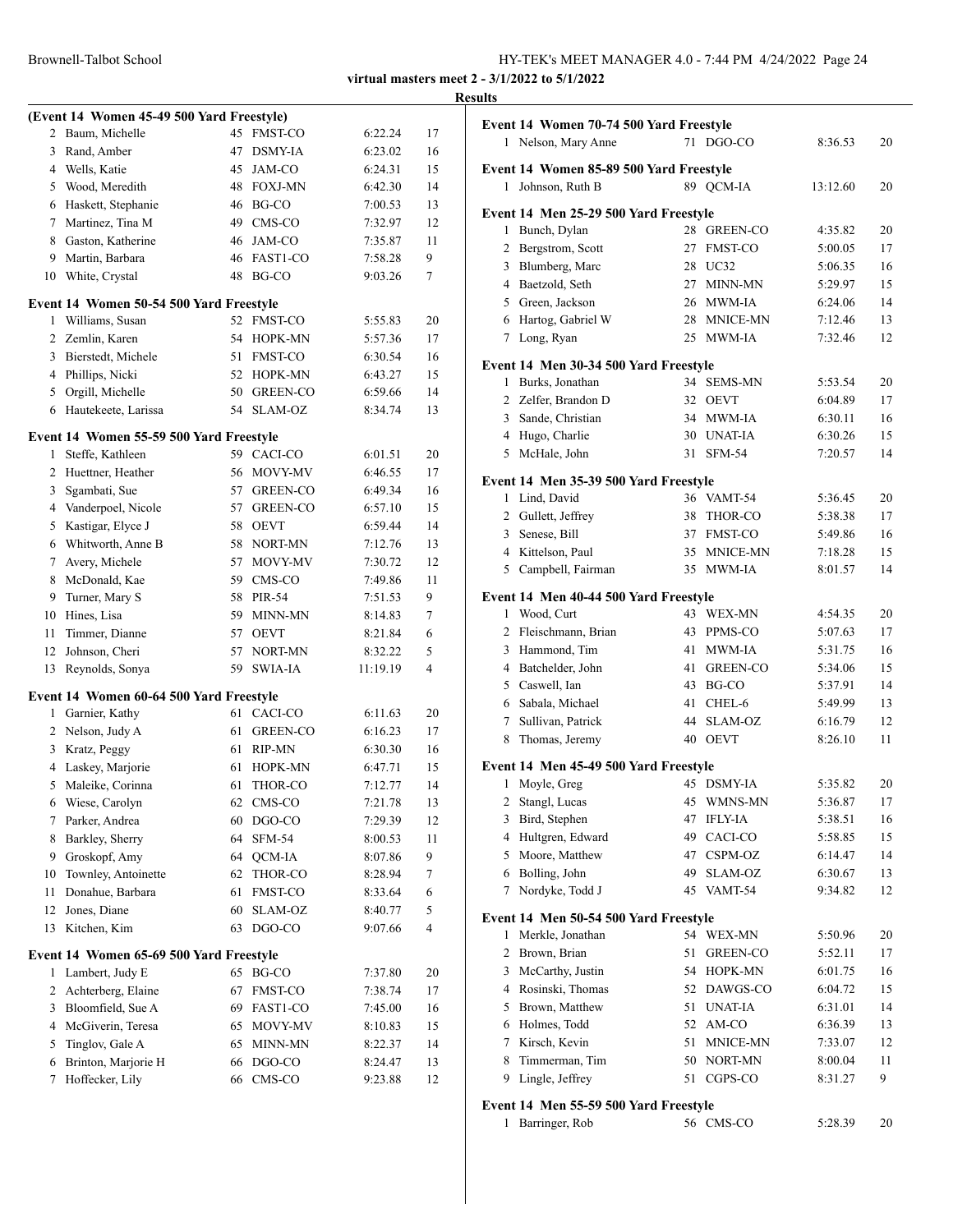**virtual masters meet 2 - 3/1/2022 to 5/1/2022**

**Results**

### (Event 14 Women 45-49 500 Yard Freestyle)

| Place | Name | Age | Team | Time | Points |
|---|---|---|---|---|---|
| 2 | Baum, Michelle | 45 | FMST-CO | 6:22.24 | 17 |
| 3 | Rand, Amber | 47 | DSMY-IA | 6:23.02 | 16 |
| 4 | Wells, Katie | 45 | JAM-CO | 6:24.31 | 15 |
| 5 | Wood, Meredith | 48 | FOXJ-MN | 6:42.30 | 14 |
| 6 | Haskett, Stephanie | 46 | BG-CO | 7:00.53 | 13 |
| 7 | Martinez, Tina M | 49 | CMS-CO | 7:32.97 | 12 |
| 8 | Gaston, Katherine | 46 | JAM-CO | 7:35.87 | 11 |
| 9 | Martin, Barbara | 46 | FAST1-CO | 7:58.28 | 9 |
| 10 | White, Crystal | 48 | BG-CO | 9:03.26 | 7 |

### Event 14 Women 50-54 500 Yard Freestyle

| Place | Name | Age | Team | Time | Points |
|---|---|---|---|---|---|
| 1 | Williams, Susan | 52 | FMST-CO | 5:55.83 | 20 |
| 2 | Zemlin, Karen | 54 | HOPK-MN | 5:57.36 | 17 |
| 3 | Bierstedt, Michele | 51 | FMST-CO | 6:30.54 | 16 |
| 4 | Phillips, Nicki | 52 | HOPK-MN | 6:43.27 | 15 |
| 5 | Orgill, Michelle | 50 | GREEN-CO | 6:59.66 | 14 |
| 6 | Hautekeete, Larissa | 54 | SLAM-OZ | 8:34.74 | 13 |

### Event 14 Women 55-59 500 Yard Freestyle

| Place | Name | Age | Team | Time | Points |
|---|---|---|---|---|---|
| 1 | Steffe, Kathleen | 59 | CACI-CO | 6:01.51 | 20 |
| 2 | Huettner, Heather | 56 | MOVY-MV | 6:46.55 | 17 |
| 3 | Sgambati, Sue | 57 | GREEN-CO | 6:49.34 | 16 |
| 4 | Vanderpoel, Nicole | 57 | GREEN-CO | 6:57.10 | 15 |
| 5 | Kastigar, Elyce J | 58 | OEVT | 6:59.44 | 14 |
| 6 | Whitworth, Anne B | 58 | NORT-MN | 7:12.76 | 13 |
| 7 | Avery, Michele | 57 | MOVY-MV | 7:30.72 | 12 |
| 8 | McDonald, Kae | 59 | CMS-CO | 7:49.86 | 11 |
| 9 | Turner, Mary S | 58 | PIR-54 | 7:51.53 | 9 |
| 10 | Hines, Lisa | 59 | MINN-MN | 8:14.83 | 7 |
| 11 | Timmer, Dianne | 57 | OEVT | 8:21.84 | 6 |
| 12 | Johnson, Cheri | 57 | NORT-MN | 8:32.22 | 5 |
| 13 | Reynolds, Sonya | 59 | SWIA-IA | 11:19.19 | 4 |

### Event 14 Women 60-64 500 Yard Freestyle

| Place | Name | Age | Team | Time | Points |
|---|---|---|---|---|---|
| 1 | Garnier, Kathy | 61 | CACI-CO | 6:11.63 | 20 |
| 2 | Nelson, Judy A | 61 | GREEN-CO | 6:16.23 | 17 |
| 3 | Kratz, Peggy | 61 | RIP-MN | 6:30.30 | 16 |
| 4 | Laskey, Marjorie | 61 | HOPK-MN | 6:47.71 | 15 |
| 5 | Maleike, Corinna | 61 | THOR-CO | 7:12.77 | 14 |
| 6 | Wiese, Carolyn | 62 | CMS-CO | 7:21.78 | 13 |
| 7 | Parker, Andrea | 60 | DGO-CO | 7:29.39 | 12 |
| 8 | Barkley, Sherry | 64 | SFM-54 | 8:00.53 | 11 |
| 9 | Groskopf, Amy | 64 | QCM-IA | 8:07.86 | 9 |
| 10 | Townley, Antoinette | 62 | THOR-CO | 8:28.94 | 7 |
| 11 | Donahue, Barbara | 61 | FMST-CO | 8:33.64 | 6 |
| 12 | Jones, Diane | 60 | SLAM-OZ | 8:40.77 | 5 |
| 13 | Kitchen, Kim | 63 | DGO-CO | 9:07.66 | 4 |

### Event 14 Women 65-69 500 Yard Freestyle

| Place | Name | Age | Team | Time | Points |
|---|---|---|---|---|---|
| 1 | Lambert, Judy E | 65 | BG-CO | 7:37.80 | 20 |
| 2 | Achterberg, Elaine | 67 | FMST-CO | 7:38.74 | 17 |
| 3 | Bloomfield, Sue A | 69 | FAST1-CO | 7:45.00 | 16 |
| 4 | McGiverin, Teresa | 65 | MOVY-MV | 8:10.83 | 15 |
| 5 | Tinglov, Gale A | 65 | MINN-MN | 8:22.37 | 14 |
| 6 | Brinton, Marjorie H | 66 | DGO-CO | 8:24.47 | 13 |
| 7 | Hoffecker, Lily | 66 | CMS-CO | 9:23.88 | 12 |

### Event 14 Women 70-74 500 Yard Freestyle

| Place | Name | Age | Team | Time | Points |
|---|---|---|---|---|---|
| 1 | Nelson, Mary Anne | 71 | DGO-CO | 8:36.53 | 20 |

### Event 14 Women 85-89 500 Yard Freestyle

| Place | Name | Age | Team | Time | Points |
|---|---|---|---|---|---|
| 1 | Johnson, Ruth B | 89 | QCM-IA | 13:12.60 | 20 |

### Event 14 Men 25-29 500 Yard Freestyle

| Place | Name | Age | Team | Time | Points |
|---|---|---|---|---|---|
| 1 | Bunch, Dylan | 28 | GREEN-CO | 4:35.82 | 20 |
| 2 | Bergstrom, Scott | 27 | FMST-CO | 5:00.05 | 17 |
| 3 | Blumberg, Marc | 28 | UC32 | 5:06.35 | 16 |
| 4 | Baetzold, Seth | 27 | MINN-MN | 5:29.97 | 15 |
| 5 | Green, Jackson | 26 | MWM-IA | 6:24.06 | 14 |
| 6 | Hartog, Gabriel W | 28 | MNICE-MN | 7:12.46 | 13 |
| 7 | Long, Ryan | 25 | MWM-IA | 7:32.46 | 12 |

### Event 14 Men 30-34 500 Yard Freestyle

| Place | Name | Age | Team | Time | Points |
|---|---|---|---|---|---|
| 1 | Burks, Jonathan | 34 | SEMS-MN | 5:53.54 | 20 |
| 2 | Zelfer, Brandon D | 32 | OEVT | 6:04.89 | 17 |
| 3 | Sande, Christian | 34 | MWM-IA | 6:30.11 | 16 |
| 4 | Hugo, Charlie | 30 | UNAT-IA | 6:30.26 | 15 |
| 5 | McHale, John | 31 | SFM-54 | 7:20.57 | 14 |

### Event 14 Men 35-39 500 Yard Freestyle

| Place | Name | Age | Team | Time | Points |
|---|---|---|---|---|---|
| 1 | Lind, David | 36 | VAMT-54 | 5:36.45 | 20 |
| 2 | Gullett, Jeffrey | 38 | THOR-CO | 5:38.38 | 17 |
| 3 | Senese, Bill | 37 | FMST-CO | 5:49.86 | 16 |
| 4 | Kittelson, Paul | 35 | MNICE-MN | 7:18.28 | 15 |
| 5 | Campbell, Fairman | 35 | MWM-IA | 8:01.57 | 14 |

### Event 14 Men 40-44 500 Yard Freestyle

| Place | Name | Age | Team | Time | Points |
|---|---|---|---|---|---|
| 1 | Wood, Curt | 43 | WEX-MN | 4:54.35 | 20 |
| 2 | Fleischmann, Brian | 43 | PPMS-CO | 5:07.63 | 17 |
| 3 | Hammond, Tim | 41 | MWM-IA | 5:31.75 | 16 |
| 4 | Batchelder, John | 41 | GREEN-CO | 5:34.06 | 15 |
| 5 | Caswell, Ian | 43 | BG-CO | 5:37.91 | 14 |
| 6 | Sabala, Michael | 41 | CHEL-6 | 5:49.99 | 13 |
| 7 | Sullivan, Patrick | 44 | SLAM-OZ | 6:16.79 | 12 |
| 8 | Thomas, Jeremy | 40 | OEVT | 8:26.10 | 11 |

### Event 14 Men 45-49 500 Yard Freestyle

| Place | Name | Age | Team | Time | Points |
|---|---|---|---|---|---|
| 1 | Moyle, Greg | 45 | DSMY-IA | 5:35.82 | 20 |
| 2 | Stangl, Lucas | 45 | WMNS-MN | 5:36.87 | 17 |
| 3 | Bird, Stephen | 47 | IFLY-IA | 5:38.51 | 16 |
| 4 | Hultgren, Edward | 49 | CACI-CO | 5:58.85 | 15 |
| 5 | Moore, Matthew | 47 | CSPM-OZ | 6:14.47 | 14 |
| 6 | Bolling, John | 49 | SLAM-OZ | 6:30.67 | 13 |
| 7 | Nordyke, Todd J | 45 | VAMT-54 | 9:34.82 | 12 |

### Event 14 Men 50-54 500 Yard Freestyle

| Place | Name | Age | Team | Time | Points |
|---|---|---|---|---|---|
| 1 | Merkle, Jonathan | 54 | WEX-MN | 5:50.96 | 20 |
| 2 | Brown, Brian | 51 | GREEN-CO | 5:52.11 | 17 |
| 3 | McCarthy, Justin | 54 | HOPK-MN | 6:01.75 | 16 |
| 4 | Rosinski, Thomas | 52 | DAWGS-CO | 6:04.72 | 15 |
| 5 | Brown, Matthew | 51 | UNAT-IA | 6:31.01 | 14 |
| 6 | Holmes, Todd | 52 | AM-CO | 6:36.39 | 13 |
| 7 | Kirsch, Kevin | 51 | MNICE-MN | 7:33.07 | 12 |
| 8 | Timmerman, Tim | 50 | NORT-MN | 8:00.04 | 11 |
| 9 | Lingle, Jeffrey | 51 | CGPS-CO | 8:31.27 | 9 |

### Event 14 Men 55-59 500 Yard Freestyle

| Place | Name | Age | Team | Time | Points |
|---|---|---|---|---|---|
| 1 | Barringer, Rob | 56 | CMS-CO | 5:28.39 | 20 |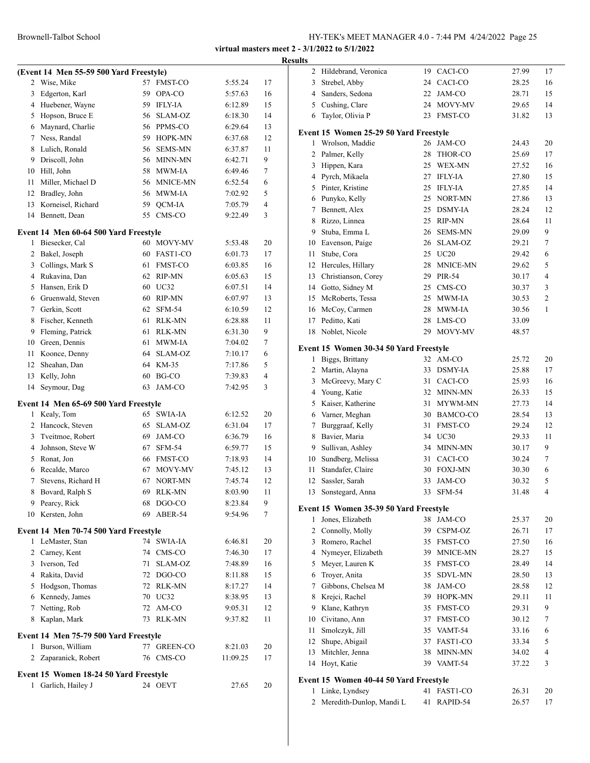**virtual masters meet 2 - 3/1/2022 to 5/1/2022**

**Results**

### (Event 14 Men 55-59 500 Yard Freestyle)

| | Name | Age | Team | Time | Points |
|---|---|---|---|---|---|
| 2 | Wise, Mike | 57 | FMST-CO | 5:55.24 | 17 |
| 3 | Edgerton, Karl | 59 | OPA-CO | 5:57.63 | 16 |
| 4 | Huebener, Wayne | 59 | IFLY-IA | 6:12.89 | 15 |
| 5 | Hopson, Bruce E | 56 | SLAM-OZ | 6:18.30 | 14 |
| 6 | Maynard, Charlie | 56 | PPMS-CO | 6:29.64 | 13 |
| 7 | Ness, Randal | 59 | HOPK-MN | 6:37.68 | 12 |
| 8 | Lulich, Ronald | 56 | SEMS-MN | 6:37.87 | 11 |
| 9 | Driscoll, John | 56 | MINN-MN | 6:42.71 | 9 |
| 10 | Hill, John | 58 | MWM-IA | 6:49.46 | 7 |
| 11 | Miller, Michael D | 56 | MNICE-MN | 6:52.54 | 6 |
| 12 | Bradley, John | 56 | MWM-IA | 7:02.92 | 5 |
| 13 | Korneisel, Richard | 59 | QCM-IA | 7:05.79 | 4 |
| 14 | Bennett, Dean | 55 | CMS-CO | 9:22.49 | 3 |

### Event 14 Men 60-64 500 Yard Freestyle

| | Name | Age | Team | Time | Points |
|---|---|---|---|---|---|
| 1 | Biesecker, Cal | 60 | MOVY-MV | 5:53.48 | 20 |
| 2 | Bakel, Joseph | 60 | FAST1-CO | 6:01.73 | 17 |
| 3 | Collings, Mark S | 61 | FMST-CO | 6:03.85 | 16 |
| 4 | Rukavina, Dan | 62 | RIP-MN | 6:05.63 | 15 |
| 5 | Hansen, Erik D | 60 | UC32 | 6:07.51 | 14 |
| 6 | Gruenwald, Steven | 60 | RIP-MN | 6:07.97 | 13 |
| 7 | Gerkin, Scott | 62 | SFM-54 | 6:10.59 | 12 |
| 8 | Fischer, Kenneth | 61 | RLK-MN | 6:28.88 | 11 |
| 9 | Fleming, Patrick | 61 | RLK-MN | 6:31.30 | 9 |
| 10 | Green, Dennis | 61 | MWM-IA | 7:04.02 | 7 |
| 11 | Koonce, Denny | 64 | SLAM-OZ | 7:10.17 | 6 |
| 12 | Sheahan, Dan | 64 | KM-35 | 7:17.86 | 5 |
| 13 | Kelly, John | 60 | BG-CO | 7:39.83 | 4 |
| 14 | Seymour, Dag | 63 | JAM-CO | 7:42.95 | 3 |

### Event 14 Men 65-69 500 Yard Freestyle

| | Name | Age | Team | Time | Points |
|---|---|---|---|---|---|
| 1 | Kealy, Tom | 65 | SWIA-IA | 6:12.52 | 20 |
| 2 | Hancock, Steven | 65 | SLAM-OZ | 6:31.04 | 17 |
| 3 | Tveitmoe, Robert | 69 | JAM-CO | 6:36.79 | 16 |
| 4 | Johnson, Steve W | 67 | SFM-54 | 6:59.77 | 15 |
| 5 | Ronat, Jon | 66 | FMST-CO | 7:18.93 | 14 |
| 6 | Recalde, Marco | 67 | MOVY-MV | 7:45.12 | 13 |
| 7 | Stevens, Richard H | 67 | NORT-MN | 7:45.74 | 12 |
| 8 | Bovard, Ralph S | 69 | RLK-MN | 8:03.90 | 11 |
| 9 | Pearcy, Rick | 68 | DGO-CO | 8:23.84 | 9 |
| 10 | Kersten, John | 69 | ABER-54 | 9:54.96 | 7 |

### Event 14 Men 70-74 500 Yard Freestyle

| | Name | Age | Team | Time | Points |
|---|---|---|---|---|---|
| 1 | LeMaster, Stan | 74 | SWIA-IA | 6:46.81 | 20 |
| 2 | Carney, Kent | 74 | CMS-CO | 7:46.30 | 17 |
| 3 | Iverson, Ted | 71 | SLAM-OZ | 7:48.89 | 16 |
| 4 | Rakita, David | 72 | DGO-CO | 8:11.88 | 15 |
| 5 | Hodgson, Thomas | 72 | RLK-MN | 8:17.27 | 14 |
| 6 | Kennedy, James | 70 | UC32 | 8:38.95 | 13 |
| 7 | Netting, Rob | 72 | AM-CO | 9:05.31 | 12 |
| 8 | Kaplan, Mark | 73 | RLK-MN | 9:37.82 | 11 |

### Event 14 Men 75-79 500 Yard Freestyle

| | Name | Age | Team | Time | Points |
|---|---|---|---|---|---|
| 1 | Burson, William | 77 | GREEN-CO | 8:21.03 | 20 |
| 2 | Zaparanick, Robert | 76 | CMS-CO | 11:09.25 | 17 |

### Event 15 Women 18-24 50 Yard Freestyle

| | Name | Age | Team | Time | Points |
|---|---|---|---|---|---|
| 1 | Garlich, Hailey J | 24 | OEVT | 27.65 | 20 |
| 2 | Hildebrand, Veronica | 19 | CACI-CO | 27.99 | 17 |
| 3 | Strebel, Abby | 24 | CACI-CO | 28.25 | 16 |
| 4 | Sanders, Sedona | 22 | JAM-CO | 28.71 | 15 |
| 5 | Cushing, Clare | 24 | MOVY-MV | 29.65 | 14 |
| 6 | Taylor, Olivia P | 23 | FMST-CO | 31.82 | 13 |

### Event 15 Women 25-29 50 Yard Freestyle

| | Name | Age | Team | Time | Points |
|---|---|---|---|---|---|
| 1 | Wrolson, Maddie | 26 | JAM-CO | 24.43 | 20 |
| 2 | Palmer, Kelly | 28 | THOR-CO | 25.69 | 17 |
| 3 | Hippen, Kara | 25 | WEX-MN | 27.52 | 16 |
| 4 | Pyrch, Mikaela | 27 | IFLY-IA | 27.80 | 15 |
| 5 | Pinter, Kristine | 25 | IFLY-IA | 27.85 | 14 |
| 6 | Punyko, Kelly | 25 | NORT-MN | 27.86 | 13 |
| 7 | Bennett, Alex | 25 | DSMY-IA | 28.24 | 12 |
| 8 | Rizzo, Linnea | 25 | RIP-MN | 28.64 | 11 |
| 9 | Stuba, Emma L | 26 | SEMS-MN | 29.09 | 9 |
| 10 | Eavenson, Paige | 26 | SLAM-OZ | 29.21 | 7 |
| 11 | Stube, Cora | 25 | UC20 | 29.42 | 6 |
| 12 | Hercules, Hillary | 28 | MNICE-MN | 29.62 | 5 |
| 13 | Christianson, Corey | 29 | PIR-54 | 30.17 | 4 |
| 14 | Gotto, Sidney M | 25 | CMS-CO | 30.37 | 3 |
| 15 | McRoberts, Tessa | 25 | MWM-IA | 30.53 | 2 |
| 16 | McCoy, Carmen | 28 | MWM-IA | 30.56 | 1 |
| 17 | Peditto, Kati | 28 | LMS-CO | 33.09 | |
| 18 | Noblet, Nicole | 29 | MOVY-MV | 48.57 | |

### Event 15 Women 30-34 50 Yard Freestyle

| | Name | Age | Team | Time | Points |
|---|---|---|---|---|---|
| 1 | Biggs, Brittany | 32 | AM-CO | 25.72 | 20 |
| 2 | Martin, Alayna | 33 | DSMY-IA | 25.88 | 17 |
| 3 | McGreevy, Mary C | 31 | CACI-CO | 25.93 | 16 |
| 4 | Young, Katie | 32 | MINN-MN | 26.33 | 15 |
| 5 | Kaiser, Katherine | 31 | MYWM-MN | 27.73 | 14 |
| 6 | Varner, Meghan | 30 | BAMCO-CO | 28.54 | 13 |
| 7 | Burggraaf, Kelly | 31 | FMST-CO | 29.24 | 12 |
| 8 | Bavier, Maria | 34 | UC30 | 29.33 | 11 |
| 9 | Sullivan, Ashley | 34 | MINN-MN | 30.17 | 9 |
| 10 | Sundberg, Melissa | 31 | CACI-CO | 30.24 | 7 |
| 11 | Standafer, Claire | 30 | FOXJ-MN | 30.30 | 6 |
| 12 | Sassler, Sarah | 33 | JAM-CO | 30.32 | 5 |
| 13 | Sonstegard, Anna | 33 | SFM-54 | 31.48 | 4 |

### Event 15 Women 35-39 50 Yard Freestyle

| | Name | Age | Team | Time | Points |
|---|---|---|---|---|---|
| 1 | Jones, Elizabeth | 38 | JAM-CO | 25.37 | 20 |
| 2 | Connolly, Molly | 39 | CSPM-OZ | 26.71 | 17 |
| 3 | Romero, Rachel | 35 | FMST-CO | 27.50 | 16 |
| 4 | Nymeyer, Elizabeth | 39 | MNICE-MN | 28.27 | 15 |
| 5 | Meyer, Lauren K | 35 | FMST-CO | 28.49 | 14 |
| 6 | Troyer, Anita | 35 | SDVL-MN | 28.50 | 13 |
| 7 | Gibbons, Chelsea M | 38 | JAM-CO | 28.58 | 12 |
| 8 | Krejci, Rachel | 39 | HOPK-MN | 29.11 | 11 |
| 9 | Klane, Kathryn | 35 | FMST-CO | 29.31 | 9 |
| 10 | Civitano, Ann | 37 | FMST-CO | 30.12 | 7 |
| 11 | Smolczyk, Jill | 35 | VAMT-54 | 33.16 | 6 |
| 12 | Shupe, Abigail | 37 | FAST1-CO | 33.34 | 5 |
| 13 | Mitchler, Jenna | 38 | MINN-MN | 34.02 | 4 |
| 14 | Hoyt, Katie | 39 | VAMT-54 | 37.22 | 3 |

### Event 15 Women 40-44 50 Yard Freestyle

| | Name | Age | Team | Time | Points |
|---|---|---|---|---|---|
| 1 | Linke, Lyndsey | 41 | FAST1-CO | 26.31 | 20 |
| 2 | Meredith-Dunlop, Mandi L | 41 | RAPID-54 | 26.57 | 17 |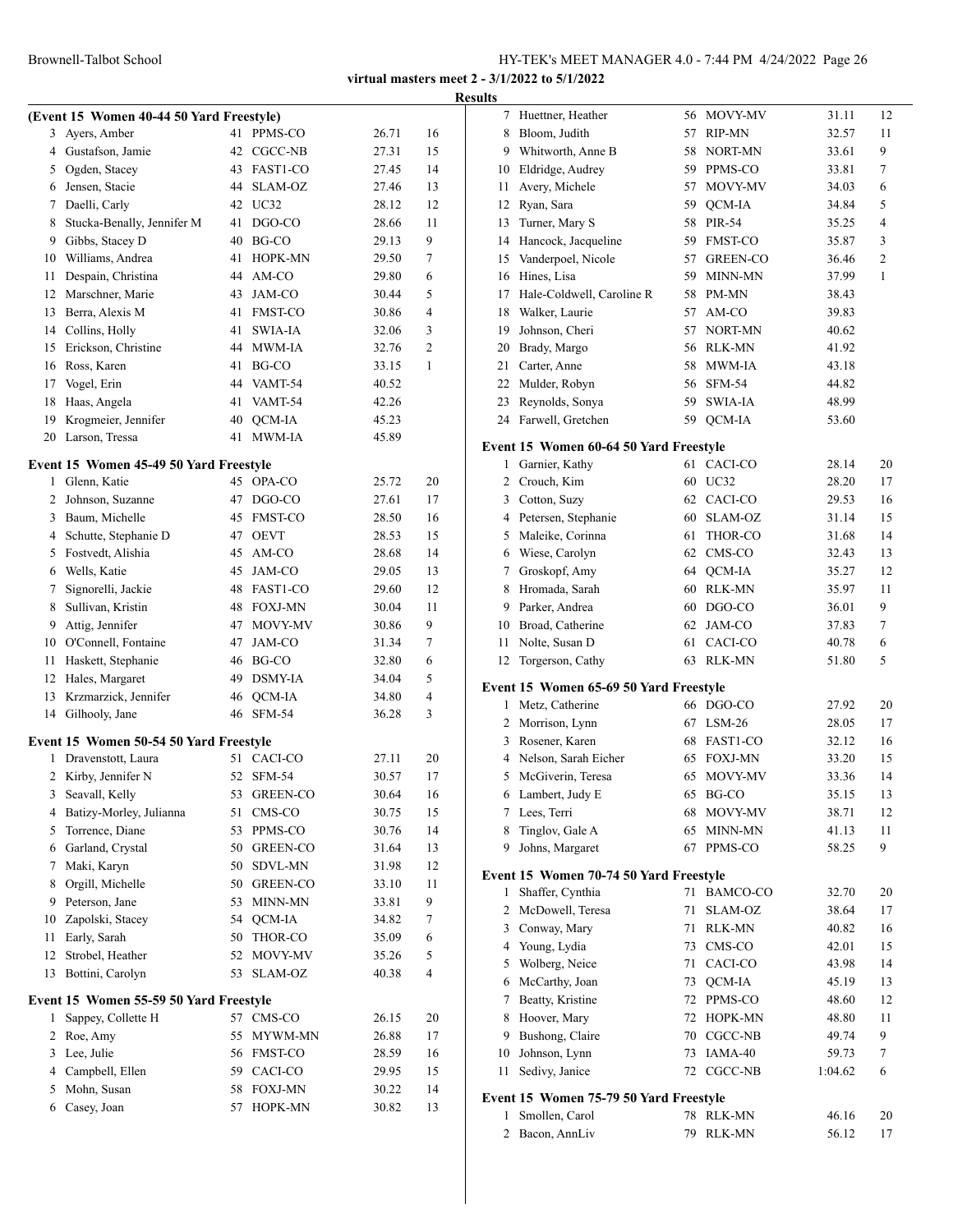**virtual masters meet 2 - 3/1/2022 to 5/1/2022**

**Results**

### (Event 15 Women 40-44 50 Yard Freestyle)

| | Name | Age | Team | Time | Points |
|---|---|---|---|---|---|
| 3 | Ayers, Amber | 41 | PPMS-CO | 26.71 | 16 |
| 4 | Gustafson, Jamie | 42 | CGCC-NB | 27.31 | 15 |
| 5 | Ogden, Stacey | 43 | FAST1-CO | 27.45 | 14 |
| 6 | Jensen, Stacie | 44 | SLAM-OZ | 27.46 | 13 |
| 7 | Daelli, Carly | 42 | UC32 | 28.12 | 12 |
| 8 | Stucka-Benally, Jennifer M | 41 | DGO-CO | 28.66 | 11 |
| 9 | Gibbs, Stacey D | 40 | BG-CO | 29.13 | 9 |
| 10 | Williams, Andrea | 41 | HOPK-MN | 29.50 | 7 |
| 11 | Despain, Christina | 44 | AM-CO | 29.80 | 6 |
| 12 | Marschner, Marie | 43 | JAM-CO | 30.44 | 5 |
| 13 | Berra, Alexis M | 41 | FMST-CO | 30.86 | 4 |
| 14 | Collins, Holly | 41 | SWIA-IA | 32.06 | 3 |
| 15 | Erickson, Christine | 44 | MWM-IA | 32.76 | 2 |
| 16 | Ross, Karen | 41 | BG-CO | 33.15 | 1 |
| 17 | Vogel, Erin | 44 | VAMT-54 | 40.52 | |
| 18 | Haas, Angela | 41 | VAMT-54 | 42.26 | |
| 19 | Krogmeier, Jennifer | 40 | QCM-IA | 45.23 | |
| 20 | Larson, Tressa | 41 | MWM-IA | 45.89 | |

### Event 15 Women 45-49 50 Yard Freestyle

| | Name | Age | Team | Time | Points |
|---|---|---|---|---|---|
| 1 | Glenn, Katie | 45 | OPA-CO | 25.72 | 20 |
| 2 | Johnson, Suzanne | 47 | DGO-CO | 27.61 | 17 |
| 3 | Baum, Michelle | 45 | FMST-CO | 28.50 | 16 |
| 4 | Schutte, Stephanie D | 47 | OEVT | 28.53 | 15 |
| 5 | Fostvedt, Alishia | 45 | AM-CO | 28.68 | 14 |
| 6 | Wells, Katie | 45 | JAM-CO | 29.05 | 13 |
| 7 | Signorelli, Jackie | 48 | FAST1-CO | 29.60 | 12 |
| 8 | Sullivan, Kristin | 48 | FOXJ-MN | 30.04 | 11 |
| 9 | Attig, Jennifer | 47 | MOVY-MV | 30.86 | 9 |
| 10 | O'Connell, Fontaine | 47 | JAM-CO | 31.34 | 7 |
| 11 | Haskett, Stephanie | 46 | BG-CO | 32.80 | 6 |
| 12 | Hales, Margaret | 49 | DSMY-IA | 34.04 | 5 |
| 13 | Krzmarzick, Jennifer | 46 | QCM-IA | 34.80 | 4 |
| 14 | Gilhooly, Jane | 46 | SFM-54 | 36.28 | 3 |

### Event 15 Women 50-54 50 Yard Freestyle

| | Name | Age | Team | Time | Points |
|---|---|---|---|---|---|
| 1 | Dravenstott, Laura | 51 | CACI-CO | 27.11 | 20 |
| 2 | Kirby, Jennifer N | 52 | SFM-54 | 30.57 | 17 |
| 3 | Seavall, Kelly | 53 | GREEN-CO | 30.64 | 16 |
| 4 | Batizy-Morley, Julianna | 51 | CMS-CO | 30.75 | 15 |
| 5 | Torrence, Diane | 53 | PPMS-CO | 30.76 | 14 |
| 6 | Garland, Crystal | 50 | GREEN-CO | 31.64 | 13 |
| 7 | Maki, Karyn | 50 | SDVL-MN | 31.98 | 12 |
| 8 | Orgill, Michelle | 50 | GREEN-CO | 33.10 | 11 |
| 9 | Peterson, Jane | 53 | MINN-MN | 33.81 | 9 |
| 10 | Zapolski, Stacey | 54 | QCM-IA | 34.82 | 7 |
| 11 | Early, Sarah | 50 | THOR-CO | 35.09 | 6 |
| 12 | Strobel, Heather | 52 | MOVY-MV | 35.26 | 5 |
| 13 | Bottini, Carolyn | 53 | SLAM-OZ | 40.38 | 4 |

### Event 15 Women 55-59 50 Yard Freestyle

| | Name | Age | Team | Time | Points |
|---|---|---|---|---|---|
| 1 | Sappey, Collette H | 57 | CMS-CO | 26.15 | 20 |
| 2 | Roe, Amy | 55 | MYWM-MN | 26.88 | 17 |
| 3 | Lee, Julie | 56 | FMST-CO | 28.59 | 16 |
| 4 | Campbell, Ellen | 59 | CACI-CO | 29.95 | 15 |
| 5 | Mohn, Susan | 58 | FOXJ-MN | 30.22 | 14 |
| 6 | Casey, Joan | 57 | HOPK-MN | 30.82 | 13 |
| 7 | Huettner, Heather | 56 | MOVY-MV | 31.11 | 12 |
| 8 | Bloom, Judith | 57 | RIP-MN | 32.57 | 11 |
| 9 | Whitworth, Anne B | 58 | NORT-MN | 33.61 | 9 |
| 10 | Eldridge, Audrey | 59 | PPMS-CO | 33.81 | 7 |
| 11 | Avery, Michele | 57 | MOVY-MV | 34.03 | 6 |
| 12 | Ryan, Sara | 59 | QCM-IA | 34.84 | 5 |
| 13 | Turner, Mary S | 58 | PIR-54 | 35.25 | 4 |
| 14 | Hancock, Jacqueline | 59 | FMST-CO | 35.87 | 3 |
| 15 | Vanderpoel, Nicole | 57 | GREEN-CO | 36.46 | 2 |
| 16 | Hines, Lisa | 59 | MINN-MN | 37.99 | 1 |
| 17 | Hale-Coldwell, Caroline R | 58 | PM-MN | 38.43 | |
| 18 | Walker, Laurie | 57 | AM-CO | 39.83 | |
| 19 | Johnson, Cheri | 57 | NORT-MN | 40.62 | |
| 20 | Brady, Margo | 56 | RLK-MN | 41.92 | |
| 21 | Carter, Anne | 58 | MWM-IA | 43.18 | |
| 22 | Mulder, Robyn | 56 | SFM-54 | 44.82 | |
| 23 | Reynolds, Sonya | 59 | SWIA-IA | 48.99 | |
| 24 | Farwell, Gretchen | 59 | QCM-IA | 53.60 | |

### Event 15 Women 60-64 50 Yard Freestyle

| | Name | Age | Team | Time | Points |
|---|---|---|---|---|---|
| 1 | Garnier, Kathy | 61 | CACI-CO | 28.14 | 20 |
| 2 | Crouch, Kim | 60 | UC32 | 28.20 | 17 |
| 3 | Cotton, Suzy | 62 | CACI-CO | 29.53 | 16 |
| 4 | Petersen, Stephanie | 60 | SLAM-OZ | 31.14 | 15 |
| 5 | Maleike, Corinna | 61 | THOR-CO | 31.68 | 14 |
| 6 | Wiese, Carolyn | 62 | CMS-CO | 32.43 | 13 |
| 7 | Groskopf, Amy | 64 | QCM-IA | 35.27 | 12 |
| 8 | Hromada, Sarah | 60 | RLK-MN | 35.97 | 11 |
| 9 | Parker, Andrea | 60 | DGO-CO | 36.01 | 9 |
| 10 | Broad, Catherine | 62 | JAM-CO | 37.83 | 7 |
| 11 | Nolte, Susan D | 61 | CACI-CO | 40.78 | 6 |
| 12 | Torgerson, Cathy | 63 | RLK-MN | 51.80 | 5 |

### Event 15 Women 65-69 50 Yard Freestyle

| | Name | Age | Team | Time | Points |
|---|---|---|---|---|---|
| 1 | Metz, Catherine | 66 | DGO-CO | 27.92 | 20 |
| 2 | Morrison, Lynn | 67 | LSM-26 | 28.05 | 17 |
| 3 | Rosener, Karen | 68 | FAST1-CO | 32.12 | 16 |
| 4 | Nelson, Sarah Eicher | 65 | FOXJ-MN | 33.20 | 15 |
| 5 | McGiverin, Teresa | 65 | MOVY-MV | 33.36 | 14 |
| 6 | Lambert, Judy E | 65 | BG-CO | 35.15 | 13 |
| 7 | Lees, Terri | 68 | MOVY-MV | 38.71 | 12 |
| 8 | Tinglov, Gale A | 65 | MINN-MN | 41.13 | 11 |
| 9 | Johns, Margaret | 67 | PPMS-CO | 58.25 | 9 |

### Event 15 Women 70-74 50 Yard Freestyle

| | Name | Age | Team | Time | Points |
|---|---|---|---|---|---|
| 1 | Shaffer, Cynthia | 71 | BAMCO-CO | 32.70 | 20 |
| 2 | McDowell, Teresa | 71 | SLAM-OZ | 38.64 | 17 |
| 3 | Conway, Mary | 71 | RLK-MN | 40.82 | 16 |
| 4 | Young, Lydia | 73 | CMS-CO | 42.01 | 15 |
| 5 | Wolberg, Neice | 71 | CACI-CO | 43.98 | 14 |
| 6 | McCarthy, Joan | 73 | QCM-IA | 45.19 | 13 |
| 7 | Beatty, Kristine | 72 | PPMS-CO | 48.60 | 12 |
| 8 | Hoover, Mary | 72 | HOPK-MN | 48.80 | 11 |
| 9 | Bushong, Claire | 70 | CGCC-NB | 49.74 | 9 |
| 10 | Johnson, Lynn | 73 | IAMA-40 | 59.73 | 7 |
| 11 | Sedivy, Janice | 72 | CGCC-NB | 1:04.62 | 6 |

### Event 15 Women 75-79 50 Yard Freestyle

| | Name | Age | Team | Time | Points |
|---|---|---|---|---|---|
| 1 | Smollen, Carol | 78 | RLK-MN | 46.16 | 20 |
| 2 | Bacon, AnnLiv | 79 | RLK-MN | 56.12 | 17 |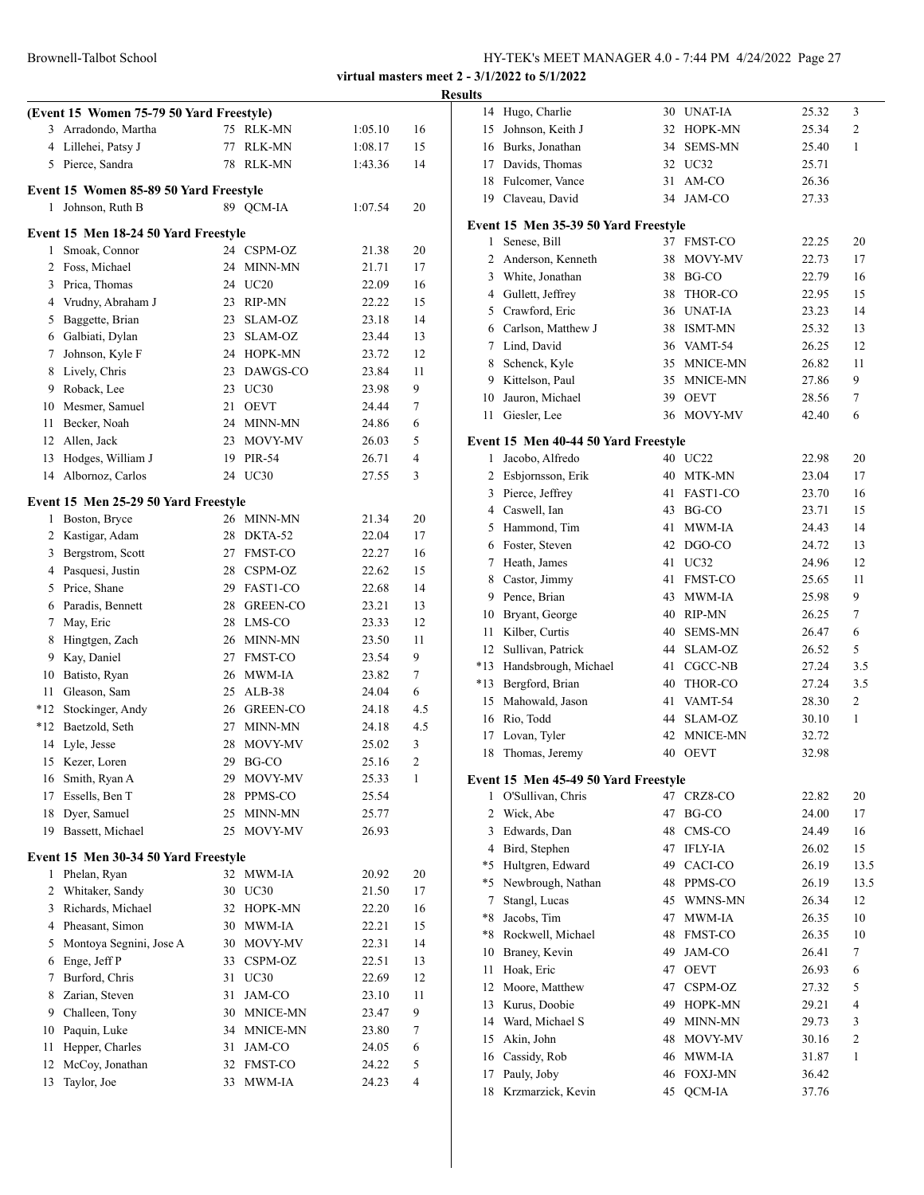**virtual masters meet 2 - 3/1/2022 to 5/1/2022**

**Results**

**(Event 15 Women 75-79 50 Yard Freestyle)**

| | Name | Age | Team | Time | Points |
|---|---|---|---|---|---|
| 3 | Arradondo, Martha | 75 | RLK-MN | 1:05.10 | 16 |
| 4 | Lillehei, Patsy J | 77 | RLK-MN | 1:08.17 | 15 |
| 5 | Pierce, Sandra | 78 | RLK-MN | 1:43.36 | 14 |

**Event 15 Women 85-89 50 Yard Freestyle**

| | Name | Age | Team | Time | Points |
|---|---|---|---|---|---|
| 1 | Johnson, Ruth B | 89 | QCM-IA | 1:07.54 | 20 |

**Event 15 Men 18-24 50 Yard Freestyle**

| | Name | Age | Team | Time | Points |
|---|---|---|---|---|---|
| 1 | Smoak, Connor | 24 | CSPM-OZ | 21.38 | 20 |
| 2 | Foss, Michael | 24 | MINN-MN | 21.71 | 17 |
| 3 | Prica, Thomas | 24 | UC20 | 22.09 | 16 |
| 4 | Vrudny, Abraham J | 23 | RIP-MN | 22.22 | 15 |
| 5 | Baggette, Brian | 23 | SLAM-OZ | 23.18 | 14 |
| 6 | Galbiati, Dylan | 23 | SLAM-OZ | 23.44 | 13 |
| 7 | Johnson, Kyle F | 24 | HOPK-MN | 23.72 | 12 |
| 8 | Lively, Chris | 23 | DAWGS-CO | 23.84 | 11 |
| 9 | Roback, Lee | 23 | UC30 | 23.98 | 9 |
| 10 | Mesmer, Samuel | 21 | OEVT | 24.44 | 7 |
| 11 | Becker, Noah | 24 | MINN-MN | 24.86 | 6 |
| 12 | Allen, Jack | 23 | MOVY-MV | 26.03 | 5 |
| 13 | Hodges, William J | 19 | PIR-54 | 26.71 | 4 |
| 14 | Albornoz, Carlos | 24 | UC30 | 27.55 | 3 |

**Event 15 Men 25-29 50 Yard Freestyle**

| | Name | Age | Team | Time | Points |
|---|---|---|---|---|---|
| 1 | Boston, Bryce | 26 | MINN-MN | 21.34 | 20 |
| 2 | Kastigar, Adam | 28 | DKTA-52 | 22.04 | 17 |
| 3 | Bergstrom, Scott | 27 | FMST-CO | 22.27 | 16 |
| 4 | Pasquesi, Justin | 28 | CSPM-OZ | 22.62 | 15 |
| 5 | Price, Shane | 29 | FAST1-CO | 22.68 | 14 |
| 6 | Paradis, Bennett | 28 | GREEN-CO | 23.21 | 13 |
| 7 | May, Eric | 28 | LMS-CO | 23.33 | 12 |
| 8 | Hingtgen, Zach | 26 | MINN-MN | 23.50 | 11 |
| 9 | Kay, Daniel | 27 | FMST-CO | 23.54 | 9 |
| 10 | Batisto, Ryan | 26 | MWM-IA | 23.82 | 7 |
| 11 | Gleason, Sam | 25 | ALB-38 | 24.04 | 6 |
| *12 | Stockinger, Andy | 26 | GREEN-CO | 24.18 | 4.5 |
| *12 | Baetzold, Seth | 27 | MINN-MN | 24.18 | 4.5 |
| 14 | Lyle, Jesse | 28 | MOVY-MV | 25.02 | 3 |
| 15 | Kezer, Loren | 29 | BG-CO | 25.16 | 2 |
| 16 | Smith, Ryan A | 29 | MOVY-MV | 25.33 | 1 |
| 17 | Essells, Ben T | 28 | PPMS-CO | 25.54 | |
| 18 | Dyer, Samuel | 25 | MINN-MN | 25.77 | |
| 19 | Bassett, Michael | 25 | MOVY-MV | 26.93 | |

**Event 15 Men 30-34 50 Yard Freestyle**

| | Name | Age | Team | Time | Points |
|---|---|---|---|---|---|
| 1 | Phelan, Ryan | 32 | MWM-IA | 20.92 | 20 |
| 2 | Whitaker, Sandy | 30 | UC30 | 21.50 | 17 |
| 3 | Richards, Michael | 32 | HOPK-MN | 22.20 | 16 |
| 4 | Pheasant, Simon | 30 | MWM-IA | 22.21 | 15 |
| 5 | Montoya Segnini, Jose A | 30 | MOVY-MV | 22.31 | 14 |
| 6 | Enge, Jeff P | 33 | CSPM-OZ | 22.51 | 13 |
| 7 | Burford, Chris | 31 | UC30 | 22.69 | 12 |
| 8 | Zarian, Steven | 31 | JAM-CO | 23.10 | 11 |
| 9 | Challeen, Tony | 30 | MNICE-MN | 23.47 | 9 |
| 10 | Paquin, Luke | 34 | MNICE-MN | 23.80 | 7 |
| 11 | Hepper, Charles | 31 | JAM-CO | 24.05 | 6 |
| 12 | McCoy, Jonathan | 32 | FMST-CO | 24.22 | 5 |
| 13 | Taylor, Joe | 33 | MWM-IA | 24.23 | 4 |
| 14 | Hugo, Charlie | 30 | UNAT-IA | 25.32 | 3 |
| 15 | Johnson, Keith J | 32 | HOPK-MN | 25.34 | 2 |
| 16 | Burks, Jonathan | 34 | SEMS-MN | 25.40 | 1 |
| 17 | Davids, Thomas | 32 | UC32 | 25.71 | |
| 18 | Fulcomer, Vance | 31 | AM-CO | 26.36 | |
| 19 | Claveau, David | 34 | JAM-CO | 27.33 | |

**Event 15 Men 35-39 50 Yard Freestyle**

| | Name | Age | Team | Time | Points |
|---|---|---|---|---|---|
| 1 | Senese, Bill | 37 | FMST-CO | 22.25 | 20 |
| 2 | Anderson, Kenneth | 38 | MOVY-MV | 22.73 | 17 |
| 3 | White, Jonathan | 38 | BG-CO | 22.79 | 16 |
| 4 | Gullett, Jeffrey | 38 | THOR-CO | 22.95 | 15 |
| 5 | Crawford, Eric | 36 | UNAT-IA | 23.23 | 14 |
| 6 | Carlson, Matthew J | 38 | ISMT-MN | 25.32 | 13 |
| 7 | Lind, David | 36 | VAMT-54 | 26.25 | 12 |
| 8 | Schenck, Kyle | 35 | MNICE-MN | 26.82 | 11 |
| 9 | Kittelson, Paul | 35 | MNICE-MN | 27.86 | 9 |
| 10 | Jauron, Michael | 39 | OEVT | 28.56 | 7 |
| 11 | Giesler, Lee | 36 | MOVY-MV | 42.40 | 6 |

**Event 15 Men 40-44 50 Yard Freestyle**

| | Name | Age | Team | Time | Points |
|---|---|---|---|---|---|
| 1 | Jacobo, Alfredo | 40 | UC22 | 22.98 | 20 |
| 2 | Esbjornsson, Erik | 40 | MTK-MN | 23.04 | 17 |
| 3 | Pierce, Jeffrey | 41 | FAST1-CO | 23.70 | 16 |
| 4 | Caswell, Ian | 43 | BG-CO | 23.71 | 15 |
| 5 | Hammond, Tim | 41 | MWM-IA | 24.43 | 14 |
| 6 | Foster, Steven | 42 | DGO-CO | 24.72 | 13 |
| 7 | Heath, James | 41 | UC32 | 24.96 | 12 |
| 8 | Castor, Jimmy | 41 | FMST-CO | 25.65 | 11 |
| 9 | Pence, Brian | 43 | MWM-IA | 25.98 | 9 |
| 10 | Bryant, George | 40 | RIP-MN | 26.25 | 7 |
| 11 | Kilber, Curtis | 40 | SEMS-MN | 26.47 | 6 |
| 12 | Sullivan, Patrick | 44 | SLAM-OZ | 26.52 | 5 |
| *13 | Handsbrough, Michael | 41 | CGCC-NB | 27.24 | 3.5 |
| *13 | Bergford, Brian | 40 | THOR-CO | 27.24 | 3.5 |
| 15 | Mahowald, Jason | 41 | VAMT-54 | 28.30 | 2 |
| 16 | Rio, Todd | 44 | SLAM-OZ | 30.10 | 1 |
| 17 | Lovan, Tyler | 42 | MNICE-MN | 32.72 | |
| 18 | Thomas, Jeremy | 40 | OEVT | 32.98 | |

**Event 15 Men 45-49 50 Yard Freestyle**

| | Name | Age | Team | Time | Points |
|---|---|---|---|---|---|
| 1 | O'Sullivan, Chris | 47 | CRZ8-CO | 22.82 | 20 |
| 2 | Wick, Abe | 47 | BG-CO | 24.00 | 17 |
| 3 | Edwards, Dan | 48 | CMS-CO | 24.49 | 16 |
| 4 | Bird, Stephen | 47 | IFLY-IA | 26.02 | 15 |
| *5 | Hultgren, Edward | 49 | CACI-CO | 26.19 | 13.5 |
| *5 | Newbrough, Nathan | 48 | PPMS-CO | 26.19 | 13.5 |
| 7 | Stangl, Lucas | 45 | WMNS-MN | 26.34 | 12 |
| *8 | Jacobs, Tim | 47 | MWM-IA | 26.35 | 10 |
| *8 | Rockwell, Michael | 48 | FMST-CO | 26.35 | 10 |
| 10 | Braney, Kevin | 49 | JAM-CO | 26.41 | 7 |
| 11 | Hoak, Eric | 47 | OEVT | 26.93 | 6 |
| 12 | Moore, Matthew | 47 | CSPM-OZ | 27.32 | 5 |
| 13 | Kurus, Doobie | 49 | HOPK-MN | 29.21 | 4 |
| 14 | Ward, Michael S | 49 | MINN-MN | 29.73 | 3 |
| 15 | Akin, John | 48 | MOVY-MV | 30.16 | 2 |
| 16 | Cassidy, Rob | 46 | MWM-IA | 31.87 | 1 |
| 17 | Pauly, Joby | 46 | FOXJ-MN | 36.42 | |
| 18 | Krzmarzick, Kevin | 45 | QCM-IA | 37.76 | |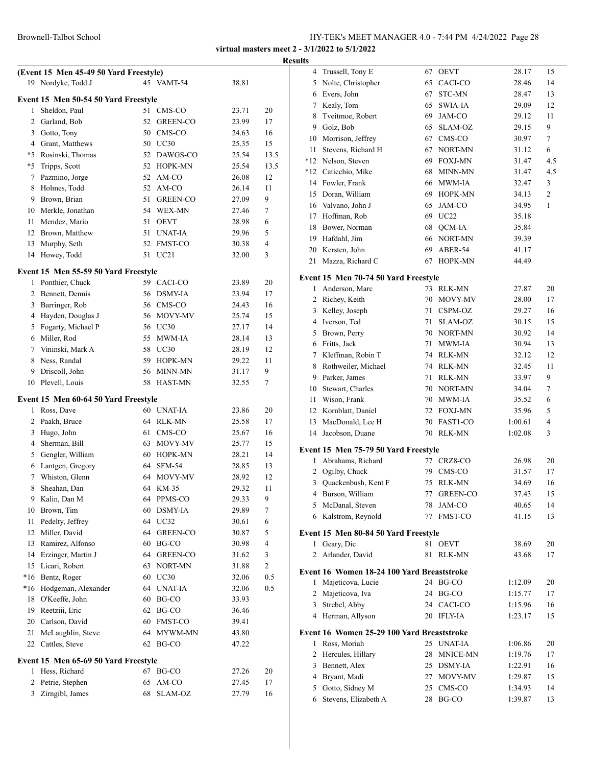**virtual masters meet 2 - 3/1/2022 to 5/1/2022**

**Results**

### (Event 15 Men 45-49 50 Yard Freestyle)

| | Name | Age | Team | Time | Points |
|---|---|---|---|---|---|
| 19 | Nordyke, Todd J | 45 | VAMT-54 | 38.81 | |

### Event 15 Men 50-54 50 Yard Freestyle

| | Name | Age | Team | Time | Points |
|---|---|---|---|---|---|
| 1 | Sheldon, Paul | 51 | CMS-CO | 23.71 | 20 |
| 2 | Garland, Bob | 52 | GREEN-CO | 23.99 | 17 |
| 3 | Gotto, Tony | 50 | CMS-CO | 24.63 | 16 |
| 4 | Grant, Matthews | 50 | UC30 | 25.35 | 15 |
| *5 | Rosinski, Thomas | 52 | DAWGS-CO | 25.54 | 13.5 |
| *5 | Tripps, Scott | 52 | HOPK-MN | 25.54 | 13.5 |
| 7 | Pazmino, Jorge | 52 | AM-CO | 26.08 | 12 |
| 8 | Holmes, Todd | 52 | AM-CO | 26.14 | 11 |
| 9 | Brown, Brian | 51 | GREEN-CO | 27.09 | 9 |
| 10 | Merkle, Jonathan | 54 | WEX-MN | 27.46 | 7 |
| 11 | Mendez, Mario | 51 | OEVT | 28.98 | 6 |
| 12 | Brown, Matthew | 51 | UNAT-IA | 29.96 | 5 |
| 13 | Murphy, Seth | 52 | FMST-CO | 30.38 | 4 |
| 14 | Howey, Todd | 51 | UC21 | 32.00 | 3 |

### Event 15 Men 55-59 50 Yard Freestyle

| | Name | Age | Team | Time | Points |
|---|---|---|---|---|---|
| 1 | Ponthier, Chuck | 59 | CACI-CO | 23.89 | 20 |
| 2 | Bennett, Dennis | 56 | DSMY-IA | 23.94 | 17 |
| 3 | Barringer, Rob | 56 | CMS-CO | 24.43 | 16 |
| 4 | Hayden, Douglas J | 56 | MOVY-MV | 25.74 | 15 |
| 5 | Fogarty, Michael P | 56 | UC30 | 27.17 | 14 |
| 6 | Miller, Rod | 55 | MWM-IA | 28.14 | 13 |
| 7 | Vininski, Mark A | 58 | UC30 | 28.19 | 12 |
| 8 | Ness, Randal | 59 | HOPK-MN | 29.22 | 11 |
| 9 | Driscoll, John | 56 | MINN-MN | 31.17 | 9 |
| 10 | Plevell, Louis | 58 | HAST-MN | 32.55 | 7 |

### Event 15 Men 60-64 50 Yard Freestyle

| | Name | Age | Team | Time | Points |
|---|---|---|---|---|---|
| 1 | Ross, Dave | 60 | UNAT-IA | 23.86 | 20 |
| 2 | Paakh, Bruce | 64 | RLK-MN | 25.58 | 17 |
| 3 | Hugo, John | 61 | CMS-CO | 25.67 | 16 |
| 4 | Sherman, Bill | 63 | MOVY-MV | 25.77 | 15 |
| 5 | Gengler, William | 60 | HOPK-MN | 28.21 | 14 |
| 6 | Lantgen, Gregory | 64 | SFM-54 | 28.85 | 13 |
| 7 | Whiston, Glenn | 64 | MOVY-MV | 28.92 | 12 |
| 8 | Sheahan, Dan | 64 | KM-35 | 29.32 | 11 |
| 9 | Kalin, Dan M | 64 | PPMS-CO | 29.33 | 9 |
| 10 | Brown, Tim | 60 | DSMY-IA | 29.89 | 7 |
| 11 | Pedelty, Jeffrey | 64 | UC32 | 30.61 | 6 |
| 12 | Miller, David | 64 | GREEN-CO | 30.87 | 5 |
| 13 | Ramirez, Alfonso | 60 | BG-CO | 30.98 | 4 |
| 14 | Erzinger, Martin J | 64 | GREEN-CO | 31.62 | 3 |
| 15 | Licari, Robert | 63 | NORT-MN | 31.88 | 2 |
| *16 | Bentz, Roger | 60 | UC30 | 32.06 | 0.5 |
| *16 | Hodgeman, Alexander | 64 | UNAT-IA | 32.06 | 0.5 |
| 18 | O'Keeffe, John | 60 | BG-CO | 33.93 | |
| 19 | Reetziii, Eric | 62 | BG-CO | 36.46 | |
| 20 | Carlson, David | 60 | FMST-CO | 39.41 | |
| 21 | McLaughlin, Steve | 64 | MYWM-MN | 43.80 | |
| 22 | Cattles, Steve | 62 | BG-CO | 47.22 | |

### Event 15 Men 65-69 50 Yard Freestyle

| | Name | Age | Team | Time | Points |
|---|---|---|---|---|---|
| 1 | Hess, Richard | 67 | BG-CO | 27.26 | 20 |
| 2 | Petrie, Stephen | 65 | AM-CO | 27.45 | 17 |
| 3 | Zirngibl, James | 68 | SLAM-OZ | 27.79 | 16 |
| 4 | Trussell, Tony E | 67 | OEVT | 28.17 | 15 |
| 5 | Nolte, Christopher | 65 | CACI-CO | 28.46 | 14 |
| 6 | Evers, John | 67 | STC-MN | 28.47 | 13 |
| 7 | Kealy, Tom | 65 | SWIA-IA | 29.09 | 12 |
| 8 | Tveitmoe, Robert | 69 | JAM-CO | 29.12 | 11 |
| 9 | Golz, Bob | 65 | SLAM-OZ | 29.15 | 9 |
| 10 | Morrison, Jeffrey | 67 | CMS-CO | 30.97 | 7 |
| 11 | Stevens, Richard H | 67 | NORT-MN | 31.12 | 6 |
| *12 | Nelson, Steven | 69 | FOXJ-MN | 31.47 | 4.5 |
| *12 | Caticchio, Mike | 68 | MINN-MN | 31.47 | 4.5 |
| 14 | Fowler, Frank | 66 | MWM-IA | 32.47 | 3 |
| 15 | Doran, William | 69 | HOPK-MN | 34.13 | 2 |
| 16 | Valvano, John J | 65 | JAM-CO | 34.95 | 1 |
| 17 | Hoffman, Rob | 69 | UC22 | 35.18 | |
| 18 | Bower, Norman | 68 | QCM-IA | 35.84 | |
| 19 | Hafdahl, Jim | 66 | NORT-MN | 39.39 | |
| 20 | Kersten, John | 69 | ABER-54 | 41.17 | |
| 21 | Mazza, Richard C | 67 | HOPK-MN | 44.49 | |

### Event 15 Men 70-74 50 Yard Freestyle

| | Name | Age | Team | Time | Points |
|---|---|---|---|---|---|
| 1 | Anderson, Marc | 73 | RLK-MN | 27.87 | 20 |
| 2 | Richey, Keith | 70 | MOVY-MV | 28.00 | 17 |
| 3 | Kelley, Joseph | 71 | CSPM-OZ | 29.27 | 16 |
| 4 | Iverson, Ted | 71 | SLAM-OZ | 30.15 | 15 |
| 5 | Brown, Perry | 70 | NORT-MN | 30.92 | 14 |
| 6 | Fritts, Jack | 71 | MWM-IA | 30.94 | 13 |
| 7 | Kleffman, Robin T | 74 | RLK-MN | 32.12 | 12 |
| 8 | Rothweiler, Michael | 74 | RLK-MN | 32.45 | 11 |
| 9 | Parker, James | 71 | RLK-MN | 33.97 | 9 |
| 10 | Stewart, Charles | 70 | NORT-MN | 34.04 | 7 |
| 11 | Wison, Frank | 70 | MWM-IA | 35.52 | 6 |
| 12 | Kornblatt, Daniel | 72 | FOXJ-MN | 35.96 | 5 |
| 13 | MacDonald, Lee H | 70 | FAST1-CO | 1:00.61 | 4 |
| 14 | Jacobson, Duane | 70 | RLK-MN | 1:02.08 | 3 |

### Event 15 Men 75-79 50 Yard Freestyle

| | Name | Age | Team | Time | Points |
|---|---|---|---|---|---|
| 1 | Abrahams, Richard | 77 | CRZ8-CO | 26.98 | 20 |
| 2 | Ogilby, Chuck | 79 | CMS-CO | 31.57 | 17 |
| 3 | Quackenbush, Kent F | 75 | RLK-MN | 34.69 | 16 |
| 4 | Burson, William | 77 | GREEN-CO | 37.43 | 15 |
| 5 | McDanal, Steven | 78 | JAM-CO | 40.65 | 14 |
| 6 | Kalstrom, Reynold | 77 | FMST-CO | 41.15 | 13 |

### Event 15 Men 80-84 50 Yard Freestyle

| | Name | Age | Team | Time | Points |
|---|---|---|---|---|---|
| 1 | Geary, Dic | 81 | OEVT | 38.69 | 20 |
| 2 | Arlander, David | 81 | RLK-MN | 43.68 | 17 |

### Event 16 Women 18-24 100 Yard Breaststroke

| | Name | Age | Team | Time | Points |
|---|---|---|---|---|---|
| 1 | Majeticova, Lucie | 24 | BG-CO | 1:12.09 | 20 |
| 2 | Majeticova, Iva | 24 | BG-CO | 1:15.77 | 17 |
| 3 | Strebel, Abby | 24 | CACI-CO | 1:15.96 | 16 |
| 4 | Herman, Allyson | 20 | IFLY-IA | 1:23.17 | 15 |

### Event 16 Women 25-29 100 Yard Breaststroke

| | Name | Age | Team | Time | Points |
|---|---|---|---|---|---|
| 1 | Ross, Moriah | 25 | UNAT-IA | 1:06.86 | 20 |
| 2 | Hercules, Hillary | 28 | MNICE-MN | 1:19.76 | 17 |
| 3 | Bennett, Alex | 25 | DSMY-IA | 1:22.91 | 16 |
| 4 | Bryant, Madi | 27 | MOVY-MV | 1:29.87 | 15 |
| 5 | Gotto, Sidney M | 25 | CMS-CO | 1:34.93 | 14 |
| 6 | Stevens, Elizabeth A | 28 | BG-CO | 1:39.87 | 13 |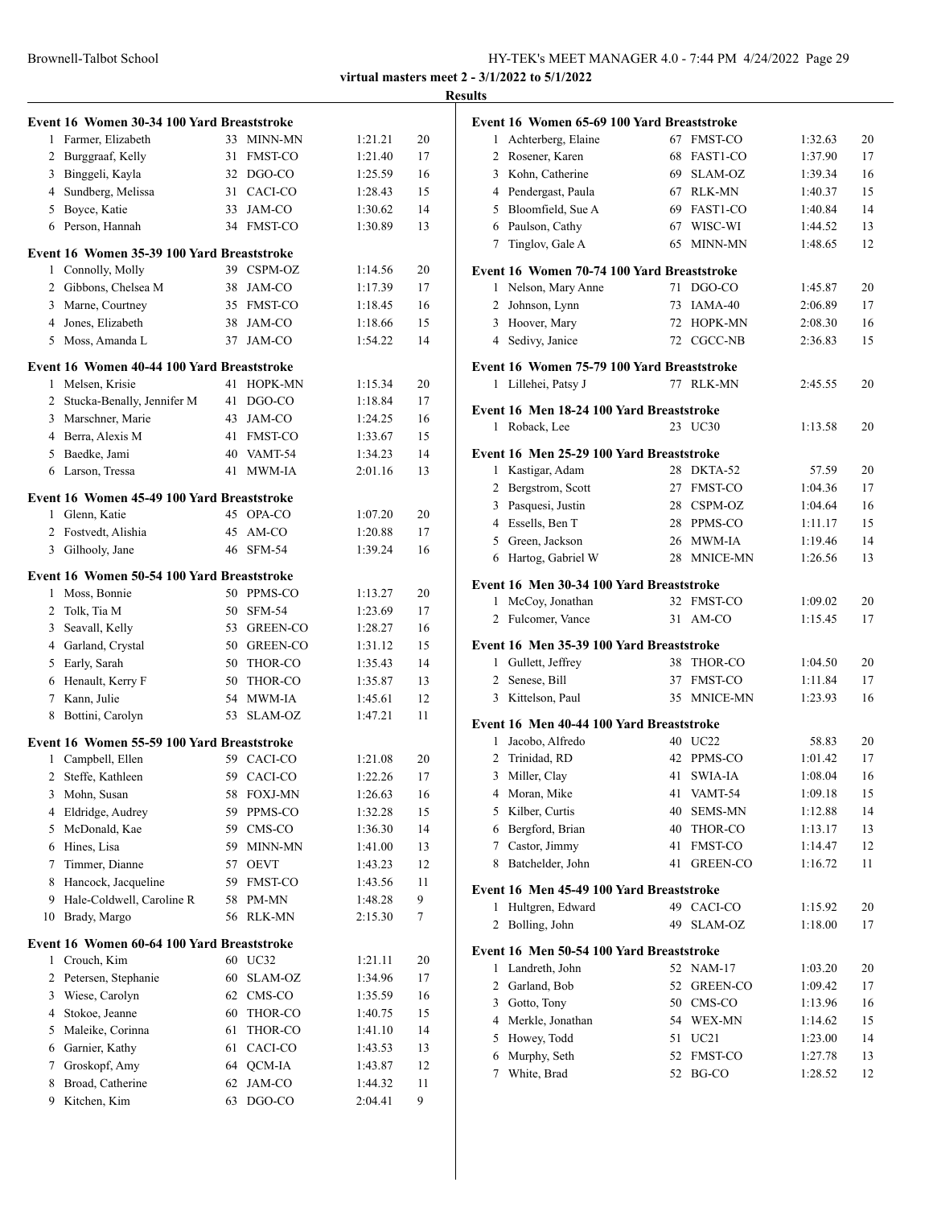virtual masters meet 2 - 3/1/2022 to 5/1/2022

## Results

### Event 16 Women 30-34 100 Yard Breaststroke

| | Name | Age | Team | Time | Points |
|---|---|---|---|---|---|
| 1 | Farmer, Elizabeth | 33 | MINN-MN | 1:21.21 | 20 |
| 2 | Burggraaf, Kelly | 31 | FMST-CO | 1:21.40 | 17 |
| 3 | Binggeli, Kayla | 32 | DGO-CO | 1:25.59 | 16 |
| 4 | Sundberg, Melissa | 31 | CACI-CO | 1:28.43 | 15 |
| 5 | Boyce, Katie | 33 | JAM-CO | 1:30.62 | 14 |
| 6 | Person, Hannah | 34 | FMST-CO | 1:30.89 | 13 |

### Event 16 Women 35-39 100 Yard Breaststroke

| | Name | Age | Team | Time | Points |
|---|---|---|---|---|---|
| 1 | Connolly, Molly | 39 | CSPM-OZ | 1:14.56 | 20 |
| 2 | Gibbons, Chelsea M | 38 | JAM-CO | 1:17.39 | 17 |
| 3 | Marne, Courtney | 35 | FMST-CO | 1:18.45 | 16 |
| 4 | Jones, Elizabeth | 38 | JAM-CO | 1:18.66 | 15 |
| 5 | Moss, Amanda L | 37 | JAM-CO | 1:54.22 | 14 |

### Event 16 Women 40-44 100 Yard Breaststroke

| | Name | Age | Team | Time | Points |
|---|---|---|---|---|---|
| 1 | Melsen, Krisie | 41 | HOPK-MN | 1:15.34 | 20 |
| 2 | Stucka-Benally, Jennifer M | 41 | DGO-CO | 1:18.84 | 17 |
| 3 | Marschner, Marie | 43 | JAM-CO | 1:24.25 | 16 |
| 4 | Berra, Alexis M | 41 | FMST-CO | 1:33.67 | 15 |
| 5 | Baedke, Jami | 40 | VAMT-54 | 1:34.23 | 14 |
| 6 | Larson, Tressa | 41 | MWM-IA | 2:01.16 | 13 |

### Event 16 Women 45-49 100 Yard Breaststroke

| | Name | Age | Team | Time | Points |
|---|---|---|---|---|---|
| 1 | Glenn, Katie | 45 | OPA-CO | 1:07.20 | 20 |
| 2 | Fostvedt, Alishia | 45 | AM-CO | 1:20.88 | 17 |
| 3 | Gilhooly, Jane | 46 | SFM-54 | 1:39.24 | 16 |

### Event 16 Women 50-54 100 Yard Breaststroke

| | Name | Age | Team | Time | Points |
|---|---|---|---|---|---|
| 1 | Moss, Bonnie | 50 | PPMS-CO | 1:13.27 | 20 |
| 2 | Tolk, Tia M | 50 | SFM-54 | 1:23.69 | 17 |
| 3 | Seavall, Kelly | 53 | GREEN-CO | 1:28.27 | 16 |
| 4 | Garland, Crystal | 50 | GREEN-CO | 1:31.12 | 15 |
| 5 | Early, Sarah | 50 | THOR-CO | 1:35.43 | 14 |
| 6 | Henault, Kerry F | 50 | THOR-CO | 1:35.87 | 13 |
| 7 | Kann, Julie | 54 | MWM-IA | 1:45.61 | 12 |
| 8 | Bottini, Carolyn | 53 | SLAM-OZ | 1:47.21 | 11 |

### Event 16 Women 55-59 100 Yard Breaststroke

| | Name | Age | Team | Time | Points |
|---|---|---|---|---|---|
| 1 | Campbell, Ellen | 59 | CACI-CO | 1:21.08 | 20 |
| 2 | Steffe, Kathleen | 59 | CACI-CO | 1:22.26 | 17 |
| 3 | Mohn, Susan | 58 | FOXJ-MN | 1:26.63 | 16 |
| 4 | Eldridge, Audrey | 59 | PPMS-CO | 1:32.28 | 15 |
| 5 | McDonald, Kae | 59 | CMS-CO | 1:36.30 | 14 |
| 6 | Hines, Lisa | 59 | MINN-MN | 1:41.00 | 13 |
| 7 | Timmer, Dianne | 57 | OEVT | 1:43.23 | 12 |
| 8 | Hancock, Jacqueline | 59 | FMST-CO | 1:43.56 | 11 |
| 9 | Hale-Coldwell, Caroline R | 58 | PM-MN | 1:48.28 | 9 |
| 10 | Brady, Margo | 56 | RLK-MN | 2:15.30 | 7 |

### Event 16 Women 60-64 100 Yard Breaststroke

| | Name | Age | Team | Time | Points |
|---|---|---|---|---|---|
| 1 | Crouch, Kim | 60 | UC32 | 1:21.11 | 20 |
| 2 | Petersen, Stephanie | 60 | SLAM-OZ | 1:34.96 | 17 |
| 3 | Wiese, Carolyn | 62 | CMS-CO | 1:35.59 | 16 |
| 4 | Stokoe, Jeanne | 60 | THOR-CO | 1:40.75 | 15 |
| 5 | Maleike, Corinna | 61 | THOR-CO | 1:41.10 | 14 |
| 6 | Garnier, Kathy | 61 | CACI-CO | 1:43.53 | 13 |
| 7 | Groskopf, Amy | 64 | QCM-IA | 1:43.87 | 12 |
| 8 | Broad, Catherine | 62 | JAM-CO | 1:44.32 | 11 |
| 9 | Kitchen, Kim | 63 | DGO-CO | 2:04.41 | 9 |

### Event 16 Women 65-69 100 Yard Breaststroke

| | Name | Age | Team | Time | Points |
|---|---|---|---|---|---|
| 1 | Achterberg, Elaine | 67 | FMST-CO | 1:32.63 | 20 |
| 2 | Rosener, Karen | 68 | FAST1-CO | 1:37.90 | 17 |
| 3 | Kohn, Catherine | 69 | SLAM-OZ | 1:39.34 | 16 |
| 4 | Pendergast, Paula | 67 | RLK-MN | 1:40.37 | 15 |
| 5 | Bloomfield, Sue A | 69 | FAST1-CO | 1:40.84 | 14 |
| 6 | Paulson, Cathy | 67 | WISC-WI | 1:44.52 | 13 |
| 7 | Tinglov, Gale A | 65 | MINN-MN | 1:48.65 | 12 |

### Event 16 Women 70-74 100 Yard Breaststroke

| | Name | Age | Team | Time | Points |
|---|---|---|---|---|---|
| 1 | Nelson, Mary Anne | 71 | DGO-CO | 1:45.87 | 20 |
| 2 | Johnson, Lynn | 73 | IAMA-40 | 2:06.89 | 17 |
| 3 | Hoover, Mary | 72 | HOPK-MN | 2:08.30 | 16 |
| 4 | Sedivy, Janice | 72 | CGCC-NB | 2:36.83 | 15 |

### Event 16 Women 75-79 100 Yard Breaststroke

| | Name | Age | Team | Time | Points |
|---|---|---|---|---|---|
| 1 | Lillehei, Patsy J | 77 | RLK-MN | 2:45.55 | 20 |

### Event 16 Men 18-24 100 Yard Breaststroke

| | Name | Age | Team | Time | Points |
|---|---|---|---|---|---|
| 1 | Roback, Lee | 23 | UC30 | 1:13.58 | 20 |

### Event 16 Men 25-29 100 Yard Breaststroke

| | Name | Age | Team | Time | Points |
|---|---|---|---|---|---|
| 1 | Kastigar, Adam | 28 | DKTA-52 | 57.59 | 20 |
| 2 | Bergstrom, Scott | 27 | FMST-CO | 1:04.36 | 17 |
| 3 | Pasquesi, Justin | 28 | CSPM-OZ | 1:04.64 | 16 |
| 4 | Essells, Ben T | 28 | PPMS-CO | 1:11.17 | 15 |
| 5 | Green, Jackson | 26 | MWM-IA | 1:19.46 | 14 |
| 6 | Hartog, Gabriel W | 28 | MNICE-MN | 1:26.56 | 13 |

### Event 16 Men 30-34 100 Yard Breaststroke

| | Name | Age | Team | Time | Points |
|---|---|---|---|---|---|
| 1 | McCoy, Jonathan | 32 | FMST-CO | 1:09.02 | 20 |
| 2 | Fulcomer, Vance | 31 | AM-CO | 1:15.45 | 17 |

### Event 16 Men 35-39 100 Yard Breaststroke

| | Name | Age | Team | Time | Points |
|---|---|---|---|---|---|
| 1 | Gullett, Jeffrey | 38 | THOR-CO | 1:04.50 | 20 |
| 2 | Senese, Bill | 37 | FMST-CO | 1:11.84 | 17 |
| 3 | Kittelson, Paul | 35 | MNICE-MN | 1:23.93 | 16 |

### Event 16 Men 40-44 100 Yard Breaststroke

| | Name | Age | Team | Time | Points |
|---|---|---|---|---|---|
| 1 | Jacobo, Alfredo | 40 | UC22 | 58.83 | 20 |
| 2 | Trinidad, RD | 42 | PPMS-CO | 1:01.42 | 17 |
| 3 | Miller, Clay | 41 | SWIA-IA | 1:08.04 | 16 |
| 4 | Moran, Mike | 41 | VAMT-54 | 1:09.18 | 15 |
| 5 | Kilber, Curtis | 40 | SEMS-MN | 1:12.88 | 14 |
| 6 | Bergford, Brian | 40 | THOR-CO | 1:13.17 | 13 |
| 7 | Castor, Jimmy | 41 | FMST-CO | 1:14.47 | 12 |
| 8 | Batchelder, John | 41 | GREEN-CO | 1:16.72 | 11 |

### Event 16 Men 45-49 100 Yard Breaststroke

| | Name | Age | Team | Time | Points |
|---|---|---|---|---|---|
| 1 | Hultgren, Edward | 49 | CACI-CO | 1:15.92 | 20 |
| 2 | Bolling, John | 49 | SLAM-OZ | 1:18.00 | 17 |

### Event 16 Men 50-54 100 Yard Breaststroke

| | Name | Age | Team | Time | Points |
|---|---|---|---|---|---|
| 1 | Landreth, John | 52 | NAM-17 | 1:03.20 | 20 |
| 2 | Garland, Bob | 52 | GREEN-CO | 1:09.42 | 17 |
| 3 | Gotto, Tony | 50 | CMS-CO | 1:13.96 | 16 |
| 4 | Merkle, Jonathan | 54 | WEX-MN | 1:14.62 | 15 |
| 5 | Howey, Todd | 51 | UC21 | 1:23.00 | 14 |
| 6 | Murphy, Seth | 52 | FMST-CO | 1:27.78 | 13 |
| 7 | White, Brad | 52 | BG-CO | 1:28.52 | 12 |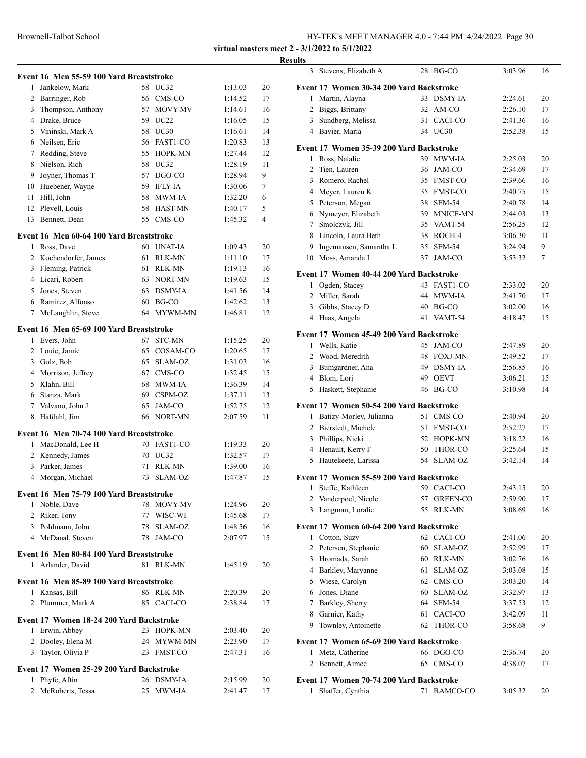**virtual masters meet 2 - 3/1/2022 to 5/1/2022**

**Results**

### Event 16 Men 55-59 100 Yard Breaststroke

| | Name | Age | Team | Time | Points |
|---|---|---|---|---|---|
| 1 | Jankelow, Mark | 58 | UC32 | 1:13.03 | 20 |
| 2 | Barringer, Rob | 56 | CMS-CO | 1:14.52 | 17 |
| 3 | Thompson, Anthony | 57 | MOVY-MV | 1:14.61 | 16 |
| 4 | Drake, Bruce | 59 | UC22 | 1:16.05 | 15 |
| 5 | Vininski, Mark A | 58 | UC30 | 1:16.61 | 14 |
| 6 | Neilsen, Eric | 56 | FAST1-CO | 1:20.83 | 13 |
| 7 | Redding, Steve | 55 | HOPK-MN | 1:27.44 | 12 |
| 8 | Nielson, Rich | 58 | UC32 | 1:28.19 | 11 |
| 9 | Joyner, Thomas T | 57 | DGO-CO | 1:28.94 | 9 |
| 10 | Huebener, Wayne | 59 | IFLY-IA | 1:30.06 | 7 |
| 11 | Hill, John | 58 | MWM-IA | 1:32.20 | 6 |
| 12 | Plevell, Louis | 58 | HAST-MN | 1:40.17 | 5 |
| 13 | Bennett, Dean | 55 | CMS-CO | 1:45.32 | 4 |

### Event 16 Men 60-64 100 Yard Breaststroke

| | Name | Age | Team | Time | Points |
|---|---|---|---|---|---|
| 1 | Ross, Dave | 60 | UNAT-IA | 1:09.43 | 20 |
| 2 | Kochendorfer, James | 61 | RLK-MN | 1:11.10 | 17 |
| 3 | Fleming, Patrick | 61 | RLK-MN | 1:19.13 | 16 |
| 4 | Licari, Robert | 63 | NORT-MN | 1:19.63 | 15 |
| 5 | Jones, Steven | 63 | DSMY-IA | 1:41.56 | 14 |
| 6 | Ramirez, Alfonso | 60 | BG-CO | 1:42.62 | 13 |
| 7 | McLaughlin, Steve | 64 | MYWM-MN | 1:46.81 | 12 |

### Event 16 Men 65-69 100 Yard Breaststroke

| | Name | Age | Team | Time | Points |
|---|---|---|---|---|---|
| 1 | Evers, John | 67 | STC-MN | 1:15.25 | 20 |
| 2 | Louie, Jamie | 65 | COSAM-CO | 1:20.65 | 17 |
| 3 | Golz, Bob | 65 | SLAM-OZ | 1:31.03 | 16 |
| 4 | Morrison, Jeffrey | 67 | CMS-CO | 1:32.45 | 15 |
| 5 | Klahn, Bill | 68 | MWM-IA | 1:36.39 | 14 |
| 6 | Stanza, Mark | 69 | CSPM-OZ | 1:37.11 | 13 |
| 7 | Valvano, John J | 65 | JAM-CO | 1:52.75 | 12 |
| 8 | Hafdahl, Jim | 66 | NORT-MN | 2:07.59 | 11 |

### Event 16 Men 70-74 100 Yard Breaststroke

| | Name | Age | Team | Time | Points |
|---|---|---|---|---|---|
| 1 | MacDonald, Lee H | 70 | FAST1-CO | 1:19.33 | 20 |
| 2 | Kennedy, James | 70 | UC32 | 1:32.57 | 17 |
| 3 | Parker, James | 71 | RLK-MN | 1:39.00 | 16 |
| 4 | Morgan, Michael | 73 | SLAM-OZ | 1:47.87 | 15 |

### Event 16 Men 75-79 100 Yard Breaststroke

| | Name | Age | Team | Time | Points |
|---|---|---|---|---|---|
| 1 | Noble, Dave | 78 | MOVY-MV | 1:24.96 | 20 |
| 2 | Riker, Tony | 77 | WISC-WI | 1:45.68 | 17 |
| 3 | Pohlmann, John | 78 | SLAM-OZ | 1:48.56 | 16 |
| 4 | McDanal, Steven | 78 | JAM-CO | 2:07.97 | 15 |

### Event 16 Men 80-84 100 Yard Breaststroke

| | Name | Age | Team | Time | Points |
|---|---|---|---|---|---|
| 1 | Arlander, David | 81 | RLK-MN | 1:45.19 | 20 |

### Event 16 Men 85-89 100 Yard Breaststroke

| | Name | Age | Team | Time | Points |
|---|---|---|---|---|---|
| 1 | Kansas, Bill | 86 | RLK-MN | 2:20.39 | 20 |
| 2 | Plummer, Mark A | 85 | CACI-CO | 2:38.84 | 17 |

### Event 17 Women 18-24 200 Yard Backstroke

| | Name | Age | Team | Time | Points |
|---|---|---|---|---|---|
| 1 | Erwin, Abbey | 23 | HOPK-MN | 2:03.40 | 20 |
| 2 | Dooley, Elena M | 24 | MYWM-MN | 2:23.90 | 17 |
| 3 | Taylor, Olivia P | 23 | FMST-CO | 2:47.31 | 16 |

### Event 17 Women 25-29 200 Yard Backstroke

| | Name | Age | Team | Time | Points |
|---|---|---|---|---|---|
| 1 | Phyfe, Aftin | 26 | DSMY-IA | 2:15.99 | 20 |
| 2 | McRoberts, Tessa | 25 | MWM-IA | 2:41.47 | 17 |
| 3 | Stevens, Elizabeth A | 28 | BG-CO | 3:03.96 | 16 |

### Event 17 Women 30-34 200 Yard Backstroke

| | Name | Age | Team | Time | Points |
|---|---|---|---|---|---|
| 1 | Martin, Alayna | 33 | DSMY-IA | 2:24.61 | 20 |
| 2 | Biggs, Brittany | 32 | AM-CO | 2:26.10 | 17 |
| 3 | Sundberg, Melissa | 31 | CACI-CO | 2:41.36 | 16 |
| 4 | Bavier, Maria | 34 | UC30 | 2:52.38 | 15 |

### Event 17 Women 35-39 200 Yard Backstroke

| | Name | Age | Team | Time | Points |
|---|---|---|---|---|---|
| 1 | Ross, Natalie | 39 | MWM-IA | 2:25.03 | 20 |
| 2 | Tien, Lauren | 36 | JAM-CO | 2:34.69 | 17 |
| 3 | Romero, Rachel | 35 | FMST-CO | 2:39.66 | 16 |
| 4 | Meyer, Lauren K | 35 | FMST-CO | 2:40.75 | 15 |
| 5 | Peterson, Megan | 38 | SFM-54 | 2:40.78 | 14 |
| 6 | Nymeyer, Elizabeth | 39 | MNICE-MN | 2:44.03 | 13 |
| 7 | Smolczyk, Jill | 35 | VAMT-54 | 2:56.25 | 12 |
| 8 | Lincoln, Laura Beth | 38 | ROCH-4 | 3:06.30 | 11 |
| 9 | Ingemansen, Samantha L | 35 | SFM-54 | 3:24.94 | 9 |
| 10 | Moss, Amanda L | 37 | JAM-CO | 3:53.32 | 7 |

### Event 17 Women 40-44 200 Yard Backstroke

| | Name | Age | Team | Time | Points |
|---|---|---|---|---|---|
| 1 | Ogden, Stacey | 43 | FAST1-CO | 2:33.02 | 20 |
| 2 | Miller, Sarah | 44 | MWM-IA | 2:41.70 | 17 |
| 3 | Gibbs, Stacey D | 40 | BG-CO | 3:02.00 | 16 |
| 4 | Haas, Angela | 41 | VAMT-54 | 4:18.47 | 15 |

### Event 17 Women 45-49 200 Yard Backstroke

| | Name | Age | Team | Time | Points |
|---|---|---|---|---|---|
| 1 | Wells, Katie | 45 | JAM-CO | 2:47.89 | 20 |
| 2 | Wood, Meredith | 48 | FOXJ-MN | 2:49.52 | 17 |
| 3 | Bumgardner, Ana | 49 | DSMY-IA | 2:56.85 | 16 |
| 4 | Blom, Lori | 49 | OEVT | 3:06.21 | 15 |
| 5 | Haskett, Stephanie | 46 | BG-CO | 3:10.98 | 14 |

### Event 17 Women 50-54 200 Yard Backstroke

| | Name | Age | Team | Time | Points |
|---|---|---|---|---|---|
| 1 | Batizy-Morley, Julianna | 51 | CMS-CO | 2:40.94 | 20 |
| 2 | Bierstedt, Michele | 51 | FMST-CO | 2:52.27 | 17 |
| 3 | Phillips, Nicki | 52 | HOPK-MN | 3:18.22 | 16 |
| 4 | Henault, Kerry F | 50 | THOR-CO | 3:25.64 | 15 |
| 5 | Hautekeete, Larissa | 54 | SLAM-OZ | 3:42.14 | 14 |

### Event 17 Women 55-59 200 Yard Backstroke

| | Name | Age | Team | Time | Points |
|---|---|---|---|---|---|
| 1 | Steffe, Kathleen | 59 | CACI-CO | 2:43.15 | 20 |
| 2 | Vanderpoel, Nicole | 57 | GREEN-CO | 2:59.90 | 17 |
| 3 | Langman, Loralie | 55 | RLK-MN | 3:08.69 | 16 |

### Event 17 Women 60-64 200 Yard Backstroke

| | Name | Age | Team | Time | Points |
|---|---|---|---|---|---|
| 1 | Cotton, Suzy | 62 | CACI-CO | 2:41.06 | 20 |
| 2 | Petersen, Stephanie | 60 | SLAM-OZ | 2:52.99 | 17 |
| 3 | Hromada, Sarah | 60 | RLK-MN | 3:02.76 | 16 |
| 4 | Barkley, Maryanne | 61 | SLAM-OZ | 3:03.08 | 15 |
| 5 | Wiese, Carolyn | 62 | CMS-CO | 3:03.20 | 14 |
| 6 | Jones, Diane | 60 | SLAM-OZ | 3:32.97 | 13 |
| 7 | Barkley, Sherry | 64 | SFM-54 | 3:37.53 | 12 |
| 8 | Garnier, Kathy | 61 | CACI-CO | 3:42.09 | 11 |
| 9 | Townley, Antoinette | 62 | THOR-CO | 3:58.68 | 9 |

### Event 17 Women 65-69 200 Yard Backstroke

| | Name | Age | Team | Time | Points |
|---|---|---|---|---|---|
| 1 | Metz, Catherine | 66 | DGO-CO | 2:36.74 | 20 |
| 2 | Bennett, Aimee | 65 | CMS-CO | 4:38.07 | 17 |

### Event 17 Women 70-74 200 Yard Backstroke

| | Name | Age | Team | Time | Points |
|---|---|---|---|---|---|
| 1 | Shaffer, Cynthia | 71 | BAMCO-CO | 3:05.32 | 20 |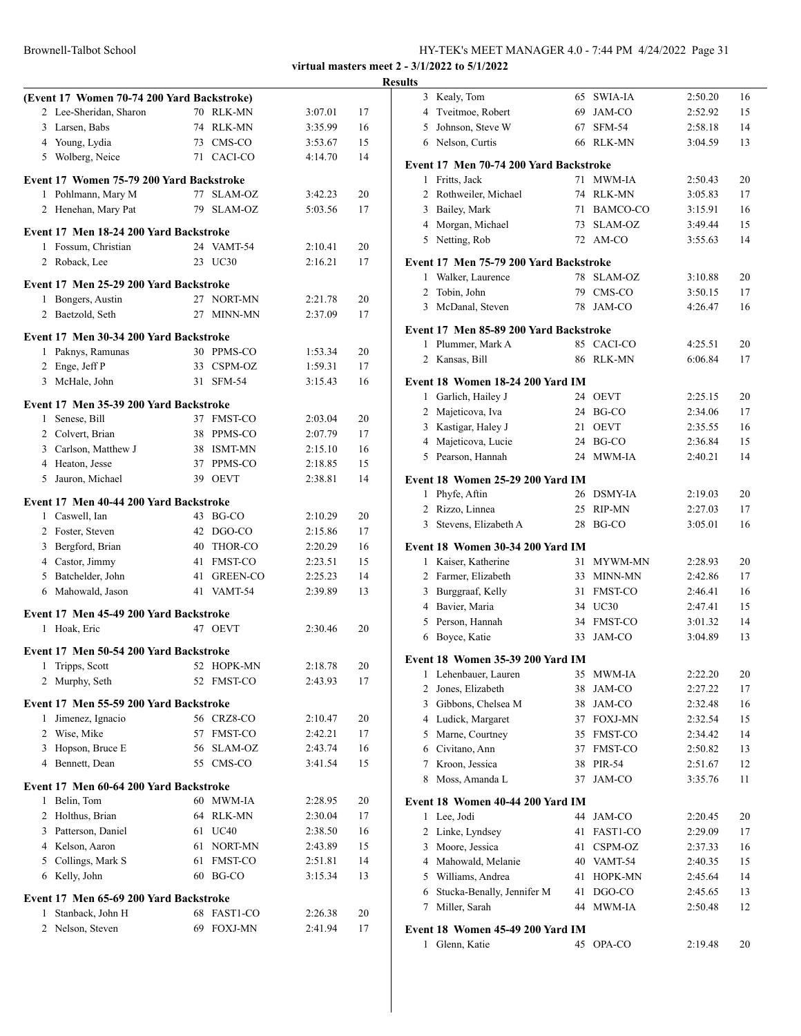**virtual masters meet 2 - 3/1/2022 to 5/1/2022**

**Results**

**(Event 17 Women 70-74 200 Yard Backstroke)**

| | Name | Age | Team | Time | Points |
|---|---|---|---|---|---|
| 2 | Lee-Sheridan, Sharon | 70 | RLK-MN | 3:07.01 | 17 |
| 3 | Larsen, Babs | 74 | RLK-MN | 3:35.99 | 16 |
| 4 | Young, Lydia | 73 | CMS-CO | 3:53.67 | 15 |
| 5 | Wolberg, Neice | 71 | CACI-CO | 4:14.70 | 14 |

**Event 17 Women 75-79 200 Yard Backstroke**

| | Name | Age | Team | Time | Points |
|---|---|---|---|---|---|
| 1 | Pohlmann, Mary M | 77 | SLAM-OZ | 3:42.23 | 20 |
| 2 | Henehan, Mary Pat | 79 | SLAM-OZ | 5:03.56 | 17 |

**Event 17 Men 18-24 200 Yard Backstroke**

| | Name | Age | Team | Time | Points |
|---|---|---|---|---|---|
| 1 | Fossum, Christian | 24 | VAMT-54 | 2:10.41 | 20 |
| 2 | Roback, Lee | 23 | UC30 | 2:16.21 | 17 |

**Event 17 Men 25-29 200 Yard Backstroke**

| | Name | Age | Team | Time | Points |
|---|---|---|---|---|---|
| 1 | Bongers, Austin | 27 | NORT-MN | 2:21.78 | 20 |
| 2 | Baetzold, Seth | 27 | MINN-MN | 2:37.09 | 17 |

**Event 17 Men 30-34 200 Yard Backstroke**

| | Name | Age | Team | Time | Points |
|---|---|---|---|---|---|
| 1 | Paknys, Ramunas | 30 | PPMS-CO | 1:53.34 | 20 |
| 2 | Enge, Jeff P | 33 | CSPM-OZ | 1:59.31 | 17 |
| 3 | McHale, John | 31 | SFM-54 | 3:15.43 | 16 |

**Event 17 Men 35-39 200 Yard Backstroke**

| | Name | Age | Team | Time | Points |
|---|---|---|---|---|---|
| 1 | Senese, Bill | 37 | FMST-CO | 2:03.04 | 20 |
| 2 | Colvert, Brian | 38 | PPMS-CO | 2:07.79 | 17 |
| 3 | Carlson, Matthew J | 38 | ISMT-MN | 2:15.10 | 16 |
| 4 | Heaton, Jesse | 37 | PPMS-CO | 2:18.85 | 15 |
| 5 | Jauron, Michael | 39 | OEVT | 2:38.81 | 14 |

**Event 17 Men 40-44 200 Yard Backstroke**

| | Name | Age | Team | Time | Points |
|---|---|---|---|---|---|
| 1 | Caswell, Ian | 43 | BG-CO | 2:10.29 | 20 |
| 2 | Foster, Steven | 42 | DGO-CO | 2:15.86 | 17 |
| 3 | Bergford, Brian | 40 | THOR-CO | 2:20.29 | 16 |
| 4 | Castor, Jimmy | 41 | FMST-CO | 2:23.51 | 15 |
| 5 | Batchelder, John | 41 | GREEN-CO | 2:25.23 | 14 |
| 6 | Mahowald, Jason | 41 | VAMT-54 | 2:39.89 | 13 |

**Event 17 Men 45-49 200 Yard Backstroke**

| | Name | Age | Team | Time | Points |
|---|---|---|---|---|---|
| 1 | Hoak, Eric | 47 | OEVT | 2:30.46 | 20 |

**Event 17 Men 50-54 200 Yard Backstroke**

| | Name | Age | Team | Time | Points |
|---|---|---|---|---|---|
| 1 | Tripps, Scott | 52 | HOPK-MN | 2:18.78 | 20 |
| 2 | Murphy, Seth | 52 | FMST-CO | 2:43.93 | 17 |

**Event 17 Men 55-59 200 Yard Backstroke**

| | Name | Age | Team | Time | Points |
|---|---|---|---|---|---|
| 1 | Jimenez, Ignacio | 56 | CRZ8-CO | 2:10.47 | 20 |
| 2 | Wise, Mike | 57 | FMST-CO | 2:42.21 | 17 |
| 3 | Hopson, Bruce E | 56 | SLAM-OZ | 2:43.74 | 16 |
| 4 | Bennett, Dean | 55 | CMS-CO | 3:41.54 | 15 |

**Event 17 Men 60-64 200 Yard Backstroke**

| | Name | Age | Team | Time | Points |
|---|---|---|---|---|---|
| 1 | Belin, Tom | 60 | MWM-IA | 2:28.95 | 20 |
| 2 | Holthus, Brian | 64 | RLK-MN | 2:30.04 | 17 |
| 3 | Patterson, Daniel | 61 | UC40 | 2:38.50 | 16 |
| 4 | Kelson, Aaron | 61 | NORT-MN | 2:43.89 | 15 |
| 5 | Collings, Mark S | 61 | FMST-CO | 2:51.81 | 14 |
| 6 | Kelly, John | 60 | BG-CO | 3:15.34 | 13 |

**Event 17 Men 65-69 200 Yard Backstroke**

| | Name | Age | Team | Time | Points |
|---|---|---|---|---|---|
| 1 | Stanback, John H | 68 | FAST1-CO | 2:26.38 | 20 |
| 2 | Nelson, Steven | 69 | FOXJ-MN | 2:41.94 | 17 |
| 3 | Kealy, Tom | 65 | SWIA-IA | 2:50.20 | 16 |
| 4 | Tveitmoe, Robert | 69 | JAM-CO | 2:52.92 | 15 |
| 5 | Johnson, Steve W | 67 | SFM-54 | 2:58.18 | 14 |
| 6 | Nelson, Curtis | 66 | RLK-MN | 3:04.59 | 13 |

**Event 17 Men 70-74 200 Yard Backstroke**

| | Name | Age | Team | Time | Points |
|---|---|---|---|---|---|
| 1 | Fritts, Jack | 71 | MWM-IA | 2:50.43 | 20 |
| 2 | Rothweiler, Michael | 74 | RLK-MN | 3:05.83 | 17 |
| 3 | Bailey, Mark | 71 | BAMCO-CO | 3:15.91 | 16 |
| 4 | Morgan, Michael | 73 | SLAM-OZ | 3:49.44 | 15 |
| 5 | Netting, Rob | 72 | AM-CO | 3:55.63 | 14 |

**Event 17 Men 75-79 200 Yard Backstroke**

| | Name | Age | Team | Time | Points |
|---|---|---|---|---|---|
| 1 | Walker, Laurence | 78 | SLAM-OZ | 3:10.88 | 20 |
| 2 | Tobin, John | 79 | CMS-CO | 3:50.15 | 17 |
| 3 | McDanal, Steven | 78 | JAM-CO | 4:26.47 | 16 |

**Event 17 Men 85-89 200 Yard Backstroke**

| | Name | Age | Team | Time | Points |
|---|---|---|---|---|---|
| 1 | Plummer, Mark A | 85 | CACI-CO | 4:25.51 | 20 |
| 2 | Kansas, Bill | 86 | RLK-MN | 6:06.84 | 17 |

**Event 18 Women 18-24 200 Yard IM**

| | Name | Age | Team | Time | Points |
|---|---|---|---|---|---|
| 1 | Garlich, Hailey J | 24 | OEVT | 2:25.15 | 20 |
| 2 | Majeticova, Iva | 24 | BG-CO | 2:34.06 | 17 |
| 3 | Kastigar, Haley J | 21 | OEVT | 2:35.55 | 16 |
| 4 | Majeticova, Lucie | 24 | BG-CO | 2:36.84 | 15 |
| 5 | Pearson, Hannah | 24 | MWM-IA | 2:40.21 | 14 |

**Event 18 Women 25-29 200 Yard IM**

| | Name | Age | Team | Time | Points |
|---|---|---|---|---|---|
| 1 | Phyfe, Aftin | 26 | DSMY-IA | 2:19.03 | 20 |
| 2 | Rizzo, Linnea | 25 | RIP-MN | 2:27.03 | 17 |
| 3 | Stevens, Elizabeth A | 28 | BG-CO | 3:05.01 | 16 |

**Event 18 Women 30-34 200 Yard IM**

| | Name | Age | Team | Time | Points |
|---|---|---|---|---|---|
| 1 | Kaiser, Katherine | 31 | MYWM-MN | 2:28.93 | 20 |
| 2 | Farmer, Elizabeth | 33 | MINN-MN | 2:42.86 | 17 |
| 3 | Burggraaf, Kelly | 31 | FMST-CO | 2:46.41 | 16 |
| 4 | Bavier, Maria | 34 | UC30 | 2:47.41 | 15 |
| 5 | Person, Hannah | 34 | FMST-CO | 3:01.32 | 14 |
| 6 | Boyce, Katie | 33 | JAM-CO | 3:04.89 | 13 |

**Event 18 Women 35-39 200 Yard IM**

| | Name | Age | Team | Time | Points |
|---|---|---|---|---|---|
| 1 | Lehenbauer, Lauren | 35 | MWM-IA | 2:22.20 | 20 |
| 2 | Jones, Elizabeth | 38 | JAM-CO | 2:27.22 | 17 |
| 3 | Gibbons, Chelsea M | 38 | JAM-CO | 2:32.48 | 16 |
| 4 | Ludick, Margaret | 37 | FOXJ-MN | 2:32.54 | 15 |
| 5 | Marne, Courtney | 35 | FMST-CO | 2:34.42 | 14 |
| 6 | Civitano, Ann | 37 | FMST-CO | 2:50.82 | 13 |
| 7 | Kroon, Jessica | 38 | PIR-54 | 2:51.67 | 12 |
| 8 | Moss, Amanda L | 37 | JAM-CO | 3:35.76 | 11 |

**Event 18 Women 40-44 200 Yard IM**

| | Name | Age | Team | Time | Points |
|---|---|---|---|---|---|
| 1 | Lee, Jodi | 44 | JAM-CO | 2:20.45 | 20 |
| 2 | Linke, Lyndsey | 41 | FAST1-CO | 2:29.09 | 17 |
| 3 | Moore, Jessica | 41 | CSPM-OZ | 2:37.33 | 16 |
| 4 | Mahowald, Melanie | 40 | VAMT-54 | 2:40.35 | 15 |
| 5 | Williams, Andrea | 41 | HOPK-MN | 2:45.64 | 14 |
| 6 | Stucka-Benally, Jennifer M | 41 | DGO-CO | 2:45.65 | 13 |
| 7 | Miller, Sarah | 44 | MWM-IA | 2:50.48 | 12 |

**Event 18 Women 45-49 200 Yard IM**

| | Name | Age | Team | Time | Points |
|---|---|---|---|---|---|
| 1 | Glenn, Katie | 45 | OPA-CO | 2:19.48 | 20 |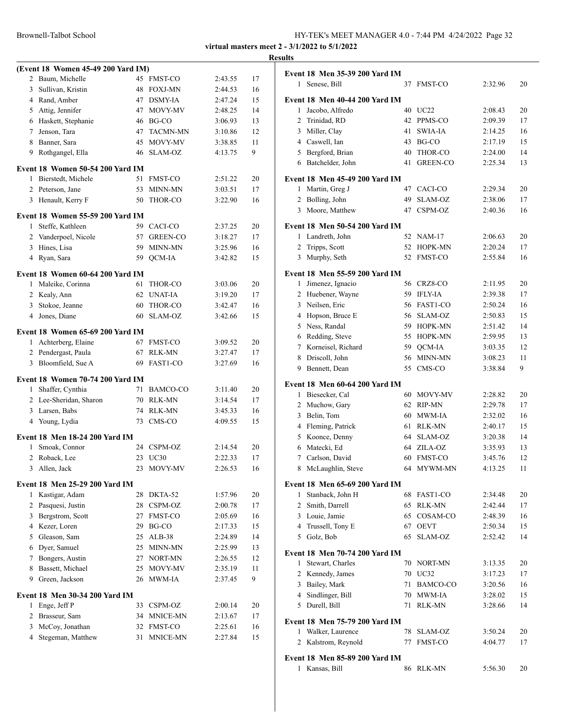**virtual masters meet 2 - 3/1/2022 to 5/1/2022**

**Results**

### (Event 18 Women 45-49 200 Yard IM)

| | Name | Age | Team | Time | Points |
|---|---|---|---|---|---|
| 2 | Baum, Michelle | 45 | FMST-CO | 2:43.55 | 17 |
| 3 | Sullivan, Kristin | 48 | FOXJ-MN | 2:44.53 | 16 |
| 4 | Rand, Amber | 47 | DSMY-IA | 2:47.24 | 15 |
| 5 | Attig, Jennifer | 47 | MOVY-MV | 2:48.25 | 14 |
| 6 | Haskett, Stephanie | 46 | BG-CO | 3:06.93 | 13 |
| 7 | Jenson, Tara | 47 | TACMN-MN | 3:10.86 | 12 |
| 8 | Banner, Sara | 45 | MOVY-MV | 3:38.85 | 11 |
| 9 | Rothgangel, Ella | 46 | SLAM-OZ | 4:13.75 | 9 |

### Event 18 Women 50-54 200 Yard IM

| | Name | Age | Team | Time | Points |
|---|---|---|---|---|---|
| 1 | Bierstedt, Michele | 51 | FMST-CO | 2:51.22 | 20 |
| 2 | Peterson, Jane | 53 | MINN-MN | 3:03.51 | 17 |
| 3 | Henault, Kerry F | 50 | THOR-CO | 3:22.90 | 16 |

### Event 18 Women 55-59 200 Yard IM

| | Name | Age | Team | Time | Points |
|---|---|---|---|---|---|
| 1 | Steffe, Kathleen | 59 | CACI-CO | 2:37.25 | 20 |
| 2 | Vanderpoel, Nicole | 57 | GREEN-CO | 3:18.27 | 17 |
| 3 | Hines, Lisa | 59 | MINN-MN | 3:25.96 | 16 |
| 4 | Ryan, Sara | 59 | QCM-IA | 3:42.82 | 15 |

### Event 18 Women 60-64 200 Yard IM

| | Name | Age | Team | Time | Points |
|---|---|---|---|---|---|
| 1 | Maleike, Corinna | 61 | THOR-CO | 3:03.06 | 20 |
| 2 | Kealy, Ann | 62 | UNAT-IA | 3:19.20 | 17 |
| 3 | Stokoe, Jeanne | 60 | THOR-CO | 3:42.47 | 16 |
| 4 | Jones, Diane | 60 | SLAM-OZ | 3:42.66 | 15 |

### Event 18 Women 65-69 200 Yard IM

| | Name | Age | Team | Time | Points |
|---|---|---|---|---|---|
| 1 | Achterberg, Elaine | 67 | FMST-CO | 3:09.52 | 20 |
| 2 | Pendergast, Paula | 67 | RLK-MN | 3:27.47 | 17 |
| 3 | Bloomfield, Sue A | 69 | FAST1-CO | 3:27.69 | 16 |

### Event 18 Women 70-74 200 Yard IM

| | Name | Age | Team | Time | Points |
|---|---|---|---|---|---|
| 1 | Shaffer, Cynthia | 71 | BAMCO-CO | 3:11.40 | 20 |
| 2 | Lee-Sheridan, Sharon | 70 | RLK-MN | 3:14.54 | 17 |
| 3 | Larsen, Babs | 74 | RLK-MN | 3:45.33 | 16 |
| 4 | Young, Lydia | 73 | CMS-CO | 4:09.55 | 15 |

### Event 18 Men 18-24 200 Yard IM

| | Name | Age | Team | Time | Points |
|---|---|---|---|---|---|
| 1 | Smoak, Connor | 24 | CSPM-OZ | 2:14.54 | 20 |
| 2 | Roback, Lee | 23 | UC30 | 2:22.33 | 17 |
| 3 | Allen, Jack | 23 | MOVY-MV | 2:26.53 | 16 |

### Event 18 Men 25-29 200 Yard IM

| | Name | Age | Team | Time | Points |
|---|---|---|---|---|---|
| 1 | Kastigar, Adam | 28 | DKTA-52 | 1:57.96 | 20 |
| 2 | Pasquesi, Justin | 28 | CSPM-OZ | 2:00.78 | 17 |
| 3 | Bergstrom, Scott | 27 | FMST-CO | 2:05.69 | 16 |
| 4 | Kezer, Loren | 29 | BG-CO | 2:17.33 | 15 |
| 5 | Gleason, Sam | 25 | ALB-38 | 2:24.89 | 14 |
| 6 | Dyer, Samuel | 25 | MINN-MN | 2:25.99 | 13 |
| 7 | Bongers, Austin | 27 | NORT-MN | 2:26.55 | 12 |
| 8 | Bassett, Michael | 25 | MOVY-MV | 2:35.19 | 11 |
| 9 | Green, Jackson | 26 | MWM-IA | 2:37.45 | 9 |

### Event 18 Men 30-34 200 Yard IM

| | Name | Age | Team | Time | Points |
|---|---|---|---|---|---|
| 1 | Enge, Jeff P | 33 | CSPM-OZ | 2:00.14 | 20 |
| 2 | Brasseur, Sam | 34 | MNICE-MN | 2:13.67 | 17 |
| 3 | McCoy, Jonathan | 32 | FMST-CO | 2:25.61 | 16 |
| 4 | Stegeman, Matthew | 31 | MNICE-MN | 2:27.84 | 15 |

### Event 18 Men 35-39 200 Yard IM

| | Name | Age | Team | Time | Points |
|---|---|---|---|---|---|
| 1 | Senese, Bill | 37 | FMST-CO | 2:32.96 | 20 |

### Event 18 Men 40-44 200 Yard IM

| | Name | Age | Team | Time | Points |
|---|---|---|---|---|---|
| 1 | Jacobo, Alfredo | 40 | UC22 | 2:08.43 | 20 |
| 2 | Trinidad, RD | 42 | PPMS-CO | 2:09.39 | 17 |
| 3 | Miller, Clay | 41 | SWIA-IA | 2:14.25 | 16 |
| 4 | Caswell, Ian | 43 | BG-CO | 2:17.19 | 15 |
| 5 | Bergford, Brian | 40 | THOR-CO | 2:24.00 | 14 |
| 6 | Batchelder, John | 41 | GREEN-CO | 2:25.34 | 13 |

### Event 18 Men 45-49 200 Yard IM

| | Name | Age | Team | Time | Points |
|---|---|---|---|---|---|
| 1 | Martin, Greg J | 47 | CACI-CO | 2:29.34 | 20 |
| 2 | Bolling, John | 49 | SLAM-OZ | 2:38.06 | 17 |
| 3 | Moore, Matthew | 47 | CSPM-OZ | 2:40.36 | 16 |

### Event 18 Men 50-54 200 Yard IM

| | Name | Age | Team | Time | Points |
|---|---|---|---|---|---|
| 1 | Landreth, John | 52 | NAM-17 | 2:06.63 | 20 |
| 2 | Tripps, Scott | 52 | HOPK-MN | 2:20.24 | 17 |
| 3 | Murphy, Seth | 52 | FMST-CO | 2:55.84 | 16 |

### Event 18 Men 55-59 200 Yard IM

| | Name | Age | Team | Time | Points |
|---|---|---|---|---|---|
| 1 | Jimenez, Ignacio | 56 | CRZ8-CO | 2:11.95 | 20 |
| 2 | Huebener, Wayne | 59 | IFLY-IA | 2:39.38 | 17 |
| 3 | Neilsen, Eric | 56 | FAST1-CO | 2:50.24 | 16 |
| 4 | Hopson, Bruce E | 56 | SLAM-OZ | 2:50.83 | 15 |
| 5 | Ness, Randal | 59 | HOPK-MN | 2:51.42 | 14 |
| 6 | Redding, Steve | 55 | HOPK-MN | 2:59.95 | 13 |
| 7 | Korneisel, Richard | 59 | QCM-IA | 3:03.35 | 12 |
| 8 | Driscoll, John | 56 | MINN-MN | 3:08.23 | 11 |
| 9 | Bennett, Dean | 55 | CMS-CO | 3:38.84 | 9 |

### Event 18 Men 60-64 200 Yard IM

| | Name | Age | Team | Time | Points |
|---|---|---|---|---|---|
| 1 | Biesecker, Cal | 60 | MOVY-MV | 2:28.82 | 20 |
| 2 | Muchow, Gary | 62 | RIP-MN | 2:29.78 | 17 |
| 3 | Belin, Tom | 60 | MWM-IA | 2:32.02 | 16 |
| 4 | Fleming, Patrick | 61 | RLK-MN | 2:40.17 | 15 |
| 5 | Koonce, Denny | 64 | SLAM-OZ | 3:20.38 | 14 |
| 6 | Matecki, Ed | 64 | ZILA-OZ | 3:35.93 | 13 |
| 7 | Carlson, David | 60 | FMST-CO | 3:45.76 | 12 |
| 8 | McLaughlin, Steve | 64 | MYWM-MN | 4:13.25 | 11 |

### Event 18 Men 65-69 200 Yard IM

| | Name | Age | Team | Time | Points |
|---|---|---|---|---|---|
| 1 | Stanback, John H | 68 | FAST1-CO | 2:34.48 | 20 |
| 2 | Smith, Darrell | 65 | RLK-MN | 2:42.44 | 17 |
| 3 | Louie, Jamie | 65 | COSAM-CO | 2:48.39 | 16 |
| 4 | Trussell, Tony E | 67 | OEVT | 2:50.34 | 15 |
| 5 | Golz, Bob | 65 | SLAM-OZ | 2:52.42 | 14 |

### Event 18 Men 70-74 200 Yard IM

| | Name | Age | Team | Time | Points |
|---|---|---|---|---|---|
| 1 | Stewart, Charles | 70 | NORT-MN | 3:13.35 | 20 |
| 2 | Kennedy, James | 70 | UC32 | 3:17.23 | 17 |
| 3 | Bailey, Mark | 71 | BAMCO-CO | 3:20.56 | 16 |
| 4 | Sindlinger, Bill | 70 | MWM-IA | 3:28.02 | 15 |
| 5 | Durell, Bill | 71 | RLK-MN | 3:28.66 | 14 |

### Event 18 Men 75-79 200 Yard IM

| | Name | Age | Team | Time | Points |
|---|---|---|---|---|---|
| 1 | Walker, Laurence | 78 | SLAM-OZ | 3:50.24 | 20 |
| 2 | Kalstrom, Reynold | 77 | FMST-CO | 4:04.77 | 17 |

### Event 18 Men 85-89 200 Yard IM

| | Name | Age | Team | Time | Points |
|---|---|---|---|---|---|
| 1 | Kansas, Bill | 86 | RLK-MN | 5:56.30 | 20 |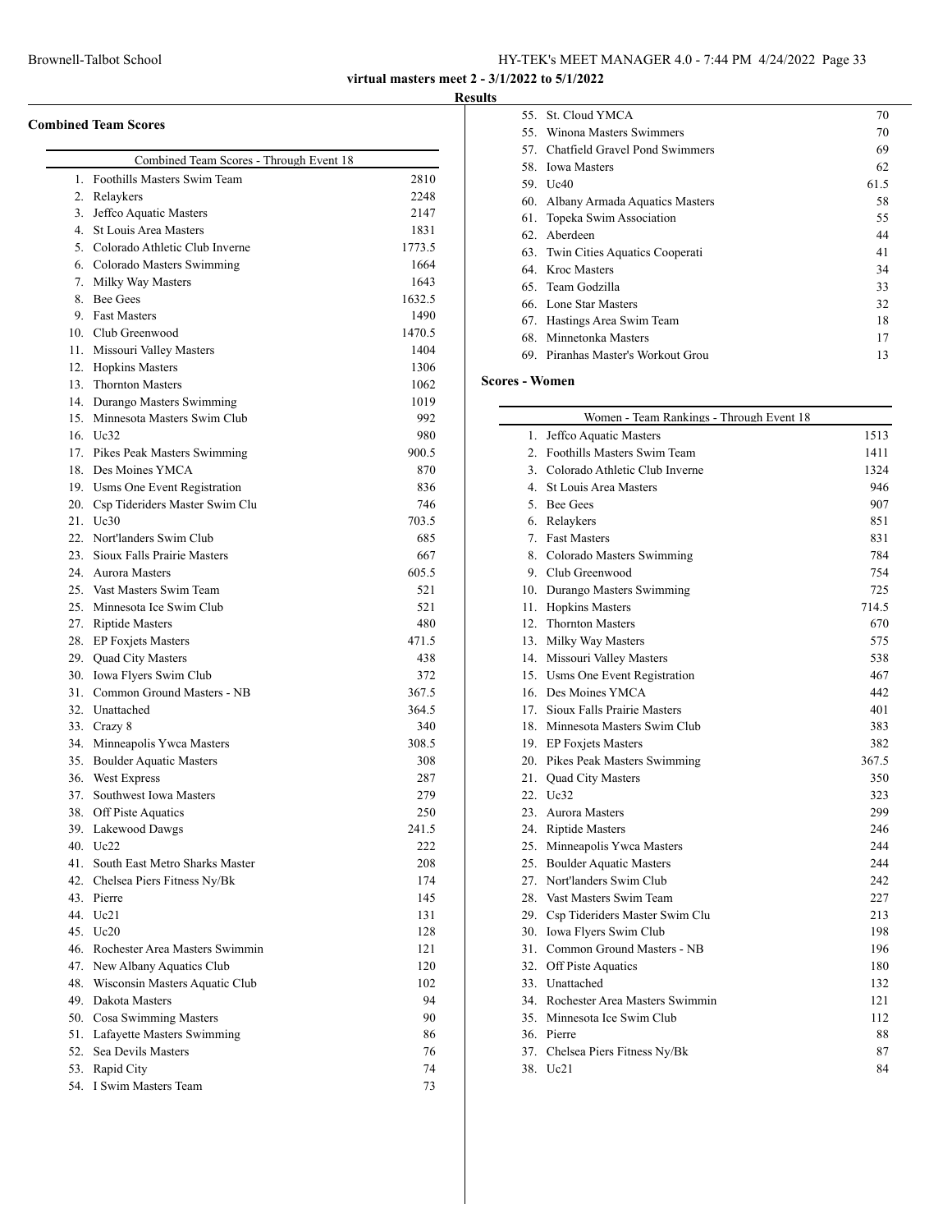**Results**

### Combined Team Scores

| Combined Team Scores - Through Event 18 | | |
|---|---|---|
| 1. | Foothills Masters Swim Team | 2810 |
| 2. | Relaykers | 2248 |
| 3. | Jeffco Aquatic Masters | 2147 |
| 4. | St Louis Area Masters | 1831 |
| 5. | Colorado Athletic Club Inverne | 1773.5 |
| 6. | Colorado Masters Swimming | 1664 |
| 7. | Milky Way Masters | 1643 |
| 8. | Bee Gees | 1632.5 |
| 9. | Fast Masters | 1490 |
| 10. | Club Greenwood | 1470.5 |
| 11. | Missouri Valley Masters | 1404 |
| 12. | Hopkins Masters | 1306 |
| 13. | Thornton Masters | 1062 |
| 14. | Durango Masters Swimming | 1019 |
| 15. | Minnesota Masters Swim Club | 992 |
| 16. | Uc32 | 980 |
| 17. | Pikes Peak Masters Swimming | 900.5 |
| 18. | Des Moines YMCA | 870 |
| 19. | Usms One Event Registration | 836 |
| 20. | Csp Tideriders Master Swim Clu | 746 |
| 21. | Uc30 | 703.5 |
| 22. | Nort'landers Swim Club | 685 |
| 23. | Sioux Falls Prairie Masters | 667 |
| 24. | Aurora Masters | 605.5 |
| 25. | Vast Masters Swim Team | 521 |
| 25. | Minnesota Ice Swim Club | 521 |
| 27. | Riptide Masters | 480 |
| 28. | EP Foxjets Masters | 471.5 |
| 29. | Quad City Masters | 438 |
| 30. | Iowa Flyers Swim Club | 372 |
| 31. | Common Ground Masters - NB | 367.5 |
| 32. | Unattached | 364.5 |
| 33. | Crazy 8 | 340 |
| 34. | Minneapolis Ywca Masters | 308.5 |
| 35. | Boulder Aquatic Masters | 308 |
| 36. | West Express | 287 |
| 37. | Southwest Iowa Masters | 279 |
| 38. | Off Piste Aquatics | 250 |
| 39. | Lakewood Dawgs | 241.5 |
| 40. | Uc22 | 222 |
| 41. | South East Metro Sharks Master | 208 |
| 42. | Chelsea Piers Fitness Ny/Bk | 174 |
| 43. | Pierre | 145 |
| 44. | Uc21 | 131 |
| 45. | Uc20 | 128 |
| 46. | Rochester Area Masters Swimmin | 121 |
| 47. | New Albany Aquatics Club | 120 |
| 48. | Wisconsin Masters Aquatic Club | 102 |
| 49. | Dakota Masters | 94 |
| 50. | Cosa Swimming Masters | 90 |
| 51. | Lafayette Masters Swimming | 86 |
| 52. | Sea Devils Masters | 76 |
| 53. | Rapid City | 74 |
| 54. | I Swim Masters Team | 73 |
| 55. | St. Cloud YMCA | 70 |
| 55. | Winona Masters Swimmers | 70 |
| 57. | Chatfield Gravel Pond Swimmers | 69 |
| 58. | Iowa Masters | 62 |
| 59. | Uc40 | 61.5 |
| 60. | Albany Armada Aquatics Masters | 58 |
| 61. | Topeka Swim Association | 55 |
| 62. | Aberdeen | 44 |
| 63. | Twin Cities Aquatics Cooperati | 41 |
| 64. | Kroc Masters | 34 |
| 65. | Team Godzilla | 33 |
| 66. | Lone Star Masters | 32 |
| 67. | Hastings Area Swim Team | 18 |
| 68. | Minnetonka Masters | 17 |
| 69. | Piranhas Master's Workout Grou | 13 |

### Scores - Women

| Women - Team Rankings - Through Event 18 | | |
|---|---|---|
| 1. | Jeffco Aquatic Masters | 1513 |
| 2. | Foothills Masters Swim Team | 1411 |
| 3. | Colorado Athletic Club Inverne | 1324 |
| 4. | St Louis Area Masters | 946 |
| 5. | Bee Gees | 907 |
| 6. | Relaykers | 851 |
| 7. | Fast Masters | 831 |
| 8. | Colorado Masters Swimming | 784 |
| 9. | Club Greenwood | 754 |
| 10. | Durango Masters Swimming | 725 |
| 11. | Hopkins Masters | 714.5 |
| 12. | Thornton Masters | 670 |
| 13. | Milky Way Masters | 575 |
| 14. | Missouri Valley Masters | 538 |
| 15. | Usms One Event Registration | 467 |
| 16. | Des Moines YMCA | 442 |
| 17. | Sioux Falls Prairie Masters | 401 |
| 18. | Minnesota Masters Swim Club | 383 |
| 19. | EP Foxjets Masters | 382 |
| 20. | Pikes Peak Masters Swimming | 367.5 |
| 21. | Quad City Masters | 350 |
| 22. | Uc32 | 323 |
| 23. | Aurora Masters | 299 |
| 24. | Riptide Masters | 246 |
| 25. | Minneapolis Ywca Masters | 244 |
| 25. | Boulder Aquatic Masters | 244 |
| 27. | Nort'landers Swim Club | 242 |
| 28. | Vast Masters Swim Team | 227 |
| 29. | Csp Tideriders Master Swim Clu | 213 |
| 30. | Iowa Flyers Swim Club | 198 |
| 31. | Common Ground Masters - NB | 196 |
| 32. | Off Piste Aquatics | 180 |
| 33. | Unattached | 132 |
| 34. | Rochester Area Masters Swimmin | 121 |
| 35. | Minnesota Ice Swim Club | 112 |
| 36. | Pierre | 88 |
| 37. | Chelsea Piers Fitness Ny/Bk | 87 |
| 38. | Uc21 | 84 |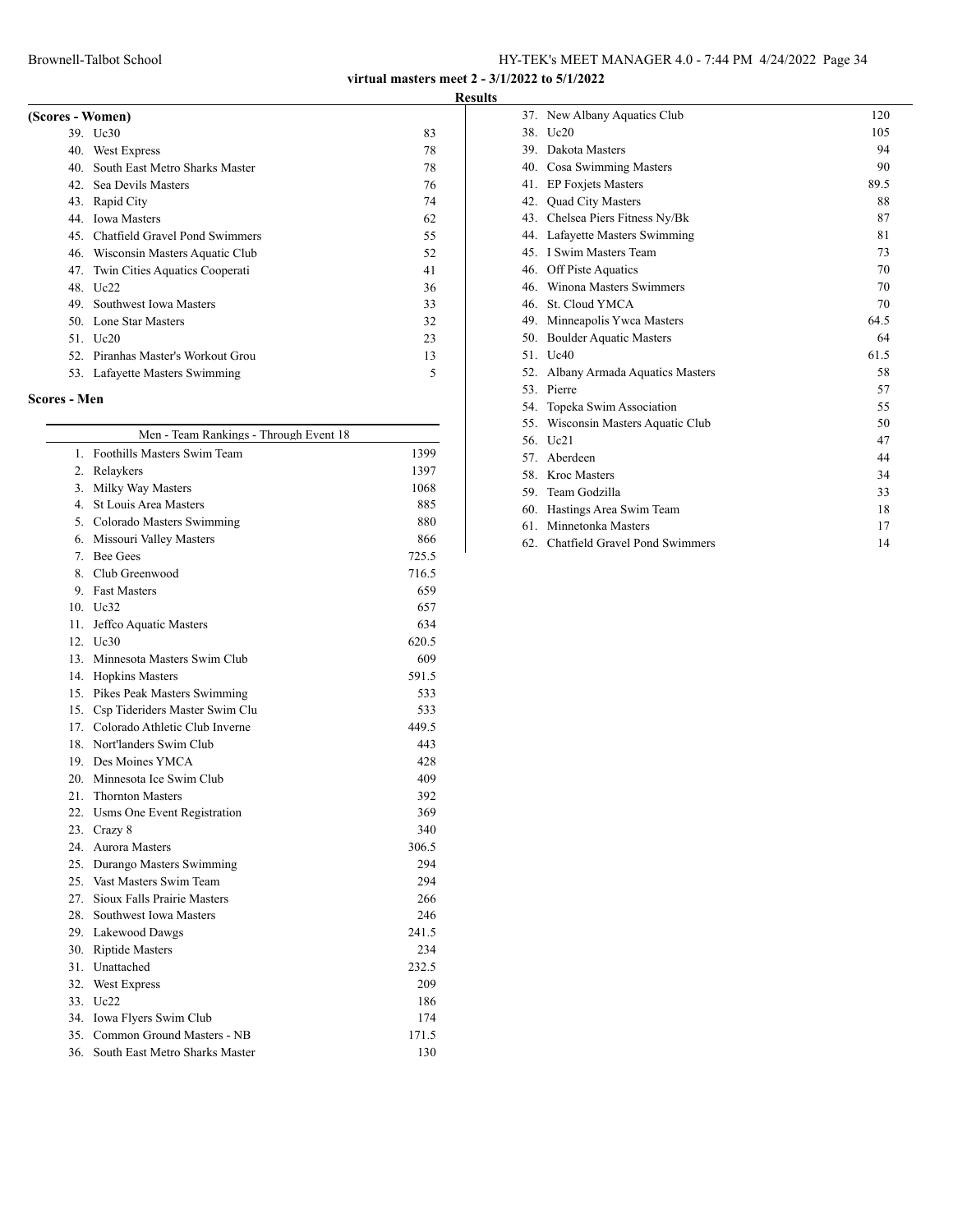## virtual masters meet 2 - 3/1/2022 to 5/1/2022

**Results**

### (Scores - Women)

| | | |
|---|---|---|
| 39. | Uc30 | 83 |
| 40. | West Express | 78 |
| 40. | South East Metro Sharks Master | 78 |
| 42. | Sea Devils Masters | 76 |
| 43. | Rapid City | 74 |
| 44. | Iowa Masters | 62 |
| 45. | Chatfield Gravel Pond Swimmers | 55 |
| 46. | Wisconsin Masters Aquatic Club | 52 |
| 47. | Twin Cities Aquatics Cooperati | 41 |
| 48. | Uc22 | 36 |
| 49. | Southwest Iowa Masters | 33 |
| 50. | Lone Star Masters | 32 |
| 51. | Uc20 | 23 |
| 52. | Piranhas Master's Workout Grou | 13 |
| 53. | Lafayette Masters Swimming | 5 |

### Scores - Men

| Men - Team Rankings - Through Event 18 | | |
|---|---|---|
| 1. | Foothills Masters Swim Team | 1399 |
| 2. | Relaykers | 1397 |
| 3. | Milky Way Masters | 1068 |
| 4. | St Louis Area Masters | 885 |
| 5. | Colorado Masters Swimming | 880 |
| 6. | Missouri Valley Masters | 866 |
| 7. | Bee Gees | 725.5 |
| 8. | Club Greenwood | 716.5 |
| 9. | Fast Masters | 659 |
| 10. | Uc32 | 657 |
| 11. | Jeffco Aquatic Masters | 634 |
| 12. | Uc30 | 620.5 |
| 13. | Minnesota Masters Swim Club | 609 |
| 14. | Hopkins Masters | 591.5 |
| 15. | Pikes Peak Masters Swimming | 533 |
| 15. | Csp Tideriders Master Swim Clu | 533 |
| 17. | Colorado Athletic Club Inverne | 449.5 |
| 18. | Nort'landers Swim Club | 443 |
| 19. | Des Moines YMCA | 428 |
| 20. | Minnesota Ice Swim Club | 409 |
| 21. | Thornton Masters | 392 |
| 22. | Usms One Event Registration | 369 |
| 23. | Crazy 8 | 340 |
| 24. | Aurora Masters | 306.5 |
| 25. | Durango Masters Swimming | 294 |
| 25. | Vast Masters Swim Team | 294 |
| 27. | Sioux Falls Prairie Masters | 266 |
| 28. | Southwest Iowa Masters | 246 |
| 29. | Lakewood Dawgs | 241.5 |
| 30. | Riptide Masters | 234 |
| 31. | Unattached | 232.5 |
| 32. | West Express | 209 |
| 33. | Uc22 | 186 |
| 34. | Iowa Flyers Swim Club | 174 |
| 35. | Common Ground Masters - NB | 171.5 |
| 36. | South East Metro Sharks Master | 130 |
| 37. | New Albany Aquatics Club | 120 |
| 38. | Uc20 | 105 |
| 39. | Dakota Masters | 94 |
| 40. | Cosa Swimming Masters | 90 |
| 41. | EP Foxjets Masters | 89.5 |
| 42. | Quad City Masters | 88 |
| 43. | Chelsea Piers Fitness Ny/Bk | 87 |
| 44. | Lafayette Masters Swimming | 81 |
| 45. | I Swim Masters Team | 73 |
| 46. | Off Piste Aquatics | 70 |
| 46. | Winona Masters Swimmers | 70 |
| 46. | St. Cloud YMCA | 70 |
| 49. | Minneapolis Ywca Masters | 64.5 |
| 50. | Boulder Aquatic Masters | 64 |
| 51. | Uc40 | 61.5 |
| 52. | Albany Armada Aquatics Masters | 58 |
| 53. | Pierre | 57 |
| 54. | Topeka Swim Association | 55 |
| 55. | Wisconsin Masters Aquatic Club | 50 |
| 56. | Uc21 | 47 |
| 57. | Aberdeen | 44 |
| 58. | Kroc Masters | 34 |
| 59. | Team Godzilla | 33 |
| 60. | Hastings Area Swim Team | 18 |
| 61. | Minnetonka Masters | 17 |
| 62. | Chatfield Gravel Pond Swimmers | 14 |